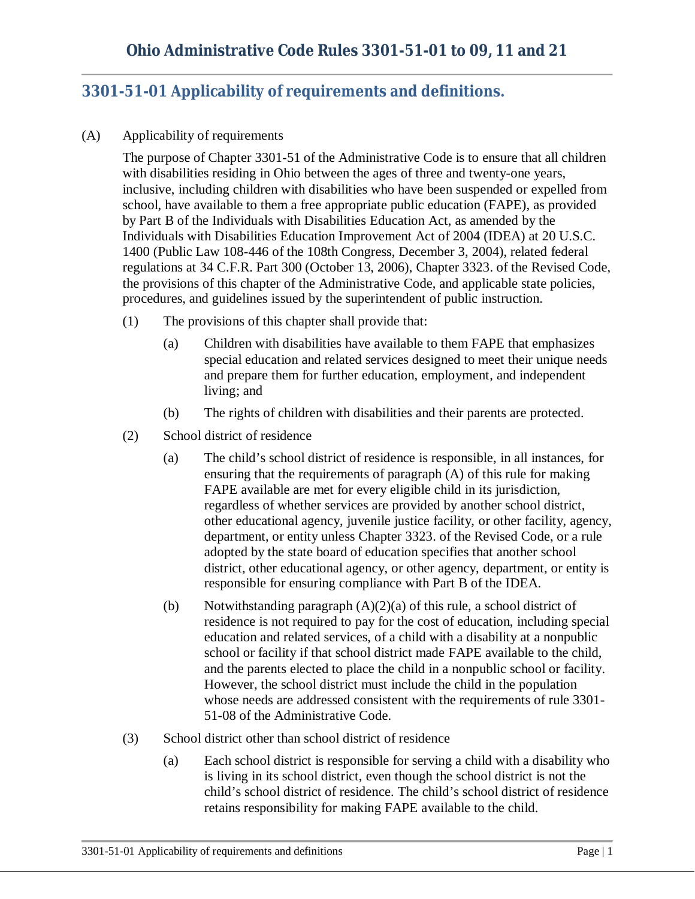# Ohio Administrative Code Rules 3301-51-01 to 09, 11 and 21

## 3301-51-01 Applicability of requirements and definitions.

(A) Applicability of requirements

The purpose of Chapter 3301-51 of the Administrative Code is to ensure that all children with disabilities residing in Ohio between the ages of three and twenty-one years, inclusive, including children with disabilities who have been suspended or expelled from school, have available to them a free appropriate public education (FAPE), as provided by Part B of the Individuals with Disabilities Education Act, as amended by the Individuals with Disabilities Education Improvement Act of 2004 (IDEA) at 20 U.S.C. 1400 (Public Law 108-446 of the 108th Congress, December 3, 2004), related federal regulations at 34 C.F.R. Part 300 (October 13, 2006), Chapter 3323. of the Revised Code, the provisions of this chapter of the Administrative Code, and applicable state policies, procedures, and guidelines issued by the superintendent of public instruction.

(1) The provisions of this chapter shall provide that:

(a) Children with disabilities have available to them FAPE that emphasizes special education and related services designed to meet their unique needs and prepare them for further education, employment, and independent living; and

(b) The rights of children with disabilities and their parents are protected.

(2) School district of residence

(a) The child's school district of residence is responsible, in all instances, for ensuring that the requirements of paragraph (A) of this rule for making FAPE available are met for every eligible child in its jurisdiction, regardless of whether services are provided by another school district, other educational agency, juvenile justice facility, or other facility, agency, department, or entity unless Chapter 3323. of the Revised Code, or a rule adopted by the state board of education specifies that another school district, other educational agency, or other agency, department, or entity is responsible for ensuring compliance with Part B of the IDEA.

(b) Notwithstanding paragraph (A)(2)(a) of this rule, a school district of residence is not required to pay for the cost of education, including special education and related services, of a child with a disability at a nonpublic school or facility if that school district made FAPE available to the child, and the parents elected to place the child in a nonpublic school or facility. However, the school district must include the child in the population whose needs are addressed consistent with the requirements of rule 3301-51-08 of the Administrative Code.

(3) School district other than school district of residence

(a) Each school district is responsible for serving a child with a disability who is living in its school district, even though the school district is not the child's school district of residence. The child's school district of residence retains responsibility for making FAPE available to the child.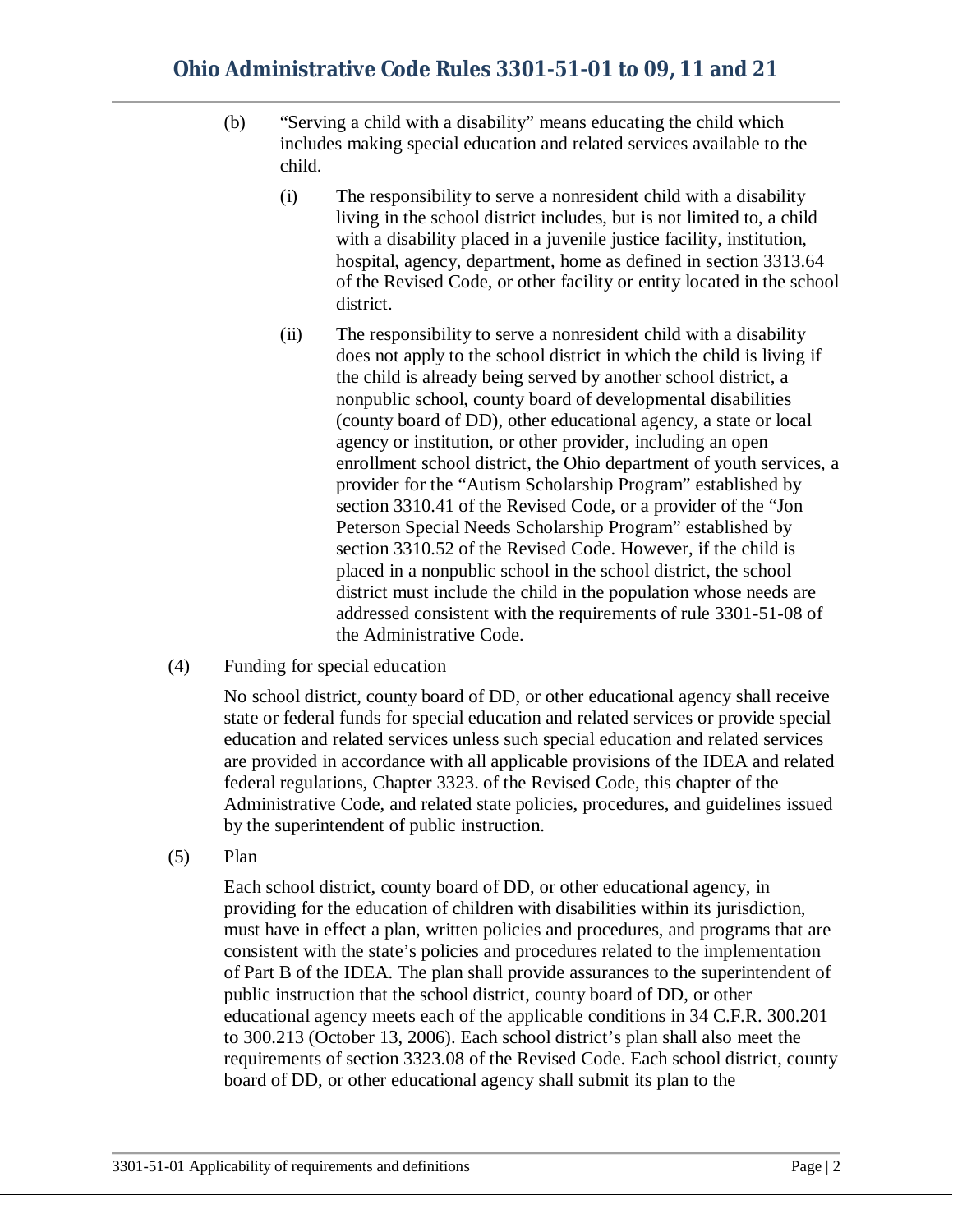(b) "Serving a child with a disability" means educating the child which includes making special education and related services available to the child.

   (i) The responsibility to serve a nonresident child with a disability living in the school district includes, but is not limited to, a child with a disability placed in a juvenile justice facility, institution, hospital, agency, department, home as defined in section 3313.64 of the Revised Code, or other facility or entity located in the school district.

   (ii) The responsibility to serve a nonresident child with a disability does not apply to the school district in which the child is living if the child is already being served by another school district, a nonpublic school, county board of developmental disabilities (county board of DD), other educational agency, a state or local agency or institution, or other provider, including an open enrollment school district, the Ohio department of youth services, a provider for the "Autism Scholarship Program" established by section 3310.41 of the Revised Code, or a provider of the "Jon Peterson Special Needs Scholarship Program" established by section 3310.52 of the Revised Code. However, if the child is placed in a nonpublic school in the school district, the school district must include the child in the population whose needs are addressed consistent with the requirements of rule 3301-51-08 of the Administrative Code.

(4) Funding for special education

No school district, county board of DD, or other educational agency shall receive state or federal funds for special education and related services or provide special education and related services unless such special education and related services are provided in accordance with all applicable provisions of the IDEA and related federal regulations, Chapter 3323. of the Revised Code, this chapter of the Administrative Code, and related state policies, procedures, and guidelines issued by the superintendent of public instruction.

(5) Plan

Each school district, county board of DD, or other educational agency, in providing for the education of children with disabilities within its jurisdiction, must have in effect a plan, written policies and procedures, and programs that are consistent with the state's policies and procedures related to the implementation of Part B of the IDEA. The plan shall provide assurances to the superintendent of public instruction that the school district, county board of DD, or other educational agency meets each of the applicable conditions in 34 C.F.R. 300.201 to 300.213 (October 13, 2006). Each school district's plan shall also meet the requirements of section 3323.08 of the Revised Code. Each school district, county board of DD, or other educational agency shall submit its plan to the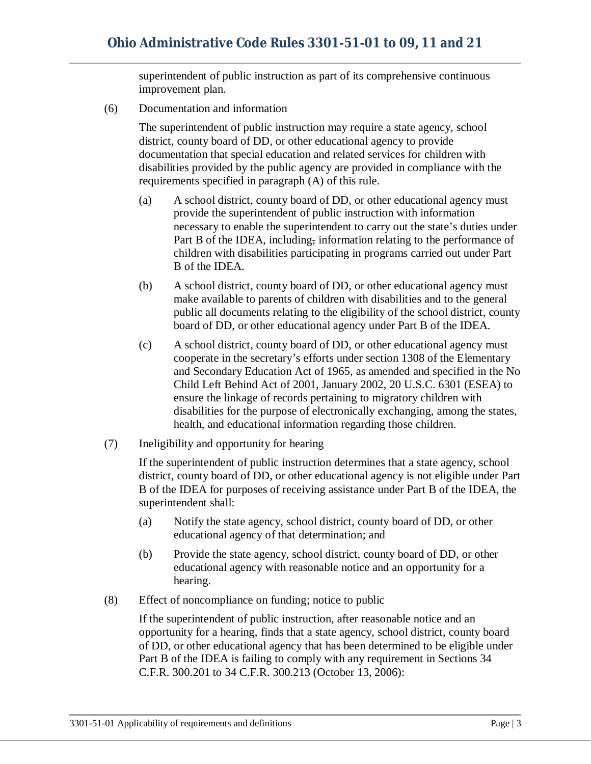superintendent of public instruction as part of its comprehensive continuous improvement plan.

(6) Documentation and information

The superintendent of public instruction may require a state agency, school district, county board of DD, or other educational agency to provide documentation that special education and related services for children with disabilities provided by the public agency are provided in compliance with the requirements specified in paragraph (A) of this rule.

(a) A school district, county board of DD, or other educational agency must provide the superintendent of public instruction with information necessary to enable the superintendent to carry out the state's duties under Part B of the IDEA, including, information relating to the performance of children with disabilities participating in programs carried out under Part B of the IDEA.

(b) A school district, county board of DD, or other educational agency must make available to parents of children with disabilities and to the general public all documents relating to the eligibility of the school district, county board of DD, or other educational agency under Part B of the IDEA.

(c) A school district, county board of DD, or other educational agency must cooperate in the secretary's efforts under section 1308 of the Elementary and Secondary Education Act of 1965, as amended and specified in the No Child Left Behind Act of 2001, January 2002, 20 U.S.C. 6301 (ESEA) to ensure the linkage of records pertaining to migratory children with disabilities for the purpose of electronically exchanging, among the states, health, and educational information regarding those children.

(7) Ineligibility and opportunity for hearing

If the superintendent of public instruction determines that a state agency, school district, county board of DD, or other educational agency is not eligible under Part B of the IDEA for purposes of receiving assistance under Part B of the IDEA, the superintendent shall:

(a) Notify the state agency, school district, county board of DD, or other educational agency of that determination; and

(b) Provide the state agency, school district, county board of DD, or other educational agency with reasonable notice and an opportunity for a hearing.

(8) Effect of noncompliance on funding; notice to public

If the superintendent of public instruction, after reasonable notice and an opportunity for a hearing, finds that a state agency, school district, county board of DD, or other educational agency that has been determined to be eligible under Part B of the IDEA is failing to comply with any requirement in Sections 34 C.F.R. 300.201 to 34 C.F.R. 300.213 (October 13, 2006):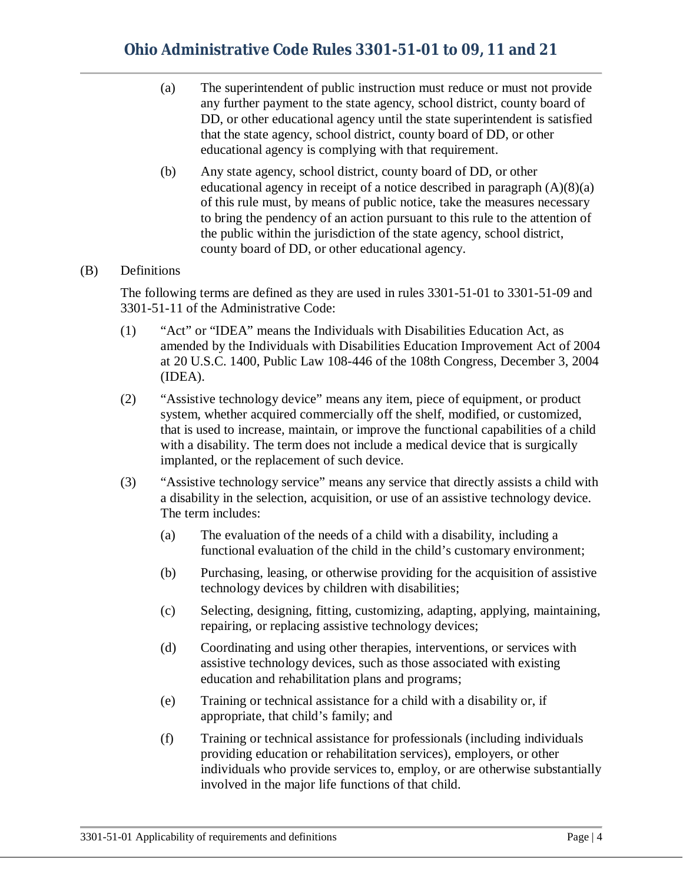(a) The superintendent of public instruction must reduce or must not provide any further payment to the state agency, school district, county board of DD, or other educational agency until the state superintendent is satisfied that the state agency, school district, county board of DD, or other educational agency is complying with that requirement.

(b) Any state agency, school district, county board of DD, or other educational agency in receipt of a notice described in paragraph (A)(8)(a) of this rule must, by means of public notice, take the measures necessary to bring the pendency of an action pursuant to this rule to the attention of the public within the jurisdiction of the state agency, school district, county board of DD, or other educational agency.

(B) Definitions

The following terms are defined as they are used in rules 3301-51-01 to 3301-51-09 and 3301-51-11 of the Administrative Code:

(1) "Act" or "IDEA" means the Individuals with Disabilities Education Act, as amended by the Individuals with Disabilities Education Improvement Act of 2004 at 20 U.S.C. 1400, Public Law 108-446 of the 108th Congress, December 3, 2004 (IDEA).

(2) "Assistive technology device" means any item, piece of equipment, or product system, whether acquired commercially off the shelf, modified, or customized, that is used to increase, maintain, or improve the functional capabilities of a child with a disability. The term does not include a medical device that is surgically implanted, or the replacement of such device.

(3) "Assistive technology service" means any service that directly assists a child with a disability in the selection, acquisition, or use of an assistive technology device. The term includes:

(a) The evaluation of the needs of a child with a disability, including a functional evaluation of the child in the child's customary environment;

(b) Purchasing, leasing, or otherwise providing for the acquisition of assistive technology devices by children with disabilities;

(c) Selecting, designing, fitting, customizing, adapting, applying, maintaining, repairing, or replacing assistive technology devices;

(d) Coordinating and using other therapies, interventions, or services with assistive technology devices, such as those associated with existing education and rehabilitation plans and programs;

(e) Training or technical assistance for a child with a disability or, if appropriate, that child's family; and

(f) Training or technical assistance for professionals (including individuals providing education or rehabilitation services), employers, or other individuals who provide services to, employ, or are otherwise substantially involved in the major life functions of that child.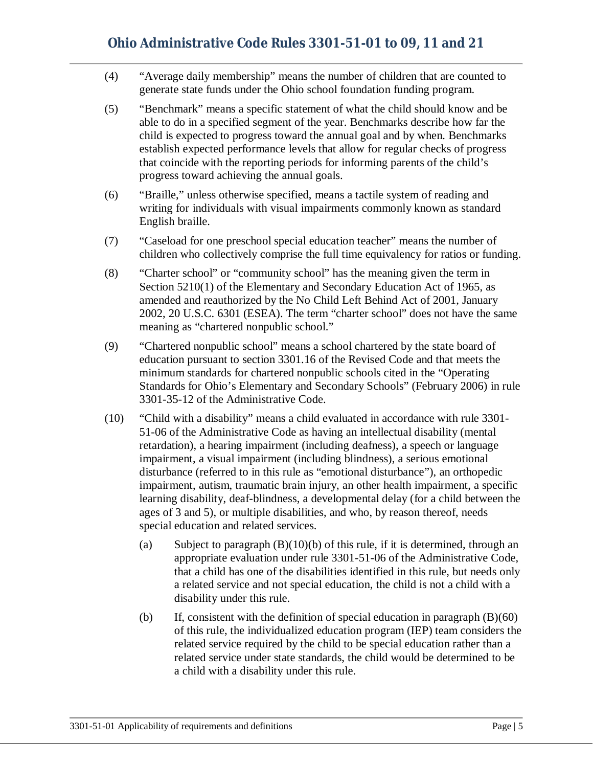(4) "Average daily membership" means the number of children that are counted to generate state funds under the Ohio school foundation funding program.

(5) "Benchmark" means a specific statement of what the child should know and be able to do in a specified segment of the year. Benchmarks describe how far the child is expected to progress toward the annual goal and by when. Benchmarks establish expected performance levels that allow for regular checks of progress that coincide with the reporting periods for informing parents of the child's progress toward achieving the annual goals.

(6) "Braille," unless otherwise specified, means a tactile system of reading and writing for individuals with visual impairments commonly known as standard English braille.

(7) "Caseload for one preschool special education teacher" means the number of children who collectively comprise the full time equivalency for ratios or funding.

(8) "Charter school" or "community school" has the meaning given the term in Section 5210(1) of the Elementary and Secondary Education Act of 1965, as amended and reauthorized by the No Child Left Behind Act of 2001, January 2002, 20 U.S.C. 6301 (ESEA). The term "charter school" does not have the same meaning as "chartered nonpublic school."

(9) "Chartered nonpublic school" means a school chartered by the state board of education pursuant to section 3301.16 of the Revised Code and that meets the minimum standards for chartered nonpublic schools cited in the "Operating Standards for Ohio's Elementary and Secondary Schools" (February 2006) in rule 3301-35-12 of the Administrative Code.

(10) "Child with a disability" means a child evaluated in accordance with rule 3301-51-06 of the Administrative Code as having an intellectual disability (mental retardation), a hearing impairment (including deafness), a speech or language impairment, a visual impairment (including blindness), a serious emotional disturbance (referred to in this rule as "emotional disturbance"), an orthopedic impairment, autism, traumatic brain injury, an other health impairment, a specific learning disability, deaf-blindness, a developmental delay (for a child between the ages of 3 and 5), or multiple disabilities, and who, by reason thereof, needs special education and related services.

   (a) Subject to paragraph (B)(10)(b) of this rule, if it is determined, through an appropriate evaluation under rule 3301-51-06 of the Administrative Code, that a child has one of the disabilities identified in this rule, but needs only a related service and not special education, the child is not a child with a disability under this rule.

   (b) If, consistent with the definition of special education in paragraph (B)(60) of this rule, the individualized education program (IEP) team considers the related service required by the child to be special education rather than a related service under state standards, the child would be determined to be a child with a disability under this rule.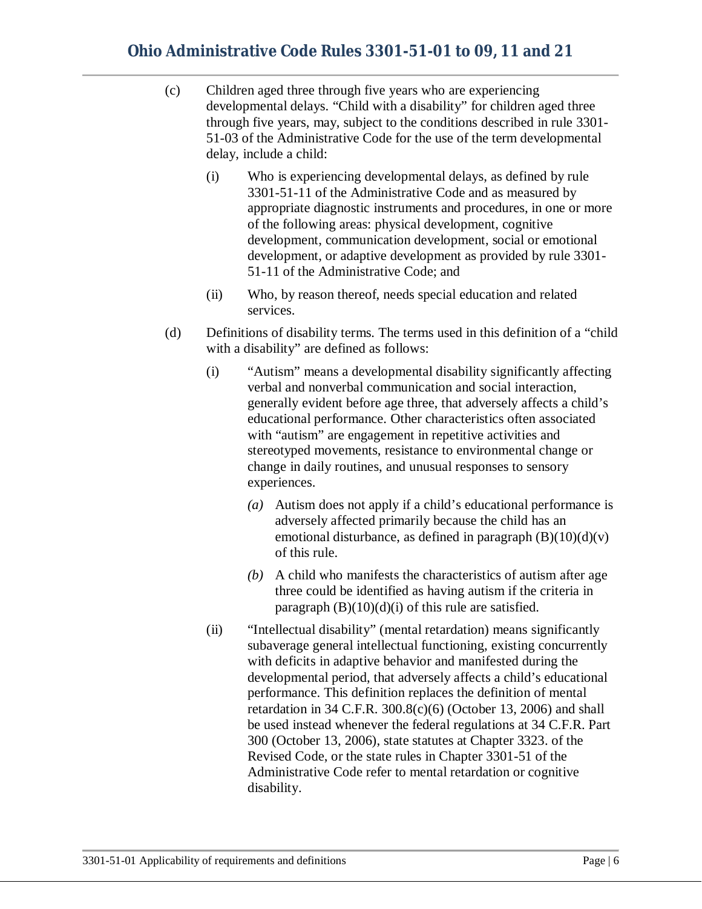(c) Children aged three through five years who are experiencing developmental delays. "Child with a disability" for children aged three through five years, may, subject to the conditions described in rule 3301-51-03 of the Administrative Code for the use of the term developmental delay, include a child:

   (i) Who is experiencing developmental delays, as defined by rule 3301-51-11 of the Administrative Code and as measured by appropriate diagnostic instruments and procedures, in one or more of the following areas: physical development, cognitive development, communication development, social or emotional development, or adaptive development as provided by rule 3301-51-11 of the Administrative Code; and

   (ii) Who, by reason thereof, needs special education and related services.

(d) Definitions of disability terms. The terms used in this definition of a "child with a disability" are defined as follows:

   (i) "Autism" means a developmental disability significantly affecting verbal and nonverbal communication and social interaction, generally evident before age three, that adversely affects a child's educational performance. Other characteristics often associated with "autism" are engagement in repetitive activities and stereotyped movements, resistance to environmental change or change in daily routines, and unusual responses to sensory experiences.

      *(a)* Autism does not apply if a child's educational performance is adversely affected primarily because the child has an emotional disturbance, as defined in paragraph (B)(10)(d)(v) of this rule.

      *(b)* A child who manifests the characteristics of autism after age three could be identified as having autism if the criteria in paragraph (B)(10)(d)(i) of this rule are satisfied.

   (ii) "Intellectual disability" (mental retardation) means significantly subaverage general intellectual functioning, existing concurrently with deficits in adaptive behavior and manifested during the developmental period, that adversely affects a child's educational performance. This definition replaces the definition of mental retardation in 34 C.F.R. 300.8(c)(6) (October 13, 2006) and shall be used instead whenever the federal regulations at 34 C.F.R. Part 300 (October 13, 2006), state statutes at Chapter 3323. of the Revised Code, or the state rules in Chapter 3301-51 of the Administrative Code refer to mental retardation or cognitive disability.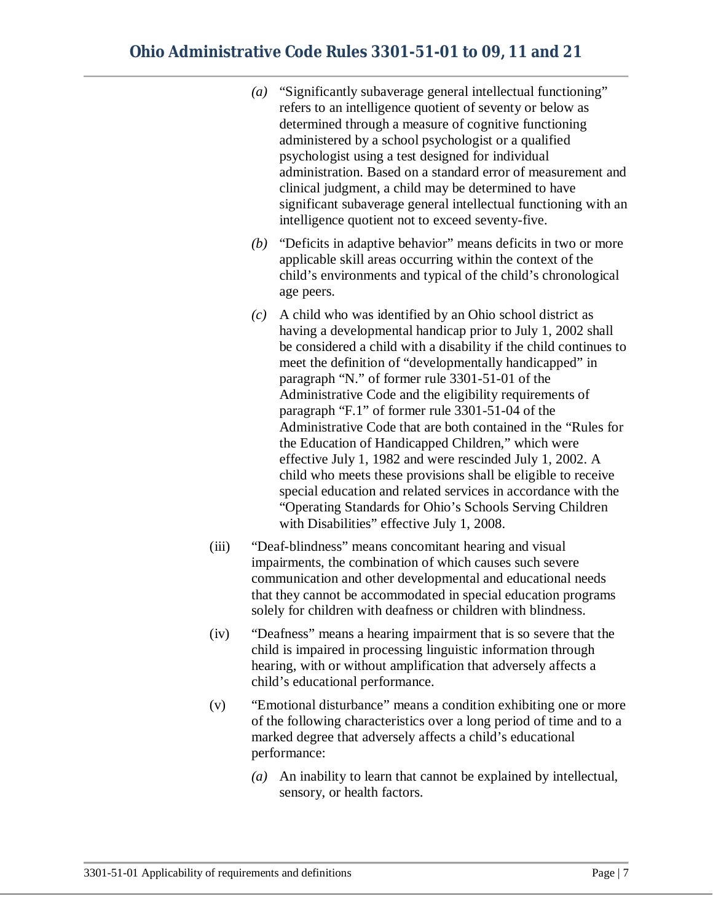*(a)* "Significantly subaverage general intellectual functioning" refers to an intelligence quotient of seventy or below as determined through a measure of cognitive functioning administered by a school psychologist or a qualified psychologist using a test designed for individual administration. Based on a standard error of measurement and clinical judgment, a child may be determined to have significant subaverage general intellectual functioning with an intelligence quotient not to exceed seventy-five.

*(b)* "Deficits in adaptive behavior" means deficits in two or more applicable skill areas occurring within the context of the child's environments and typical of the child's chronological age peers.

*(c)* A child who was identified by an Ohio school district as having a developmental handicap prior to July 1, 2002 shall be considered a child with a disability if the child continues to meet the definition of "developmentally handicapped" in paragraph "N." of former rule 3301-51-01 of the Administrative Code and the eligibility requirements of paragraph "F.1" of former rule 3301-51-04 of the Administrative Code that are both contained in the "Rules for the Education of Handicapped Children," which were effective July 1, 1982 and were rescinded July 1, 2002. A child who meets these provisions shall be eligible to receive special education and related services in accordance with the "Operating Standards for Ohio's Schools Serving Children with Disabilities" effective July 1, 2008.

(iii) "Deaf-blindness" means concomitant hearing and visual impairments, the combination of which causes such severe communication and other developmental and educational needs that they cannot be accommodated in special education programs solely for children with deafness or children with blindness.

(iv) "Deafness" means a hearing impairment that is so severe that the child is impaired in processing linguistic information through hearing, with or without amplification that adversely affects a child's educational performance.

(v) "Emotional disturbance" means a condition exhibiting one or more of the following characteristics over a long period of time and to a marked degree that adversely affects a child's educational performance:

*(a)* An inability to learn that cannot be explained by intellectual, sensory, or health factors.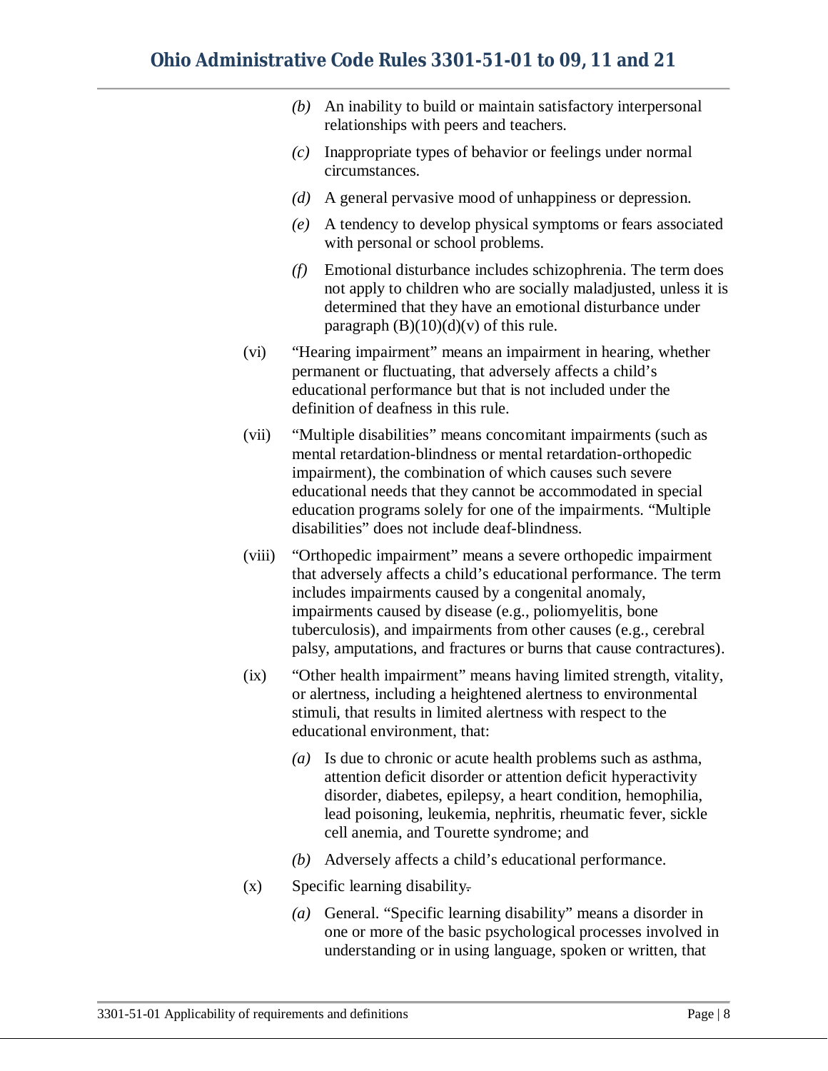*(b)* An inability to build or maintain satisfactory interpersonal relationships with peers and teachers.

*(c)* Inappropriate types of behavior or feelings under normal circumstances.

*(d)* A general pervasive mood of unhappiness or depression.

*(e)* A tendency to develop physical symptoms or fears associated with personal or school problems.

*(f)* Emotional disturbance includes schizophrenia. The term does not apply to children who are socially maladjusted, unless it is determined that they have an emotional disturbance under paragraph (B)(10)(d)(v) of this rule.

(vi) “Hearing impairment” means an impairment in hearing, whether permanent or fluctuating, that adversely affects a child’s educational performance but that is not included under the definition of deafness in this rule.

(vii) “Multiple disabilities” means concomitant impairments (such as mental retardation-blindness or mental retardation-orthopedic impairment), the combination of which causes such severe educational needs that they cannot be accommodated in special education programs solely for one of the impairments. “Multiple disabilities” does not include deaf-blindness.

(viii) “Orthopedic impairment” means a severe orthopedic impairment that adversely affects a child’s educational performance. The term includes impairments caused by a congenital anomaly, impairments caused by disease (e.g., poliomyelitis, bone tuberculosis), and impairments from other causes (e.g., cerebral palsy, amputations, and fractures or burns that cause contractures).

(ix) “Other health impairment” means having limited strength, vitality, or alertness, including a heightened alertness to environmental stimuli, that results in limited alertness with respect to the educational environment, that:

*(a)* Is due to chronic or acute health problems such as asthma, attention deficit disorder or attention deficit hyperactivity disorder, diabetes, epilepsy, a heart condition, hemophilia, lead poisoning, leukemia, nephritis, rheumatic fever, sickle cell anemia, and Tourette syndrome; and

*(b)* Adversely affects a child’s educational performance.

(x) Specific learning disability.

*(a)* General. “Specific learning disability” means a disorder in one or more of the basic psychological processes involved in understanding or in using language, spoken or written, that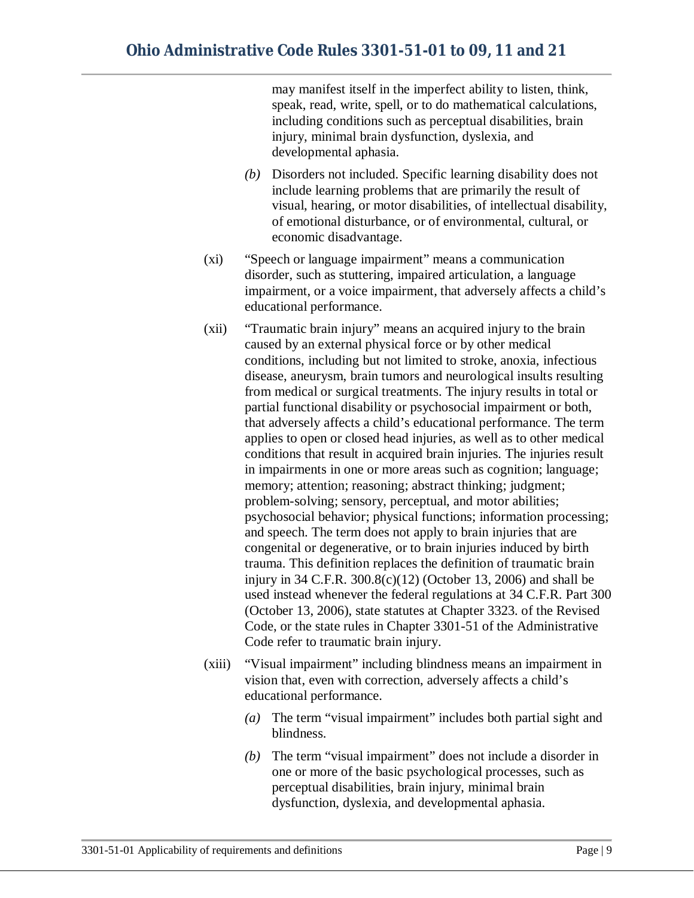may manifest itself in the imperfect ability to listen, think, speak, read, write, spell, or to do mathematical calculations, including conditions such as perceptual disabilities, brain injury, minimal brain dysfunction, dyslexia, and developmental aphasia.

*(b)* Disorders not included. Specific learning disability does not include learning problems that are primarily the result of visual, hearing, or motor disabilities, of intellectual disability, of emotional disturbance, or of environmental, cultural, or economic disadvantage.

(xi) "Speech or language impairment" means a communication disorder, such as stuttering, impaired articulation, a language impairment, or a voice impairment, that adversely affects a child's educational performance.

(xii) "Traumatic brain injury" means an acquired injury to the brain caused by an external physical force or by other medical conditions, including but not limited to stroke, anoxia, infectious disease, aneurysm, brain tumors and neurological insults resulting from medical or surgical treatments. The injury results in total or partial functional disability or psychosocial impairment or both, that adversely affects a child's educational performance. The term applies to open or closed head injuries, as well as to other medical conditions that result in acquired brain injuries. The injuries result in impairments in one or more areas such as cognition; language; memory; attention; reasoning; abstract thinking; judgment; problem-solving; sensory, perceptual, and motor abilities; psychosocial behavior; physical functions; information processing; and speech. The term does not apply to brain injuries that are congenital or degenerative, or to brain injuries induced by birth trauma. This definition replaces the definition of traumatic brain injury in 34 C.F.R. 300.8(c)(12) (October 13, 2006) and shall be used instead whenever the federal regulations at 34 C.F.R. Part 300 (October 13, 2006), state statutes at Chapter 3323. of the Revised Code, or the state rules in Chapter 3301-51 of the Administrative Code refer to traumatic brain injury.

(xiii) "Visual impairment" including blindness means an impairment in vision that, even with correction, adversely affects a child's educational performance.

*(a)* The term "visual impairment" includes both partial sight and blindness.

*(b)* The term "visual impairment" does not include a disorder in one or more of the basic psychological processes, such as perceptual disabilities, brain injury, minimal brain dysfunction, dyslexia, and developmental aphasia.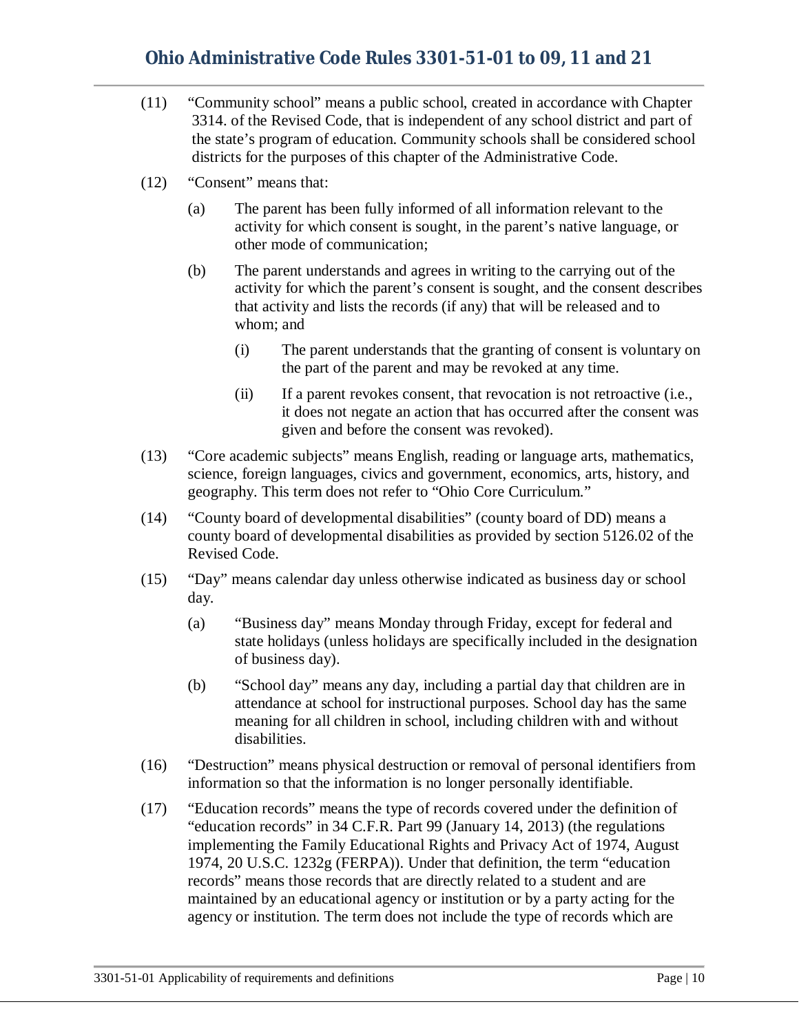(11) "Community school" means a public school, created in accordance with Chapter 3314. of the Revised Code, that is independent of any school district and part of the state's program of education. Community schools shall be considered school districts for the purposes of this chapter of the Administrative Code.

(12) "Consent" means that:

  (a) The parent has been fully informed of all information relevant to the activity for which consent is sought, in the parent's native language, or other mode of communication;

  (b) The parent understands and agrees in writing to the carrying out of the activity for which the parent's consent is sought, and the consent describes that activity and lists the records (if any) that will be released and to whom; and

    (i) The parent understands that the granting of consent is voluntary on the part of the parent and may be revoked at any time.

    (ii) If a parent revokes consent, that revocation is not retroactive (i.e., it does not negate an action that has occurred after the consent was given and before the consent was revoked).

(13) "Core academic subjects" means English, reading or language arts, mathematics, science, foreign languages, civics and government, economics, arts, history, and geography. This term does not refer to "Ohio Core Curriculum."

(14) "County board of developmental disabilities" (county board of DD) means a county board of developmental disabilities as provided by section 5126.02 of the Revised Code.

(15) "Day" means calendar day unless otherwise indicated as business day or school day.

  (a) "Business day" means Monday through Friday, except for federal and state holidays (unless holidays are specifically included in the designation of business day).

  (b) "School day" means any day, including a partial day that children are in attendance at school for instructional purposes. School day has the same meaning for all children in school, including children with and without disabilities.

(16) "Destruction" means physical destruction or removal of personal identifiers from information so that the information is no longer personally identifiable.

(17) "Education records" means the type of records covered under the definition of "education records" in 34 C.F.R. Part 99 (January 14, 2013) (the regulations implementing the Family Educational Rights and Privacy Act of 1974, August 1974, 20 U.S.C. 1232g (FERPA)). Under that definition, the term "education records" means those records that are directly related to a student and are maintained by an educational agency or institution or by a party acting for the agency or institution. The term does not include the type of records which are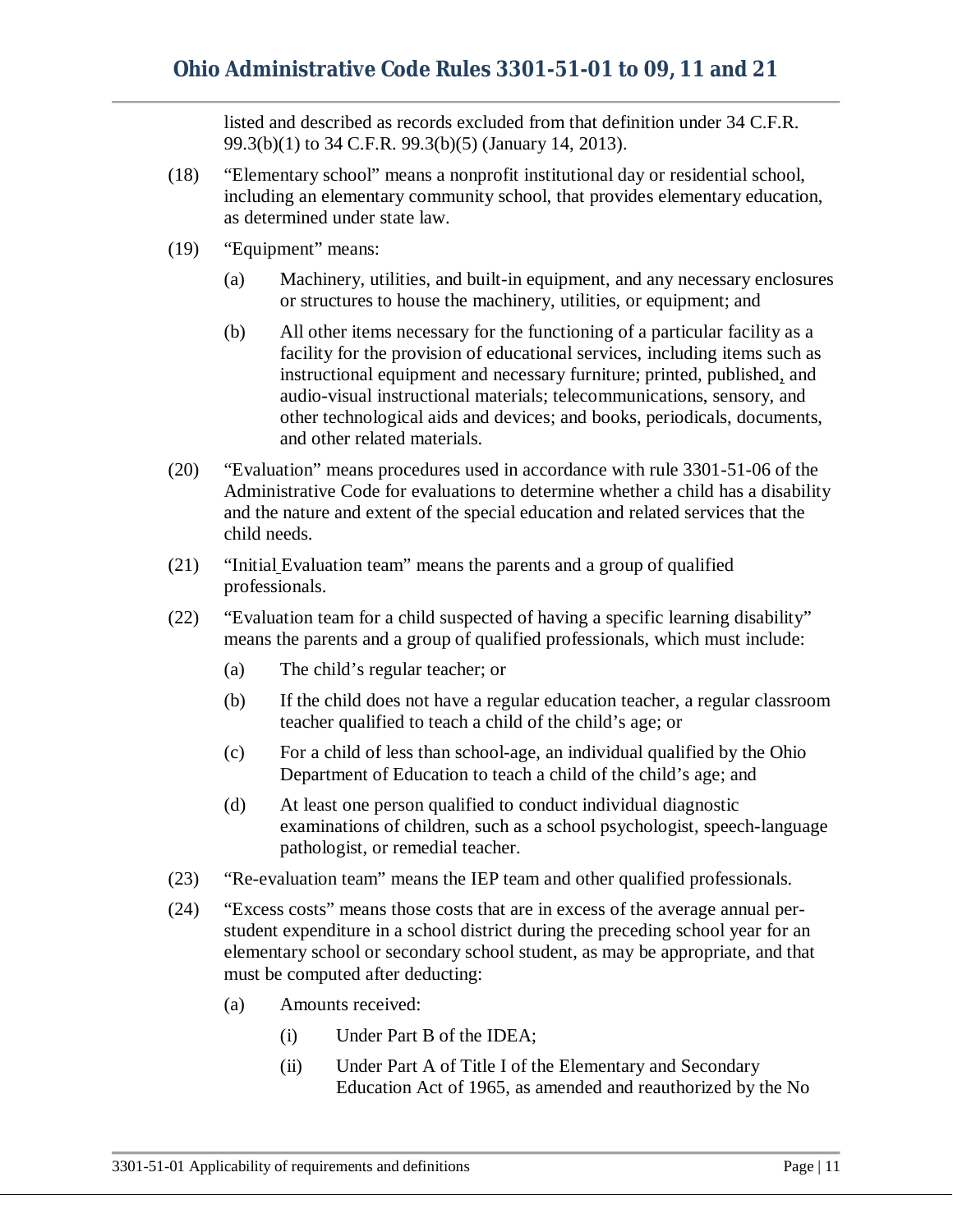listed and described as records excluded from that definition under 34 C.F.R. 99.3(b)(1) to 34 C.F.R. 99.3(b)(5) (January 14, 2013).

(18) "Elementary school" means a nonprofit institutional day or residential school, including an elementary community school, that provides elementary education, as determined under state law.

(19) "Equipment" means:

(a) Machinery, utilities, and built-in equipment, and any necessary enclosures or structures to house the machinery, utilities, or equipment; and

(b) All other items necessary for the functioning of a particular facility as a facility for the provision of educational services, including items such as instructional equipment and necessary furniture; printed, published, and audio-visual instructional materials; telecommunications, sensory, and other technological aids and devices; and books, periodicals, documents, and other related materials.

(20) "Evaluation" means procedures used in accordance with rule 3301-51-06 of the Administrative Code for evaluations to determine whether a child has a disability and the nature and extent of the special education and related services that the child needs.

(21) "Initial Evaluation team" means the parents and a group of qualified professionals.

(22) "Evaluation team for a child suspected of having a specific learning disability" means the parents and a group of qualified professionals, which must include:

(a) The child's regular teacher; or

(b) If the child does not have a regular education teacher, a regular classroom teacher qualified to teach a child of the child's age; or

(c) For a child of less than school-age, an individual qualified by the Ohio Department of Education to teach a child of the child's age; and

(d) At least one person qualified to conduct individual diagnostic examinations of children, such as a school psychologist, speech-language pathologist, or remedial teacher.

(23) "Re-evaluation team" means the IEP team and other qualified professionals.

(24) "Excess costs" means those costs that are in excess of the average annual per-student expenditure in a school district during the preceding school year for an elementary school or secondary school student, as may be appropriate, and that must be computed after deducting:

(a) Amounts received:

(i) Under Part B of the IDEA;

(ii) Under Part A of Title I of the Elementary and Secondary Education Act of 1965, as amended and reauthorized by the No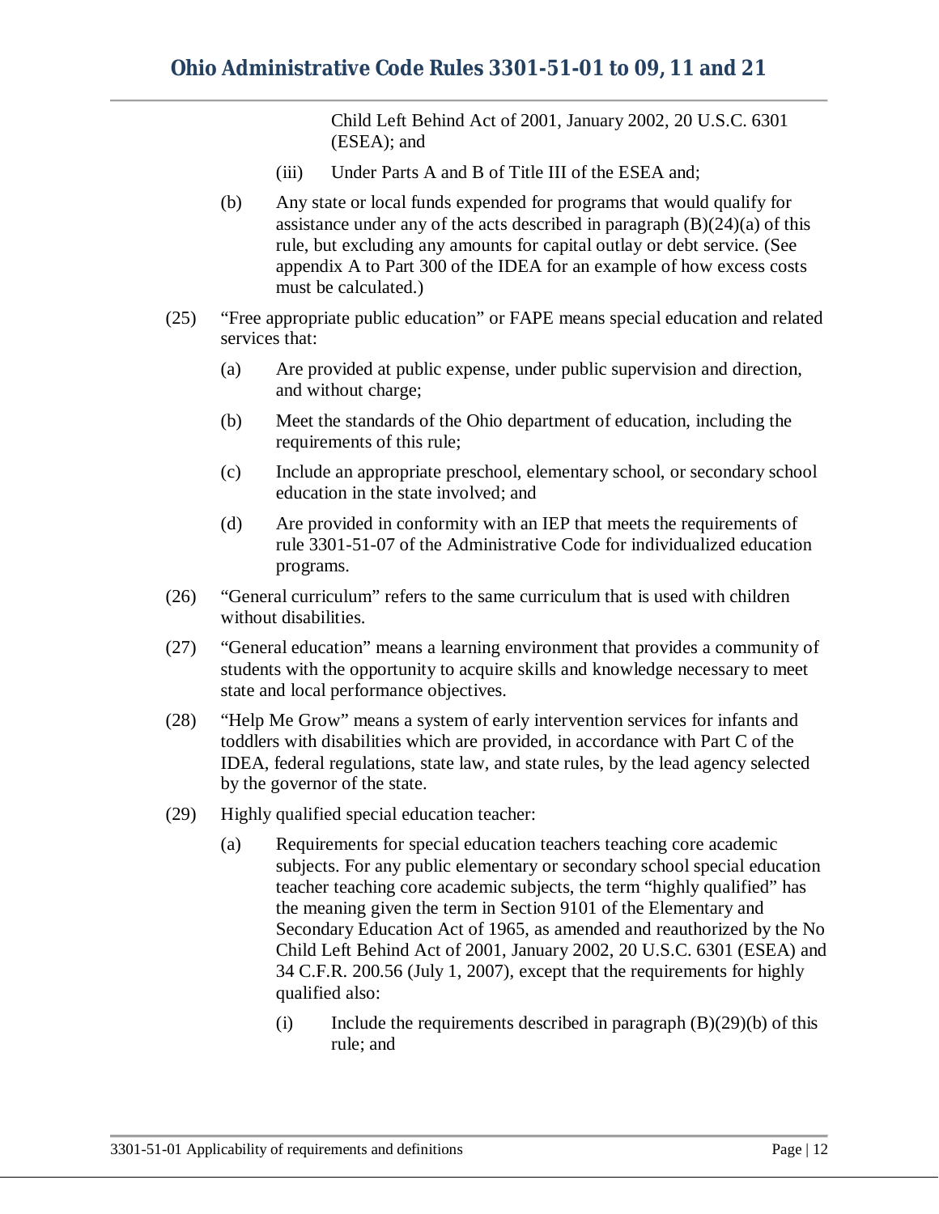Child Left Behind Act of 2001, January 2002, 20 U.S.C. 6301 (ESEA); and

(iii) Under Parts A and B of Title III of the ESEA and;

(b) Any state or local funds expended for programs that would qualify for assistance under any of the acts described in paragraph (B)(24)(a) of this rule, but excluding any amounts for capital outlay or debt service. (See appendix A to Part 300 of the IDEA for an example of how excess costs must be calculated.)

(25) "Free appropriate public education" or FAPE means special education and related services that:

(a) Are provided at public expense, under public supervision and direction, and without charge;

(b) Meet the standards of the Ohio department of education, including the requirements of this rule;

(c) Include an appropriate preschool, elementary school, or secondary school education in the state involved; and

(d) Are provided in conformity with an IEP that meets the requirements of rule 3301-51-07 of the Administrative Code for individualized education programs.

(26) "General curriculum" refers to the same curriculum that is used with children without disabilities.

(27) "General education" means a learning environment that provides a community of students with the opportunity to acquire skills and knowledge necessary to meet state and local performance objectives.

(28) "Help Me Grow" means a system of early intervention services for infants and toddlers with disabilities which are provided, in accordance with Part C of the IDEA, federal regulations, state law, and state rules, by the lead agency selected by the governor of the state.

(29) Highly qualified special education teacher:

(a) Requirements for special education teachers teaching core academic subjects. For any public elementary or secondary school special education teacher teaching core academic subjects, the term "highly qualified" has the meaning given the term in Section 9101 of the Elementary and Secondary Education Act of 1965, as amended and reauthorized by the No Child Left Behind Act of 2001, January 2002, 20 U.S.C. 6301 (ESEA) and 34 C.F.R. 200.56 (July 1, 2007), except that the requirements for highly qualified also:

(i) Include the requirements described in paragraph (B)(29)(b) of this rule; and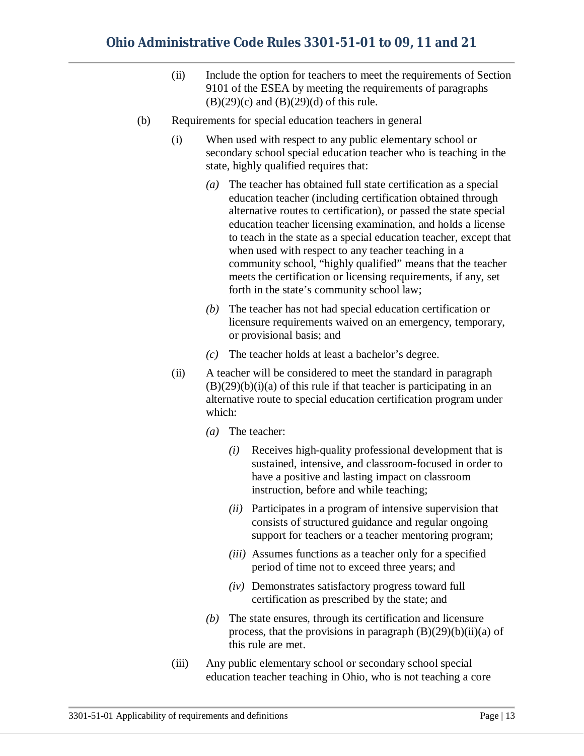(ii) Include the option for teachers to meet the requirements of Section 9101 of the ESEA by meeting the requirements of paragraphs (B)(29)(c) and (B)(29)(d) of this rule.

(b) Requirements for special education teachers in general

(i) When used with respect to any public elementary school or secondary school special education teacher who is teaching in the state, highly qualified requires that:

*(a)* The teacher has obtained full state certification as a special education teacher (including certification obtained through alternative routes to certification), or passed the state special education teacher licensing examination, and holds a license to teach in the state as a special education teacher, except that when used with respect to any teacher teaching in a community school, "highly qualified" means that the teacher meets the certification or licensing requirements, if any, set forth in the state's community school law;

*(b)* The teacher has not had special education certification or licensure requirements waived on an emergency, temporary, or provisional basis; and

*(c)* The teacher holds at least a bachelor's degree.

(ii) A teacher will be considered to meet the standard in paragraph (B)(29)(b)(i)(a) of this rule if that teacher is participating in an alternative route to special education certification program under which:

*(a)* The teacher:

*(i)* Receives high-quality professional development that is sustained, intensive, and classroom-focused in order to have a positive and lasting impact on classroom instruction, before and while teaching;

*(ii)* Participates in a program of intensive supervision that consists of structured guidance and regular ongoing support for teachers or a teacher mentoring program;

*(iii)* Assumes functions as a teacher only for a specified period of time not to exceed three years; and

*(iv)* Demonstrates satisfactory progress toward full certification as prescribed by the state; and

*(b)* The state ensures, through its certification and licensure process, that the provisions in paragraph (B)(29)(b)(ii)(a) of this rule are met.

(iii) Any public elementary school or secondary school special education teacher teaching in Ohio, who is not teaching a core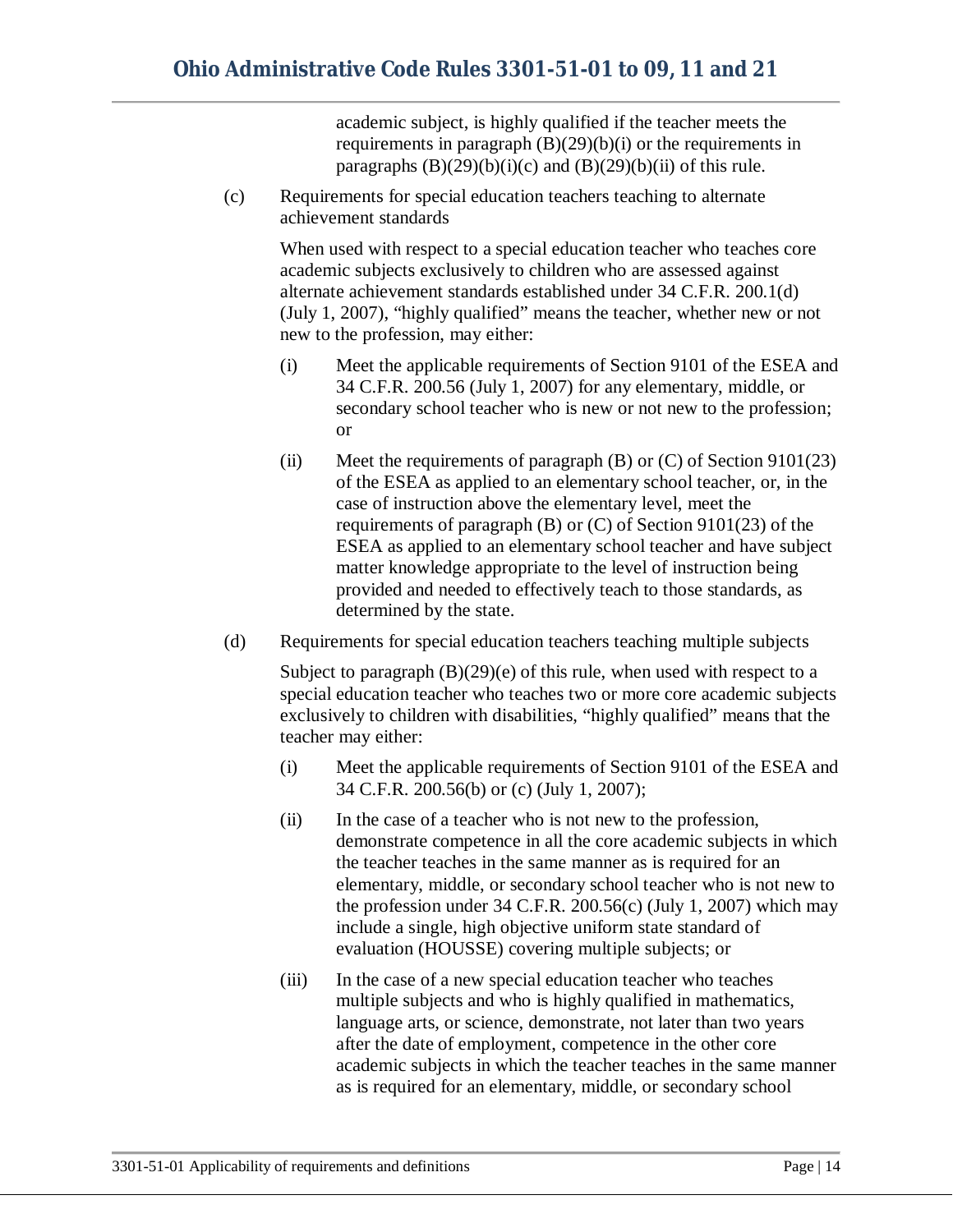academic subject, is highly qualified if the teacher meets the requirements in paragraph (B)(29)(b)(i) or the requirements in paragraphs (B)(29)(b)(i)(c) and (B)(29)(b)(ii) of this rule.

(c) Requirements for special education teachers teaching to alternate achievement standards

When used with respect to a special education teacher who teaches core academic subjects exclusively to children who are assessed against alternate achievement standards established under 34 C.F.R. 200.1(d) (July 1, 2007), "highly qualified" means the teacher, whether new or not new to the profession, may either:

(i) Meet the applicable requirements of Section 9101 of the ESEA and 34 C.F.R. 200.56 (July 1, 2007) for any elementary, middle, or secondary school teacher who is new or not new to the profession; or

(ii) Meet the requirements of paragraph (B) or (C) of Section 9101(23) of the ESEA as applied to an elementary school teacher, or, in the case of instruction above the elementary level, meet the requirements of paragraph (B) or (C) of Section 9101(23) of the ESEA as applied to an elementary school teacher and have subject matter knowledge appropriate to the level of instruction being provided and needed to effectively teach to those standards, as determined by the state.

(d) Requirements for special education teachers teaching multiple subjects

Subject to paragraph (B)(29)(e) of this rule, when used with respect to a special education teacher who teaches two or more core academic subjects exclusively to children with disabilities, "highly qualified" means that the teacher may either:

(i) Meet the applicable requirements of Section 9101 of the ESEA and 34 C.F.R. 200.56(b) or (c) (July 1, 2007);

(ii) In the case of a teacher who is not new to the profession, demonstrate competence in all the core academic subjects in which the teacher teaches in the same manner as is required for an elementary, middle, or secondary school teacher who is not new to the profession under 34 C.F.R. 200.56(c) (July 1, 2007) which may include a single, high objective uniform state standard of evaluation (HOUSSE) covering multiple subjects; or

(iii) In the case of a new special education teacher who teaches multiple subjects and who is highly qualified in mathematics, language arts, or science, demonstrate, not later than two years after the date of employment, competence in the other core academic subjects in which the teacher teaches in the same manner as is required for an elementary, middle, or secondary school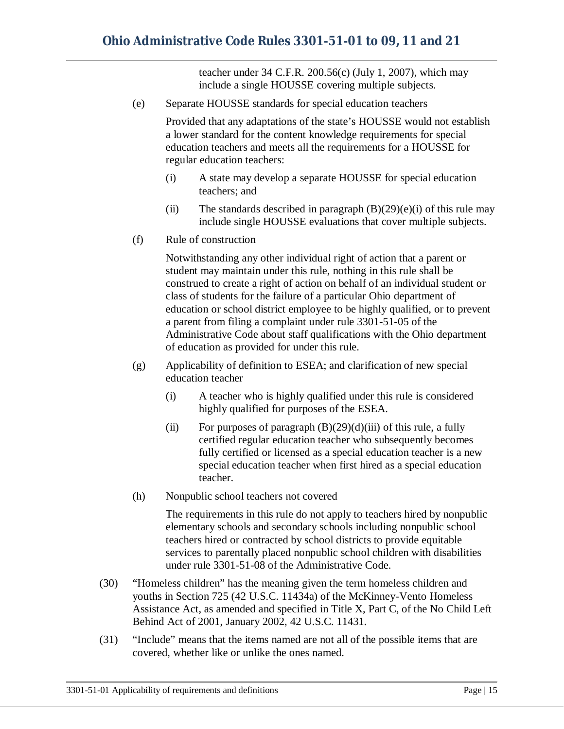teacher under 34 C.F.R. 200.56(c) (July 1, 2007), which may include a single HOUSSE covering multiple subjects.

(e) Separate HOUSSE standards for special education teachers

Provided that any adaptations of the state's HOUSSE would not establish a lower standard for the content knowledge requirements for special education teachers and meets all the requirements for a HOUSSE for regular education teachers:

(i) A state may develop a separate HOUSSE for special education teachers; and

(ii) The standards described in paragraph (B)(29)(e)(i) of this rule may include single HOUSSE evaluations that cover multiple subjects.

(f) Rule of construction

Notwithstanding any other individual right of action that a parent or student may maintain under this rule, nothing in this rule shall be construed to create a right of action on behalf of an individual student or class of students for the failure of a particular Ohio department of education or school district employee to be highly qualified, or to prevent a parent from filing a complaint under rule 3301-51-05 of the Administrative Code about staff qualifications with the Ohio department of education as provided for under this rule.

(g) Applicability of definition to ESEA; and clarification of new special education teacher

(i) A teacher who is highly qualified under this rule is considered highly qualified for purposes of the ESEA.

(ii) For purposes of paragraph (B)(29)(d)(iii) of this rule, a fully certified regular education teacher who subsequently becomes fully certified or licensed as a special education teacher is a new special education teacher when first hired as a special education teacher.

(h) Nonpublic school teachers not covered

The requirements in this rule do not apply to teachers hired by nonpublic elementary schools and secondary schools including nonpublic school teachers hired or contracted by school districts to provide equitable services to parentally placed nonpublic school children with disabilities under rule 3301-51-08 of the Administrative Code.

(30) "Homeless children" has the meaning given the term homeless children and youths in Section 725 (42 U.S.C. 11434a) of the McKinney-Vento Homeless Assistance Act, as amended and specified in Title X, Part C, of the No Child Left Behind Act of 2001, January 2002, 42 U.S.C. 11431.

(31) "Include" means that the items named are not all of the possible items that are covered, whether like or unlike the ones named.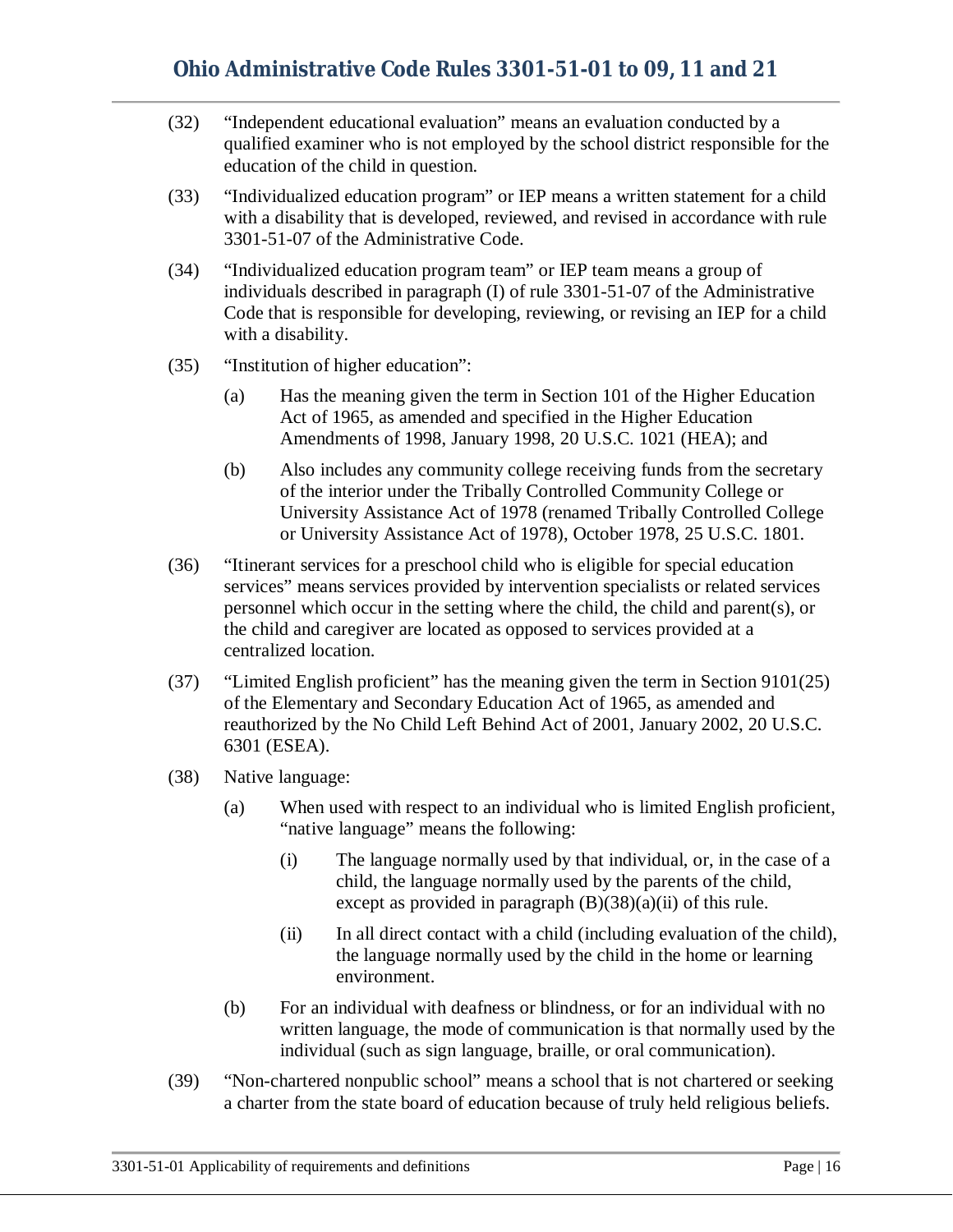(32) "Independent educational evaluation" means an evaluation conducted by a qualified examiner who is not employed by the school district responsible for the education of the child in question.

(33) "Individualized education program" or IEP means a written statement for a child with a disability that is developed, reviewed, and revised in accordance with rule 3301-51-07 of the Administrative Code.

(34) "Individualized education program team" or IEP team means a group of individuals described in paragraph (I) of rule 3301-51-07 of the Administrative Code that is responsible for developing, reviewing, or revising an IEP for a child with a disability.

(35) "Institution of higher education":

  (a) Has the meaning given the term in Section 101 of the Higher Education Act of 1965, as amended and specified in the Higher Education Amendments of 1998, January 1998, 20 U.S.C. 1021 (HEA); and

  (b) Also includes any community college receiving funds from the secretary of the interior under the Tribally Controlled Community College or University Assistance Act of 1978 (renamed Tribally Controlled College or University Assistance Act of 1978), October 1978, 25 U.S.C. 1801.

(36) "Itinerant services for a preschool child who is eligible for special education services" means services provided by intervention specialists or related services personnel which occur in the setting where the child, the child and parent(s), or the child and caregiver are located as opposed to services provided at a centralized location.

(37) "Limited English proficient" has the meaning given the term in Section 9101(25) of the Elementary and Secondary Education Act of 1965, as amended and reauthorized by the No Child Left Behind Act of 2001, January 2002, 20 U.S.C. 6301 (ESEA).

(38) Native language:

  (a) When used with respect to an individual who is limited English proficient, "native language" means the following:

    (i) The language normally used by that individual, or, in the case of a child, the language normally used by the parents of the child, except as provided in paragraph (B)(38)(a)(ii) of this rule.

    (ii) In all direct contact with a child (including evaluation of the child), the language normally used by the child in the home or learning environment.

  (b) For an individual with deafness or blindness, or for an individual with no written language, the mode of communication is that normally used by the individual (such as sign language, braille, or oral communication).

(39) "Non-chartered nonpublic school" means a school that is not chartered or seeking a charter from the state board of education because of truly held religious beliefs.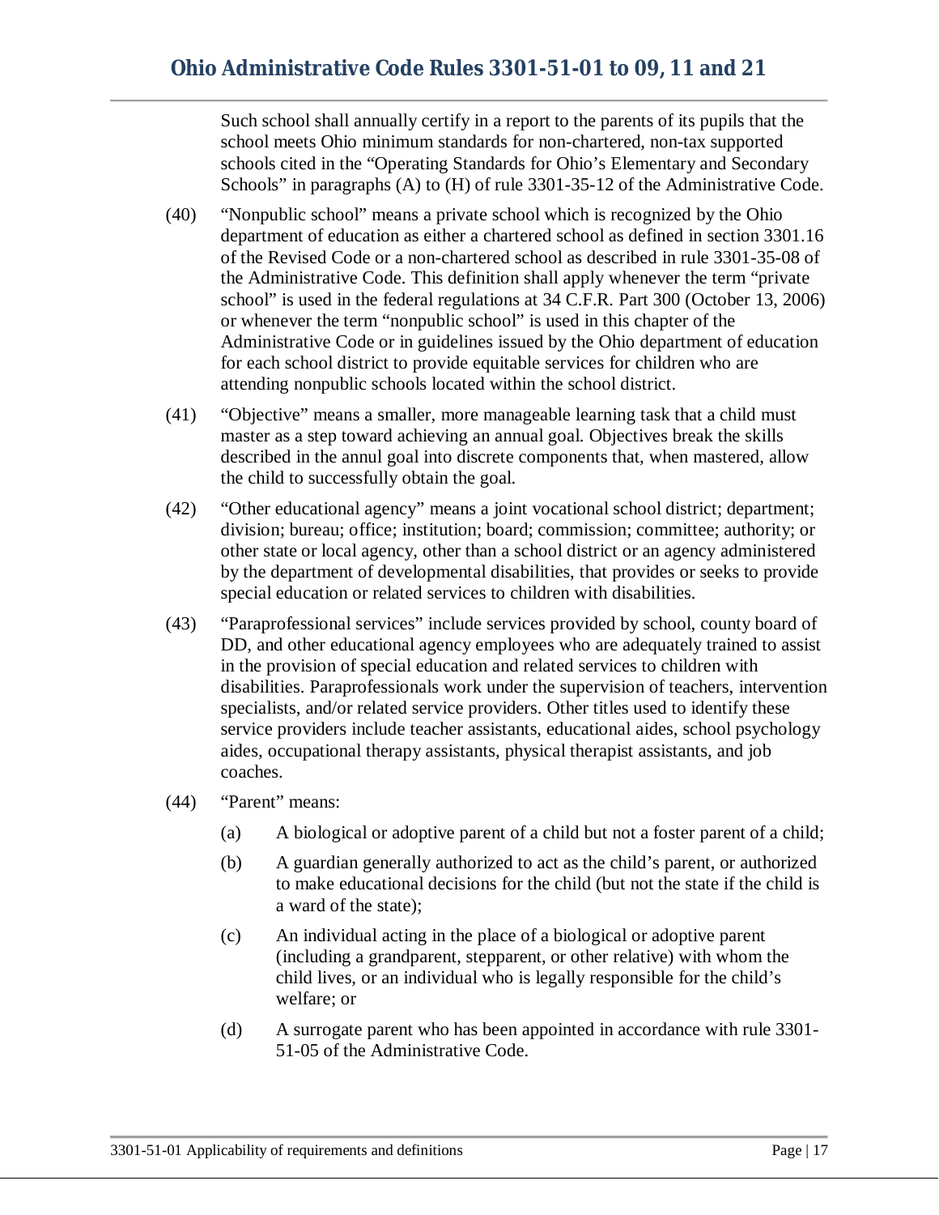Such school shall annually certify in a report to the parents of its pupils that the school meets Ohio minimum standards for non-chartered, non-tax supported schools cited in the “Operating Standards for Ohio’s Elementary and Secondary Schools” in paragraphs (A) to (H) of rule 3301-35-12 of the Administrative Code.

(40) “Nonpublic school” means a private school which is recognized by the Ohio department of education as either a chartered school as defined in section 3301.16 of the Revised Code or a non-chartered school as described in rule 3301-35-08 of the Administrative Code. This definition shall apply whenever the term “private school” is used in the federal regulations at 34 C.F.R. Part 300 (October 13, 2006) or whenever the term “nonpublic school” is used in this chapter of the Administrative Code or in guidelines issued by the Ohio department of education for each school district to provide equitable services for children who are attending nonpublic schools located within the school district.

(41) “Objective” means a smaller, more manageable learning task that a child must master as a step toward achieving an annual goal. Objectives break the skills described in the annul goal into discrete components that, when mastered, allow the child to successfully obtain the goal.

(42) “Other educational agency” means a joint vocational school district; department; division; bureau; office; institution; board; commission; committee; authority; or other state or local agency, other than a school district or an agency administered by the department of developmental disabilities, that provides or seeks to provide special education or related services to children with disabilities.

(43) “Paraprofessional services” include services provided by school, county board of DD, and other educational agency employees who are adequately trained to assist in the provision of special education and related services to children with disabilities. Paraprofessionals work under the supervision of teachers, intervention specialists, and/or related service providers. Other titles used to identify these service providers include teacher assistants, educational aides, school psychology aides, occupational therapy assistants, physical therapist assistants, and job coaches.

(44) “Parent” means:

(a) A biological or adoptive parent of a child but not a foster parent of a child;

(b) A guardian generally authorized to act as the child’s parent, or authorized to make educational decisions for the child (but not the state if the child is a ward of the state);

(c) An individual acting in the place of a biological or adoptive parent (including a grandparent, stepparent, or other relative) with whom the child lives, or an individual who is legally responsible for the child’s welfare; or

(d) A surrogate parent who has been appointed in accordance with rule 3301-51-05 of the Administrative Code.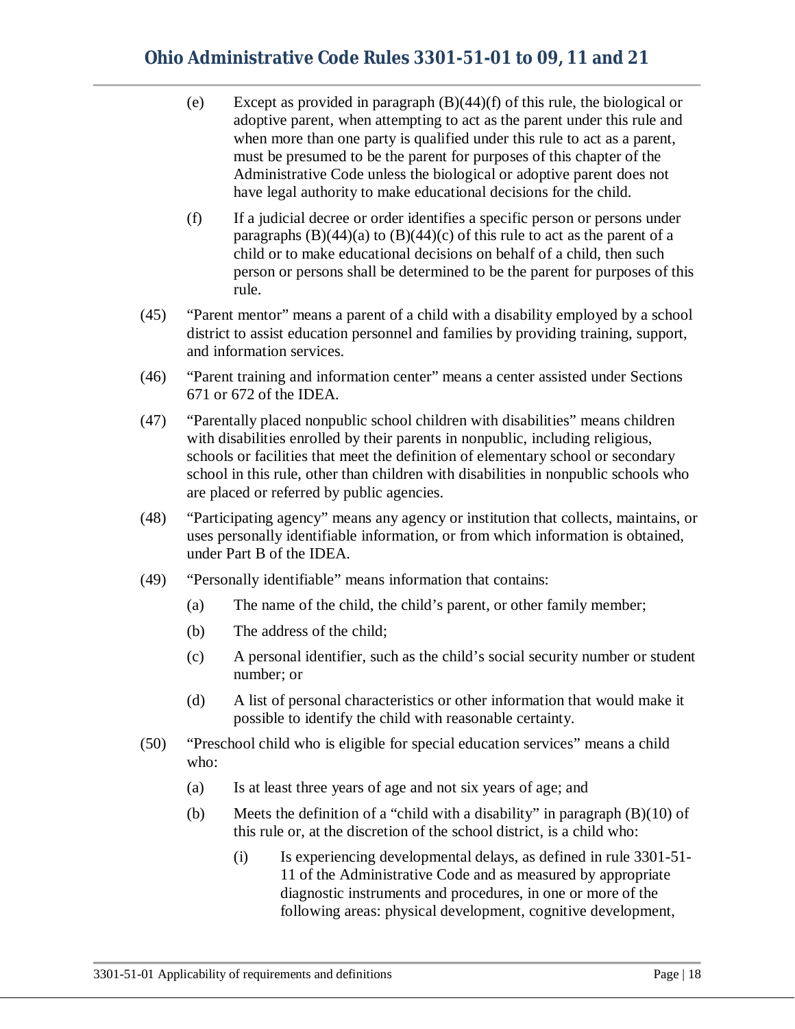(e) Except as provided in paragraph (B)(44)(f) of this rule, the biological or adoptive parent, when attempting to act as the parent under this rule and when more than one party is qualified under this rule to act as a parent, must be presumed to be the parent for purposes of this chapter of the Administrative Code unless the biological or adoptive parent does not have legal authority to make educational decisions for the child.

(f) If a judicial decree or order identifies a specific person or persons under paragraphs (B)(44)(a) to (B)(44)(c) of this rule to act as the parent of a child or to make educational decisions on behalf of a child, then such person or persons shall be determined to be the parent for purposes of this rule.

(45) "Parent mentor" means a parent of a child with a disability employed by a school district to assist education personnel and families by providing training, support, and information services.

(46) "Parent training and information center" means a center assisted under Sections 671 or 672 of the IDEA.

(47) "Parentally placed nonpublic school children with disabilities" means children with disabilities enrolled by their parents in nonpublic, including religious, schools or facilities that meet the definition of elementary school or secondary school in this rule, other than children with disabilities in nonpublic schools who are placed or referred by public agencies.

(48) "Participating agency" means any agency or institution that collects, maintains, or uses personally identifiable information, or from which information is obtained, under Part B of the IDEA.

(49) "Personally identifiable" means information that contains:

(a) The name of the child, the child's parent, or other family member;

(b) The address of the child;

(c) A personal identifier, such as the child's social security number or student number; or

(d) A list of personal characteristics or other information that would make it possible to identify the child with reasonable certainty.

(50) "Preschool child who is eligible for special education services" means a child who:

(a) Is at least three years of age and not six years of age; and

(b) Meets the definition of a "child with a disability" in paragraph (B)(10) of this rule or, at the discretion of the school district, is a child who:

(i) Is experiencing developmental delays, as defined in rule 3301-51-11 of the Administrative Code and as measured by appropriate diagnostic instruments and procedures, in one or more of the following areas: physical development, cognitive development,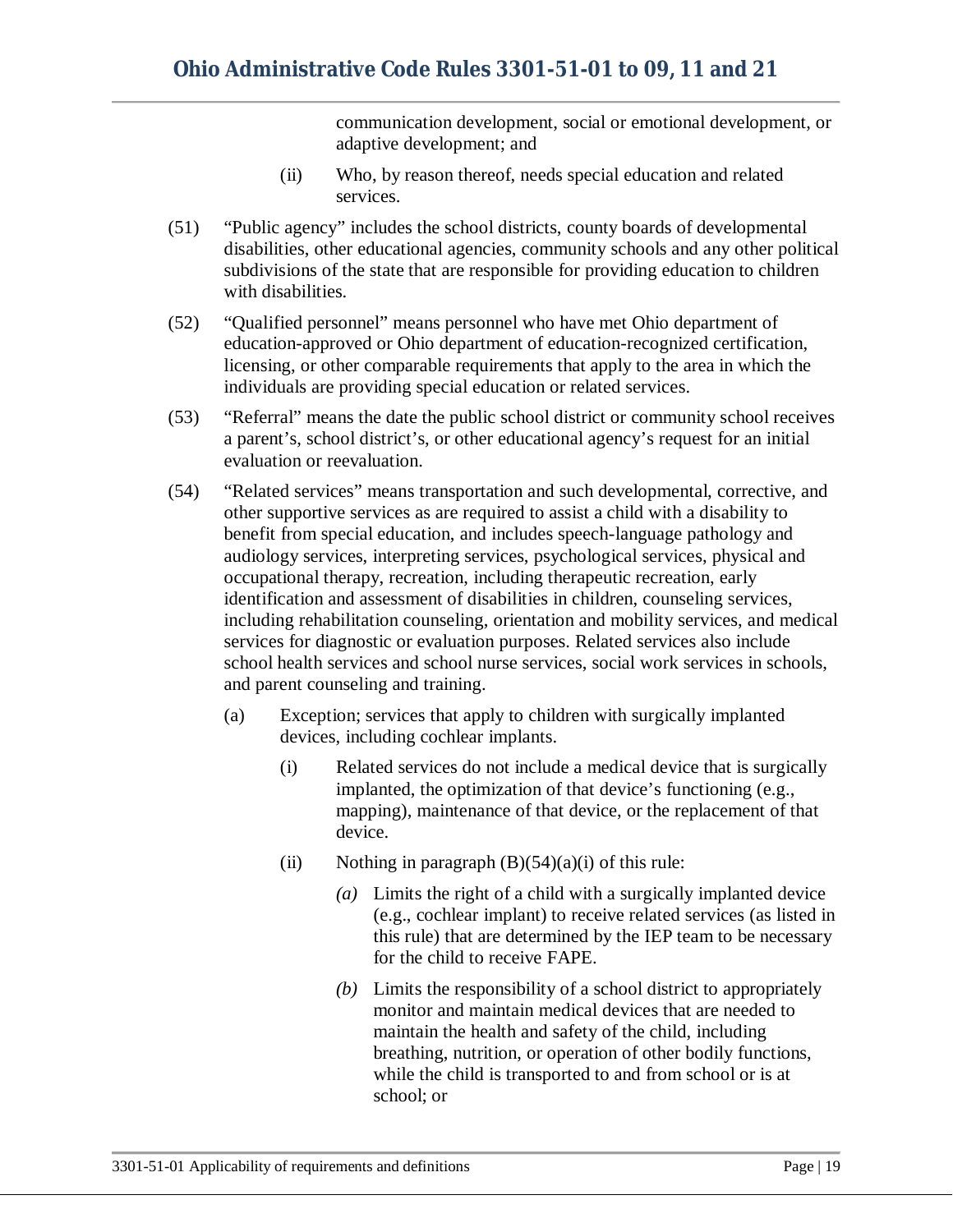communication development, social or emotional development, or adaptive development; and

(ii) Who, by reason thereof, needs special education and related services.

(51) "Public agency" includes the school districts, county boards of developmental disabilities, other educational agencies, community schools and any other political subdivisions of the state that are responsible for providing education to children with disabilities.

(52) "Qualified personnel" means personnel who have met Ohio department of education-approved or Ohio department of education-recognized certification, licensing, or other comparable requirements that apply to the area in which the individuals are providing special education or related services.

(53) "Referral" means the date the public school district or community school receives a parent's, school district's, or other educational agency's request for an initial evaluation or reevaluation.

(54) "Related services" means transportation and such developmental, corrective, and other supportive services as are required to assist a child with a disability to benefit from special education, and includes speech-language pathology and audiology services, interpreting services, psychological services, physical and occupational therapy, recreation, including therapeutic recreation, early identification and assessment of disabilities in children, counseling services, including rehabilitation counseling, orientation and mobility services, and medical services for diagnostic or evaluation purposes. Related services also include school health services and school nurse services, social work services in schools, and parent counseling and training.

(a) Exception; services that apply to children with surgically implanted devices, including cochlear implants.

(i) Related services do not include a medical device that is surgically implanted, the optimization of that device's functioning (e.g., mapping), maintenance of that device, or the replacement of that device.

(ii) Nothing in paragraph (B)(54)(a)(i) of this rule:

*(a)* Limits the right of a child with a surgically implanted device (e.g., cochlear implant) to receive related services (as listed in this rule) that are determined by the IEP team to be necessary for the child to receive FAPE.

*(b)* Limits the responsibility of a school district to appropriately monitor and maintain medical devices that are needed to maintain the health and safety of the child, including breathing, nutrition, or operation of other bodily functions, while the child is transported to and from school or is at school; or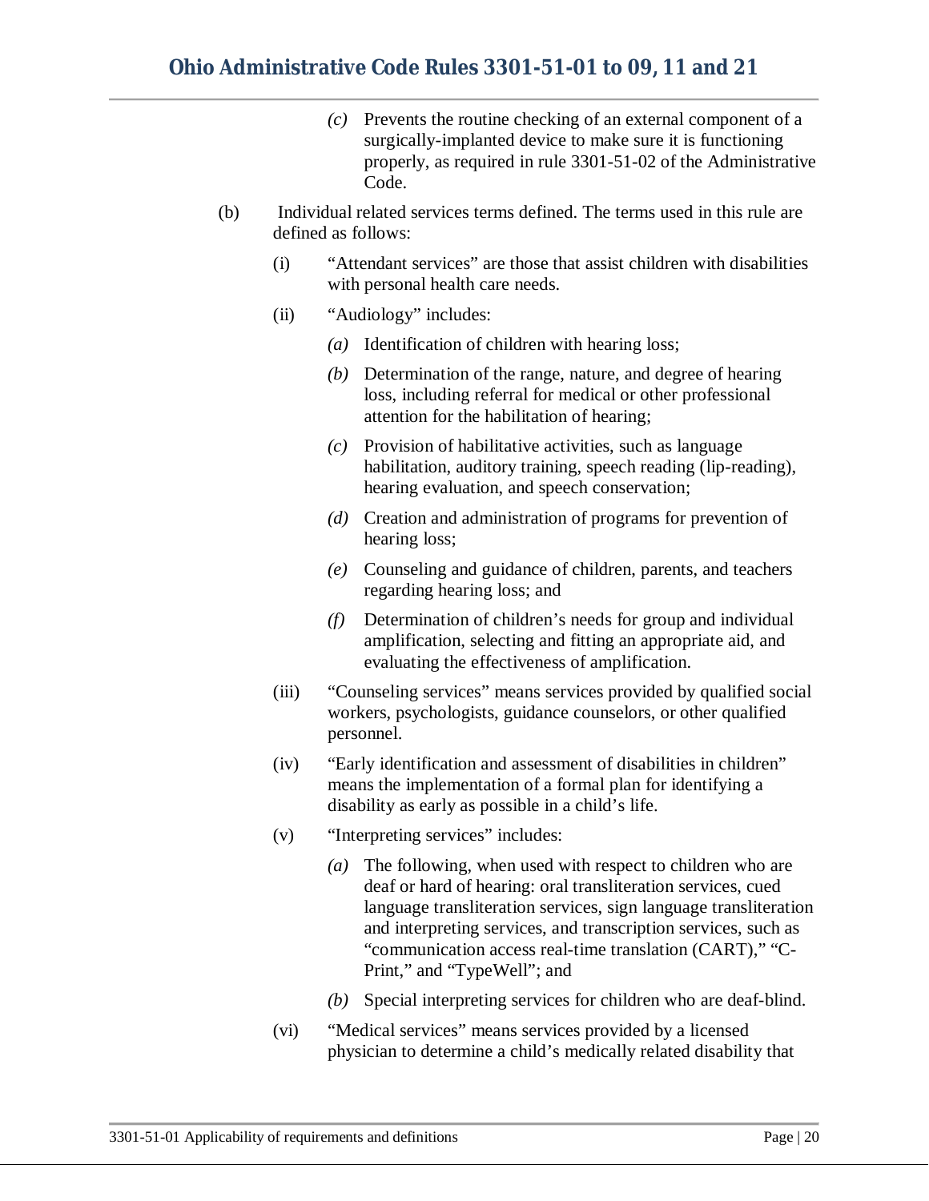*(c)* Prevents the routine checking of an external component of a surgically-implanted device to make sure it is functioning properly, as required in rule 3301-51-02 of the Administrative Code.

(b) Individual related services terms defined. The terms used in this rule are defined as follows:

(i) "Attendant services" are those that assist children with disabilities with personal health care needs.

(ii) "Audiology" includes:

*(a)* Identification of children with hearing loss;

*(b)* Determination of the range, nature, and degree of hearing loss, including referral for medical or other professional attention for the habilitation of hearing;

*(c)* Provision of habilitative activities, such as language habilitation, auditory training, speech reading (lip-reading), hearing evaluation, and speech conservation;

*(d)* Creation and administration of programs for prevention of hearing loss;

*(e)* Counseling and guidance of children, parents, and teachers regarding hearing loss; and

*(f)* Determination of children's needs for group and individual amplification, selecting and fitting an appropriate aid, and evaluating the effectiveness of amplification.

(iii) "Counseling services" means services provided by qualified social workers, psychologists, guidance counselors, or other qualified personnel.

(iv) "Early identification and assessment of disabilities in children" means the implementation of a formal plan for identifying a disability as early as possible in a child's life.

(v) "Interpreting services" includes:

*(a)* The following, when used with respect to children who are deaf or hard of hearing: oral transliteration services, cued language transliteration services, sign language transliteration and interpreting services, and transcription services, such as "communication access real-time translation (CART)," "C-Print," and "TypeWell"; and

*(b)* Special interpreting services for children who are deaf-blind.

(vi) "Medical services" means services provided by a licensed physician to determine a child's medically related disability that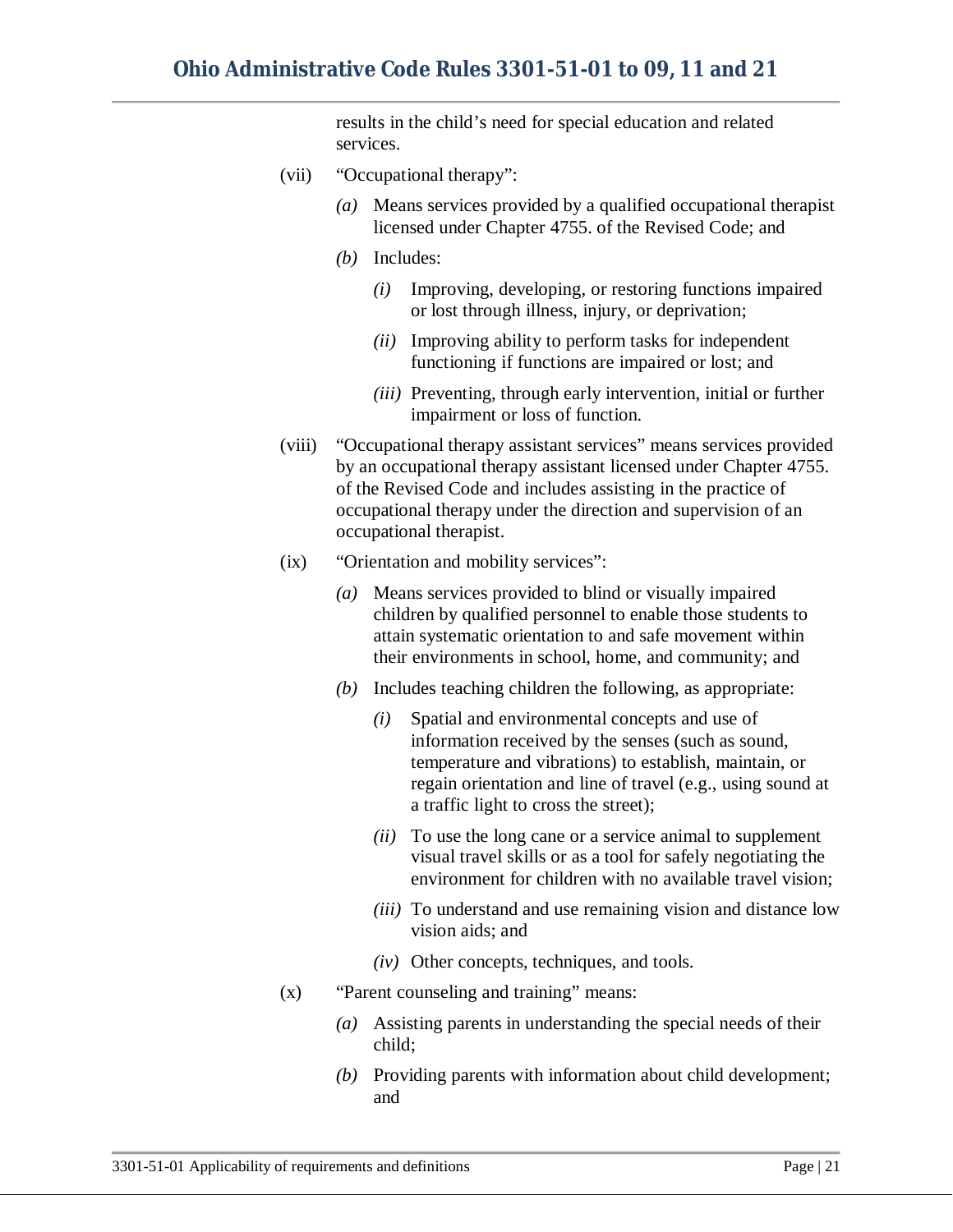results in the child's need for special education and related services.

(vii) "Occupational therapy":

*(a)* Means services provided by a qualified occupational therapist licensed under Chapter 4755. of the Revised Code; and

*(b)* Includes:

*(i)* Improving, developing, or restoring functions impaired or lost through illness, injury, or deprivation;

*(ii)* Improving ability to perform tasks for independent functioning if functions are impaired or lost; and

*(iii)* Preventing, through early intervention, initial or further impairment or loss of function.

(viii) "Occupational therapy assistant services" means services provided by an occupational therapy assistant licensed under Chapter 4755. of the Revised Code and includes assisting in the practice of occupational therapy under the direction and supervision of an occupational therapist.

(ix) "Orientation and mobility services":

*(a)* Means services provided to blind or visually impaired children by qualified personnel to enable those students to attain systematic orientation to and safe movement within their environments in school, home, and community; and

*(b)* Includes teaching children the following, as appropriate:

*(i)* Spatial and environmental concepts and use of information received by the senses (such as sound, temperature and vibrations) to establish, maintain, or regain orientation and line of travel (e.g., using sound at a traffic light to cross the street);

*(ii)* To use the long cane or a service animal to supplement visual travel skills or as a tool for safely negotiating the environment for children with no available travel vision;

*(iii)* To understand and use remaining vision and distance low vision aids; and

*(iv)* Other concepts, techniques, and tools.

(x) "Parent counseling and training" means:

*(a)* Assisting parents in understanding the special needs of their child;

*(b)* Providing parents with information about child development; and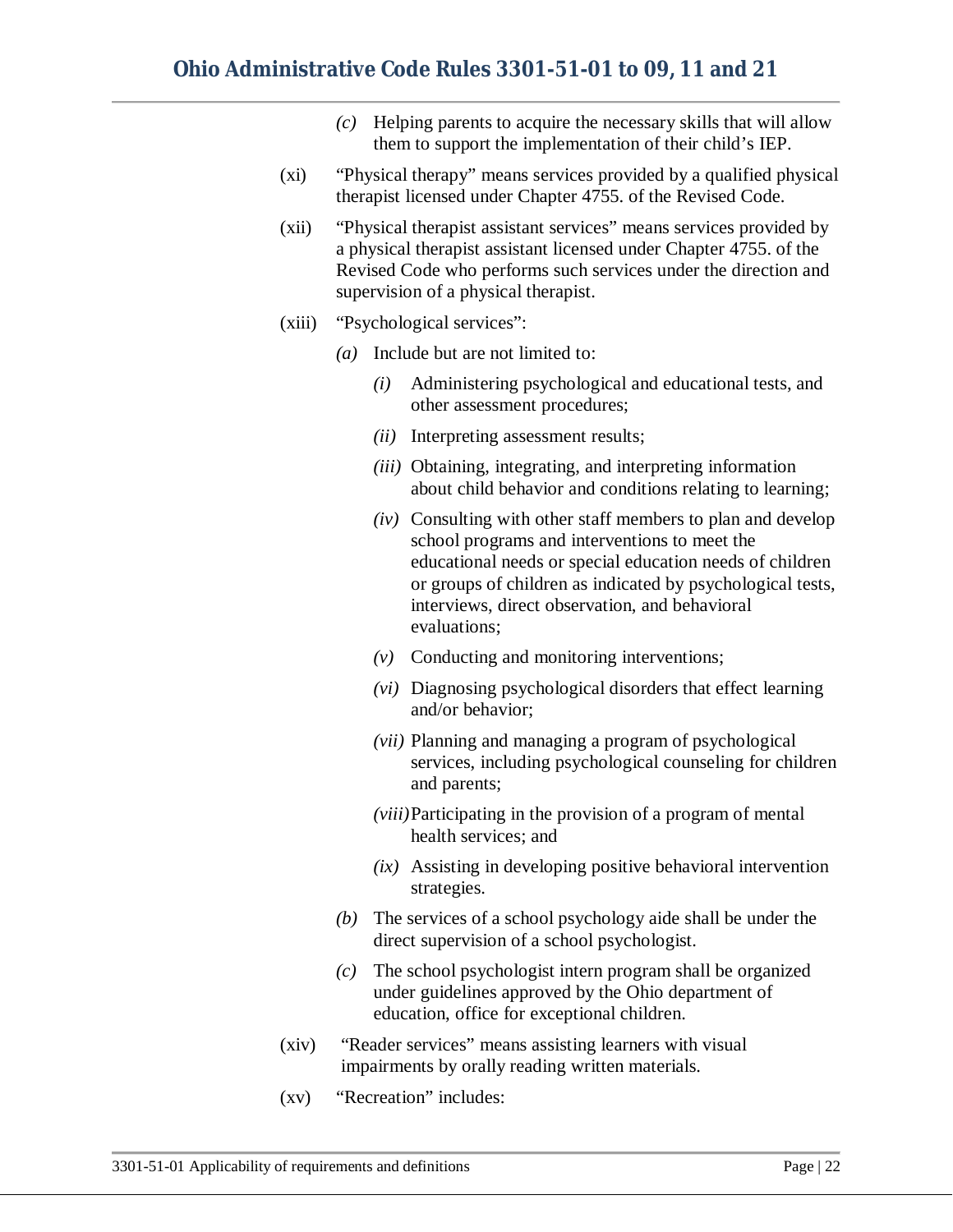(c) Helping parents to acquire the necessary skills that will allow them to support the implementation of their child's IEP.

(xi) "Physical therapy" means services provided by a qualified physical therapist licensed under Chapter 4755. of the Revised Code.

(xii) "Physical therapist assistant services" means services provided by a physical therapist assistant licensed under Chapter 4755. of the Revised Code who performs such services under the direction and supervision of a physical therapist.

(xiii) "Psychological services":

- *(a)* Include but are not limited to:
  - *(i)* Administering psychological and educational tests, and other assessment procedures;
  - *(ii)* Interpreting assessment results;
  - *(iii)* Obtaining, integrating, and interpreting information about child behavior and conditions relating to learning;
  - *(iv)* Consulting with other staff members to plan and develop school programs and interventions to meet the educational needs or special education needs of children or groups of children as indicated by psychological tests, interviews, direct observation, and behavioral evaluations;
  - *(v)* Conducting and monitoring interventions;
  - *(vi)* Diagnosing psychological disorders that effect learning and/or behavior;
  - *(vii)* Planning and managing a program of psychological services, including psychological counseling for children and parents;
  - *(viii)* Participating in the provision of a program of mental health services; and
  - *(ix)* Assisting in developing positive behavioral intervention strategies.
- *(b)* The services of a school psychology aide shall be under the direct supervision of a school psychologist.
- *(c)* The school psychologist intern program shall be organized under guidelines approved by the Ohio department of education, office for exceptional children.

(xiv) "Reader services" means assisting learners with visual impairments by orally reading written materials.

(xv) "Recreation" includes: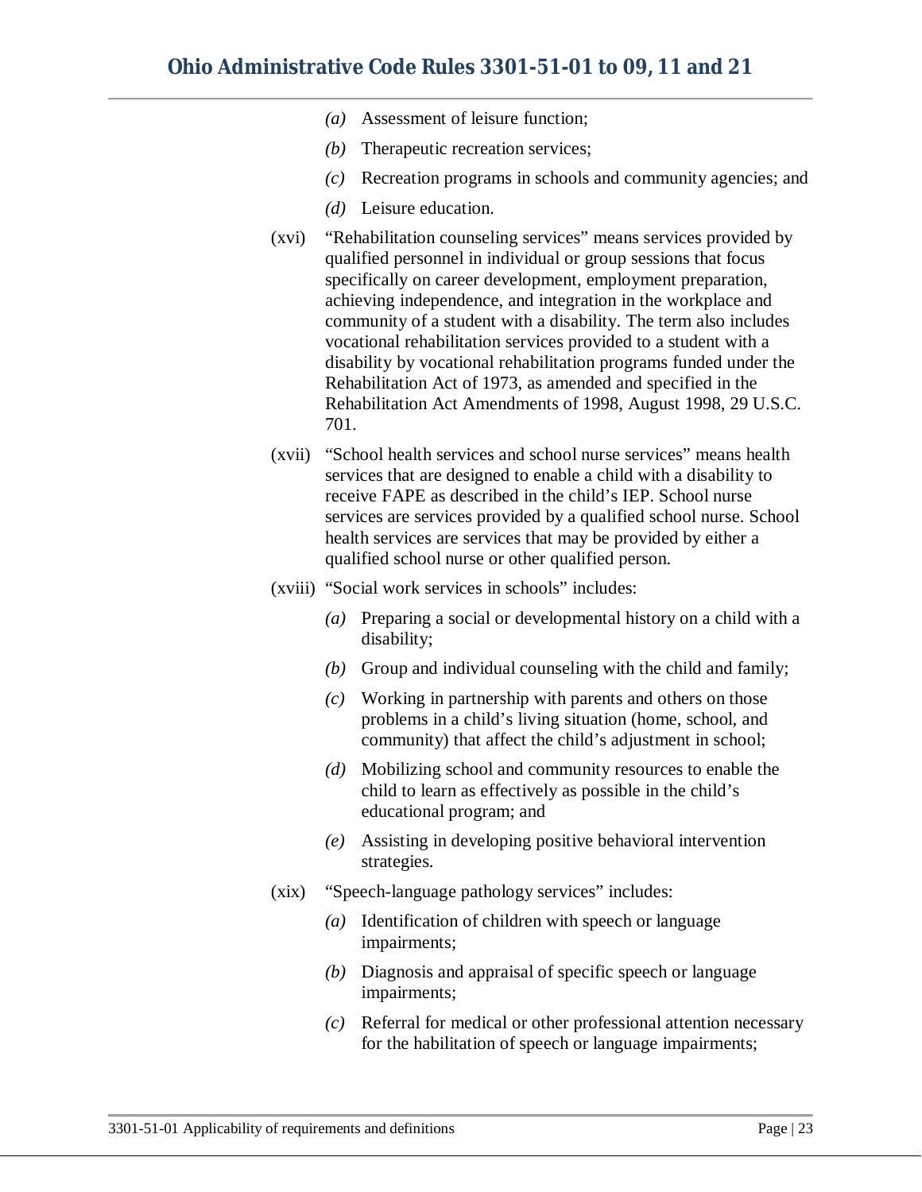- *(a)* Assessment of leisure function;
- *(b)* Therapeutic recreation services;
- *(c)* Recreation programs in schools and community agencies; and
- *(d)* Leisure education.

(xvi) "Rehabilitation counseling services" means services provided by qualified personnel in individual or group sessions that focus specifically on career development, employment preparation, achieving independence, and integration in the workplace and community of a student with a disability. The term also includes vocational rehabilitation services provided to a student with a disability by vocational rehabilitation programs funded under the Rehabilitation Act of 1973, as amended and specified in the Rehabilitation Act Amendments of 1998, August 1998, 29 U.S.C. 701.

(xvii) "School health services and school nurse services" means health services that are designed to enable a child with a disability to receive FAPE as described in the child's IEP. School nurse services are services provided by a qualified school nurse. School health services are services that may be provided by either a qualified school nurse or other qualified person.

(xviii) "Social work services in schools" includes:

- *(a)* Preparing a social or developmental history on a child with a disability;
- *(b)* Group and individual counseling with the child and family;
- *(c)* Working in partnership with parents and others on those problems in a child's living situation (home, school, and community) that affect the child's adjustment in school;
- *(d)* Mobilizing school and community resources to enable the child to learn as effectively as possible in the child's educational program; and
- *(e)* Assisting in developing positive behavioral intervention strategies.

(xix) "Speech-language pathology services" includes:

- *(a)* Identification of children with speech or language impairments;
- *(b)* Diagnosis and appraisal of specific speech or language impairments;
- *(c)* Referral for medical or other professional attention necessary for the habilitation of speech or language impairments;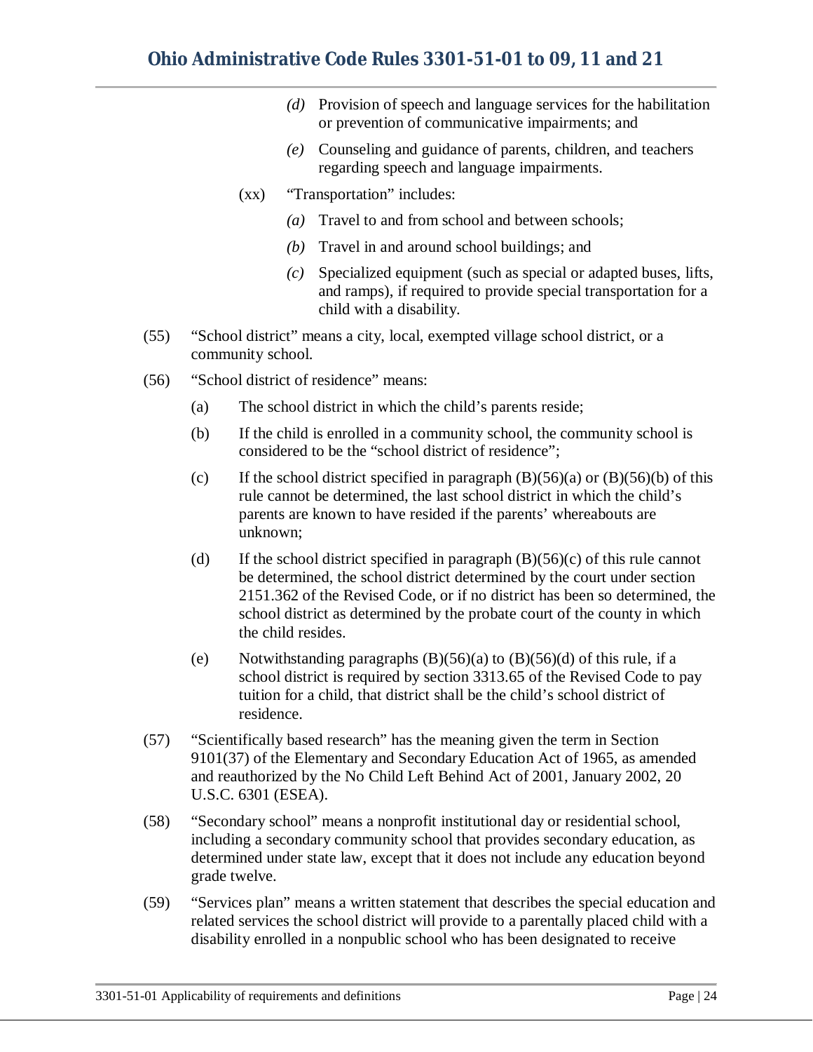*(d)* Provision of speech and language services for the habilitation or prevention of communicative impairments; and

*(e)* Counseling and guidance of parents, children, and teachers regarding speech and language impairments.

(xx) "Transportation" includes:

*(a)* Travel to and from school and between schools;

*(b)* Travel in and around school buildings; and

*(c)* Specialized equipment (such as special or adapted buses, lifts, and ramps), if required to provide special transportation for a child with a disability.

(55) "School district" means a city, local, exempted village school district, or a community school.

(56) "School district of residence" means:

(a) The school district in which the child's parents reside;

(b) If the child is enrolled in a community school, the community school is considered to be the "school district of residence";

(c) If the school district specified in paragraph (B)(56)(a) or (B)(56)(b) of this rule cannot be determined, the last school district in which the child's parents are known to have resided if the parents' whereabouts are unknown;

(d) If the school district specified in paragraph (B)(56)(c) of this rule cannot be determined, the school district determined by the court under section 2151.362 of the Revised Code, or if no district has been so determined, the school district as determined by the probate court of the county in which the child resides.

(e) Notwithstanding paragraphs (B)(56)(a) to (B)(56)(d) of this rule, if a school district is required by section 3313.65 of the Revised Code to pay tuition for a child, that district shall be the child's school district of residence.

(57) "Scientifically based research" has the meaning given the term in Section 9101(37) of the Elementary and Secondary Education Act of 1965, as amended and reauthorized by the No Child Left Behind Act of 2001, January 2002, 20 U.S.C. 6301 (ESEA).

(58) "Secondary school" means a nonprofit institutional day or residential school, including a secondary community school that provides secondary education, as determined under state law, except that it does not include any education beyond grade twelve.

(59) "Services plan" means a written statement that describes the special education and related services the school district will provide to a parentally placed child with a disability enrolled in a nonpublic school who has been designated to receive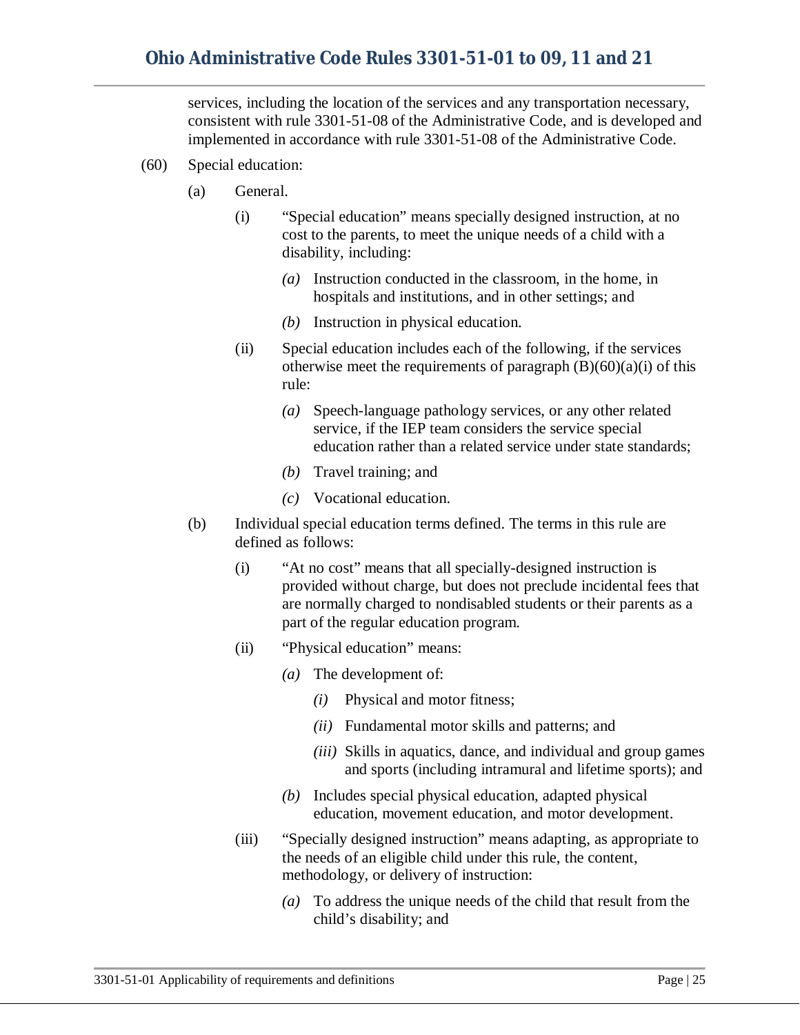services, including the location of the services and any transportation necessary, consistent with rule 3301-51-08 of the Administrative Code, and is developed and implemented in accordance with rule 3301-51-08 of the Administrative Code.

(60) Special education:

(a) General.

(i) "Special education" means specially designed instruction, at no cost to the parents, to meet the unique needs of a child with a disability, including:

*(a)* Instruction conducted in the classroom, in the home, in hospitals and institutions, and in other settings; and

*(b)* Instruction in physical education.

(ii) Special education includes each of the following, if the services otherwise meet the requirements of paragraph (B)(60)(a)(i) of this rule:

*(a)* Speech-language pathology services, or any other related service, if the IEP team considers the service special education rather than a related service under state standards;

*(b)* Travel training; and

*(c)* Vocational education.

(b) Individual special education terms defined. The terms in this rule are defined as follows:

(i) "At no cost" means that all specially-designed instruction is provided without charge, but does not preclude incidental fees that are normally charged to nondisabled students or their parents as a part of the regular education program.

(ii) "Physical education" means:

*(a)* The development of:

*(i)* Physical and motor fitness;

*(ii)* Fundamental motor skills and patterns; and

*(iii)* Skills in aquatics, dance, and individual and group games and sports (including intramural and lifetime sports); and

*(b)* Includes special physical education, adapted physical education, movement education, and motor development.

(iii) "Specially designed instruction" means adapting, as appropriate to the needs of an eligible child under this rule, the content, methodology, or delivery of instruction:

*(a)* To address the unique needs of the child that result from the child's disability; and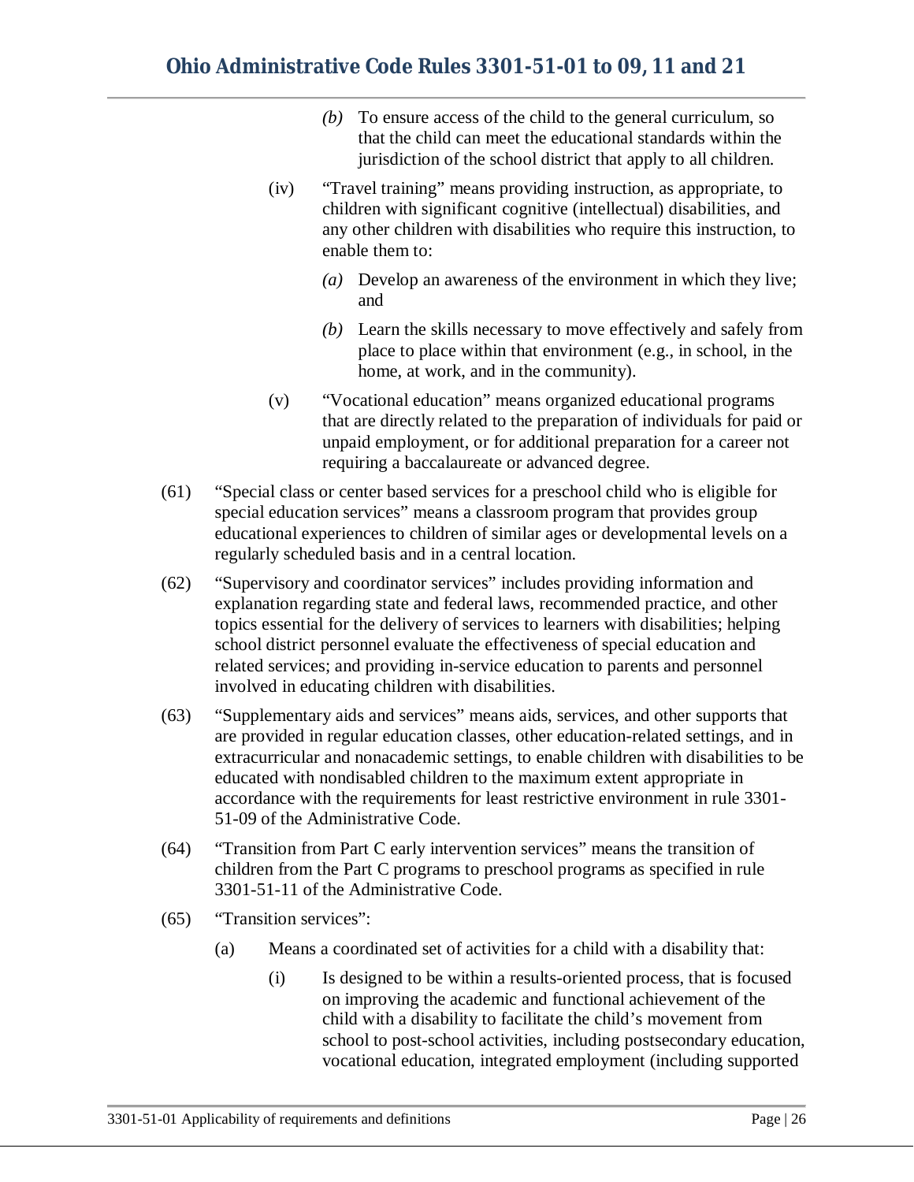*(b)* To ensure access of the child to the general curriculum, so that the child can meet the educational standards within the jurisdiction of the school district that apply to all children.

(iv) "Travel training" means providing instruction, as appropriate, to children with significant cognitive (intellectual) disabilities, and any other children with disabilities who require this instruction, to enable them to:

*(a)* Develop an awareness of the environment in which they live; and

*(b)* Learn the skills necessary to move effectively and safely from place to place within that environment (e.g., in school, in the home, at work, and in the community).

(v) "Vocational education" means organized educational programs that are directly related to the preparation of individuals for paid or unpaid employment, or for additional preparation for a career not requiring a baccalaureate or advanced degree.

(61) "Special class or center based services for a preschool child who is eligible for special education services" means a classroom program that provides group educational experiences to children of similar ages or developmental levels on a regularly scheduled basis and in a central location.

(62) "Supervisory and coordinator services" includes providing information and explanation regarding state and federal laws, recommended practice, and other topics essential for the delivery of services to learners with disabilities; helping school district personnel evaluate the effectiveness of special education and related services; and providing in-service education to parents and personnel involved in educating children with disabilities.

(63) "Supplementary aids and services" means aids, services, and other supports that are provided in regular education classes, other education-related settings, and in extracurricular and nonacademic settings, to enable children with disabilities to be educated with nondisabled children to the maximum extent appropriate in accordance with the requirements for least restrictive environment in rule 3301-51-09 of the Administrative Code.

(64) "Transition from Part C early intervention services" means the transition of children from the Part C programs to preschool programs as specified in rule 3301-51-11 of the Administrative Code.

(65) "Transition services":

(a) Means a coordinated set of activities for a child with a disability that:

(i) Is designed to be within a results-oriented process, that is focused on improving the academic and functional achievement of the child with a disability to facilitate the child's movement from school to post-school activities, including postsecondary education, vocational education, integrated employment (including supported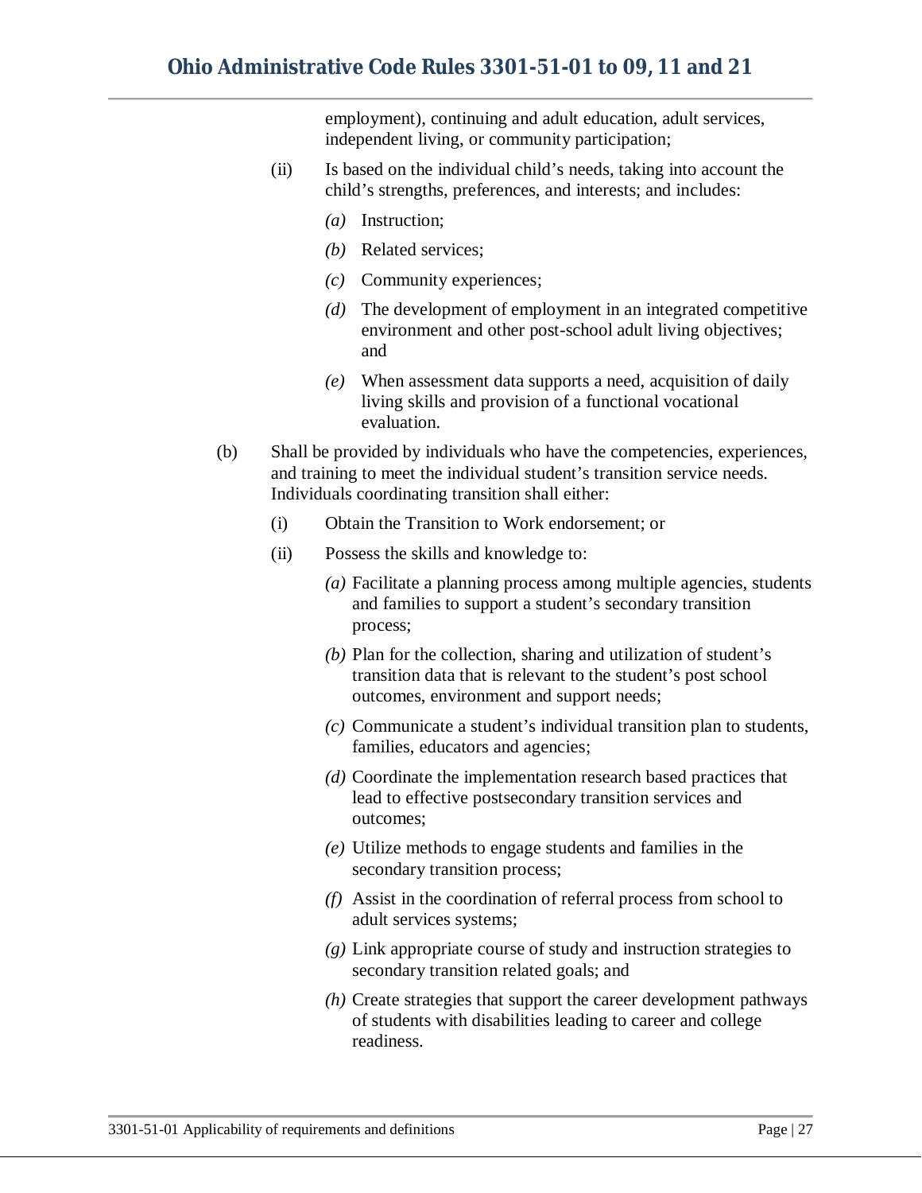employment), continuing and adult education, adult services, independent living, or community participation;

(ii) Is based on the individual child's needs, taking into account the child's strengths, preferences, and interests; and includes:

*(a)* Instruction;

*(b)* Related services;

*(c)* Community experiences;

*(d)* The development of employment in an integrated competitive environment and other post-school adult living objectives; and

*(e)* When assessment data supports a need, acquisition of daily living skills and provision of a functional vocational evaluation.

(b) Shall be provided by individuals who have the competencies, experiences, and training to meet the individual student's transition service needs. Individuals coordinating transition shall either:

(i) Obtain the Transition to Work endorsement; or

(ii) Possess the skills and knowledge to:

*(a)* Facilitate a planning process among multiple agencies, students and families to support a student's secondary transition process;

*(b)* Plan for the collection, sharing and utilization of student's transition data that is relevant to the student's post school outcomes, environment and support needs;

*(c)* Communicate a student's individual transition plan to students, families, educators and agencies;

*(d)* Coordinate the implementation research based practices that lead to effective postsecondary transition services and outcomes;

*(e)* Utilize methods to engage students and families in the secondary transition process;

*(f)* Assist in the coordination of referral process from school to adult services systems;

*(g)* Link appropriate course of study and instruction strategies to secondary transition related goals; and

*(h)* Create strategies that support the career development pathways of students with disabilities leading to career and college readiness.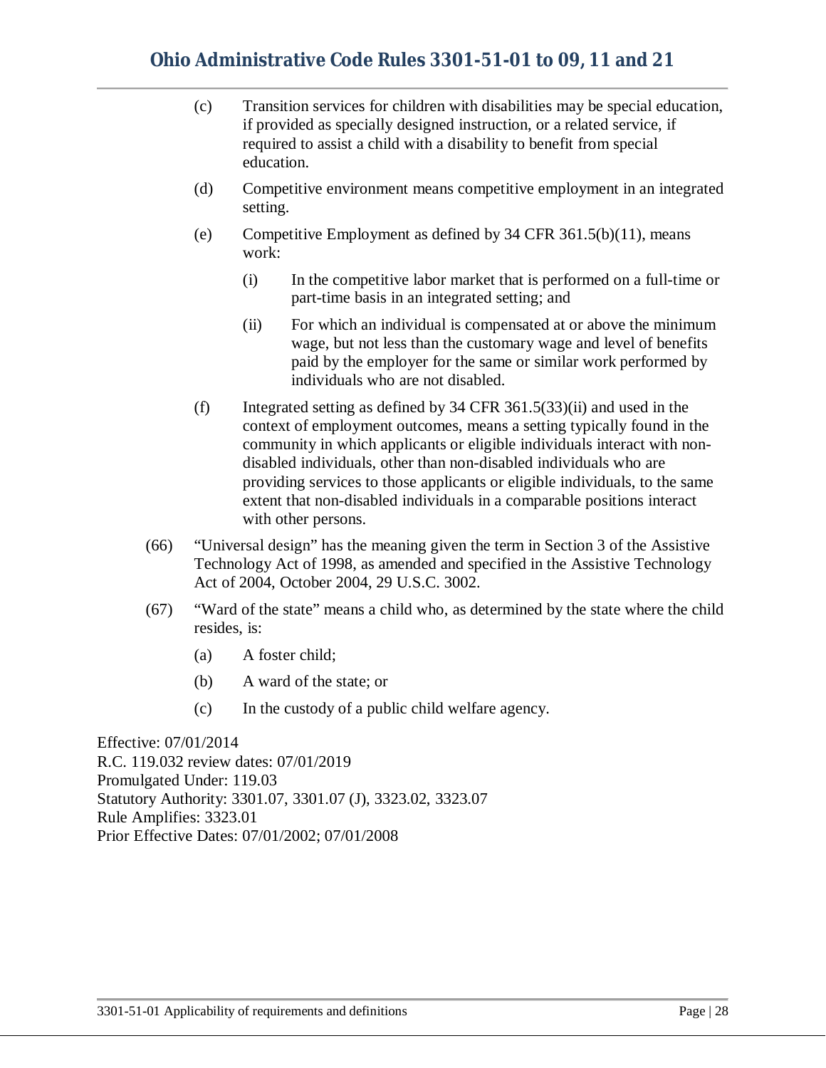(c) Transition services for children with disabilities may be special education, if provided as specially designed instruction, or a related service, if required to assist a child with a disability to benefit from special education.

(d) Competitive environment means competitive employment in an integrated setting.

(e) Competitive Employment as defined by 34 CFR 361.5(b)(11), means work:

(i) In the competitive labor market that is performed on a full-time or part-time basis in an integrated setting; and

(ii) For which an individual is compensated at or above the minimum wage, but not less than the customary wage and level of benefits paid by the employer for the same or similar work performed by individuals who are not disabled.

(f) Integrated setting as defined by 34 CFR 361.5(33)(ii) and used in the context of employment outcomes, means a setting typically found in the community in which applicants or eligible individuals interact with non-disabled individuals, other than non-disabled individuals who are providing services to those applicants or eligible individuals, to the same extent that non-disabled individuals in a comparable positions interact with other persons.

(66) "Universal design" has the meaning given the term in Section 3 of the Assistive Technology Act of 1998, as amended and specified in the Assistive Technology Act of 2004, October 2004, 29 U.S.C. 3002.

(67) "Ward of the state" means a child who, as determined by the state where the child resides, is:

(a) A foster child;

(b) A ward of the state; or

(c) In the custody of a public child welfare agency.

Effective: 07/01/2014
R.C. 119.032 review dates: 07/01/2019
Promulgated Under: 119.03
Statutory Authority: 3301.07, 3301.07 (J), 3323.02, 3323.07
Rule Amplifies: 3323.01
Prior Effective Dates: 07/01/2002; 07/01/2008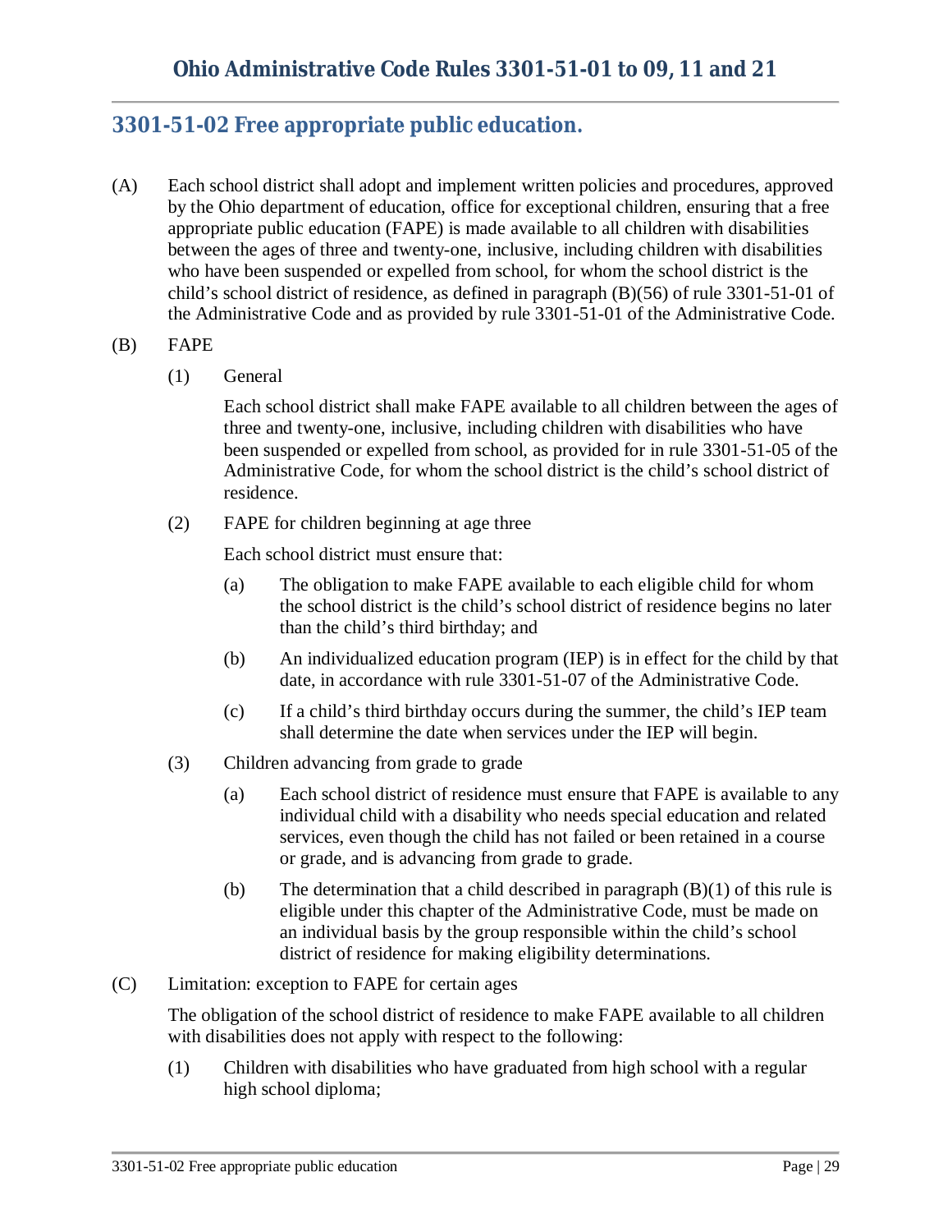## 3301-51-02 Free appropriate public education.

(A) Each school district shall adopt and implement written policies and procedures, approved by the Ohio department of education, office for exceptional children, ensuring that a free appropriate public education (FAPE) is made available to all children with disabilities between the ages of three and twenty-one, inclusive, including children with disabilities who have been suspended or expelled from school, for whom the school district is the child's school district of residence, as defined in paragraph (B)(56) of rule 3301-51-01 of the Administrative Code and as provided by rule 3301-51-01 of the Administrative Code.

(B) FAPE

(1) General

Each school district shall make FAPE available to all children between the ages of three and twenty-one, inclusive, including children with disabilities who have been suspended or expelled from school, as provided for in rule 3301-51-05 of the Administrative Code, for whom the school district is the child's school district of residence.

(2) FAPE for children beginning at age three

Each school district must ensure that:

(a) The obligation to make FAPE available to each eligible child for whom the school district is the child's school district of residence begins no later than the child's third birthday; and

(b) An individualized education program (IEP) is in effect for the child by that date, in accordance with rule 3301-51-07 of the Administrative Code.

(c) If a child's third birthday occurs during the summer, the child's IEP team shall determine the date when services under the IEP will begin.

(3) Children advancing from grade to grade

(a) Each school district of residence must ensure that FAPE is available to any individual child with a disability who needs special education and related services, even though the child has not failed or been retained in a course or grade, and is advancing from grade to grade.

(b) The determination that a child described in paragraph (B)(1) of this rule is eligible under this chapter of the Administrative Code, must be made on an individual basis by the group responsible within the child's school district of residence for making eligibility determinations.

(C) Limitation: exception to FAPE for certain ages

The obligation of the school district of residence to make FAPE available to all children with disabilities does not apply with respect to the following:

(1) Children with disabilities who have graduated from high school with a regular high school diploma;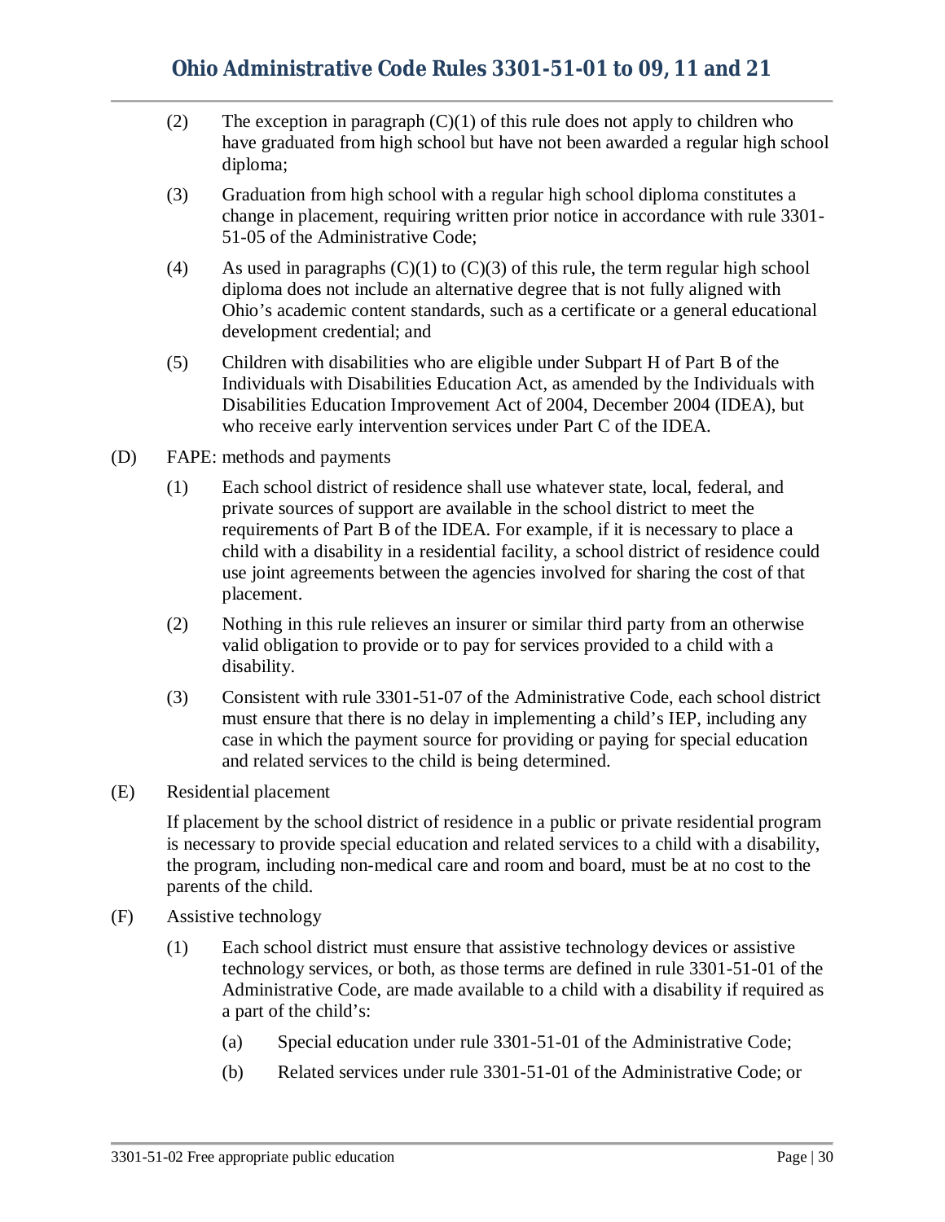(2) The exception in paragraph (C)(1) of this rule does not apply to children who have graduated from high school but have not been awarded a regular high school diploma;

(3) Graduation from high school with a regular high school diploma constitutes a change in placement, requiring written prior notice in accordance with rule 3301-51-05 of the Administrative Code;

(4) As used in paragraphs (C)(1) to (C)(3) of this rule, the term regular high school diploma does not include an alternative degree that is not fully aligned with Ohio's academic content standards, such as a certificate or a general educational development credential; and

(5) Children with disabilities who are eligible under Subpart H of Part B of the Individuals with Disabilities Education Act, as amended by the Individuals with Disabilities Education Improvement Act of 2004, December 2004 (IDEA), but who receive early intervention services under Part C of the IDEA.

(D) FAPE: methods and payments

(1) Each school district of residence shall use whatever state, local, federal, and private sources of support are available in the school district to meet the requirements of Part B of the IDEA. For example, if it is necessary to place a child with a disability in a residential facility, a school district of residence could use joint agreements between the agencies involved for sharing the cost of that placement.

(2) Nothing in this rule relieves an insurer or similar third party from an otherwise valid obligation to provide or to pay for services provided to a child with a disability.

(3) Consistent with rule 3301-51-07 of the Administrative Code, each school district must ensure that there is no delay in implementing a child's IEP, including any case in which the payment source for providing or paying for special education and related services to the child is being determined.

(E) Residential placement

If placement by the school district of residence in a public or private residential program is necessary to provide special education and related services to a child with a disability, the program, including non-medical care and room and board, must be at no cost to the parents of the child.

(F) Assistive technology

(1) Each school district must ensure that assistive technology devices or assistive technology services, or both, as those terms are defined in rule 3301-51-01 of the Administrative Code, are made available to a child with a disability if required as a part of the child's:

(a) Special education under rule 3301-51-01 of the Administrative Code;

(b) Related services under rule 3301-51-01 of the Administrative Code; or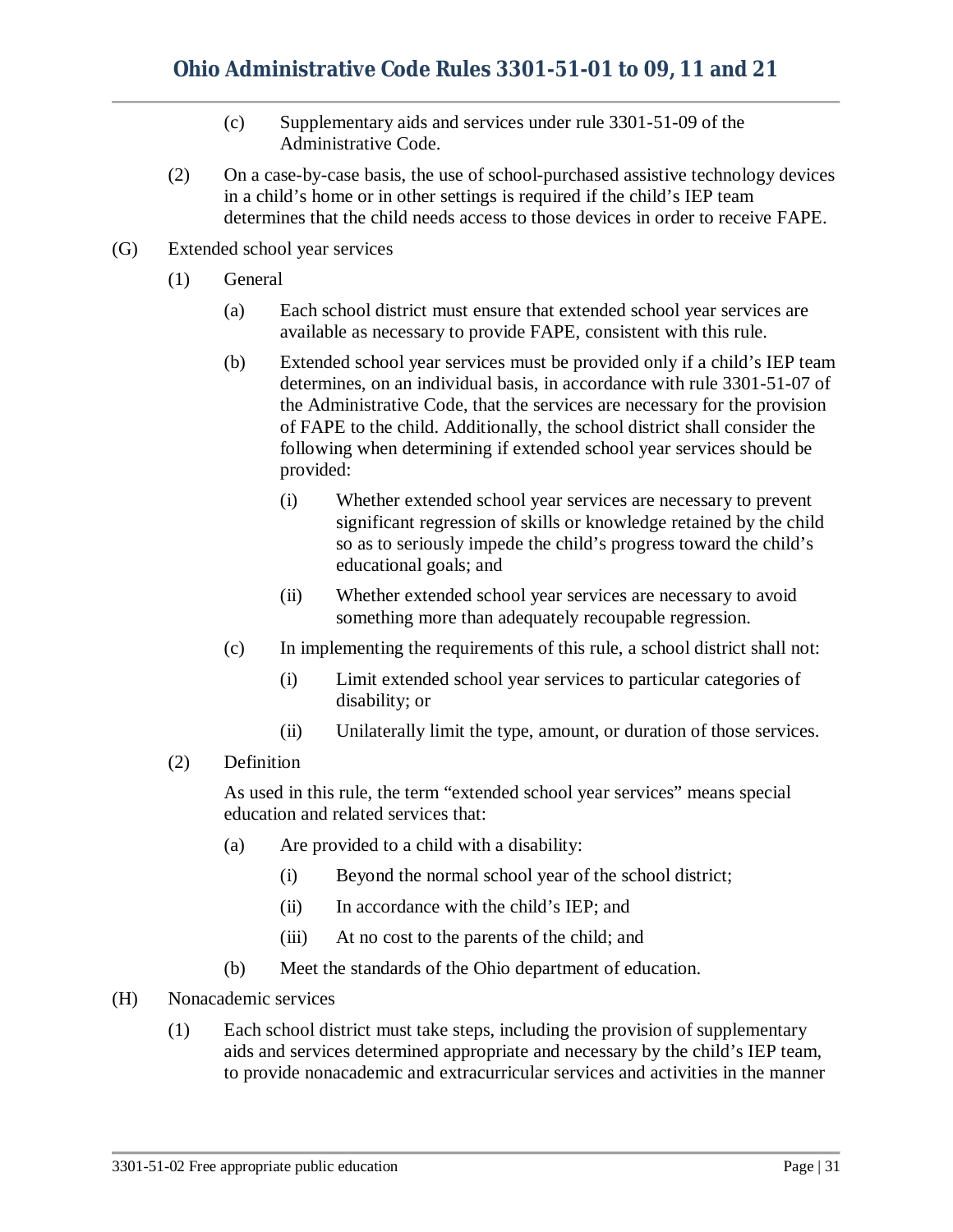(c) Supplementary aids and services under rule 3301-51-09 of the Administrative Code.

(2) On a case-by-case basis, the use of school-purchased assistive technology devices in a child's home or in other settings is required if the child's IEP team determines that the child needs access to those devices in order to receive FAPE.

(G) Extended school year services

(1) General

(a) Each school district must ensure that extended school year services are available as necessary to provide FAPE, consistent with this rule.

(b) Extended school year services must be provided only if a child's IEP team determines, on an individual basis, in accordance with rule 3301-51-07 of the Administrative Code, that the services are necessary for the provision of FAPE to the child. Additionally, the school district shall consider the following when determining if extended school year services should be provided:

(i) Whether extended school year services are necessary to prevent significant regression of skills or knowledge retained by the child so as to seriously impede the child's progress toward the child's educational goals; and

(ii) Whether extended school year services are necessary to avoid something more than adequately recoupable regression.

(c) In implementing the requirements of this rule, a school district shall not:

(i) Limit extended school year services to particular categories of disability; or

(ii) Unilaterally limit the type, amount, or duration of those services.

(2) Definition

As used in this rule, the term "extended school year services" means special education and related services that:

(a) Are provided to a child with a disability:

(i) Beyond the normal school year of the school district;

(ii) In accordance with the child's IEP; and

(iii) At no cost to the parents of the child; and

(b) Meet the standards of the Ohio department of education.

(H) Nonacademic services

(1) Each school district must take steps, including the provision of supplementary aids and services determined appropriate and necessary by the child's IEP team, to provide nonacademic and extracurricular services and activities in the manner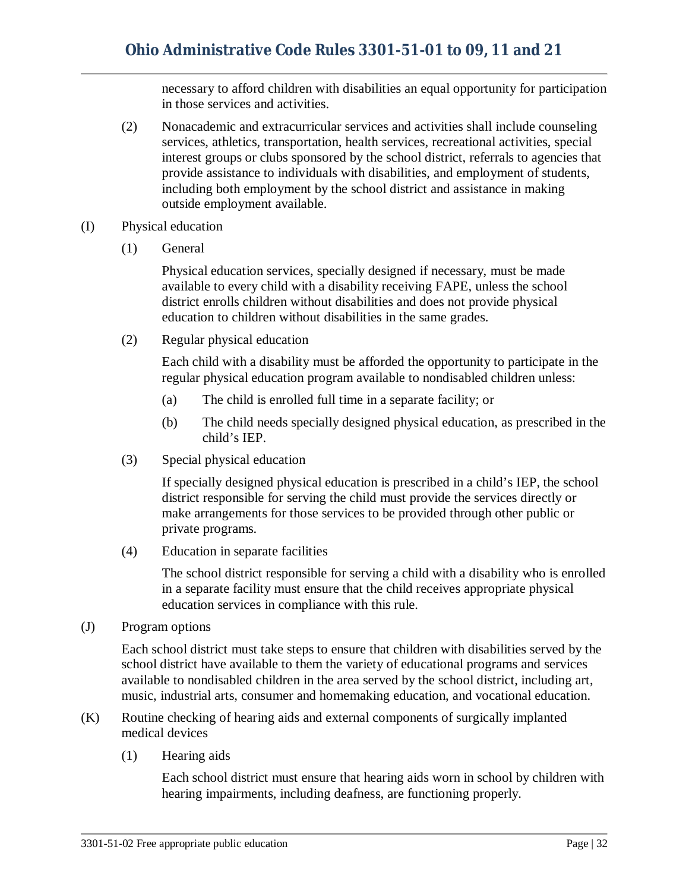necessary to afford children with disabilities an equal opportunity for participation in those services and activities.

(2) Nonacademic and extracurricular services and activities shall include counseling services, athletics, transportation, health services, recreational activities, special interest groups or clubs sponsored by the school district, referrals to agencies that provide assistance to individuals with disabilities, and employment of students, including both employment by the school district and assistance in making outside employment available.

(I) Physical education

(1) General

Physical education services, specially designed if necessary, must be made available to every child with a disability receiving FAPE, unless the school district enrolls children without disabilities and does not provide physical education to children without disabilities in the same grades.

(2) Regular physical education

Each child with a disability must be afforded the opportunity to participate in the regular physical education program available to nondisabled children unless:

(a) The child is enrolled full time in a separate facility; or

(b) The child needs specially designed physical education, as prescribed in the child's IEP.

(3) Special physical education

If specially designed physical education is prescribed in a child's IEP, the school district responsible for serving the child must provide the services directly or make arrangements for those services to be provided through other public or private programs.

(4) Education in separate facilities

The school district responsible for serving a child with a disability who is enrolled in a separate facility must ensure that the child receives appropriate physical education services in compliance with this rule.

(J) Program options

Each school district must take steps to ensure that children with disabilities served by the school district have available to them the variety of educational programs and services available to nondisabled children in the area served by the school district, including art, music, industrial arts, consumer and homemaking education, and vocational education.

(K) Routine checking of hearing aids and external components of surgically implanted medical devices

(1) Hearing aids

Each school district must ensure that hearing aids worn in school by children with hearing impairments, including deafness, are functioning properly.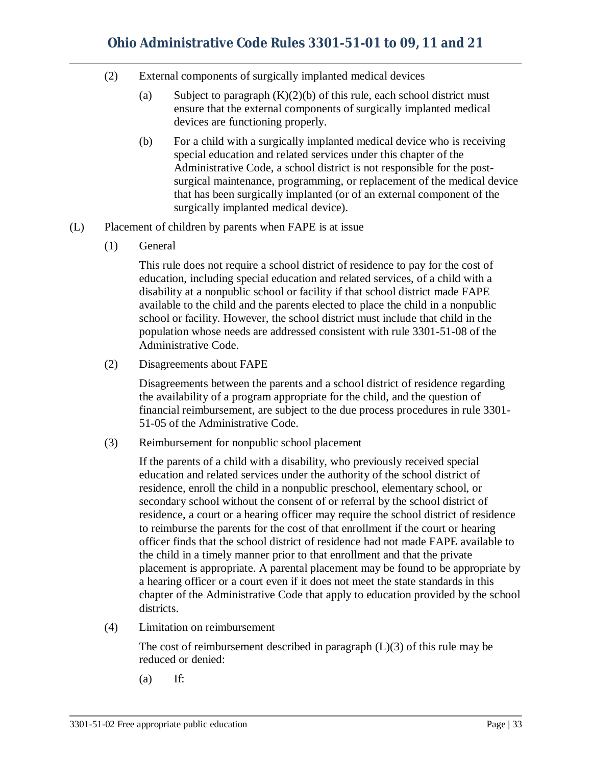(2) External components of surgically implanted medical devices

   (a) Subject to paragraph (K)(2)(b) of this rule, each school district must ensure that the external components of surgically implanted medical devices are functioning properly.

   (b) For a child with a surgically implanted medical device who is receiving special education and related services under this chapter of the Administrative Code, a school district is not responsible for the post-surgical maintenance, programming, or replacement of the medical device that has been surgically implanted (or of an external component of the surgically implanted medical device).

(L) Placement of children by parents when FAPE is at issue

   (1) General

   This rule does not require a school district of residence to pay for the cost of education, including special education and related services, of a child with a disability at a nonpublic school or facility if that school district made FAPE available to the child and the parents elected to place the child in a nonpublic school or facility. However, the school district must include that child in the population whose needs are addressed consistent with rule 3301-51-08 of the Administrative Code.

   (2) Disagreements about FAPE

   Disagreements between the parents and a school district of residence regarding the availability of a program appropriate for the child, and the question of financial reimbursement, are subject to the due process procedures in rule 3301-51-05 of the Administrative Code.

   (3) Reimbursement for nonpublic school placement

   If the parents of a child with a disability, who previously received special education and related services under the authority of the school district of residence, enroll the child in a nonpublic preschool, elementary school, or secondary school without the consent of or referral by the school district of residence, a court or a hearing officer may require the school district of residence to reimburse the parents for the cost of that enrollment if the court or hearing officer finds that the school district of residence had not made FAPE available to the child in a timely manner prior to that enrollment and that the private placement is appropriate. A parental placement may be found to be appropriate by a hearing officer or a court even if it does not meet the state standards in this chapter of the Administrative Code that apply to education provided by the school districts.

   (4) Limitation on reimbursement

   The cost of reimbursement described in paragraph (L)(3) of this rule may be reduced or denied:

   (a) If: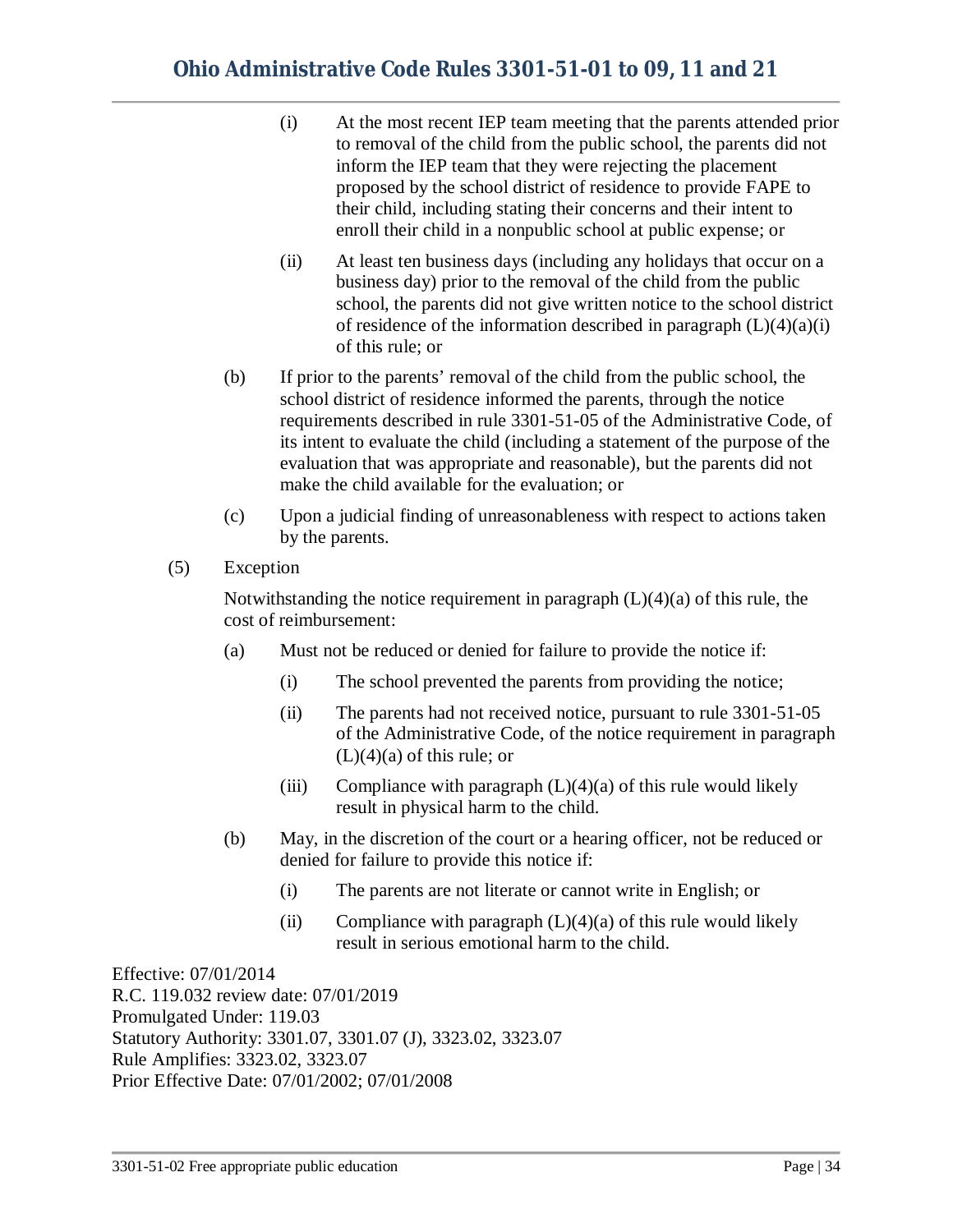(i) At the most recent IEP team meeting that the parents attended prior to removal of the child from the public school, the parents did not inform the IEP team that they were rejecting the placement proposed by the school district of residence to provide FAPE to their child, including stating their concerns and their intent to enroll their child in a nonpublic school at public expense; or

(ii) At least ten business days (including any holidays that occur on a business day) prior to the removal of the child from the public school, the parents did not give written notice to the school district of residence of the information described in paragraph (L)(4)(a)(i) of this rule; or

(b) If prior to the parents' removal of the child from the public school, the school district of residence informed the parents, through the notice requirements described in rule 3301-51-05 of the Administrative Code, of its intent to evaluate the child (including a statement of the purpose of the evaluation that was appropriate and reasonable), but the parents did not make the child available for the evaluation; or

(c) Upon a judicial finding of unreasonableness with respect to actions taken by the parents.

(5) Exception

Notwithstanding the notice requirement in paragraph (L)(4)(a) of this rule, the cost of reimbursement:

(a) Must not be reduced or denied for failure to provide the notice if:

(i) The school prevented the parents from providing the notice;

(ii) The parents had not received notice, pursuant to rule 3301-51-05 of the Administrative Code, of the notice requirement in paragraph (L)(4)(a) of this rule; or

(iii) Compliance with paragraph (L)(4)(a) of this rule would likely result in physical harm to the child.

(b) May, in the discretion of the court or a hearing officer, not be reduced or denied for failure to provide this notice if:

(i) The parents are not literate or cannot write in English; or

(ii) Compliance with paragraph (L)(4)(a) of this rule would likely result in serious emotional harm to the child.

Effective: 07/01/2014
R.C. 119.032 review date: 07/01/2019
Promulgated Under: 119.03
Statutory Authority: 3301.07, 3301.07 (J), 3323.02, 3323.07
Rule Amplifies: 3323.02, 3323.07
Prior Effective Date: 07/01/2002; 07/01/2008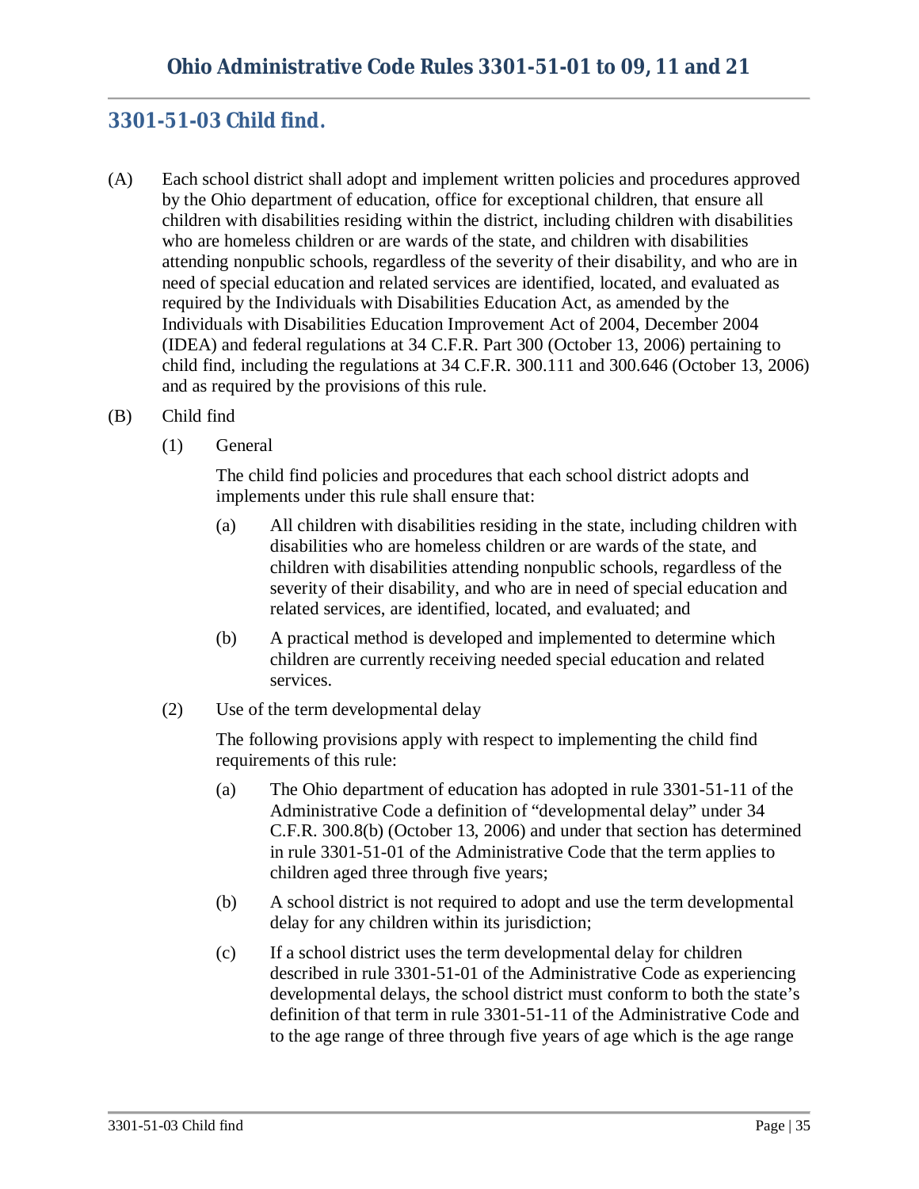## 3301-51-03 Child find.

(A) Each school district shall adopt and implement written policies and procedures approved by the Ohio department of education, office for exceptional children, that ensure all children with disabilities residing within the district, including children with disabilities who are homeless children or are wards of the state, and children with disabilities attending nonpublic schools, regardless of the severity of their disability, and who are in need of special education and related services are identified, located, and evaluated as required by the Individuals with Disabilities Education Act, as amended by the Individuals with Disabilities Education Improvement Act of 2004, December 2004 (IDEA) and federal regulations at 34 C.F.R. Part 300 (October 13, 2006) pertaining to child find, including the regulations at 34 C.F.R. 300.111 and 300.646 (October 13, 2006) and as required by the provisions of this rule.

(B) Child find

(1) General

The child find policies and procedures that each school district adopts and implements under this rule shall ensure that:

(a) All children with disabilities residing in the state, including children with disabilities who are homeless children or are wards of the state, and children with disabilities attending nonpublic schools, regardless of the severity of their disability, and who are in need of special education and related services, are identified, located, and evaluated; and

(b) A practical method is developed and implemented to determine which children are currently receiving needed special education and related services.

(2) Use of the term developmental delay

The following provisions apply with respect to implementing the child find requirements of this rule:

(a) The Ohio department of education has adopted in rule 3301-51-11 of the Administrative Code a definition of "developmental delay" under 34 C.F.R. 300.8(b) (October 13, 2006) and under that section has determined in rule 3301-51-01 of the Administrative Code that the term applies to children aged three through five years;

(b) A school district is not required to adopt and use the term developmental delay for any children within its jurisdiction;

(c) If a school district uses the term developmental delay for children described in rule 3301-51-01 of the Administrative Code as experiencing developmental delays, the school district must conform to both the state's definition of that term in rule 3301-51-11 of the Administrative Code and to the age range of three through five years of age which is the age range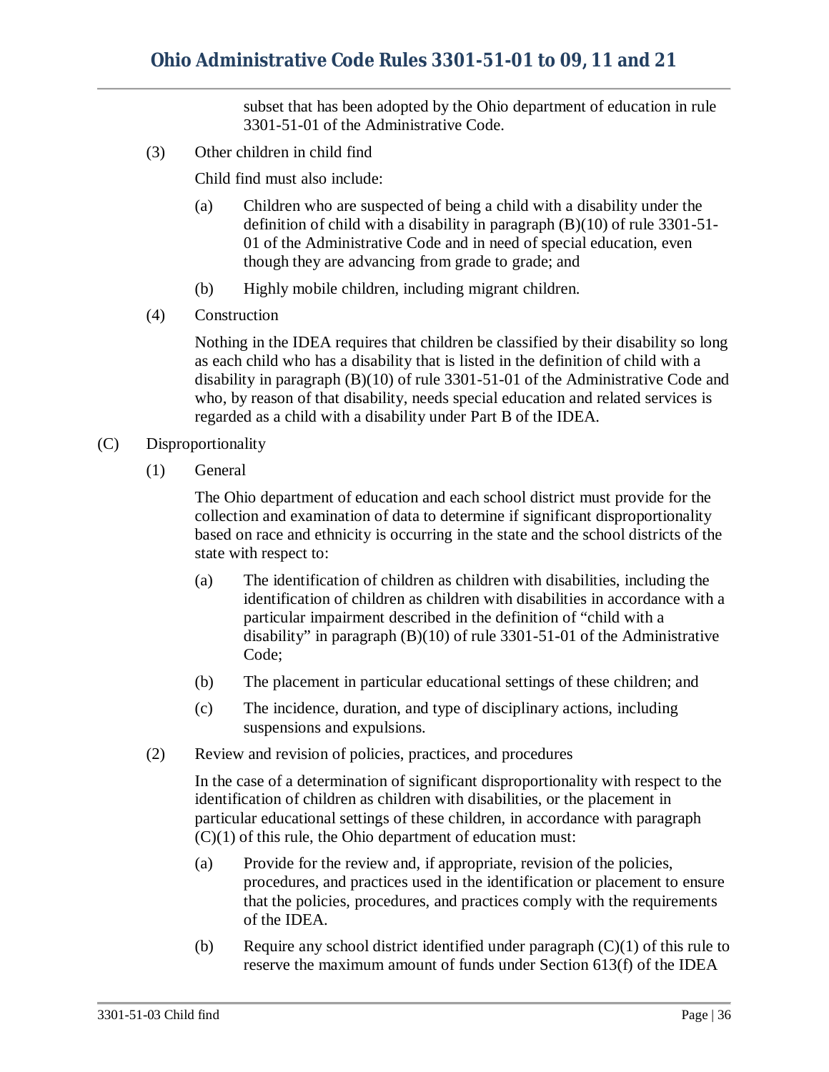subset that has been adopted by the Ohio department of education in rule 3301-51-01 of the Administrative Code.

(3) Other children in child find

Child find must also include:

(a) Children who are suspected of being a child with a disability under the definition of child with a disability in paragraph (B)(10) of rule 3301-51-01 of the Administrative Code and in need of special education, even though they are advancing from grade to grade; and

(b) Highly mobile children, including migrant children.

(4) Construction

Nothing in the IDEA requires that children be classified by their disability so long as each child who has a disability that is listed in the definition of child with a disability in paragraph (B)(10) of rule 3301-51-01 of the Administrative Code and who, by reason of that disability, needs special education and related services is regarded as a child with a disability under Part B of the IDEA.

(C) Disproportionality

(1) General

The Ohio department of education and each school district must provide for the collection and examination of data to determine if significant disproportionality based on race and ethnicity is occurring in the state and the school districts of the state with respect to:

(a) The identification of children as children with disabilities, including the identification of children as children with disabilities in accordance with a particular impairment described in the definition of "child with a disability" in paragraph (B)(10) of rule 3301-51-01 of the Administrative Code;

(b) The placement in particular educational settings of these children; and

(c) The incidence, duration, and type of disciplinary actions, including suspensions and expulsions.

(2) Review and revision of policies, practices, and procedures

In the case of a determination of significant disproportionality with respect to the identification of children as children with disabilities, or the placement in particular educational settings of these children, in accordance with paragraph (C)(1) of this rule, the Ohio department of education must:

(a) Provide for the review and, if appropriate, revision of the policies, procedures, and practices used in the identification or placement to ensure that the policies, procedures, and practices comply with the requirements of the IDEA.

(b) Require any school district identified under paragraph (C)(1) of this rule to reserve the maximum amount of funds under Section 613(f) of the IDEA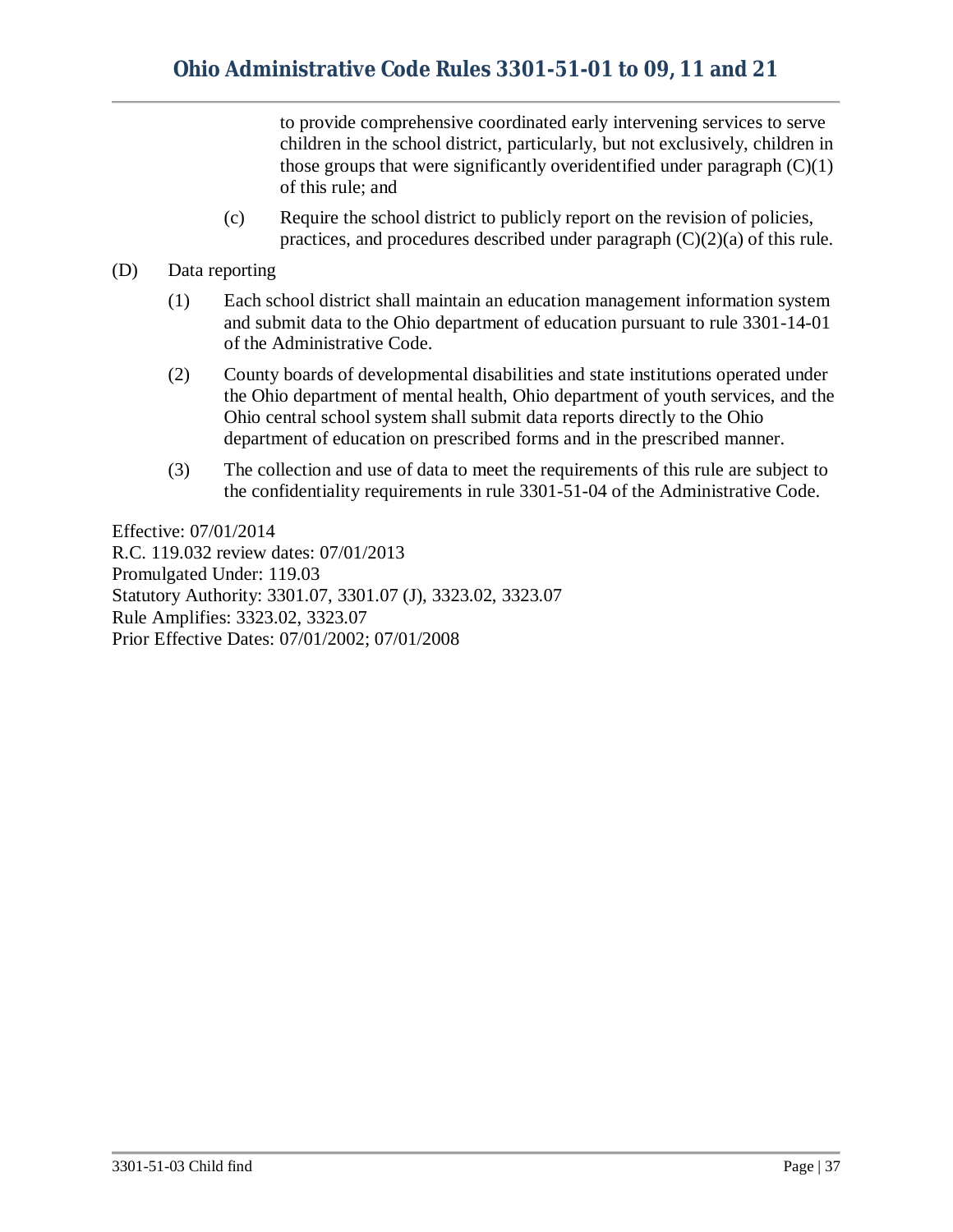to provide comprehensive coordinated early intervening services to serve children in the school district, particularly, but not exclusively, children in those groups that were significantly overidentified under paragraph (C)(1) of this rule; and

(c) Require the school district to publicly report on the revision of policies, practices, and procedures described under paragraph (C)(2)(a) of this rule.

(D) Data reporting

(1) Each school district shall maintain an education management information system and submit data to the Ohio department of education pursuant to rule 3301-14-01 of the Administrative Code.

(2) County boards of developmental disabilities and state institutions operated under the Ohio department of mental health, Ohio department of youth services, and the Ohio central school system shall submit data reports directly to the Ohio department of education on prescribed forms and in the prescribed manner.

(3) The collection and use of data to meet the requirements of this rule are subject to the confidentiality requirements in rule 3301-51-04 of the Administrative Code.

Effective: 07/01/2014
R.C. 119.032 review dates: 07/01/2013
Promulgated Under: 119.03
Statutory Authority: 3301.07, 3301.07 (J), 3323.02, 3323.07
Rule Amplifies: 3323.02, 3323.07
Prior Effective Dates: 07/01/2002; 07/01/2008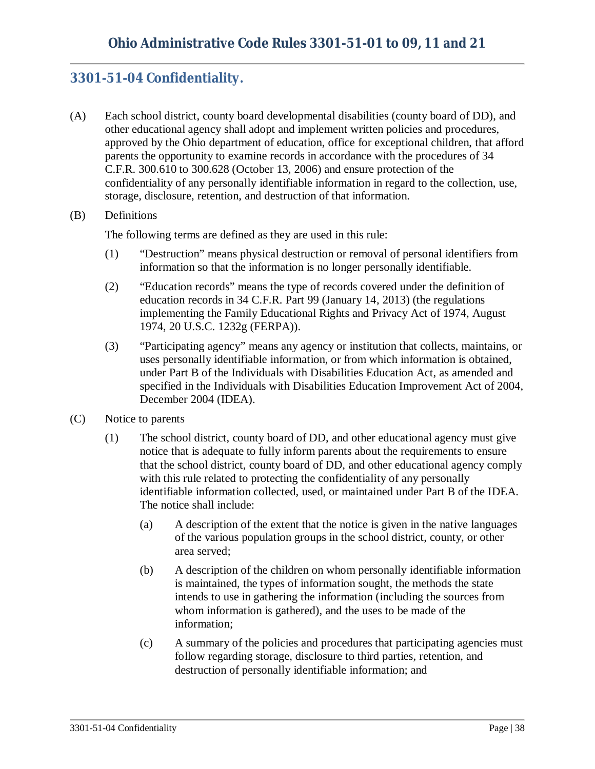# Ohio Administrative Code Rules 3301-51-01 to 09, 11 and 21

## 3301-51-04 Confidentiality.

(A) Each school district, county board developmental disabilities (county board of DD), and other educational agency shall adopt and implement written policies and procedures, approved by the Ohio department of education, office for exceptional children, that afford parents the opportunity to examine records in accordance with the procedures of 34 C.F.R. 300.610 to 300.628 (October 13, 2006) and ensure protection of the confidentiality of any personally identifiable information in regard to the collection, use, storage, disclosure, retention, and destruction of that information.

(B) Definitions

The following terms are defined as they are used in this rule:

(1) "Destruction" means physical destruction or removal of personal identifiers from information so that the information is no longer personally identifiable.

(2) "Education records" means the type of records covered under the definition of education records in 34 C.F.R. Part 99 (January 14, 2013) (the regulations implementing the Family Educational Rights and Privacy Act of 1974, August 1974, 20 U.S.C. 1232g (FERPA)).

(3) "Participating agency" means any agency or institution that collects, maintains, or uses personally identifiable information, or from which information is obtained, under Part B of the Individuals with Disabilities Education Act, as amended and specified in the Individuals with Disabilities Education Improvement Act of 2004, December 2004 (IDEA).

(C) Notice to parents

(1) The school district, county board of DD, and other educational agency must give notice that is adequate to fully inform parents about the requirements to ensure that the school district, county board of DD, and other educational agency comply with this rule related to protecting the confidentiality of any personally identifiable information collected, used, or maintained under Part B of the IDEA. The notice shall include:

(a) A description of the extent that the notice is given in the native languages of the various population groups in the school district, county, or other area served;

(b) A description of the children on whom personally identifiable information is maintained, the types of information sought, the methods the state intends to use in gathering the information (including the sources from whom information is gathered), and the uses to be made of the information;

(c) A summary of the policies and procedures that participating agencies must follow regarding storage, disclosure to third parties, retention, and destruction of personally identifiable information; and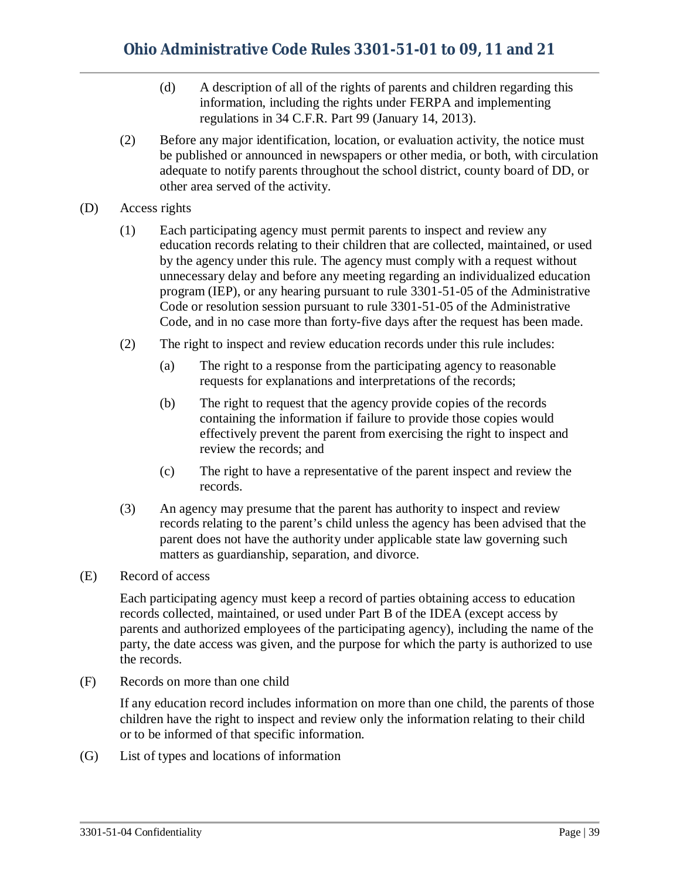(d) A description of all of the rights of parents and children regarding this information, including the rights under FERPA and implementing regulations in 34 C.F.R. Part 99 (January 14, 2013).

(2) Before any major identification, location, or evaluation activity, the notice must be published or announced in newspapers or other media, or both, with circulation adequate to notify parents throughout the school district, county board of DD, or other area served of the activity.

(D) Access rights

(1) Each participating agency must permit parents to inspect and review any education records relating to their children that are collected, maintained, or used by the agency under this rule. The agency must comply with a request without unnecessary delay and before any meeting regarding an individualized education program (IEP), or any hearing pursuant to rule 3301-51-05 of the Administrative Code or resolution session pursuant to rule 3301-51-05 of the Administrative Code, and in no case more than forty-five days after the request has been made.

(2) The right to inspect and review education records under this rule includes:

(a) The right to a response from the participating agency to reasonable requests for explanations and interpretations of the records;

(b) The right to request that the agency provide copies of the records containing the information if failure to provide those copies would effectively prevent the parent from exercising the right to inspect and review the records; and

(c) The right to have a representative of the parent inspect and review the records.

(3) An agency may presume that the parent has authority to inspect and review records relating to the parent's child unless the agency has been advised that the parent does not have the authority under applicable state law governing such matters as guardianship, separation, and divorce.

(E) Record of access

Each participating agency must keep a record of parties obtaining access to education records collected, maintained, or used under Part B of the IDEA (except access by parents and authorized employees of the participating agency), including the name of the party, the date access was given, and the purpose for which the party is authorized to use the records.

(F) Records on more than one child

If any education record includes information on more than one child, the parents of those children have the right to inspect and review only the information relating to their child or to be informed of that specific information.

(G) List of types and locations of information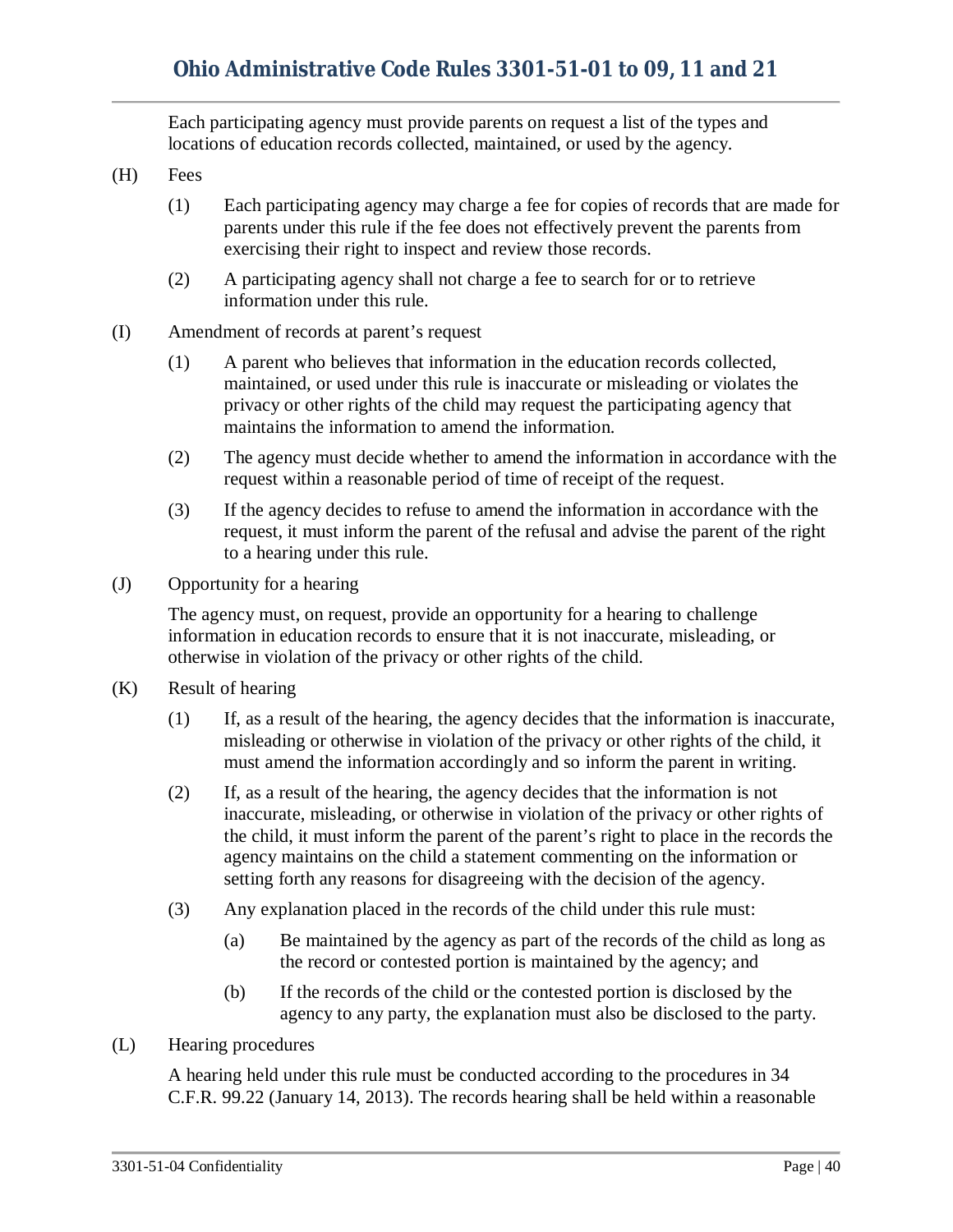Each participating agency must provide parents on request a list of the types and locations of education records collected, maintained, or used by the agency.

(H) Fees

(1) Each participating agency may charge a fee for copies of records that are made for parents under this rule if the fee does not effectively prevent the parents from exercising their right to inspect and review those records.

(2) A participating agency shall not charge a fee to search for or to retrieve information under this rule.

(I) Amendment of records at parent's request

(1) A parent who believes that information in the education records collected, maintained, or used under this rule is inaccurate or misleading or violates the privacy or other rights of the child may request the participating agency that maintains the information to amend the information.

(2) The agency must decide whether to amend the information in accordance with the request within a reasonable period of time of receipt of the request.

(3) If the agency decides to refuse to amend the information in accordance with the request, it must inform the parent of the refusal and advise the parent of the right to a hearing under this rule.

(J) Opportunity for a hearing

The agency must, on request, provide an opportunity for a hearing to challenge information in education records to ensure that it is not inaccurate, misleading, or otherwise in violation of the privacy or other rights of the child.

(K) Result of hearing

(1) If, as a result of the hearing, the agency decides that the information is inaccurate, misleading or otherwise in violation of the privacy or other rights of the child, it must amend the information accordingly and so inform the parent in writing.

(2) If, as a result of the hearing, the agency decides that the information is not inaccurate, misleading, or otherwise in violation of the privacy or other rights of the child, it must inform the parent of the parent's right to place in the records the agency maintains on the child a statement commenting on the information or setting forth any reasons for disagreeing with the decision of the agency.

(3) Any explanation placed in the records of the child under this rule must:

(a) Be maintained by the agency as part of the records of the child as long as the record or contested portion is maintained by the agency; and

(b) If the records of the child or the contested portion is disclosed by the agency to any party, the explanation must also be disclosed to the party.

(L) Hearing procedures

A hearing held under this rule must be conducted according to the procedures in 34 C.F.R. 99.22 (January 14, 2013). The records hearing shall be held within a reasonable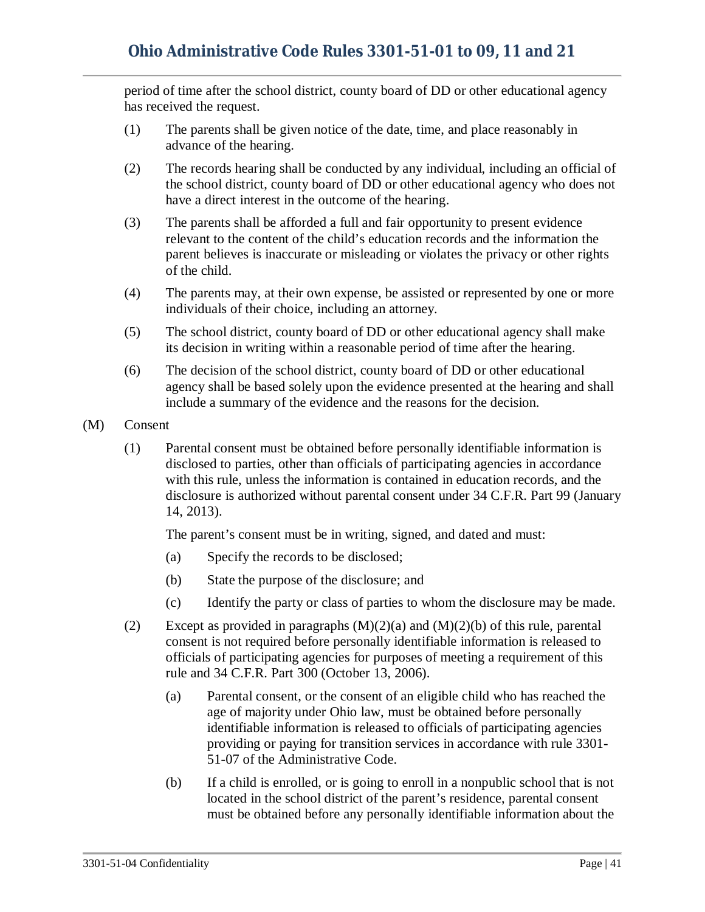period of time after the school district, county board of DD or other educational agency has received the request.

(1) The parents shall be given notice of the date, time, and place reasonably in advance of the hearing.

(2) The records hearing shall be conducted by any individual, including an official of the school district, county board of DD or other educational agency who does not have a direct interest in the outcome of the hearing.

(3) The parents shall be afforded a full and fair opportunity to present evidence relevant to the content of the child's education records and the information the parent believes is inaccurate or misleading or violates the privacy or other rights of the child.

(4) The parents may, at their own expense, be assisted or represented by one or more individuals of their choice, including an attorney.

(5) The school district, county board of DD or other educational agency shall make its decision in writing within a reasonable period of time after the hearing.

(6) The decision of the school district, county board of DD or other educational agency shall be based solely upon the evidence presented at the hearing and shall include a summary of the evidence and the reasons for the decision.

(M) Consent

(1) Parental consent must be obtained before personally identifiable information is disclosed to parties, other than officials of participating agencies in accordance with this rule, unless the information is contained in education records, and the disclosure is authorized without parental consent under 34 C.F.R. Part 99 (January 14, 2013).

The parent's consent must be in writing, signed, and dated and must:

(a) Specify the records to be disclosed;

(b) State the purpose of the disclosure; and

(c) Identify the party or class of parties to whom the disclosure may be made.

(2) Except as provided in paragraphs (M)(2)(a) and (M)(2)(b) of this rule, parental consent is not required before personally identifiable information is released to officials of participating agencies for purposes of meeting a requirement of this rule and 34 C.F.R. Part 300 (October 13, 2006).

(a) Parental consent, or the consent of an eligible child who has reached the age of majority under Ohio law, must be obtained before personally identifiable information is released to officials of participating agencies providing or paying for transition services in accordance with rule 3301-51-07 of the Administrative Code.

(b) If a child is enrolled, or is going to enroll in a nonpublic school that is not located in the school district of the parent's residence, parental consent must be obtained before any personally identifiable information about the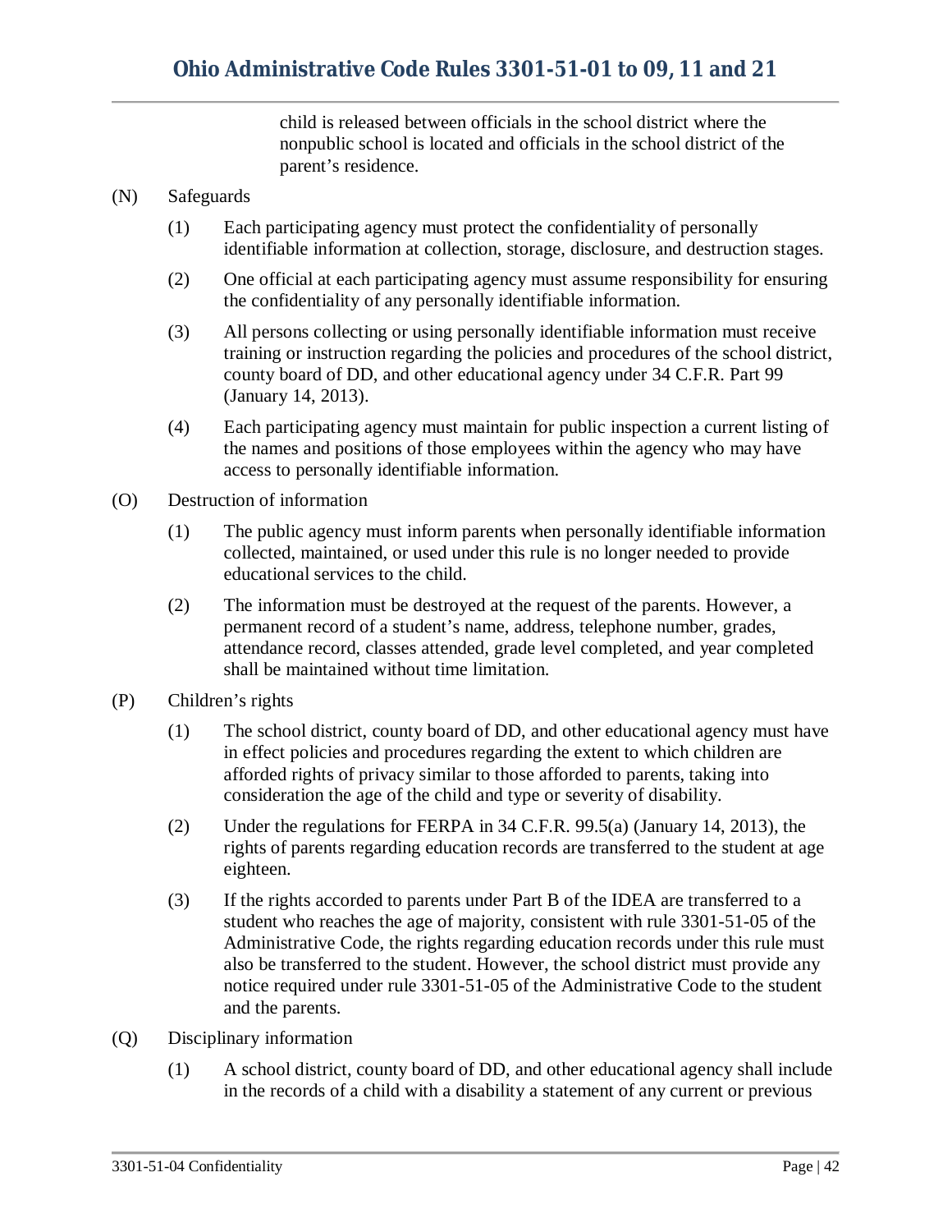child is released between officials in the school district where the nonpublic school is located and officials in the school district of the parent's residence.

(N) Safeguards

(1) Each participating agency must protect the confidentiality of personally identifiable information at collection, storage, disclosure, and destruction stages.

(2) One official at each participating agency must assume responsibility for ensuring the confidentiality of any personally identifiable information.

(3) All persons collecting or using personally identifiable information must receive training or instruction regarding the policies and procedures of the school district, county board of DD, and other educational agency under 34 C.F.R. Part 99 (January 14, 2013).

(4) Each participating agency must maintain for public inspection a current listing of the names and positions of those employees within the agency who may have access to personally identifiable information.

(O) Destruction of information

(1) The public agency must inform parents when personally identifiable information collected, maintained, or used under this rule is no longer needed to provide educational services to the child.

(2) The information must be destroyed at the request of the parents. However, a permanent record of a student's name, address, telephone number, grades, attendance record, classes attended, grade level completed, and year completed shall be maintained without time limitation.

(P) Children's rights

(1) The school district, county board of DD, and other educational agency must have in effect policies and procedures regarding the extent to which children are afforded rights of privacy similar to those afforded to parents, taking into consideration the age of the child and type or severity of disability.

(2) Under the regulations for FERPA in 34 C.F.R. 99.5(a) (January 14, 2013), the rights of parents regarding education records are transferred to the student at age eighteen.

(3) If the rights accorded to parents under Part B of the IDEA are transferred to a student who reaches the age of majority, consistent with rule 3301-51-05 of the Administrative Code, the rights regarding education records under this rule must also be transferred to the student. However, the school district must provide any notice required under rule 3301-51-05 of the Administrative Code to the student and the parents.

(Q) Disciplinary information

(1) A school district, county board of DD, and other educational agency shall include in the records of a child with a disability a statement of any current or previous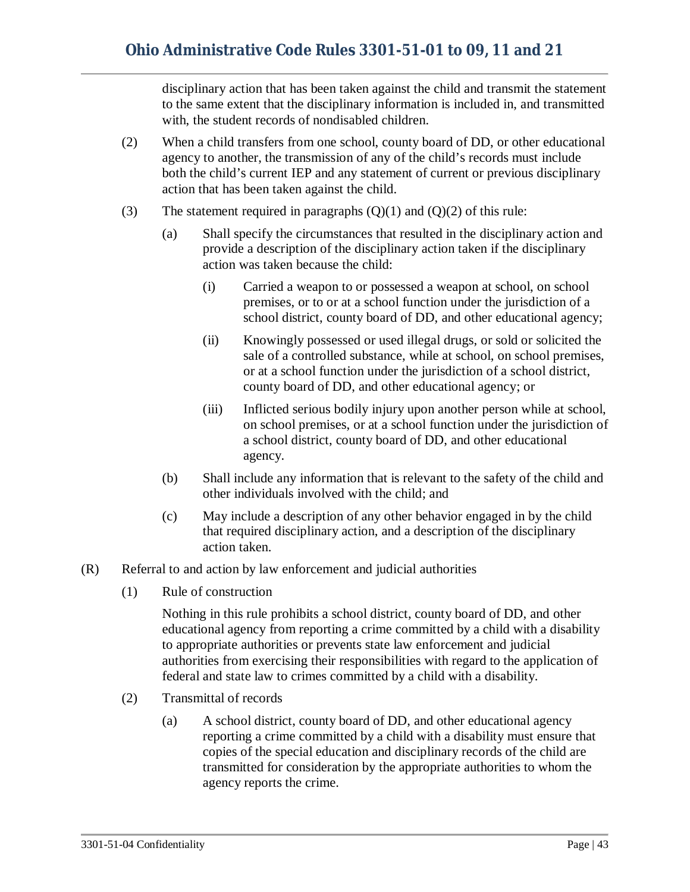disciplinary action that has been taken against the child and transmit the statement to the same extent that the disciplinary information is included in, and transmitted with, the student records of nondisabled children.

(2) When a child transfers from one school, county board of DD, or other educational agency to another, the transmission of any of the child's records must include both the child's current IEP and any statement of current or previous disciplinary action that has been taken against the child.

(3) The statement required in paragraphs (Q)(1) and (Q)(2) of this rule:

(a) Shall specify the circumstances that resulted in the disciplinary action and provide a description of the disciplinary action taken if the disciplinary action was taken because the child:

(i) Carried a weapon to or possessed a weapon at school, on school premises, or to or at a school function under the jurisdiction of a school district, county board of DD, and other educational agency;

(ii) Knowingly possessed or used illegal drugs, or sold or solicited the sale of a controlled substance, while at school, on school premises, or at a school function under the jurisdiction of a school district, county board of DD, and other educational agency; or

(iii) Inflicted serious bodily injury upon another person while at school, on school premises, or at a school function under the jurisdiction of a school district, county board of DD, and other educational agency.

(b) Shall include any information that is relevant to the safety of the child and other individuals involved with the child; and

(c) May include a description of any other behavior engaged in by the child that required disciplinary action, and a description of the disciplinary action taken.

(R) Referral to and action by law enforcement and judicial authorities

(1) Rule of construction

Nothing in this rule prohibits a school district, county board of DD, and other educational agency from reporting a crime committed by a child with a disability to appropriate authorities or prevents state law enforcement and judicial authorities from exercising their responsibilities with regard to the application of federal and state law to crimes committed by a child with a disability.

(2) Transmittal of records

(a) A school district, county board of DD, and other educational agency reporting a crime committed by a child with a disability must ensure that copies of the special education and disciplinary records of the child are transmitted for consideration by the appropriate authorities to whom the agency reports the crime.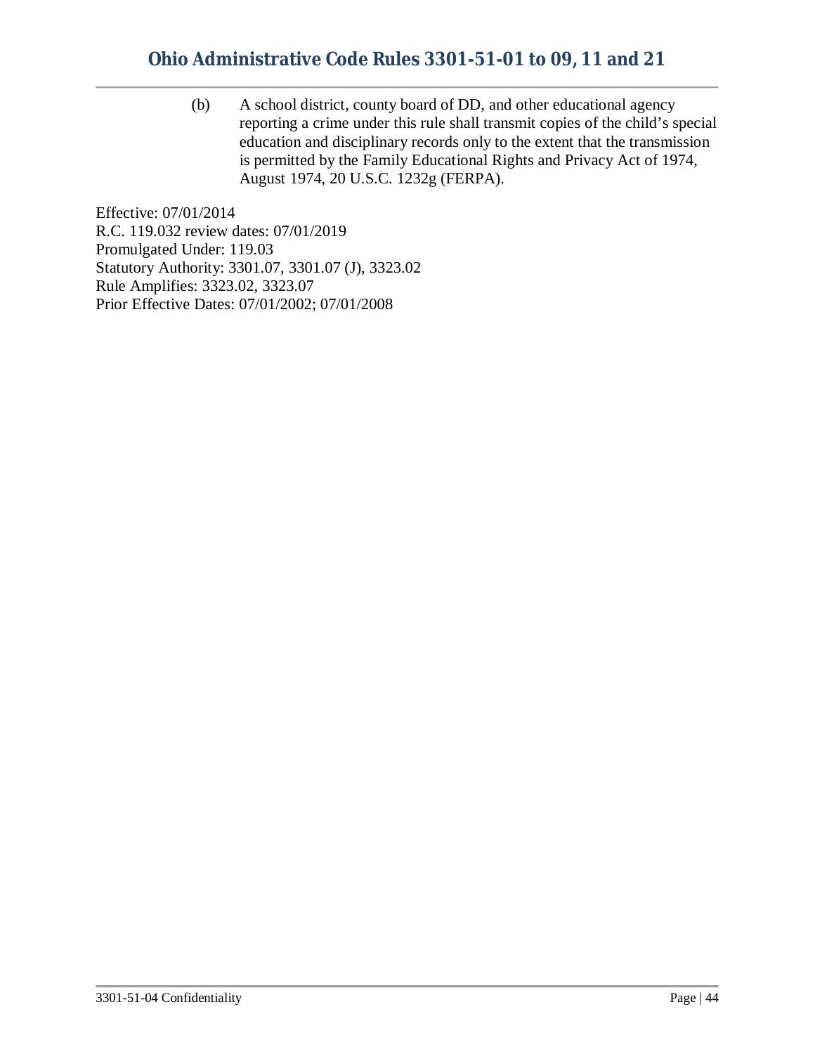(b) A school district, county board of DD, and other educational agency reporting a crime under this rule shall transmit copies of the child's special education and disciplinary records only to the extent that the transmission is permitted by the Family Educational Rights and Privacy Act of 1974, August 1974, 20 U.S.C. 1232g (FERPA).

Effective: 07/01/2014
R.C. 119.032 review dates: 07/01/2019
Promulgated Under: 119.03
Statutory Authority: 3301.07, 3301.07 (J), 3323.02
Rule Amplifies: 3323.02, 3323.07
Prior Effective Dates: 07/01/2002; 07/01/2008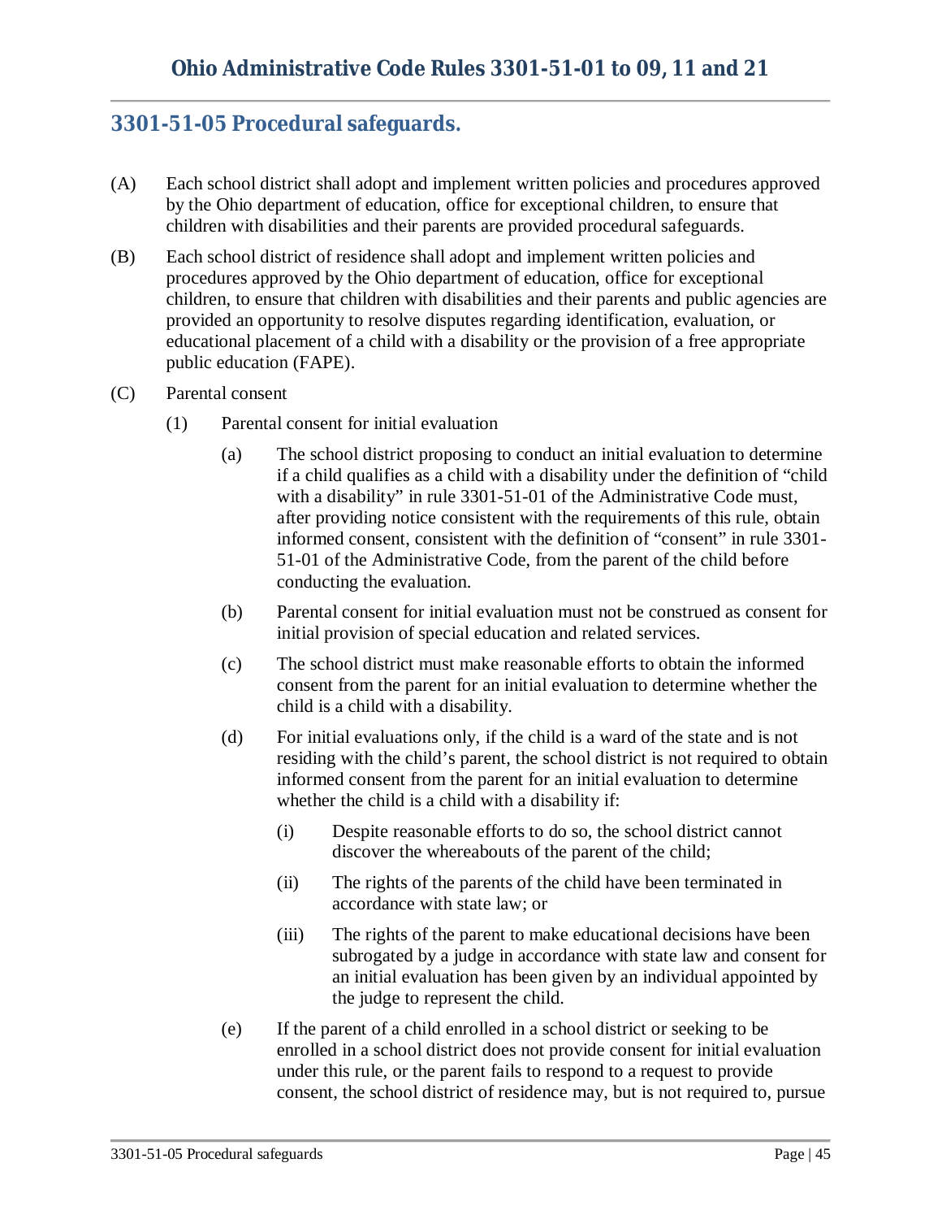## 3301-51-05 Procedural safeguards.

(A) Each school district shall adopt and implement written policies and procedures approved by the Ohio department of education, office for exceptional children, to ensure that children with disabilities and their parents are provided procedural safeguards.

(B) Each school district of residence shall adopt and implement written policies and procedures approved by the Ohio department of education, office for exceptional children, to ensure that children with disabilities and their parents and public agencies are provided an opportunity to resolve disputes regarding identification, evaluation, or educational placement of a child with a disability or the provision of a free appropriate public education (FAPE).

(C) Parental consent

(1) Parental consent for initial evaluation

(a) The school district proposing to conduct an initial evaluation to determine if a child qualifies as a child with a disability under the definition of "child with a disability" in rule 3301-51-01 of the Administrative Code must, after providing notice consistent with the requirements of this rule, obtain informed consent, consistent with the definition of "consent" in rule 3301-51-01 of the Administrative Code, from the parent of the child before conducting the evaluation.

(b) Parental consent for initial evaluation must not be construed as consent for initial provision of special education and related services.

(c) The school district must make reasonable efforts to obtain the informed consent from the parent for an initial evaluation to determine whether the child is a child with a disability.

(d) For initial evaluations only, if the child is a ward of the state and is not residing with the child's parent, the school district is not required to obtain informed consent from the parent for an initial evaluation to determine whether the child is a child with a disability if:

(i) Despite reasonable efforts to do so, the school district cannot discover the whereabouts of the parent of the child;

(ii) The rights of the parents of the child have been terminated in accordance with state law; or

(iii) The rights of the parent to make educational decisions have been subrogated by a judge in accordance with state law and consent for an initial evaluation has been given by an individual appointed by the judge to represent the child.

(e) If the parent of a child enrolled in a school district or seeking to be enrolled in a school district does not provide consent for initial evaluation under this rule, or the parent fails to respond to a request to provide consent, the school district of residence may, but is not required to, pursue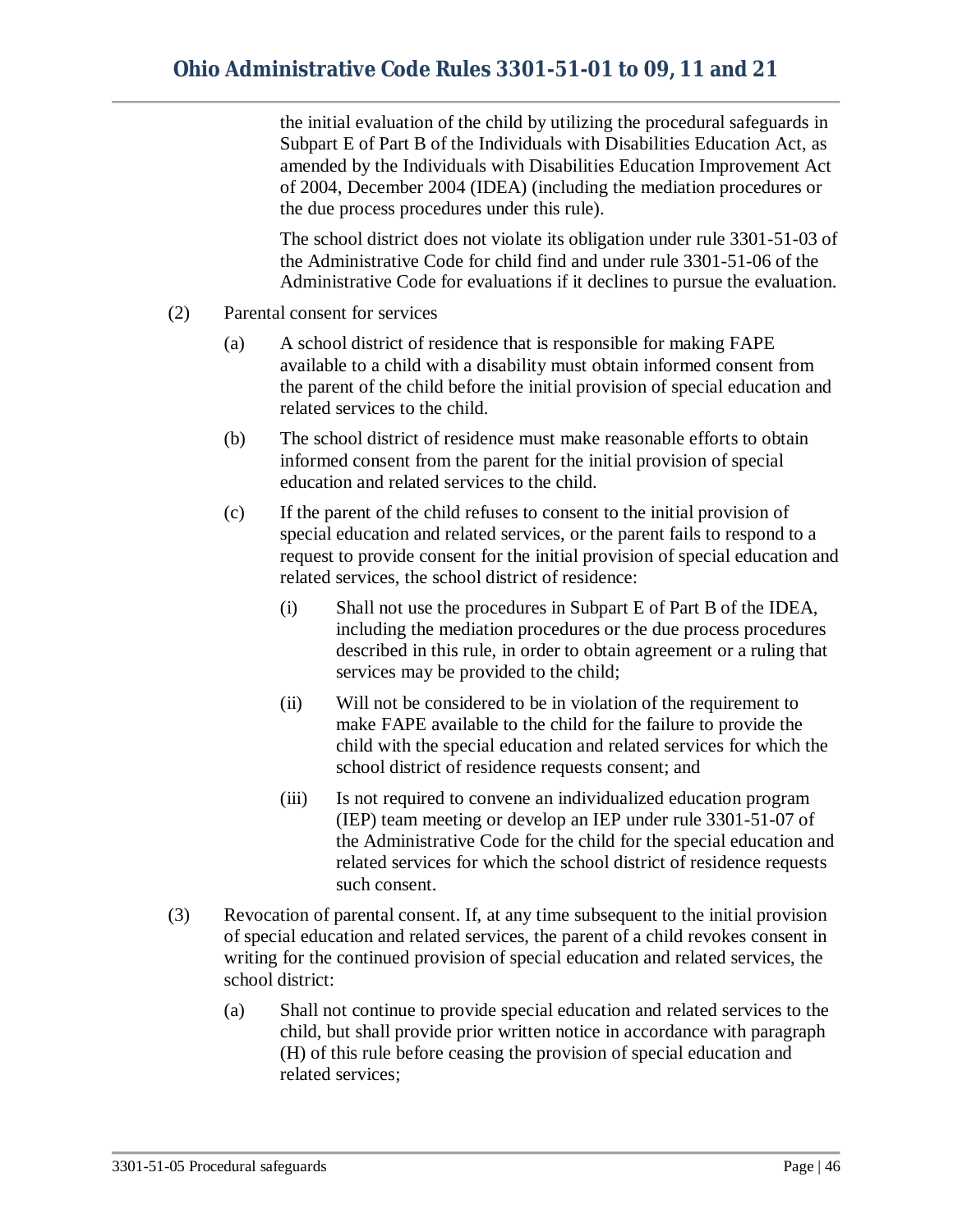the initial evaluation of the child by utilizing the procedural safeguards in Subpart E of Part B of the Individuals with Disabilities Education Act, as amended by the Individuals with Disabilities Education Improvement Act of 2004, December 2004 (IDEA) (including the mediation procedures or the due process procedures under this rule).

The school district does not violate its obligation under rule 3301-51-03 of the Administrative Code for child find and under rule 3301-51-06 of the Administrative Code for evaluations if it declines to pursue the evaluation.

(2) Parental consent for services

(a) A school district of residence that is responsible for making FAPE available to a child with a disability must obtain informed consent from the parent of the child before the initial provision of special education and related services to the child.

(b) The school district of residence must make reasonable efforts to obtain informed consent from the parent for the initial provision of special education and related services to the child.

(c) If the parent of the child refuses to consent to the initial provision of special education and related services, or the parent fails to respond to a request to provide consent for the initial provision of special education and related services, the school district of residence:

(i) Shall not use the procedures in Subpart E of Part B of the IDEA, including the mediation procedures or the due process procedures described in this rule, in order to obtain agreement or a ruling that services may be provided to the child;

(ii) Will not be considered to be in violation of the requirement to make FAPE available to the child for the failure to provide the child with the special education and related services for which the school district of residence requests consent; and

(iii) Is not required to convene an individualized education program (IEP) team meeting or develop an IEP under rule 3301-51-07 of the Administrative Code for the child for the special education and related services for which the school district of residence requests such consent.

(3) Revocation of parental consent. If, at any time subsequent to the initial provision of special education and related services, the parent of a child revokes consent in writing for the continued provision of special education and related services, the school district:

(a) Shall not continue to provide special education and related services to the child, but shall provide prior written notice in accordance with paragraph (H) of this rule before ceasing the provision of special education and related services;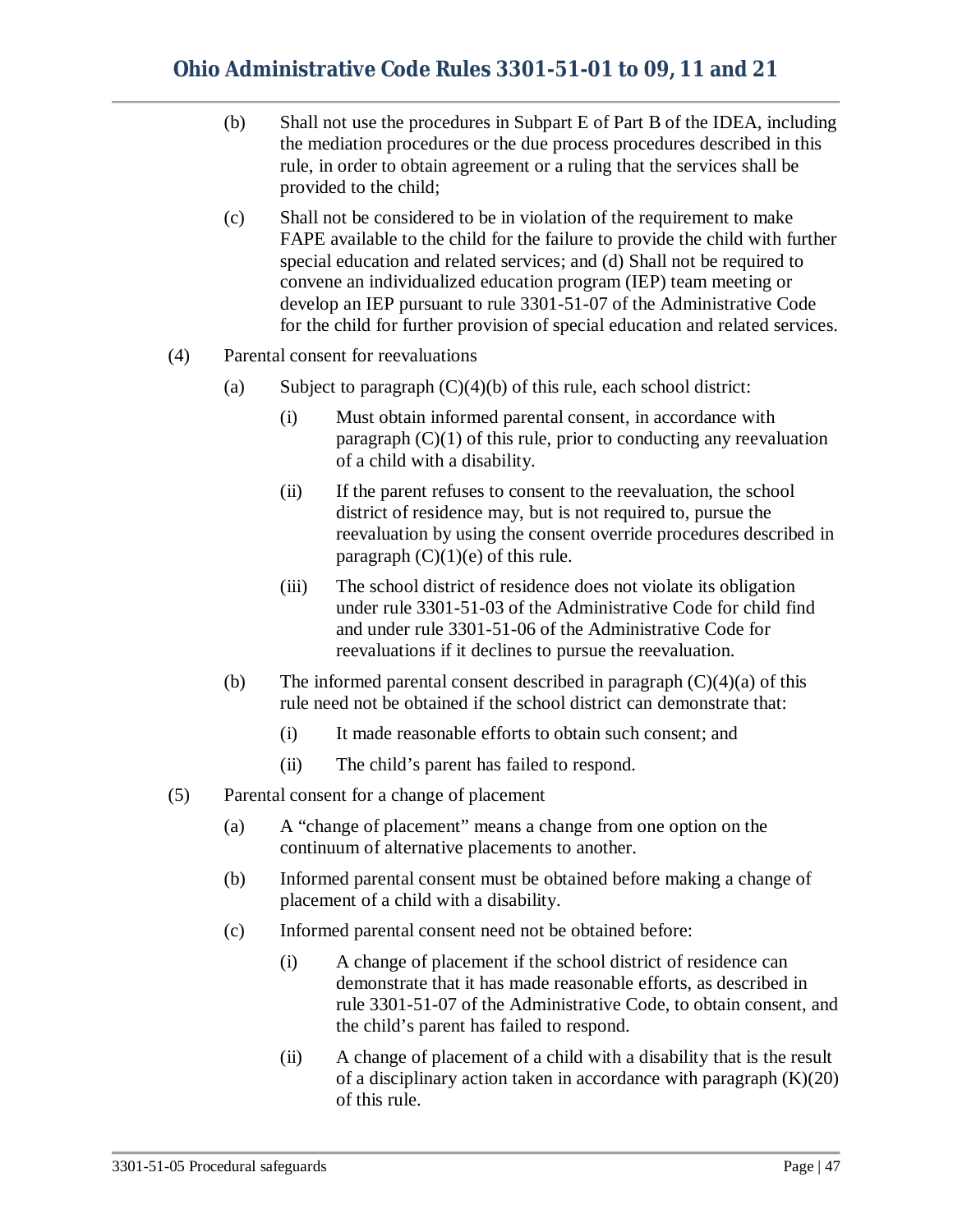(b) Shall not use the procedures in Subpart E of Part B of the IDEA, including the mediation procedures or the due process procedures described in this rule, in order to obtain agreement or a ruling that the services shall be provided to the child;

(c) Shall not be considered to be in violation of the requirement to make FAPE available to the child for the failure to provide the child with further special education and related services; and (d) Shall not be required to convene an individualized education program (IEP) team meeting or develop an IEP pursuant to rule 3301-51-07 of the Administrative Code for the child for further provision of special education and related services.

(4) Parental consent for reevaluations

(a) Subject to paragraph (C)(4)(b) of this rule, each school district:

(i) Must obtain informed parental consent, in accordance with paragraph (C)(1) of this rule, prior to conducting any reevaluation of a child with a disability.

(ii) If the parent refuses to consent to the reevaluation, the school district of residence may, but is not required to, pursue the reevaluation by using the consent override procedures described in paragraph (C)(1)(e) of this rule.

(iii) The school district of residence does not violate its obligation under rule 3301-51-03 of the Administrative Code for child find and under rule 3301-51-06 of the Administrative Code for reevaluations if it declines to pursue the reevaluation.

(b) The informed parental consent described in paragraph (C)(4)(a) of this rule need not be obtained if the school district can demonstrate that:

(i) It made reasonable efforts to obtain such consent; and

(ii) The child's parent has failed to respond.

(5) Parental consent for a change of placement

(a) A "change of placement" means a change from one option on the continuum of alternative placements to another.

(b) Informed parental consent must be obtained before making a change of placement of a child with a disability.

(c) Informed parental consent need not be obtained before:

(i) A change of placement if the school district of residence can demonstrate that it has made reasonable efforts, as described in rule 3301-51-07 of the Administrative Code, to obtain consent, and the child's parent has failed to respond.

(ii) A change of placement of a child with a disability that is the result of a disciplinary action taken in accordance with paragraph (K)(20) of this rule.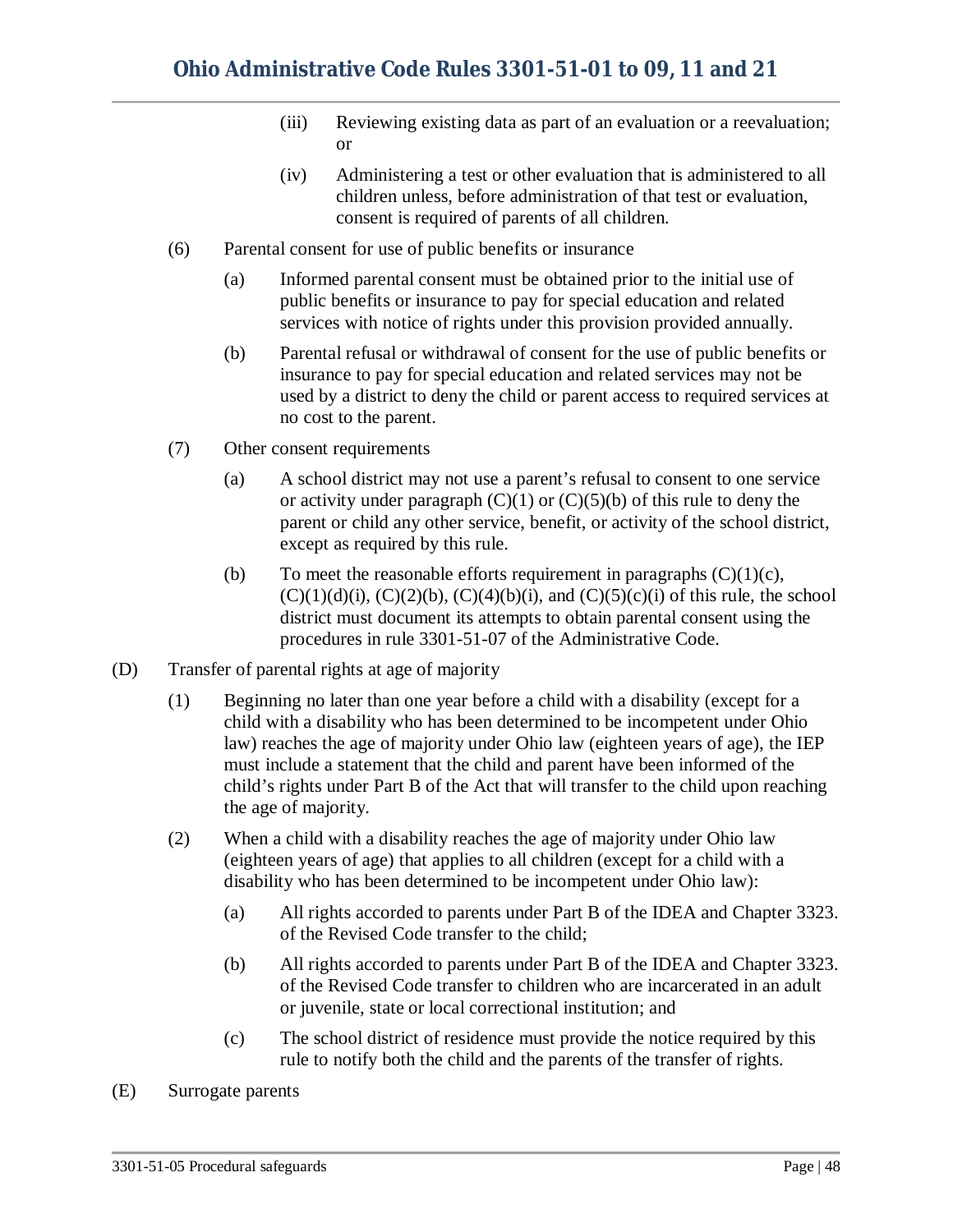(iii) Reviewing existing data as part of an evaluation or a reevaluation; or

(iv) Administering a test or other evaluation that is administered to all children unless, before administration of that test or evaluation, consent is required of parents of all children.

(6) Parental consent for use of public benefits or insurance

(a) Informed parental consent must be obtained prior to the initial use of public benefits or insurance to pay for special education and related services with notice of rights under this provision provided annually.

(b) Parental refusal or withdrawal of consent for the use of public benefits or insurance to pay for special education and related services may not be used by a district to deny the child or parent access to required services at no cost to the parent.

(7) Other consent requirements

(a) A school district may not use a parent's refusal to consent to one service or activity under paragraph (C)(1) or (C)(5)(b) of this rule to deny the parent or child any other service, benefit, or activity of the school district, except as required by this rule.

(b) To meet the reasonable efforts requirement in paragraphs (C)(1)(c), (C)(1)(d)(i), (C)(2)(b), (C)(4)(b)(i), and (C)(5)(c)(i) of this rule, the school district must document its attempts to obtain parental consent using the procedures in rule 3301-51-07 of the Administrative Code.

(D) Transfer of parental rights at age of majority

(1) Beginning no later than one year before a child with a disability (except for a child with a disability who has been determined to be incompetent under Ohio law) reaches the age of majority under Ohio law (eighteen years of age), the IEP must include a statement that the child and parent have been informed of the child's rights under Part B of the Act that will transfer to the child upon reaching the age of majority.

(2) When a child with a disability reaches the age of majority under Ohio law (eighteen years of age) that applies to all children (except for a child with a disability who has been determined to be incompetent under Ohio law):

(a) All rights accorded to parents under Part B of the IDEA and Chapter 3323. of the Revised Code transfer to the child;

(b) All rights accorded to parents under Part B of the IDEA and Chapter 3323. of the Revised Code transfer to children who are incarcerated in an adult or juvenile, state or local correctional institution; and

(c) The school district of residence must provide the notice required by this rule to notify both the child and the parents of the transfer of rights.

(E) Surrogate parents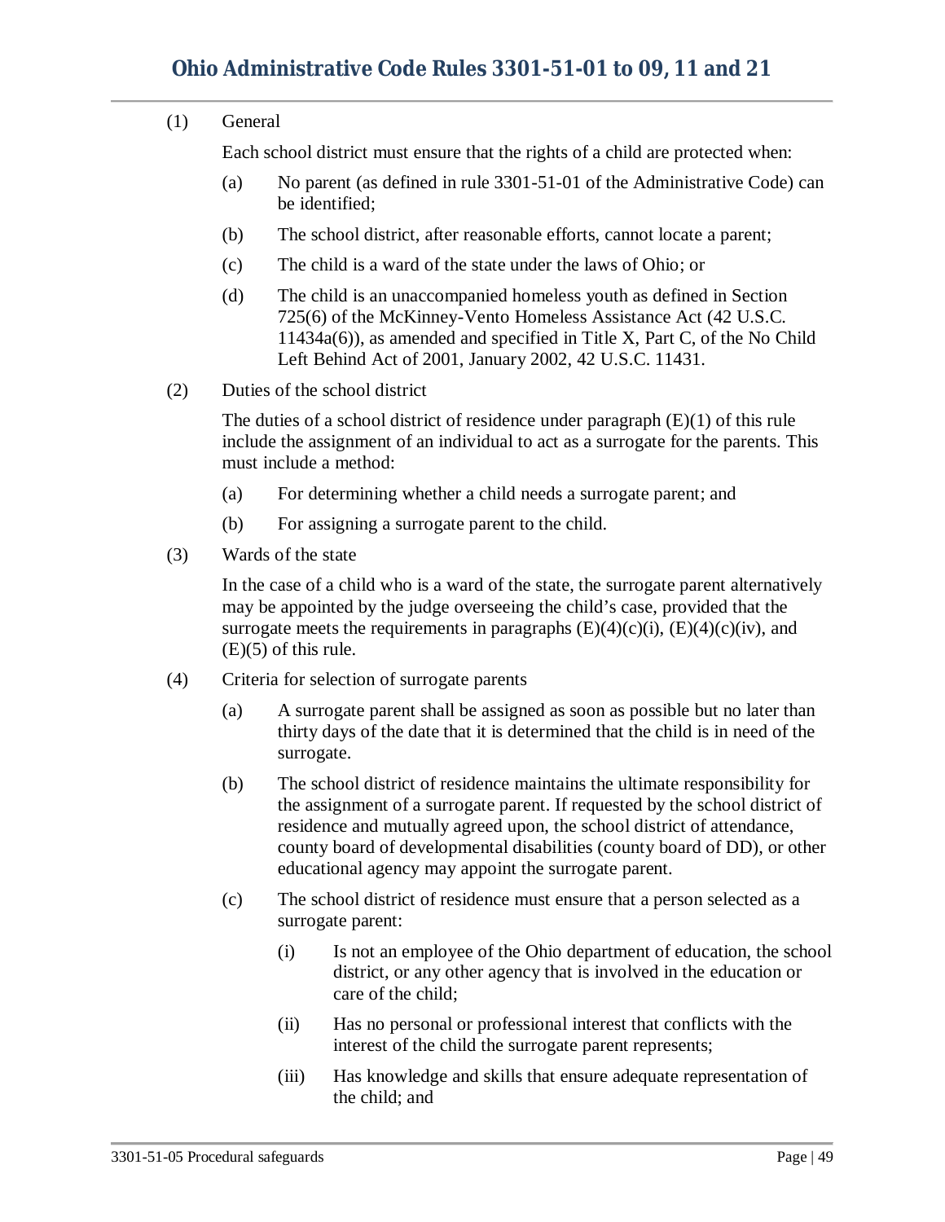(1) General

Each school district must ensure that the rights of a child are protected when:

(a) No parent (as defined in rule 3301-51-01 of the Administrative Code) can be identified;

(b) The school district, after reasonable efforts, cannot locate a parent;

(c) The child is a ward of the state under the laws of Ohio; or

(d) The child is an unaccompanied homeless youth as defined in Section 725(6) of the McKinney-Vento Homeless Assistance Act (42 U.S.C. 11434a(6)), as amended and specified in Title X, Part C, of the No Child Left Behind Act of 2001, January 2002, 42 U.S.C. 11431.

(2) Duties of the school district

The duties of a school district of residence under paragraph (E)(1) of this rule include the assignment of an individual to act as a surrogate for the parents. This must include a method:

(a) For determining whether a child needs a surrogate parent; and

(b) For assigning a surrogate parent to the child.

(3) Wards of the state

In the case of a child who is a ward of the state, the surrogate parent alternatively may be appointed by the judge overseeing the child's case, provided that the surrogate meets the requirements in paragraphs (E)(4)(c)(i), (E)(4)(c)(iv), and (E)(5) of this rule.

(4) Criteria for selection of surrogate parents

(a) A surrogate parent shall be assigned as soon as possible but no later than thirty days of the date that it is determined that the child is in need of the surrogate.

(b) The school district of residence maintains the ultimate responsibility for the assignment of a surrogate parent. If requested by the school district of residence and mutually agreed upon, the school district of attendance, county board of developmental disabilities (county board of DD), or other educational agency may appoint the surrogate parent.

(c) The school district of residence must ensure that a person selected as a surrogate parent:

(i) Is not an employee of the Ohio department of education, the school district, or any other agency that is involved in the education or care of the child;

(ii) Has no personal or professional interest that conflicts with the interest of the child the surrogate parent represents;

(iii) Has knowledge and skills that ensure adequate representation of the child; and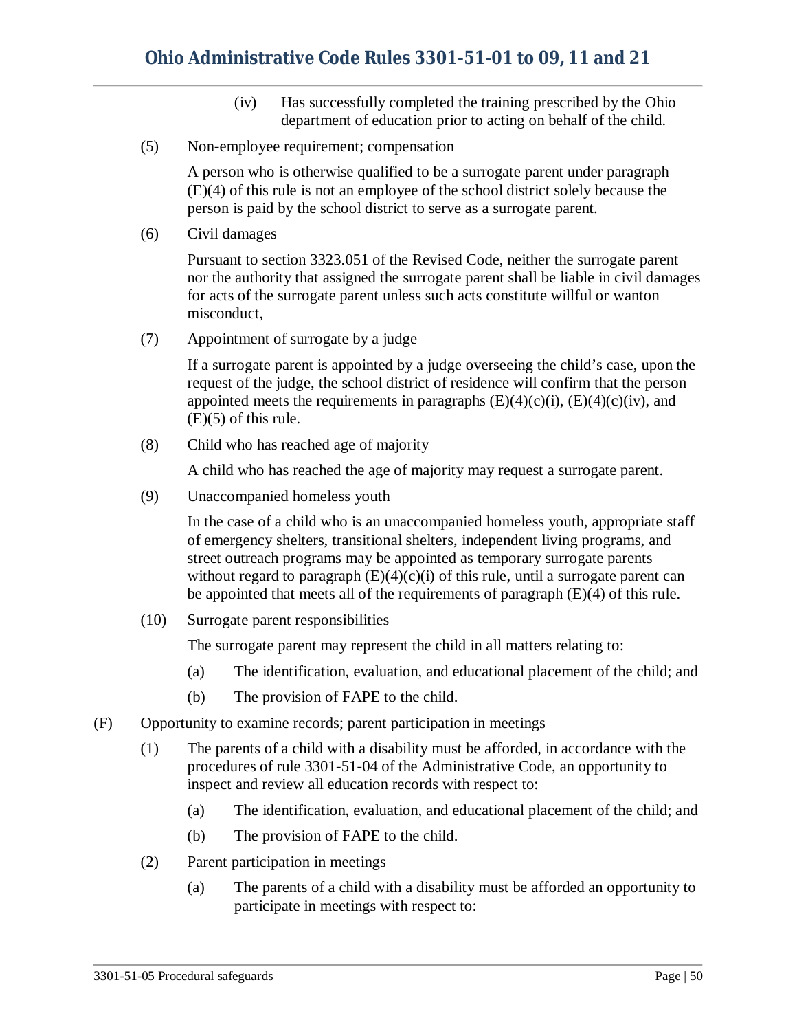(iv) Has successfully completed the training prescribed by the Ohio department of education prior to acting on behalf of the child.

(5) Non-employee requirement; compensation

A person who is otherwise qualified to be a surrogate parent under paragraph (E)(4) of this rule is not an employee of the school district solely because the person is paid by the school district to serve as a surrogate parent.

(6) Civil damages

Pursuant to section 3323.051 of the Revised Code, neither the surrogate parent nor the authority that assigned the surrogate parent shall be liable in civil damages for acts of the surrogate parent unless such acts constitute willful or wanton misconduct,

(7) Appointment of surrogate by a judge

If a surrogate parent is appointed by a judge overseeing the child's case, upon the request of the judge, the school district of residence will confirm that the person appointed meets the requirements in paragraphs (E)(4)(c)(i), (E)(4)(c)(iv), and (E)(5) of this rule.

(8) Child who has reached age of majority

A child who has reached the age of majority may request a surrogate parent.

(9) Unaccompanied homeless youth

In the case of a child who is an unaccompanied homeless youth, appropriate staff of emergency shelters, transitional shelters, independent living programs, and street outreach programs may be appointed as temporary surrogate parents without regard to paragraph (E)(4)(c)(i) of this rule, until a surrogate parent can be appointed that meets all of the requirements of paragraph (E)(4) of this rule.

(10) Surrogate parent responsibilities

The surrogate parent may represent the child in all matters relating to:

(a) The identification, evaluation, and educational placement of the child; and

(b) The provision of FAPE to the child.

(F) Opportunity to examine records; parent participation in meetings

(1) The parents of a child with a disability must be afforded, in accordance with the procedures of rule 3301-51-04 of the Administrative Code, an opportunity to inspect and review all education records with respect to:

(a) The identification, evaluation, and educational placement of the child; and

(b) The provision of FAPE to the child.

(2) Parent participation in meetings

(a) The parents of a child with a disability must be afforded an opportunity to participate in meetings with respect to: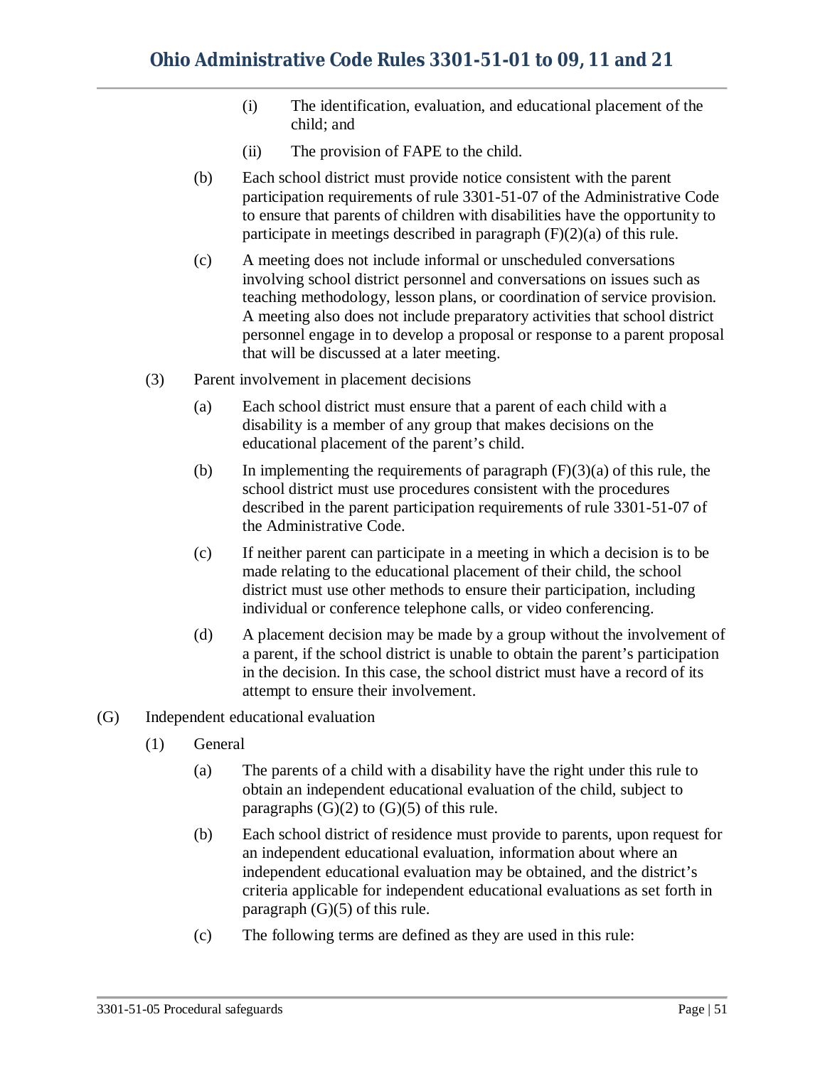(i) The identification, evaluation, and educational placement of the child; and

(ii) The provision of FAPE to the child.

(b) Each school district must provide notice consistent with the parent participation requirements of rule 3301-51-07 of the Administrative Code to ensure that parents of children with disabilities have the opportunity to participate in meetings described in paragraph (F)(2)(a) of this rule.

(c) A meeting does not include informal or unscheduled conversations involving school district personnel and conversations on issues such as teaching methodology, lesson plans, or coordination of service provision. A meeting also does not include preparatory activities that school district personnel engage in to develop a proposal or response to a parent proposal that will be discussed at a later meeting.

(3) Parent involvement in placement decisions

(a) Each school district must ensure that a parent of each child with a disability is a member of any group that makes decisions on the educational placement of the parent's child.

(b) In implementing the requirements of paragraph (F)(3)(a) of this rule, the school district must use procedures consistent with the procedures described in the parent participation requirements of rule 3301-51-07 of the Administrative Code.

(c) If neither parent can participate in a meeting in which a decision is to be made relating to the educational placement of their child, the school district must use other methods to ensure their participation, including individual or conference telephone calls, or video conferencing.

(d) A placement decision may be made by a group without the involvement of a parent, if the school district is unable to obtain the parent's participation in the decision. In this case, the school district must have a record of its attempt to ensure their involvement.

(G) Independent educational evaluation

(1) General

(a) The parents of a child with a disability have the right under this rule to obtain an independent educational evaluation of the child, subject to paragraphs (G)(2) to (G)(5) of this rule.

(b) Each school district of residence must provide to parents, upon request for an independent educational evaluation, information about where an independent educational evaluation may be obtained, and the district's criteria applicable for independent educational evaluations as set forth in paragraph (G)(5) of this rule.

(c) The following terms are defined as they are used in this rule: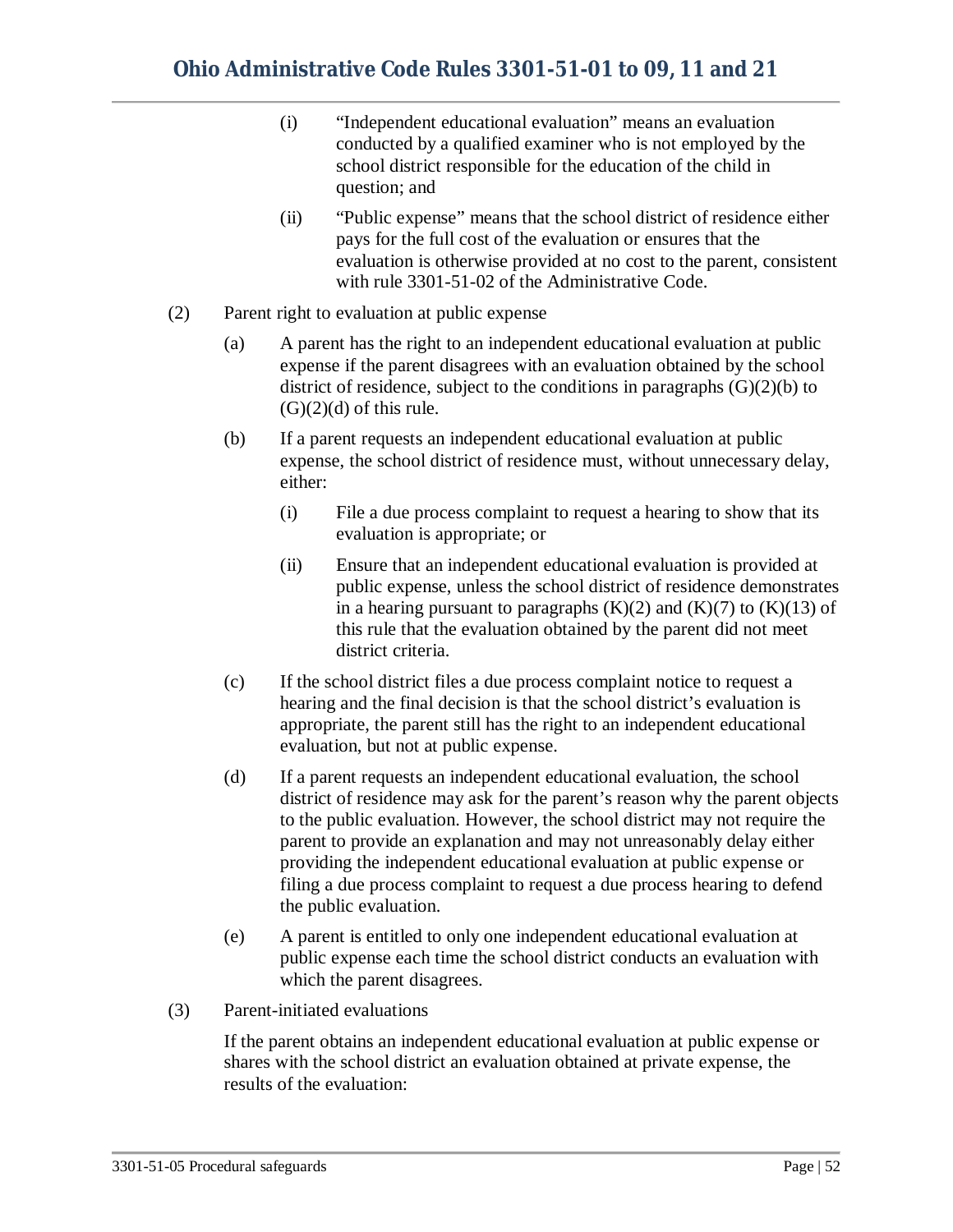(i) "Independent educational evaluation" means an evaluation conducted by a qualified examiner who is not employed by the school district responsible for the education of the child in question; and

(ii) "Public expense" means that the school district of residence either pays for the full cost of the evaluation or ensures that the evaluation is otherwise provided at no cost to the parent, consistent with rule 3301-51-02 of the Administrative Code.

(2) Parent right to evaluation at public expense

(a) A parent has the right to an independent educational evaluation at public expense if the parent disagrees with an evaluation obtained by the school district of residence, subject to the conditions in paragraphs (G)(2)(b) to (G)(2)(d) of this rule.

(b) If a parent requests an independent educational evaluation at public expense, the school district of residence must, without unnecessary delay, either:

(i) File a due process complaint to request a hearing to show that its evaluation is appropriate; or

(ii) Ensure that an independent educational evaluation is provided at public expense, unless the school district of residence demonstrates in a hearing pursuant to paragraphs (K)(2) and (K)(7) to (K)(13) of this rule that the evaluation obtained by the parent did not meet district criteria.

(c) If the school district files a due process complaint notice to request a hearing and the final decision is that the school district's evaluation is appropriate, the parent still has the right to an independent educational evaluation, but not at public expense.

(d) If a parent requests an independent educational evaluation, the school district of residence may ask for the parent's reason why the parent objects to the public evaluation. However, the school district may not require the parent to provide an explanation and may not unreasonably delay either providing the independent educational evaluation at public expense or filing a due process complaint to request a due process hearing to defend the public evaluation.

(e) A parent is entitled to only one independent educational evaluation at public expense each time the school district conducts an evaluation with which the parent disagrees.

(3) Parent-initiated evaluations

If the parent obtains an independent educational evaluation at public expense or shares with the school district an evaluation obtained at private expense, the results of the evaluation: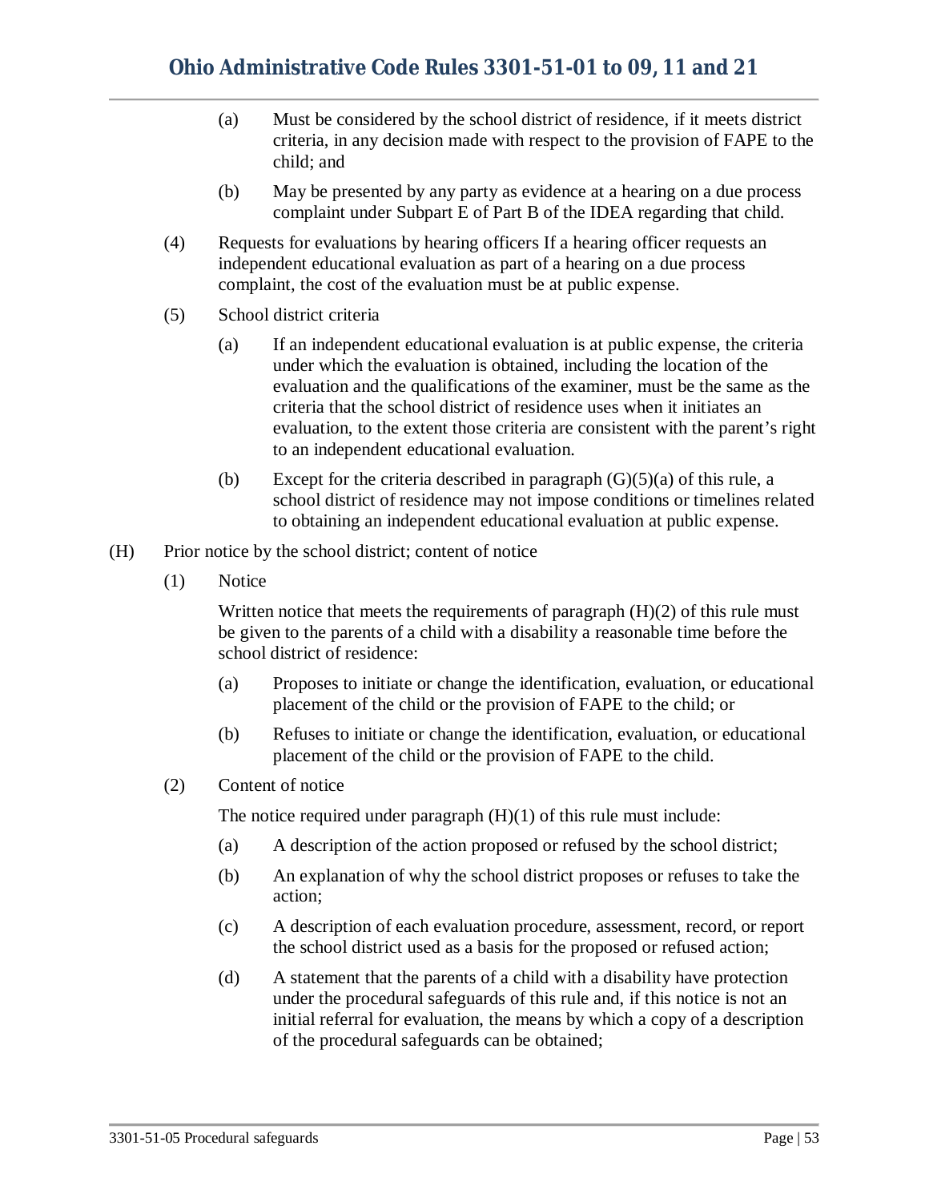(a) Must be considered by the school district of residence, if it meets district criteria, in any decision made with respect to the provision of FAPE to the child; and

(b) May be presented by any party as evidence at a hearing on a due process complaint under Subpart E of Part B of the IDEA regarding that child.

(4) Requests for evaluations by hearing officers If a hearing officer requests an independent educational evaluation as part of a hearing on a due process complaint, the cost of the evaluation must be at public expense.

(5) School district criteria

(a) If an independent educational evaluation is at public expense, the criteria under which the evaluation is obtained, including the location of the evaluation and the qualifications of the examiner, must be the same as the criteria that the school district of residence uses when it initiates an evaluation, to the extent those criteria are consistent with the parent's right to an independent educational evaluation.

(b) Except for the criteria described in paragraph (G)(5)(a) of this rule, a school district of residence may not impose conditions or timelines related to obtaining an independent educational evaluation at public expense.

(H) Prior notice by the school district; content of notice

(1) Notice

Written notice that meets the requirements of paragraph (H)(2) of this rule must be given to the parents of a child with a disability a reasonable time before the school district of residence:

(a) Proposes to initiate or change the identification, evaluation, or educational placement of the child or the provision of FAPE to the child; or

(b) Refuses to initiate or change the identification, evaluation, or educational placement of the child or the provision of FAPE to the child.

(2) Content of notice

The notice required under paragraph (H)(1) of this rule must include:

(a) A description of the action proposed or refused by the school district;

(b) An explanation of why the school district proposes or refuses to take the action;

(c) A description of each evaluation procedure, assessment, record, or report the school district used as a basis for the proposed or refused action;

(d) A statement that the parents of a child with a disability have protection under the procedural safeguards of this rule and, if this notice is not an initial referral for evaluation, the means by which a copy of a description of the procedural safeguards can be obtained;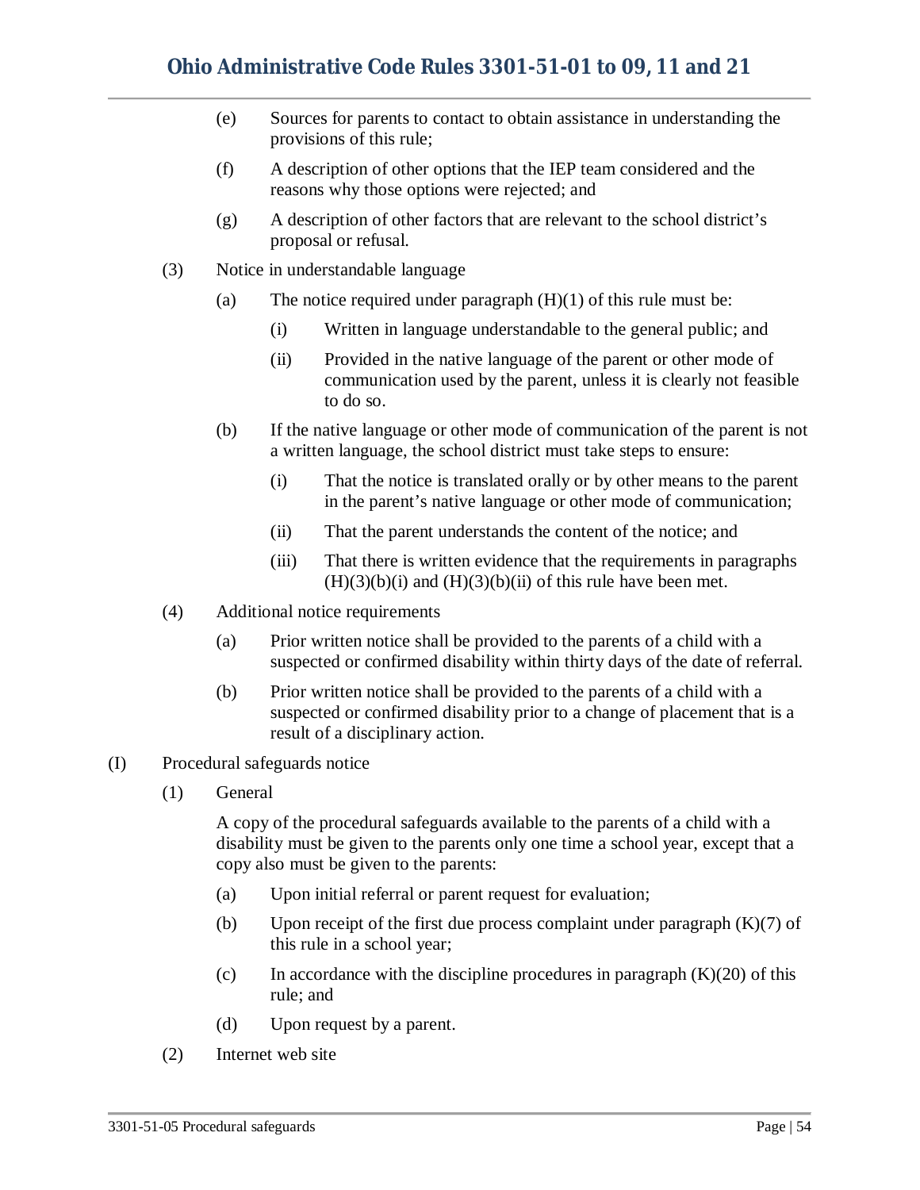(e) Sources for parents to contact to obtain assistance in understanding the provisions of this rule;

(f) A description of other options that the IEP team considered and the reasons why those options were rejected; and

(g) A description of other factors that are relevant to the school district's proposal or refusal.

(3) Notice in understandable language

(a) The notice required under paragraph (H)(1) of this rule must be:

(i) Written in language understandable to the general public; and

(ii) Provided in the native language of the parent or other mode of communication used by the parent, unless it is clearly not feasible to do so.

(b) If the native language or other mode of communication of the parent is not a written language, the school district must take steps to ensure:

(i) That the notice is translated orally or by other means to the parent in the parent's native language or other mode of communication;

(ii) That the parent understands the content of the notice; and

(iii) That there is written evidence that the requirements in paragraphs (H)(3)(b)(i) and (H)(3)(b)(ii) of this rule have been met.

(4) Additional notice requirements

(a) Prior written notice shall be provided to the parents of a child with a suspected or confirmed disability within thirty days of the date of referral.

(b) Prior written notice shall be provided to the parents of a child with a suspected or confirmed disability prior to a change of placement that is a result of a disciplinary action.

(I) Procedural safeguards notice

(1) General

A copy of the procedural safeguards available to the parents of a child with a disability must be given to the parents only one time a school year, except that a copy also must be given to the parents:

(a) Upon initial referral or parent request for evaluation;

(b) Upon receipt of the first due process complaint under paragraph (K)(7) of this rule in a school year;

(c) In accordance with the discipline procedures in paragraph (K)(20) of this rule; and

(d) Upon request by a parent.

(2) Internet web site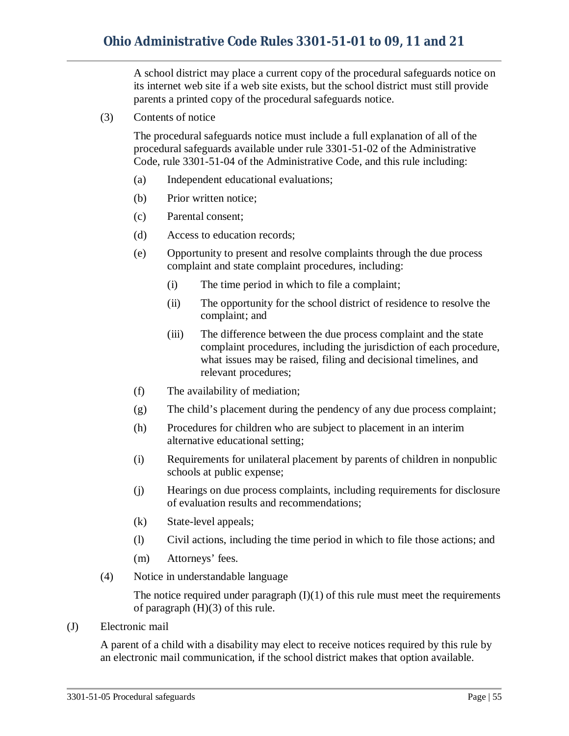A school district may place a current copy of the procedural safeguards notice on its internet web site if a web site exists, but the school district must still provide parents a printed copy of the procedural safeguards notice.

(3) Contents of notice

The procedural safeguards notice must include a full explanation of all of the procedural safeguards available under rule 3301-51-02 of the Administrative Code, rule 3301-51-04 of the Administrative Code, and this rule including:

(a) Independent educational evaluations;

(b) Prior written notice;

(c) Parental consent;

(d) Access to education records;

(e) Opportunity to present and resolve complaints through the due process complaint and state complaint procedures, including:

(i) The time period in which to file a complaint;

(ii) The opportunity for the school district of residence to resolve the complaint; and

(iii) The difference between the due process complaint and the state complaint procedures, including the jurisdiction of each procedure, what issues may be raised, filing and decisional timelines, and relevant procedures;

(f) The availability of mediation;

(g) The child's placement during the pendency of any due process complaint;

(h) Procedures for children who are subject to placement in an interim alternative educational setting;

(i) Requirements for unilateral placement by parents of children in nonpublic schools at public expense;

(j) Hearings on due process complaints, including requirements for disclosure of evaluation results and recommendations;

(k) State-level appeals;

(l) Civil actions, including the time period in which to file those actions; and

(m) Attorneys' fees.

(4) Notice in understandable language

The notice required under paragraph (I)(1) of this rule must meet the requirements of paragraph (H)(3) of this rule.

(J) Electronic mail

A parent of a child with a disability may elect to receive notices required by this rule by an electronic mail communication, if the school district makes that option available.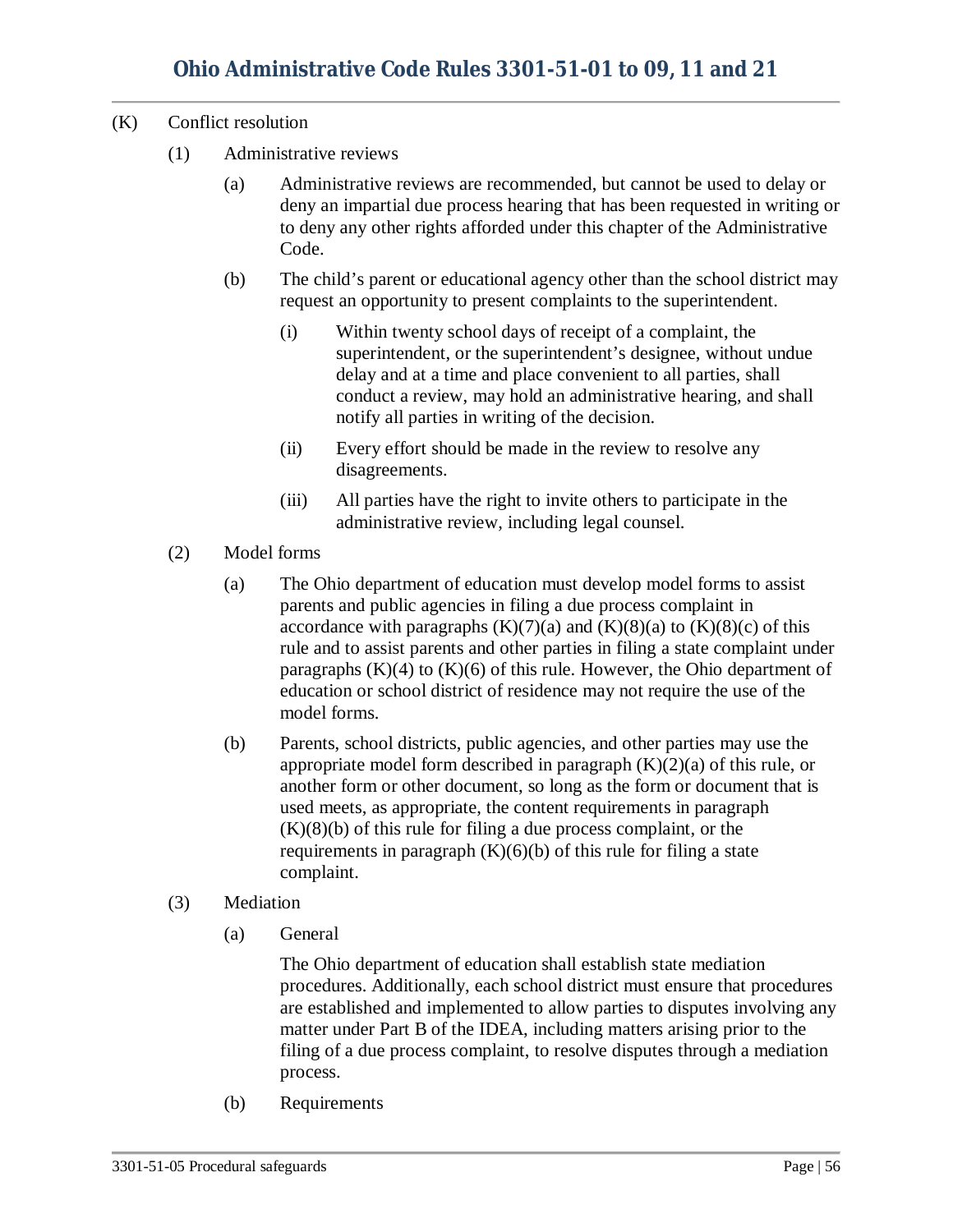(K) Conflict resolution

(1) Administrative reviews

(a) Administrative reviews are recommended, but cannot be used to delay or deny an impartial due process hearing that has been requested in writing or to deny any other rights afforded under this chapter of the Administrative Code.

(b) The child's parent or educational agency other than the school district may request an opportunity to present complaints to the superintendent.

(i) Within twenty school days of receipt of a complaint, the superintendent, or the superintendent's designee, without undue delay and at a time and place convenient to all parties, shall conduct a review, may hold an administrative hearing, and shall notify all parties in writing of the decision.

(ii) Every effort should be made in the review to resolve any disagreements.

(iii) All parties have the right to invite others to participate in the administrative review, including legal counsel.

(2) Model forms

(a) The Ohio department of education must develop model forms to assist parents and public agencies in filing a due process complaint in accordance with paragraphs (K)(7)(a) and (K)(8)(a) to (K)(8)(c) of this rule and to assist parents and other parties in filing a state complaint under paragraphs (K)(4) to (K)(6) of this rule. However, the Ohio department of education or school district of residence may not require the use of the model forms.

(b) Parents, school districts, public agencies, and other parties may use the appropriate model form described in paragraph (K)(2)(a) of this rule, or another form or other document, so long as the form or document that is used meets, as appropriate, the content requirements in paragraph (K)(8)(b) of this rule for filing a due process complaint, or the requirements in paragraph (K)(6)(b) of this rule for filing a state complaint.

(3) Mediation

(a) General

The Ohio department of education shall establish state mediation procedures. Additionally, each school district must ensure that procedures are established and implemented to allow parties to disputes involving any matter under Part B of the IDEA, including matters arising prior to the filing of a due process complaint, to resolve disputes through a mediation process.

(b) Requirements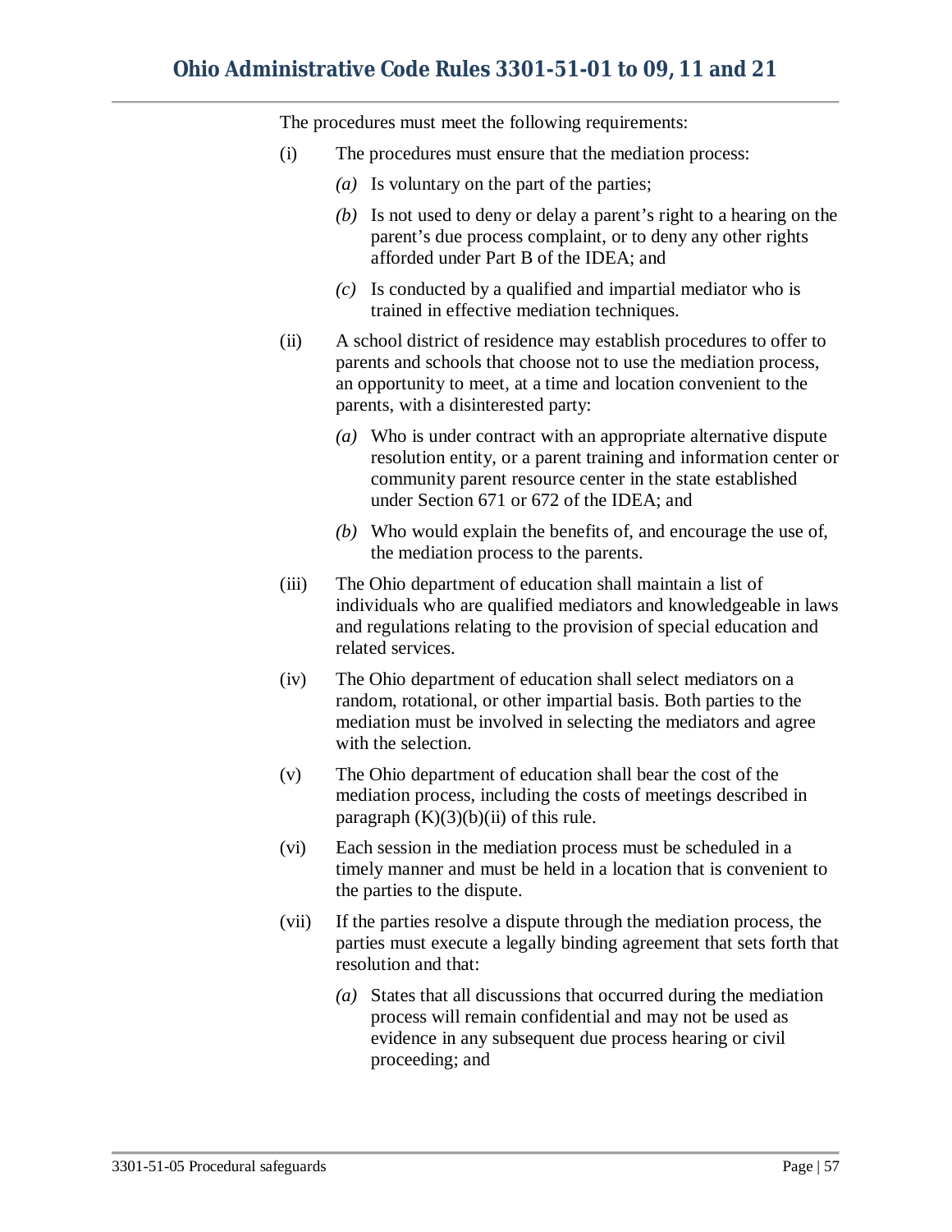The procedures must meet the following requirements:

(i) The procedures must ensure that the mediation process:

*(a)* Is voluntary on the part of the parties;

*(b)* Is not used to deny or delay a parent's right to a hearing on the parent's due process complaint, or to deny any other rights afforded under Part B of the IDEA; and

*(c)* Is conducted by a qualified and impartial mediator who is trained in effective mediation techniques.

(ii) A school district of residence may establish procedures to offer to parents and schools that choose not to use the mediation process, an opportunity to meet, at a time and location convenient to the parents, with a disinterested party:

*(a)* Who is under contract with an appropriate alternative dispute resolution entity, or a parent training and information center or community parent resource center in the state established under Section 671 or 672 of the IDEA; and

*(b)* Who would explain the benefits of, and encourage the use of, the mediation process to the parents.

(iii) The Ohio department of education shall maintain a list of individuals who are qualified mediators and knowledgeable in laws and regulations relating to the provision of special education and related services.

(iv) The Ohio department of education shall select mediators on a random, rotational, or other impartial basis. Both parties to the mediation must be involved in selecting the mediators and agree with the selection.

(v) The Ohio department of education shall bear the cost of the mediation process, including the costs of meetings described in paragraph (K)(3)(b)(ii) of this rule.

(vi) Each session in the mediation process must be scheduled in a timely manner and must be held in a location that is convenient to the parties to the dispute.

(vii) If the parties resolve a dispute through the mediation process, the parties must execute a legally binding agreement that sets forth that resolution and that:

*(a)* States that all discussions that occurred during the mediation process will remain confidential and may not be used as evidence in any subsequent due process hearing or civil proceeding; and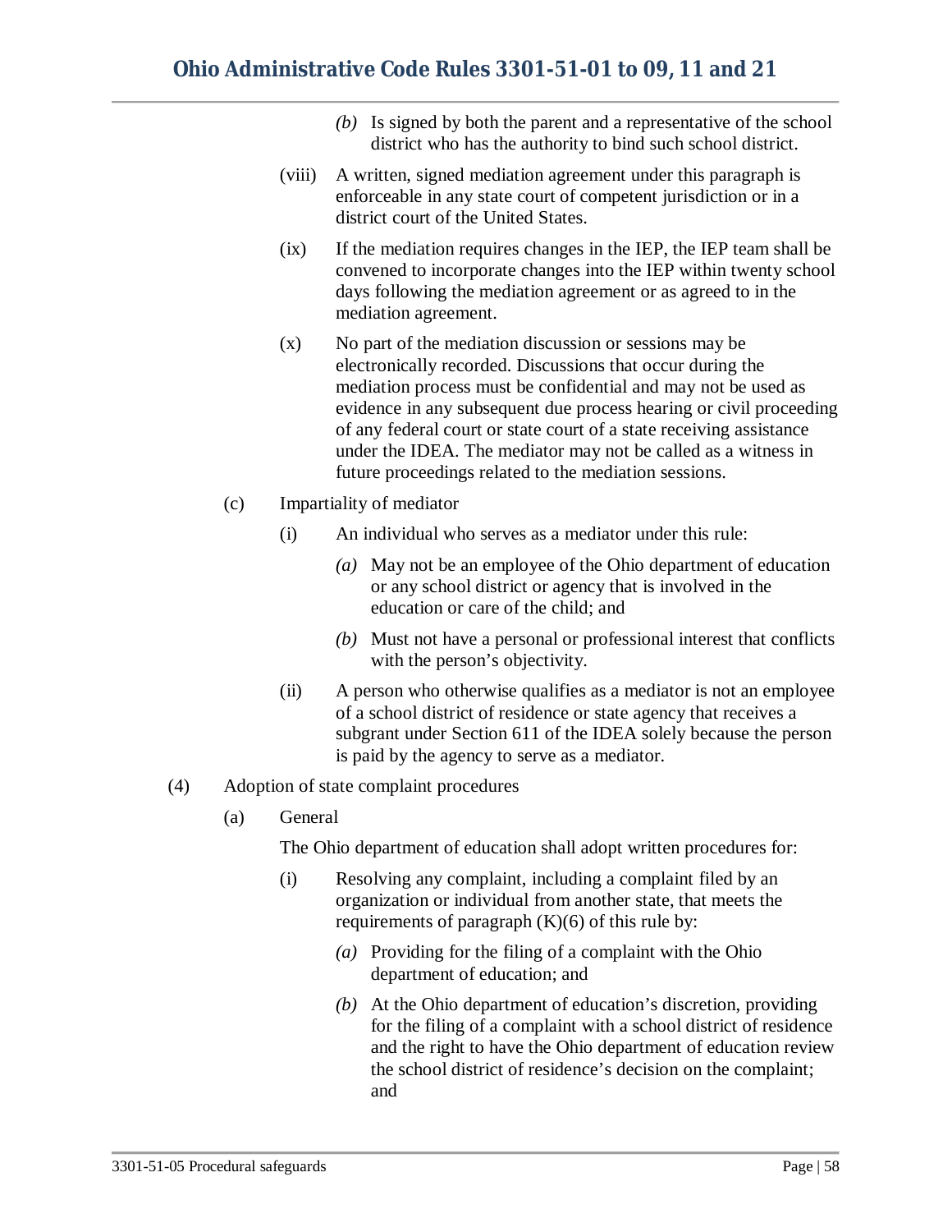*(b)* Is signed by both the parent and a representative of the school district who has the authority to bind such school district.

(viii) A written, signed mediation agreement under this paragraph is enforceable in any state court of competent jurisdiction or in a district court of the United States.

(ix) If the mediation requires changes in the IEP, the IEP team shall be convened to incorporate changes into the IEP within twenty school days following the mediation agreement or as agreed to in the mediation agreement.

(x) No part of the mediation discussion or sessions may be electronically recorded. Discussions that occur during the mediation process must be confidential and may not be used as evidence in any subsequent due process hearing or civil proceeding of any federal court or state court of a state receiving assistance under the IDEA. The mediator may not be called as a witness in future proceedings related to the mediation sessions.

(c) Impartiality of mediator

(i) An individual who serves as a mediator under this rule:

*(a)* May not be an employee of the Ohio department of education or any school district or agency that is involved in the education or care of the child; and

*(b)* Must not have a personal or professional interest that conflicts with the person's objectivity.

(ii) A person who otherwise qualifies as a mediator is not an employee of a school district of residence or state agency that receives a subgrant under Section 611 of the IDEA solely because the person is paid by the agency to serve as a mediator.

(4) Adoption of state complaint procedures

(a) General

The Ohio department of education shall adopt written procedures for:

(i) Resolving any complaint, including a complaint filed by an organization or individual from another state, that meets the requirements of paragraph (K)(6) of this rule by:

*(a)* Providing for the filing of a complaint with the Ohio department of education; and

*(b)* At the Ohio department of education's discretion, providing for the filing of a complaint with a school district of residence and the right to have the Ohio department of education review the school district of residence's decision on the complaint; and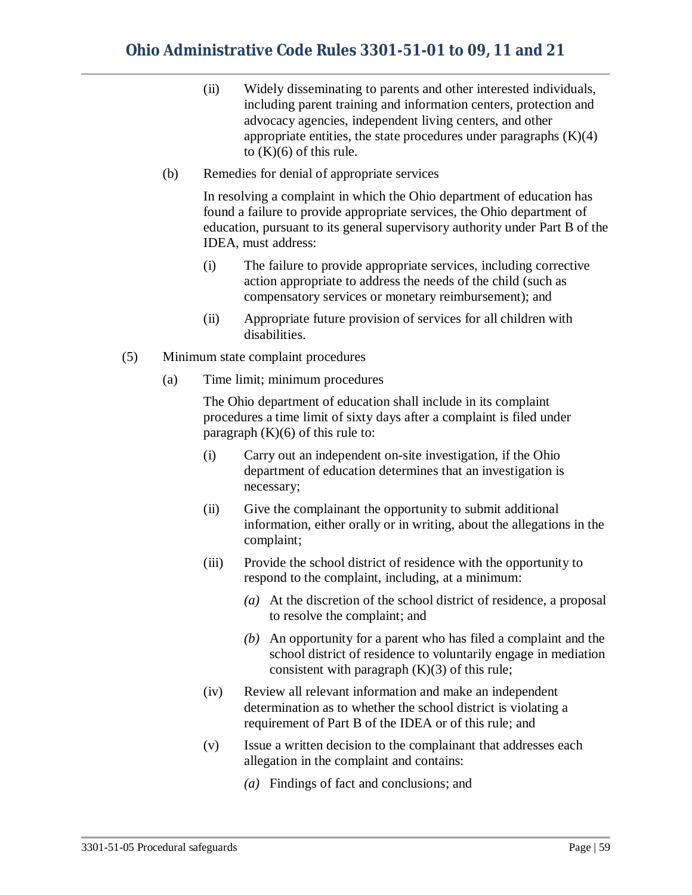(ii) Widely disseminating to parents and other interested individuals, including parent training and information centers, protection and advocacy agencies, independent living centers, and other appropriate entities, the state procedures under paragraphs (K)(4) to (K)(6) of this rule.

(b) Remedies for denial of appropriate services

In resolving a complaint in which the Ohio department of education has found a failure to provide appropriate services, the Ohio department of education, pursuant to its general supervisory authority under Part B of the IDEA, must address:

(i) The failure to provide appropriate services, including corrective action appropriate to address the needs of the child (such as compensatory services or monetary reimbursement); and

(ii) Appropriate future provision of services for all children with disabilities.

(5) Minimum state complaint procedures

(a) Time limit; minimum procedures

The Ohio department of education shall include in its complaint procedures a time limit of sixty days after a complaint is filed under paragraph (K)(6) of this rule to:

(i) Carry out an independent on-site investigation, if the Ohio department of education determines that an investigation is necessary;

(ii) Give the complainant the opportunity to submit additional information, either orally or in writing, about the allegations in the complaint;

(iii) Provide the school district of residence with the opportunity to respond to the complaint, including, at a minimum:

*(a)* At the discretion of the school district of residence, a proposal to resolve the complaint; and

*(b)* An opportunity for a parent who has filed a complaint and the school district of residence to voluntarily engage in mediation consistent with paragraph (K)(3) of this rule;

(iv) Review all relevant information and make an independent determination as to whether the school district is violating a requirement of Part B of the IDEA or of this rule; and

(v) Issue a written decision to the complainant that addresses each allegation in the complaint and contains:

*(a)* Findings of fact and conclusions; and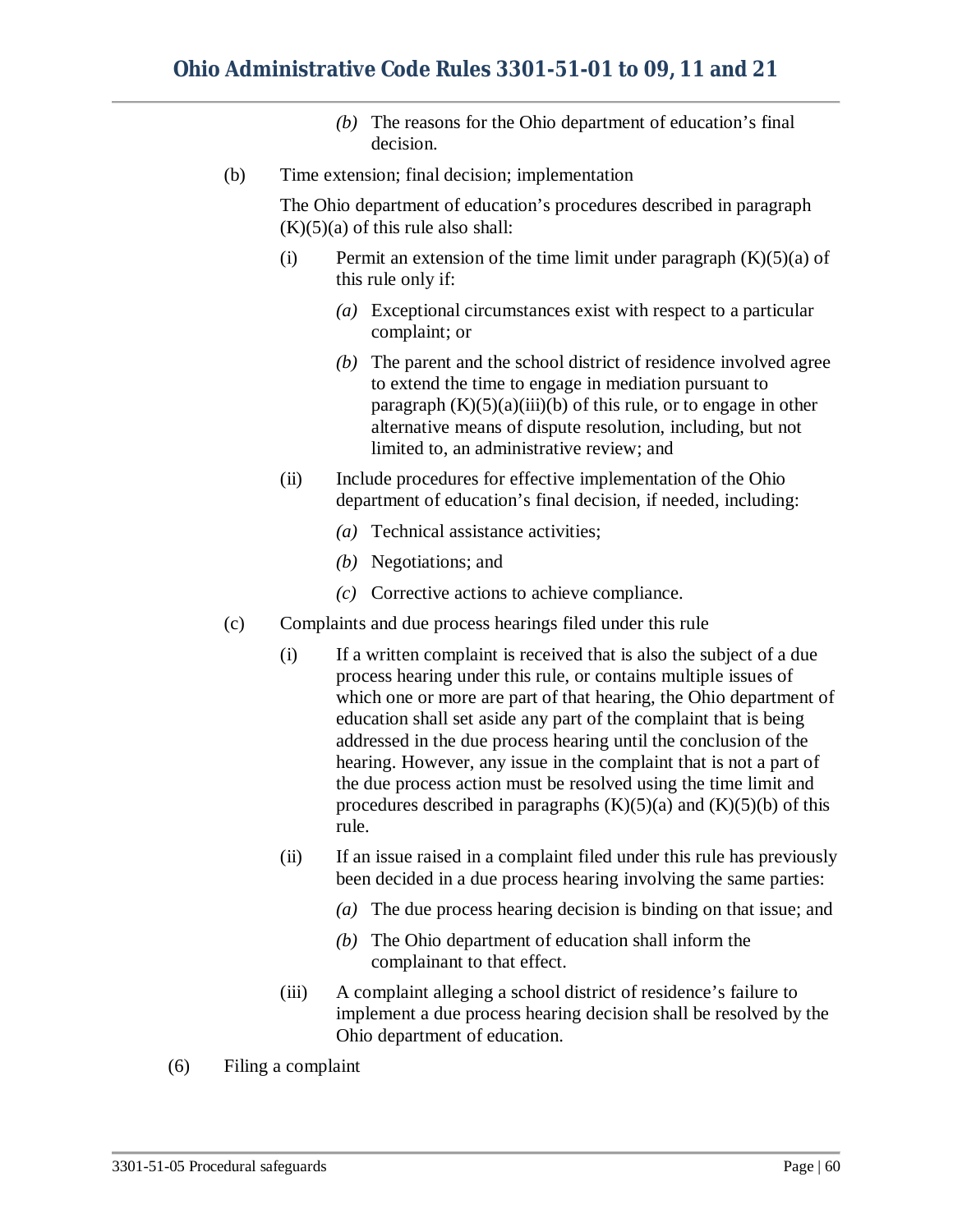*(b)* The reasons for the Ohio department of education's final decision.

(b) Time extension; final decision; implementation

The Ohio department of education's procedures described in paragraph (K)(5)(a) of this rule also shall:

(i) Permit an extension of the time limit under paragraph (K)(5)(a) of this rule only if:

*(a)* Exceptional circumstances exist with respect to a particular complaint; or

*(b)* The parent and the school district of residence involved agree to extend the time to engage in mediation pursuant to paragraph (K)(5)(a)(iii)(b) of this rule, or to engage in other alternative means of dispute resolution, including, but not limited to, an administrative review; and

(ii) Include procedures for effective implementation of the Ohio department of education's final decision, if needed, including:

*(a)* Technical assistance activities;

*(b)* Negotiations; and

*(c)* Corrective actions to achieve compliance.

(c) Complaints and due process hearings filed under this rule

(i) If a written complaint is received that is also the subject of a due process hearing under this rule, or contains multiple issues of which one or more are part of that hearing, the Ohio department of education shall set aside any part of the complaint that is being addressed in the due process hearing until the conclusion of the hearing. However, any issue in the complaint that is not a part of the due process action must be resolved using the time limit and procedures described in paragraphs (K)(5)(a) and (K)(5)(b) of this rule.

(ii) If an issue raised in a complaint filed under this rule has previously been decided in a due process hearing involving the same parties:

*(a)* The due process hearing decision is binding on that issue; and

*(b)* The Ohio department of education shall inform the complainant to that effect.

(iii) A complaint alleging a school district of residence's failure to implement a due process hearing decision shall be resolved by the Ohio department of education.

(6) Filing a complaint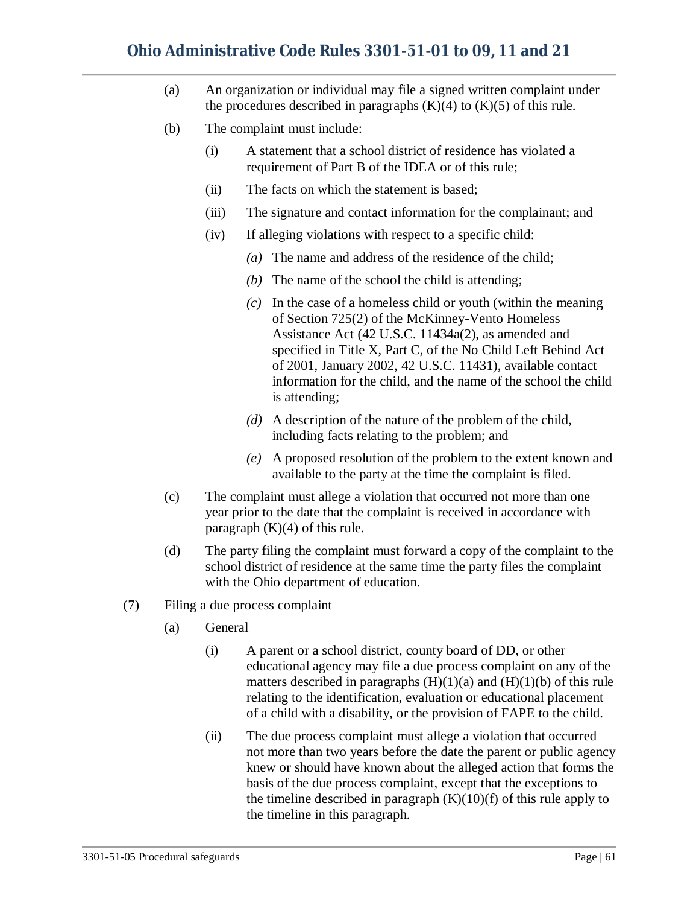(a) An organization or individual may file a signed written complaint under the procedures described in paragraphs (K)(4) to (K)(5) of this rule.

(b) The complaint must include:

  (i) A statement that a school district of residence has violated a requirement of Part B of the IDEA or of this rule;

  (ii) The facts on which the statement is based;

  (iii) The signature and contact information for the complainant; and

  (iv) If alleging violations with respect to a specific child:

    *(a)* The name and address of the residence of the child;

    *(b)* The name of the school the child is attending;

    *(c)* In the case of a homeless child or youth (within the meaning of Section 725(2) of the McKinney-Vento Homeless Assistance Act (42 U.S.C. 11434a(2), as amended and specified in Title X, Part C, of the No Child Left Behind Act of 2001, January 2002, 42 U.S.C. 11431), available contact information for the child, and the name of the school the child is attending;

    *(d)* A description of the nature of the problem of the child, including facts relating to the problem; and

    *(e)* A proposed resolution of the problem to the extent known and available to the party at the time the complaint is filed.

(c) The complaint must allege a violation that occurred not more than one year prior to the date that the complaint is received in accordance with paragraph (K)(4) of this rule.

(d) The party filing the complaint must forward a copy of the complaint to the school district of residence at the same time the party files the complaint with the Ohio department of education.

(7) Filing a due process complaint

  (a) General

    (i) A parent or a school district, county board of DD, or other educational agency may file a due process complaint on any of the matters described in paragraphs (H)(1)(a) and (H)(1)(b) of this rule relating to the identification, evaluation or educational placement of a child with a disability, or the provision of FAPE to the child.

    (ii) The due process complaint must allege a violation that occurred not more than two years before the date the parent or public agency knew or should have known about the alleged action that forms the basis of the due process complaint, except that the exceptions to the timeline described in paragraph (K)(10)(f) of this rule apply to the timeline in this paragraph.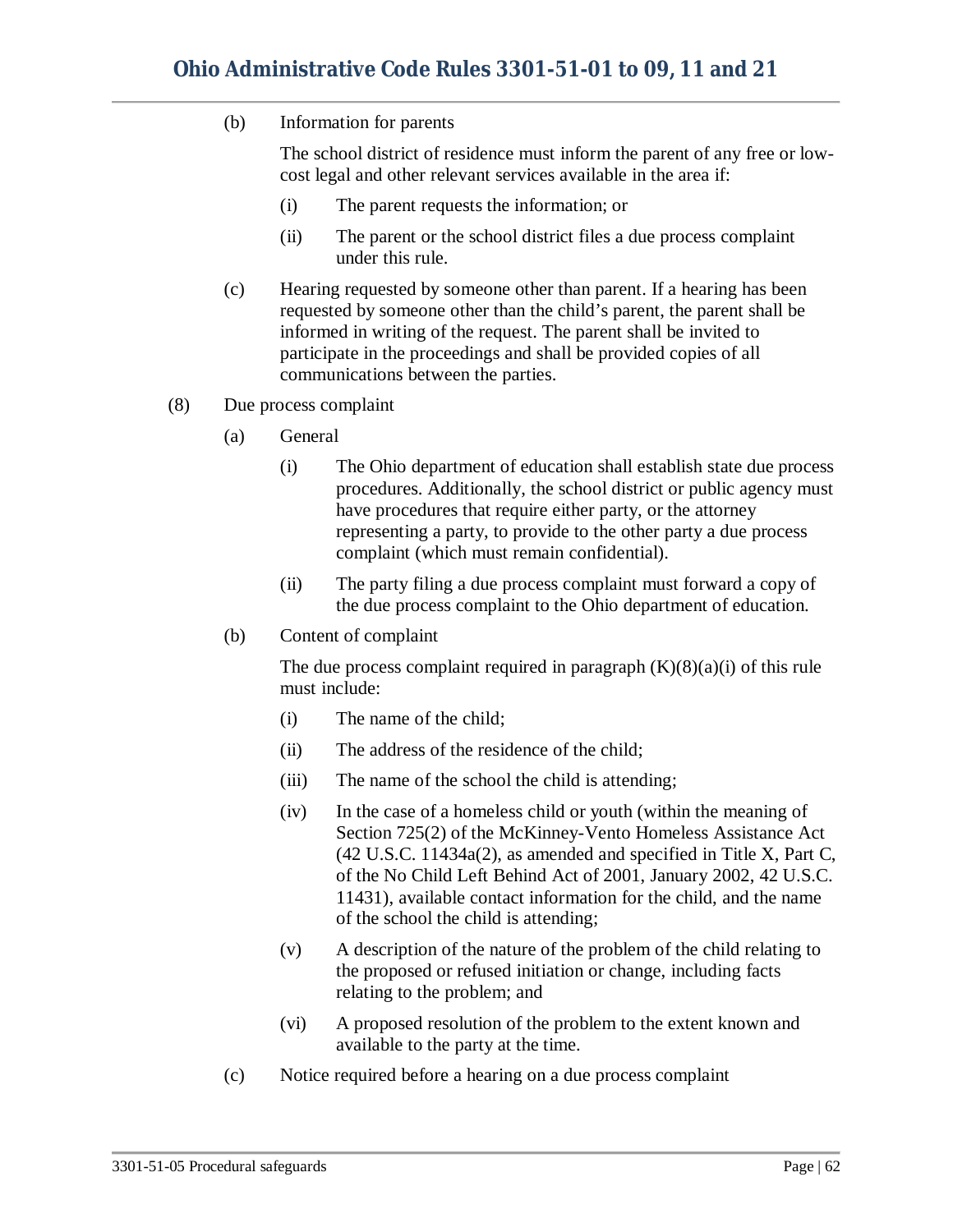(b) Information for parents

The school district of residence must inform the parent of any free or low-cost legal and other relevant services available in the area if:

(i) The parent requests the information; or

(ii) The parent or the school district files a due process complaint under this rule.

(c) Hearing requested by someone other than parent. If a hearing has been requested by someone other than the child's parent, the parent shall be informed in writing of the request. The parent shall be invited to participate in the proceedings and shall be provided copies of all communications between the parties.

(8) Due process complaint

(a) General

(i) The Ohio department of education shall establish state due process procedures. Additionally, the school district or public agency must have procedures that require either party, or the attorney representing a party, to provide to the other party a due process complaint (which must remain confidential).

(ii) The party filing a due process complaint must forward a copy of the due process complaint to the Ohio department of education.

(b) Content of complaint

The due process complaint required in paragraph (K)(8)(a)(i) of this rule must include:

(i) The name of the child;

(ii) The address of the residence of the child;

(iii) The name of the school the child is attending;

(iv) In the case of a homeless child or youth (within the meaning of Section 725(2) of the McKinney-Vento Homeless Assistance Act (42 U.S.C. 11434a(2), as amended and specified in Title X, Part C, of the No Child Left Behind Act of 2001, January 2002, 42 U.S.C. 11431), available contact information for the child, and the name of the school the child is attending;

(v) A description of the nature of the problem of the child relating to the proposed or refused initiation or change, including facts relating to the problem; and

(vi) A proposed resolution of the problem to the extent known and available to the party at the time.

(c) Notice required before a hearing on a due process complaint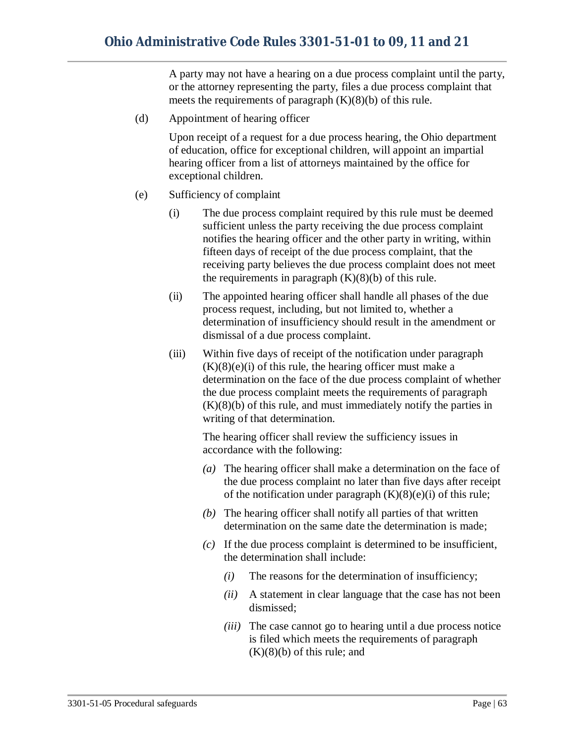A party may not have a hearing on a due process complaint until the party, or the attorney representing the party, files a due process complaint that meets the requirements of paragraph (K)(8)(b) of this rule.

(d) Appointment of hearing officer

Upon receipt of a request for a due process hearing, the Ohio department of education, office for exceptional children, will appoint an impartial hearing officer from a list of attorneys maintained by the office for exceptional children.

(e) Sufficiency of complaint

(i) The due process complaint required by this rule must be deemed sufficient unless the party receiving the due process complaint notifies the hearing officer and the other party in writing, within fifteen days of receipt of the due process complaint, that the receiving party believes the due process complaint does not meet the requirements in paragraph (K)(8)(b) of this rule.

(ii) The appointed hearing officer shall handle all phases of the due process request, including, but not limited to, whether a determination of insufficiency should result in the amendment or dismissal of a due process complaint.

(iii) Within five days of receipt of the notification under paragraph (K)(8)(e)(i) of this rule, the hearing officer must make a determination on the face of the due process complaint of whether the due process complaint meets the requirements of paragraph (K)(8)(b) of this rule, and must immediately notify the parties in writing of that determination.

The hearing officer shall review the sufficiency issues in accordance with the following:

*(a)* The hearing officer shall make a determination on the face of the due process complaint no later than five days after receipt of the notification under paragraph (K)(8)(e)(i) of this rule;

*(b)* The hearing officer shall notify all parties of that written determination on the same date the determination is made;

*(c)* If the due process complaint is determined to be insufficient, the determination shall include:

*(i)* The reasons for the determination of insufficiency;

*(ii)* A statement in clear language that the case has not been dismissed;

*(iii)* The case cannot go to hearing until a due process notice is filed which meets the requirements of paragraph (K)(8)(b) of this rule; and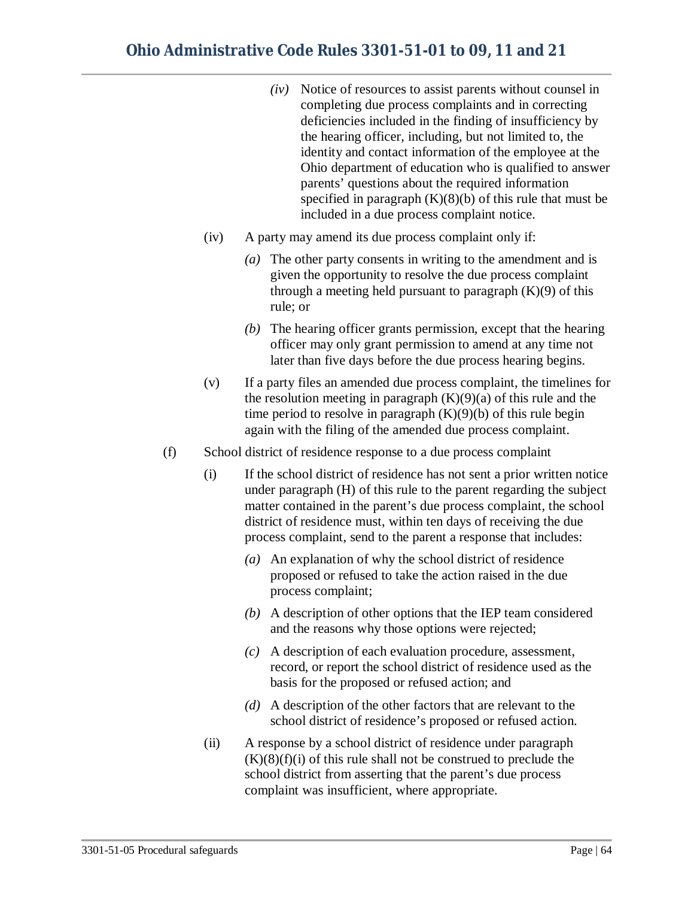*(iv)* Notice of resources to assist parents without counsel in completing due process complaints and in correcting deficiencies included in the finding of insufficiency by the hearing officer, including, but not limited to, the identity and contact information of the employee at the Ohio department of education who is qualified to answer parents' questions about the required information specified in paragraph (K)(8)(b) of this rule that must be included in a due process complaint notice.

(iv) A party may amend its due process complaint only if:

*(a)* The other party consents in writing to the amendment and is given the opportunity to resolve the due process complaint through a meeting held pursuant to paragraph (K)(9) of this rule; or

*(b)* The hearing officer grants permission, except that the hearing officer may only grant permission to amend at any time not later than five days before the due process hearing begins.

(v) If a party files an amended due process complaint, the timelines for the resolution meeting in paragraph (K)(9)(a) of this rule and the time period to resolve in paragraph (K)(9)(b) of this rule begin again with the filing of the amended due process complaint.

(f) School district of residence response to a due process complaint

(i) If the school district of residence has not sent a prior written notice under paragraph (H) of this rule to the parent regarding the subject matter contained in the parent's due process complaint, the school district of residence must, within ten days of receiving the due process complaint, send to the parent a response that includes:

*(a)* An explanation of why the school district of residence proposed or refused to take the action raised in the due process complaint;

*(b)* A description of other options that the IEP team considered and the reasons why those options were rejected;

*(c)* A description of each evaluation procedure, assessment, record, or report the school district of residence used as the basis for the proposed or refused action; and

*(d)* A description of the other factors that are relevant to the school district of residence's proposed or refused action.

(ii) A response by a school district of residence under paragraph (K)(8)(f)(i) of this rule shall not be construed to preclude the school district from asserting that the parent's due process complaint was insufficient, where appropriate.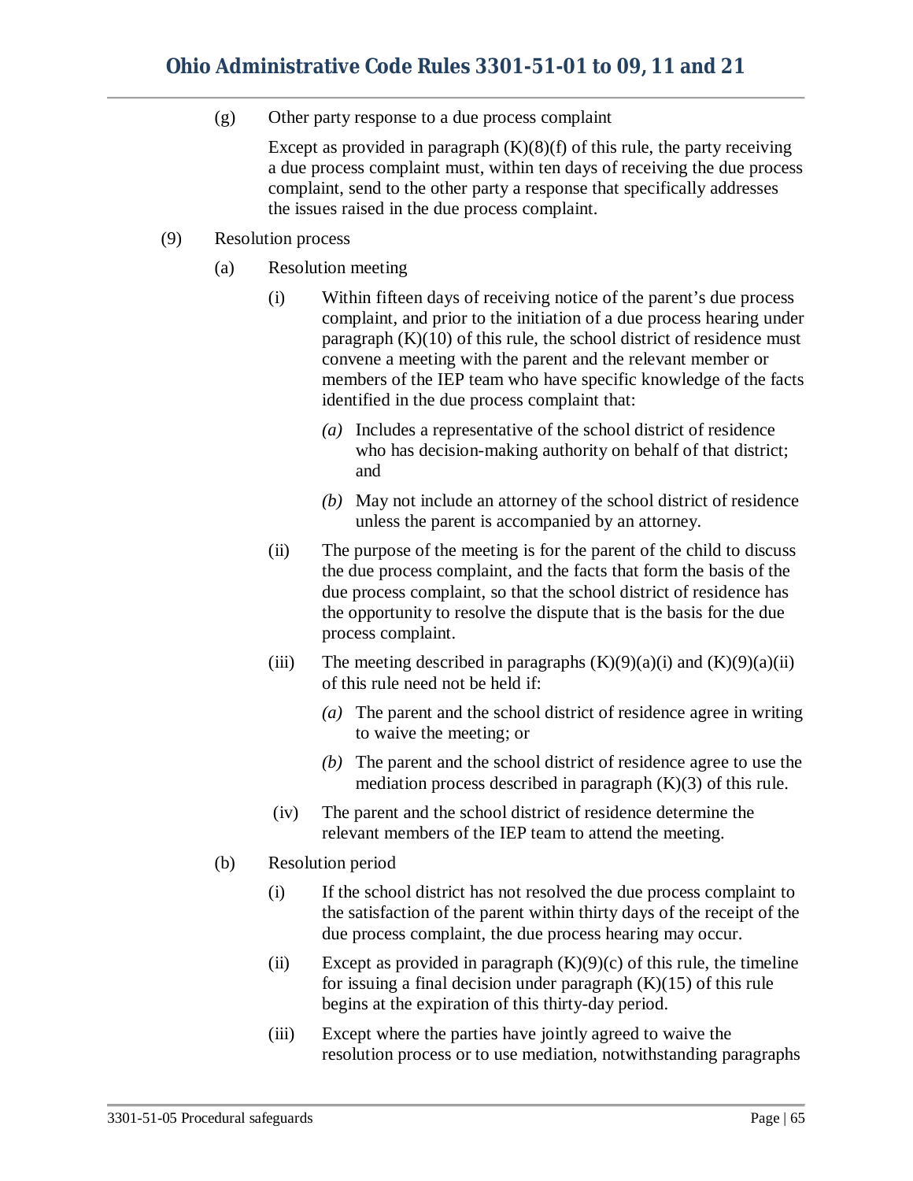(g) Other party response to a due process complaint

Except as provided in paragraph (K)(8)(f) of this rule, the party receiving a due process complaint must, within ten days of receiving the due process complaint, send to the other party a response that specifically addresses the issues raised in the due process complaint.

(9) Resolution process

(a) Resolution meeting

(i) Within fifteen days of receiving notice of the parent's due process complaint, and prior to the initiation of a due process hearing under paragraph (K)(10) of this rule, the school district of residence must convene a meeting with the parent and the relevant member or members of the IEP team who have specific knowledge of the facts identified in the due process complaint that:

*(a)* Includes a representative of the school district of residence who has decision-making authority on behalf of that district; and

*(b)* May not include an attorney of the school district of residence unless the parent is accompanied by an attorney.

(ii) The purpose of the meeting is for the parent of the child to discuss the due process complaint, and the facts that form the basis of the due process complaint, so that the school district of residence has the opportunity to resolve the dispute that is the basis for the due process complaint.

(iii) The meeting described in paragraphs (K)(9)(a)(i) and (K)(9)(a)(ii) of this rule need not be held if:

*(a)* The parent and the school district of residence agree in writing to waive the meeting; or

*(b)* The parent and the school district of residence agree to use the mediation process described in paragraph (K)(3) of this rule.

(iv) The parent and the school district of residence determine the relevant members of the IEP team to attend the meeting.

(b) Resolution period

(i) If the school district has not resolved the due process complaint to the satisfaction of the parent within thirty days of the receipt of the due process complaint, the due process hearing may occur.

(ii) Except as provided in paragraph (K)(9)(c) of this rule, the timeline for issuing a final decision under paragraph (K)(15) of this rule begins at the expiration of this thirty-day period.

(iii) Except where the parties have jointly agreed to waive the resolution process or to use mediation, notwithstanding paragraphs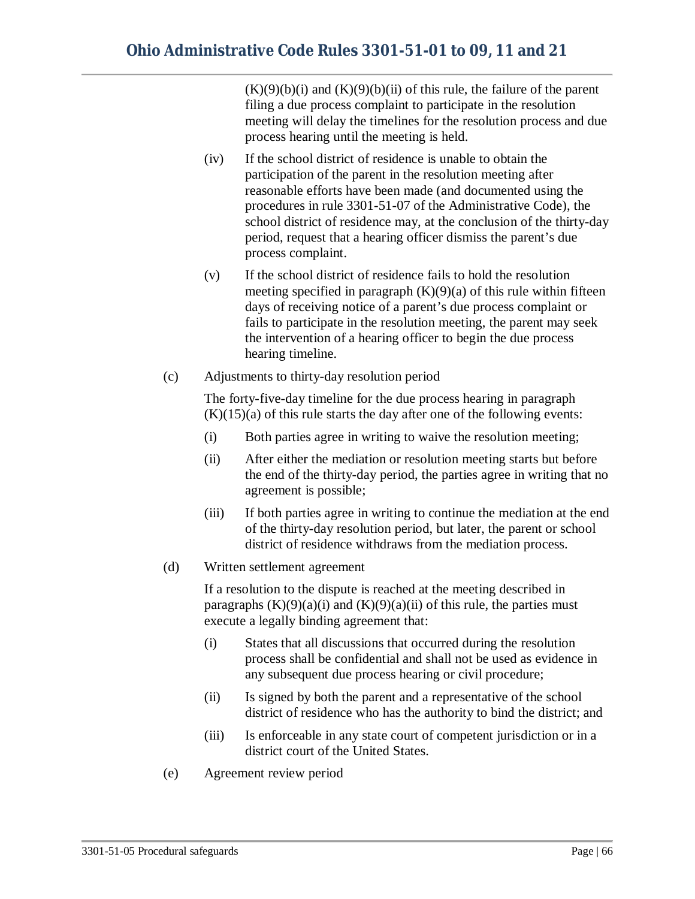(K)(9)(b)(i) and (K)(9)(b)(ii) of this rule, the failure of the parent filing a due process complaint to participate in the resolution meeting will delay the timelines for the resolution process and due process hearing until the meeting is held.

(iv) If the school district of residence is unable to obtain the participation of the parent in the resolution meeting after reasonable efforts have been made (and documented using the procedures in rule 3301-51-07 of the Administrative Code), the school district of residence may, at the conclusion of the thirty-day period, request that a hearing officer dismiss the parent's due process complaint.

(v) If the school district of residence fails to hold the resolution meeting specified in paragraph (K)(9)(a) of this rule within fifteen days of receiving notice of a parent's due process complaint or fails to participate in the resolution meeting, the parent may seek the intervention of a hearing officer to begin the due process hearing timeline.

(c) Adjustments to thirty-day resolution period

The forty-five-day timeline for the due process hearing in paragraph (K)(15)(a) of this rule starts the day after one of the following events:

(i) Both parties agree in writing to waive the resolution meeting;

(ii) After either the mediation or resolution meeting starts but before the end of the thirty-day period, the parties agree in writing that no agreement is possible;

(iii) If both parties agree in writing to continue the mediation at the end of the thirty-day resolution period, but later, the parent or school district of residence withdraws from the mediation process.

(d) Written settlement agreement

If a resolution to the dispute is reached at the meeting described in paragraphs (K)(9)(a)(i) and (K)(9)(a)(ii) of this rule, the parties must execute a legally binding agreement that:

(i) States that all discussions that occurred during the resolution process shall be confidential and shall not be used as evidence in any subsequent due process hearing or civil procedure;

(ii) Is signed by both the parent and a representative of the school district of residence who has the authority to bind the district; and

(iii) Is enforceable in any state court of competent jurisdiction or in a district court of the United States.

(e) Agreement review period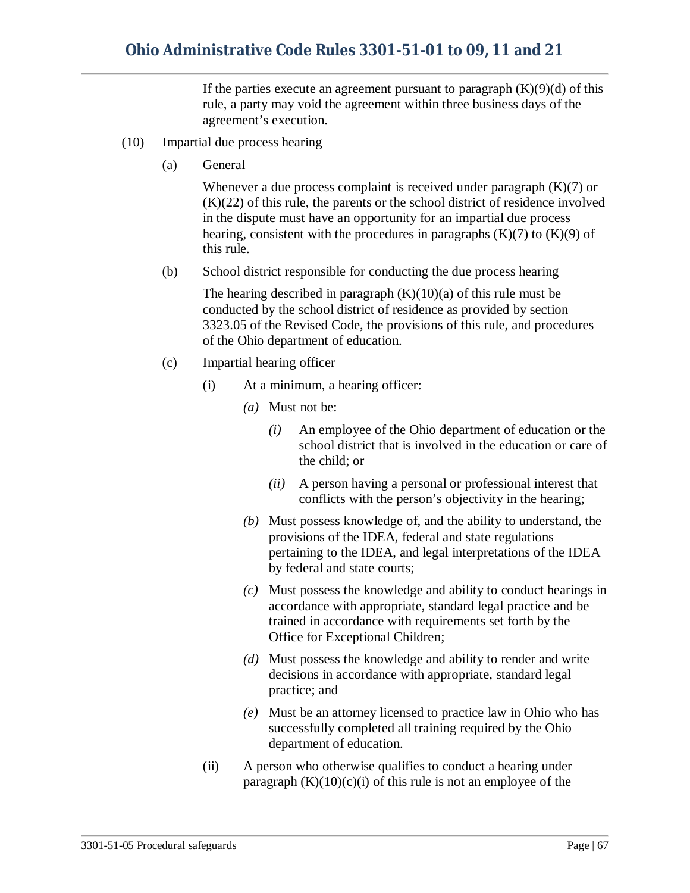If the parties execute an agreement pursuant to paragraph (K)(9)(d) of this rule, a party may void the agreement within three business days of the agreement's execution.

(10) Impartial due process hearing

(a) General

Whenever a due process complaint is received under paragraph (K)(7) or (K)(22) of this rule, the parents or the school district of residence involved in the dispute must have an opportunity for an impartial due process hearing, consistent with the procedures in paragraphs (K)(7) to (K)(9) of this rule.

(b) School district responsible for conducting the due process hearing

The hearing described in paragraph (K)(10)(a) of this rule must be conducted by the school district of residence as provided by section 3323.05 of the Revised Code, the provisions of this rule, and procedures of the Ohio department of education.

(c) Impartial hearing officer

(i) At a minimum, a hearing officer:

*(a)* Must not be:

*(i)* An employee of the Ohio department of education or the school district that is involved in the education or care of the child; or

*(ii)* A person having a personal or professional interest that conflicts with the person's objectivity in the hearing;

*(b)* Must possess knowledge of, and the ability to understand, the provisions of the IDEA, federal and state regulations pertaining to the IDEA, and legal interpretations of the IDEA by federal and state courts;

*(c)* Must possess the knowledge and ability to conduct hearings in accordance with appropriate, standard legal practice and be trained in accordance with requirements set forth by the Office for Exceptional Children;

*(d)* Must possess the knowledge and ability to render and write decisions in accordance with appropriate, standard legal practice; and

*(e)* Must be an attorney licensed to practice law in Ohio who has successfully completed all training required by the Ohio department of education.

(ii) A person who otherwise qualifies to conduct a hearing under paragraph (K)(10)(c)(i) of this rule is not an employee of the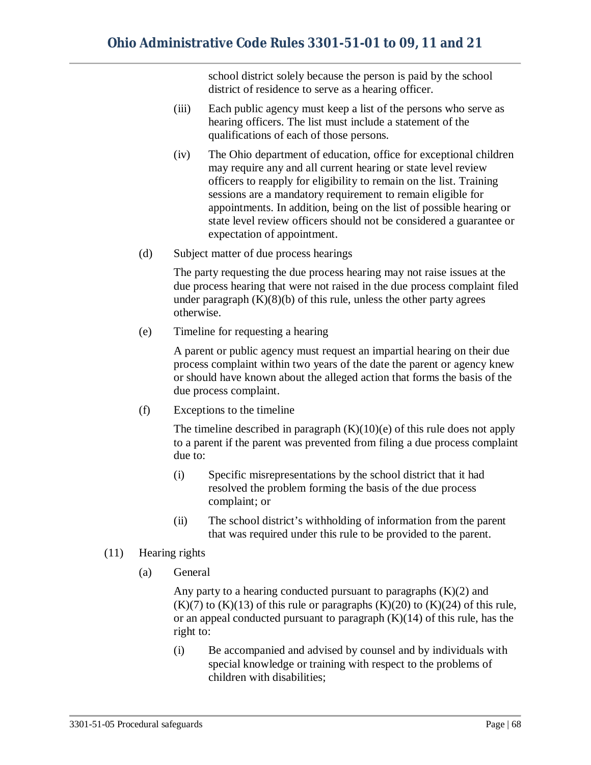school district solely because the person is paid by the school district of residence to serve as a hearing officer.

(iii) Each public agency must keep a list of the persons who serve as hearing officers. The list must include a statement of the qualifications of each of those persons.

(iv) The Ohio department of education, office for exceptional children may require any and all current hearing or state level review officers to reapply for eligibility to remain on the list. Training sessions are a mandatory requirement to remain eligible for appointments. In addition, being on the list of possible hearing or state level review officers should not be considered a guarantee or expectation of appointment.

(d) Subject matter of due process hearings

The party requesting the due process hearing may not raise issues at the due process hearing that were not raised in the due process complaint filed under paragraph (K)(8)(b) of this rule, unless the other party agrees otherwise.

(e) Timeline for requesting a hearing

A parent or public agency must request an impartial hearing on their due process complaint within two years of the date the parent or agency knew or should have known about the alleged action that forms the basis of the due process complaint.

(f) Exceptions to the timeline

The timeline described in paragraph (K)(10)(e) of this rule does not apply to a parent if the parent was prevented from filing a due process complaint due to:

(i) Specific misrepresentations by the school district that it had resolved the problem forming the basis of the due process complaint; or

(ii) The school district's withholding of information from the parent that was required under this rule to be provided to the parent.

(11) Hearing rights

(a) General

Any party to a hearing conducted pursuant to paragraphs (K)(2) and (K)(7) to (K)(13) of this rule or paragraphs (K)(20) to (K)(24) of this rule, or an appeal conducted pursuant to paragraph (K)(14) of this rule, has the right to:

(i) Be accompanied and advised by counsel and by individuals with special knowledge or training with respect to the problems of children with disabilities;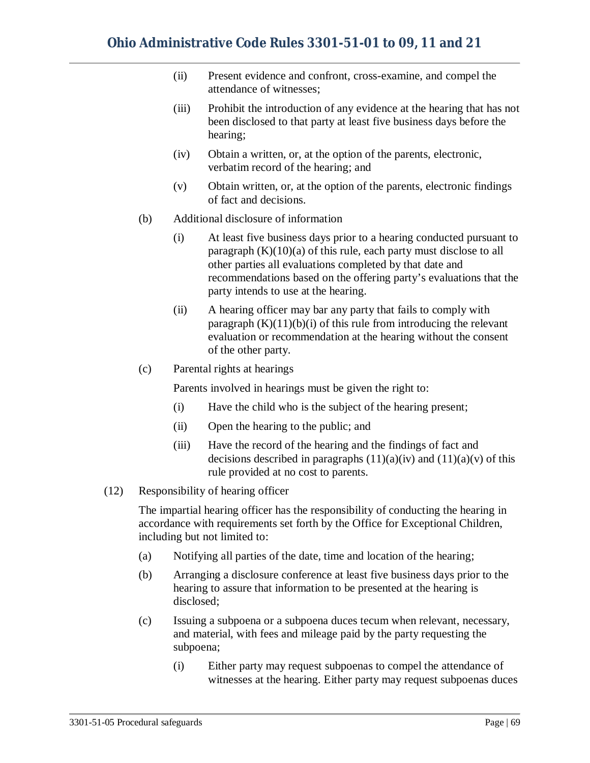(ii) Present evidence and confront, cross-examine, and compel the attendance of witnesses;

(iii) Prohibit the introduction of any evidence at the hearing that has not been disclosed to that party at least five business days before the hearing;

(iv) Obtain a written, or, at the option of the parents, electronic, verbatim record of the hearing; and

(v) Obtain written, or, at the option of the parents, electronic findings of fact and decisions.

(b) Additional disclosure of information

(i) At least five business days prior to a hearing conducted pursuant to paragraph (K)(10)(a) of this rule, each party must disclose to all other parties all evaluations completed by that date and recommendations based on the offering party's evaluations that the party intends to use at the hearing.

(ii) A hearing officer may bar any party that fails to comply with paragraph (K)(11)(b)(i) of this rule from introducing the relevant evaluation or recommendation at the hearing without the consent of the other party.

(c) Parental rights at hearings

Parents involved in hearings must be given the right to:

(i) Have the child who is the subject of the hearing present;

(ii) Open the hearing to the public; and

(iii) Have the record of the hearing and the findings of fact and decisions described in paragraphs (11)(a)(iv) and (11)(a)(v) of this rule provided at no cost to parents.

(12) Responsibility of hearing officer

The impartial hearing officer has the responsibility of conducting the hearing in accordance with requirements set forth by the Office for Exceptional Children, including but not limited to:

(a) Notifying all parties of the date, time and location of the hearing;

(b) Arranging a disclosure conference at least five business days prior to the hearing to assure that information to be presented at the hearing is disclosed;

(c) Issuing a subpoena or a subpoena duces tecum when relevant, necessary, and material, with fees and mileage paid by the party requesting the subpoena;

(i) Either party may request subpoenas to compel the attendance of witnesses at the hearing. Either party may request subpoenas duces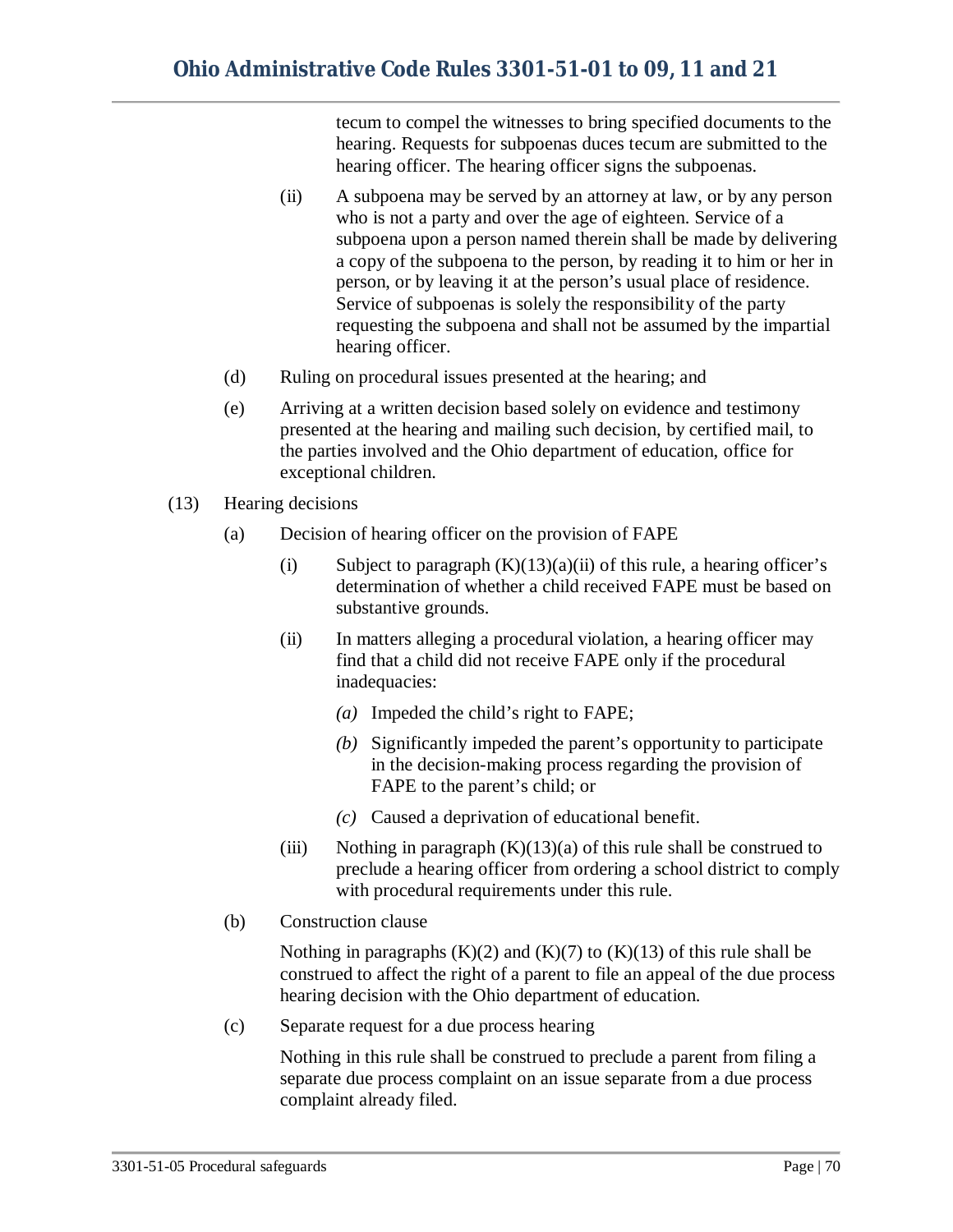tecum to compel the witnesses to bring specified documents to the hearing. Requests for subpoenas duces tecum are submitted to the hearing officer. The hearing officer signs the subpoenas.

(ii) A subpoena may be served by an attorney at law, or by any person who is not a party and over the age of eighteen. Service of a subpoena upon a person named therein shall be made by delivering a copy of the subpoena to the person, by reading it to him or her in person, or by leaving it at the person's usual place of residence. Service of subpoenas is solely the responsibility of the party requesting the subpoena and shall not be assumed by the impartial hearing officer.

(d) Ruling on procedural issues presented at the hearing; and

(e) Arriving at a written decision based solely on evidence and testimony presented at the hearing and mailing such decision, by certified mail, to the parties involved and the Ohio department of education, office for exceptional children.

(13) Hearing decisions

(a) Decision of hearing officer on the provision of FAPE

(i) Subject to paragraph (K)(13)(a)(ii) of this rule, a hearing officer's determination of whether a child received FAPE must be based on substantive grounds.

(ii) In matters alleging a procedural violation, a hearing officer may find that a child did not receive FAPE only if the procedural inadequacies:

*(a)* Impeded the child's right to FAPE;

*(b)* Significantly impeded the parent's opportunity to participate in the decision-making process regarding the provision of FAPE to the parent's child; or

*(c)* Caused a deprivation of educational benefit.

(iii) Nothing in paragraph (K)(13)(a) of this rule shall be construed to preclude a hearing officer from ordering a school district to comply with procedural requirements under this rule.

(b) Construction clause

Nothing in paragraphs (K)(2) and (K)(7) to (K)(13) of this rule shall be construed to affect the right of a parent to file an appeal of the due process hearing decision with the Ohio department of education.

(c) Separate request for a due process hearing

Nothing in this rule shall be construed to preclude a parent from filing a separate due process complaint on an issue separate from a due process complaint already filed.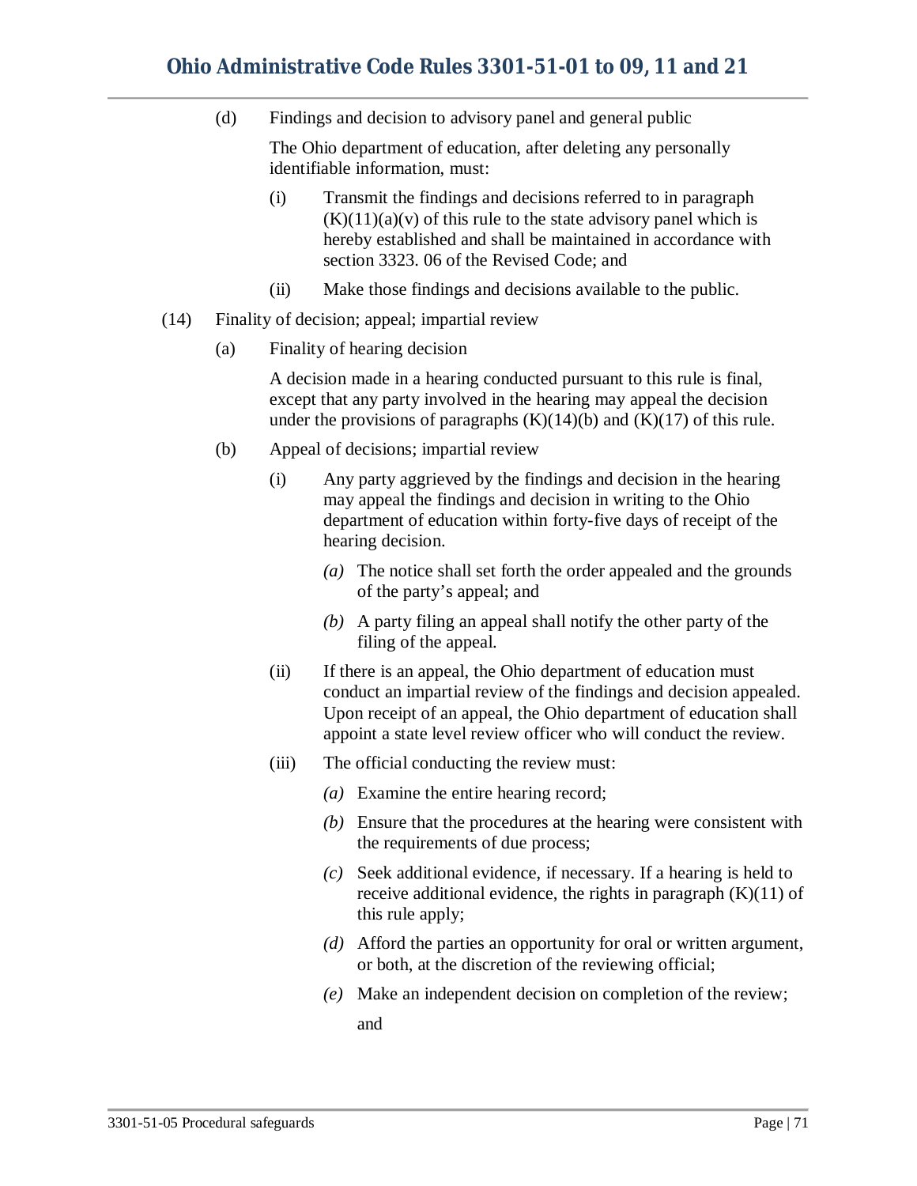(d) Findings and decision to advisory panel and general public

The Ohio department of education, after deleting any personally identifiable information, must:

(i) Transmit the findings and decisions referred to in paragraph (K)(11)(a)(v) of this rule to the state advisory panel which is hereby established and shall be maintained in accordance with section 3323. 06 of the Revised Code; and

(ii) Make those findings and decisions available to the public.

(14) Finality of decision; appeal; impartial review

(a) Finality of hearing decision

A decision made in a hearing conducted pursuant to this rule is final, except that any party involved in the hearing may appeal the decision under the provisions of paragraphs (K)(14)(b) and (K)(17) of this rule.

(b) Appeal of decisions; impartial review

(i) Any party aggrieved by the findings and decision in the hearing may appeal the findings and decision in writing to the Ohio department of education within forty-five days of receipt of the hearing decision.

*(a)* The notice shall set forth the order appealed and the grounds of the party's appeal; and

*(b)* A party filing an appeal shall notify the other party of the filing of the appeal.

(ii) If there is an appeal, the Ohio department of education must conduct an impartial review of the findings and decision appealed. Upon receipt of an appeal, the Ohio department of education shall appoint a state level review officer who will conduct the review.

(iii) The official conducting the review must:

*(a)* Examine the entire hearing record;

*(b)* Ensure that the procedures at the hearing were consistent with the requirements of due process;

*(c)* Seek additional evidence, if necessary. If a hearing is held to receive additional evidence, the rights in paragraph (K)(11) of this rule apply;

*(d)* Afford the parties an opportunity for oral or written argument, or both, at the discretion of the reviewing official;

*(e)* Make an independent decision on completion of the review; and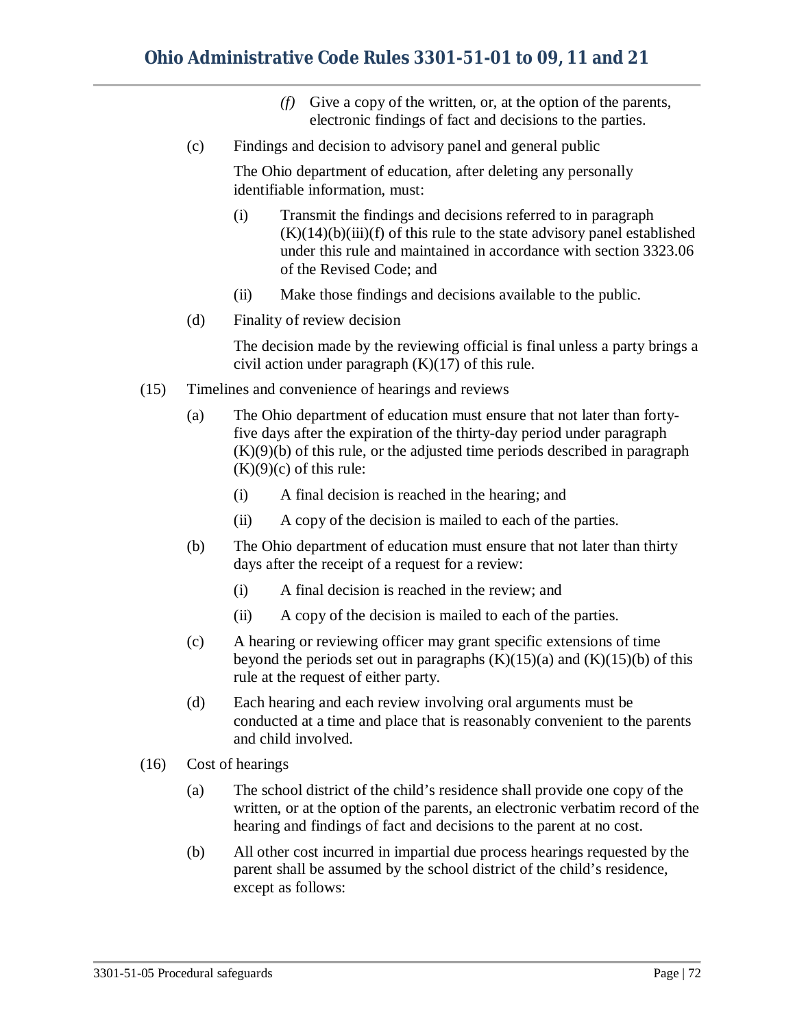(f) Give a copy of the written, or, at the option of the parents, electronic findings of fact and decisions to the parties.

(c) Findings and decision to advisory panel and general public

The Ohio department of education, after deleting any personally identifiable information, must:

(i) Transmit the findings and decisions referred to in paragraph (K)(14)(b)(iii)(f) of this rule to the state advisory panel established under this rule and maintained in accordance with section 3323.06 of the Revised Code; and

(ii) Make those findings and decisions available to the public.

(d) Finality of review decision

The decision made by the reviewing official is final unless a party brings a civil action under paragraph (K)(17) of this rule.

(15) Timelines and convenience of hearings and reviews

(a) The Ohio department of education must ensure that not later than forty-five days after the expiration of the thirty-day period under paragraph (K)(9)(b) of this rule, or the adjusted time periods described in paragraph (K)(9)(c) of this rule:

(i) A final decision is reached in the hearing; and

(ii) A copy of the decision is mailed to each of the parties.

(b) The Ohio department of education must ensure that not later than thirty days after the receipt of a request for a review:

(i) A final decision is reached in the review; and

(ii) A copy of the decision is mailed to each of the parties.

(c) A hearing or reviewing officer may grant specific extensions of time beyond the periods set out in paragraphs (K)(15)(a) and (K)(15)(b) of this rule at the request of either party.

(d) Each hearing and each review involving oral arguments must be conducted at a time and place that is reasonably convenient to the parents and child involved.

(16) Cost of hearings

(a) The school district of the child's residence shall provide one copy of the written, or at the option of the parents, an electronic verbatim record of the hearing and findings of fact and decisions to the parent at no cost.

(b) All other cost incurred in impartial due process hearings requested by the parent shall be assumed by the school district of the child's residence, except as follows: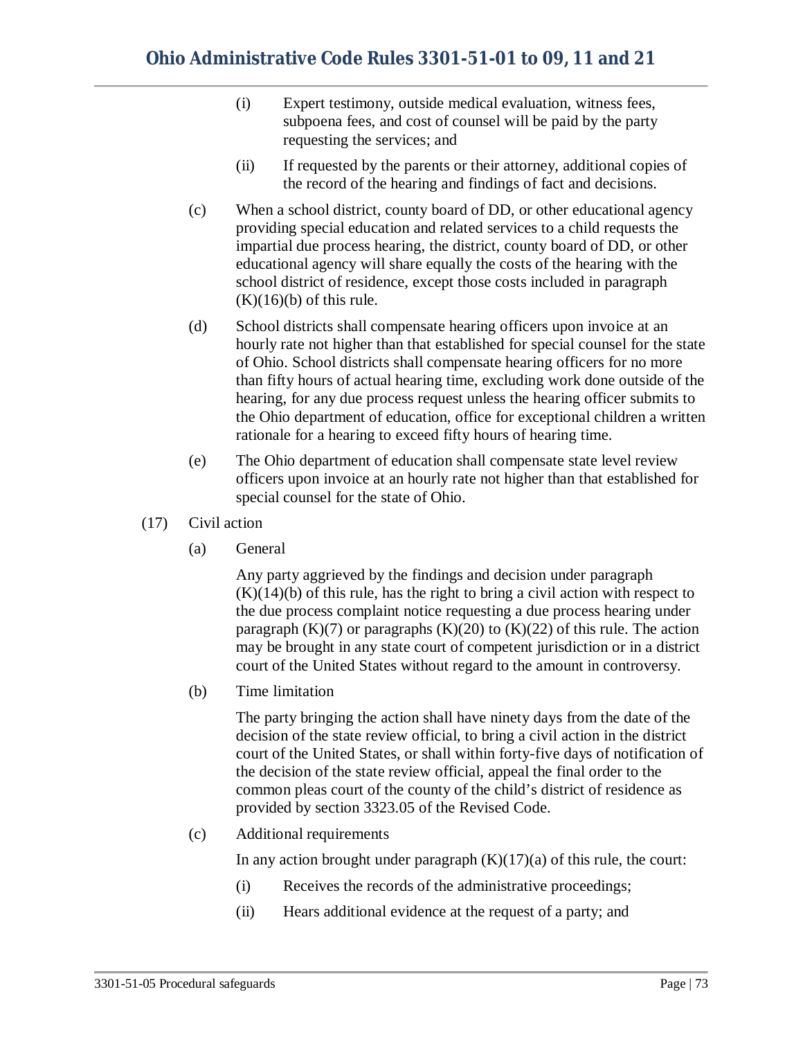(i) Expert testimony, outside medical evaluation, witness fees, subpoena fees, and cost of counsel will be paid by the party requesting the services; and

(ii) If requested by the parents or their attorney, additional copies of the record of the hearing and findings of fact and decisions.

(c) When a school district, county board of DD, or other educational agency providing special education and related services to a child requests the impartial due process hearing, the district, county board of DD, or other educational agency will share equally the costs of the hearing with the school district of residence, except those costs included in paragraph (K)(16)(b) of this rule.

(d) School districts shall compensate hearing officers upon invoice at an hourly rate not higher than that established for special counsel for the state of Ohio. School districts shall compensate hearing officers for no more than fifty hours of actual hearing time, excluding work done outside of the hearing, for any due process request unless the hearing officer submits to the Ohio department of education, office for exceptional children a written rationale for a hearing to exceed fifty hours of hearing time.

(e) The Ohio department of education shall compensate state level review officers upon invoice at an hourly rate not higher than that established for special counsel for the state of Ohio.

(17) Civil action

(a) General

Any party aggrieved by the findings and decision under paragraph (K)(14)(b) of this rule, has the right to bring a civil action with respect to the due process complaint notice requesting a due process hearing under paragraph (K)(7) or paragraphs (K)(20) to (K)(22) of this rule. The action may be brought in any state court of competent jurisdiction or in a district court of the United States without regard to the amount in controversy.

(b) Time limitation

The party bringing the action shall have ninety days from the date of the decision of the state review official, to bring a civil action in the district court of the United States, or shall within forty-five days of notification of the decision of the state review official, appeal the final order to the common pleas court of the county of the child's district of residence as provided by section 3323.05 of the Revised Code.

(c) Additional requirements

In any action brought under paragraph (K)(17)(a) of this rule, the court:

(i) Receives the records of the administrative proceedings;

(ii) Hears additional evidence at the request of a party; and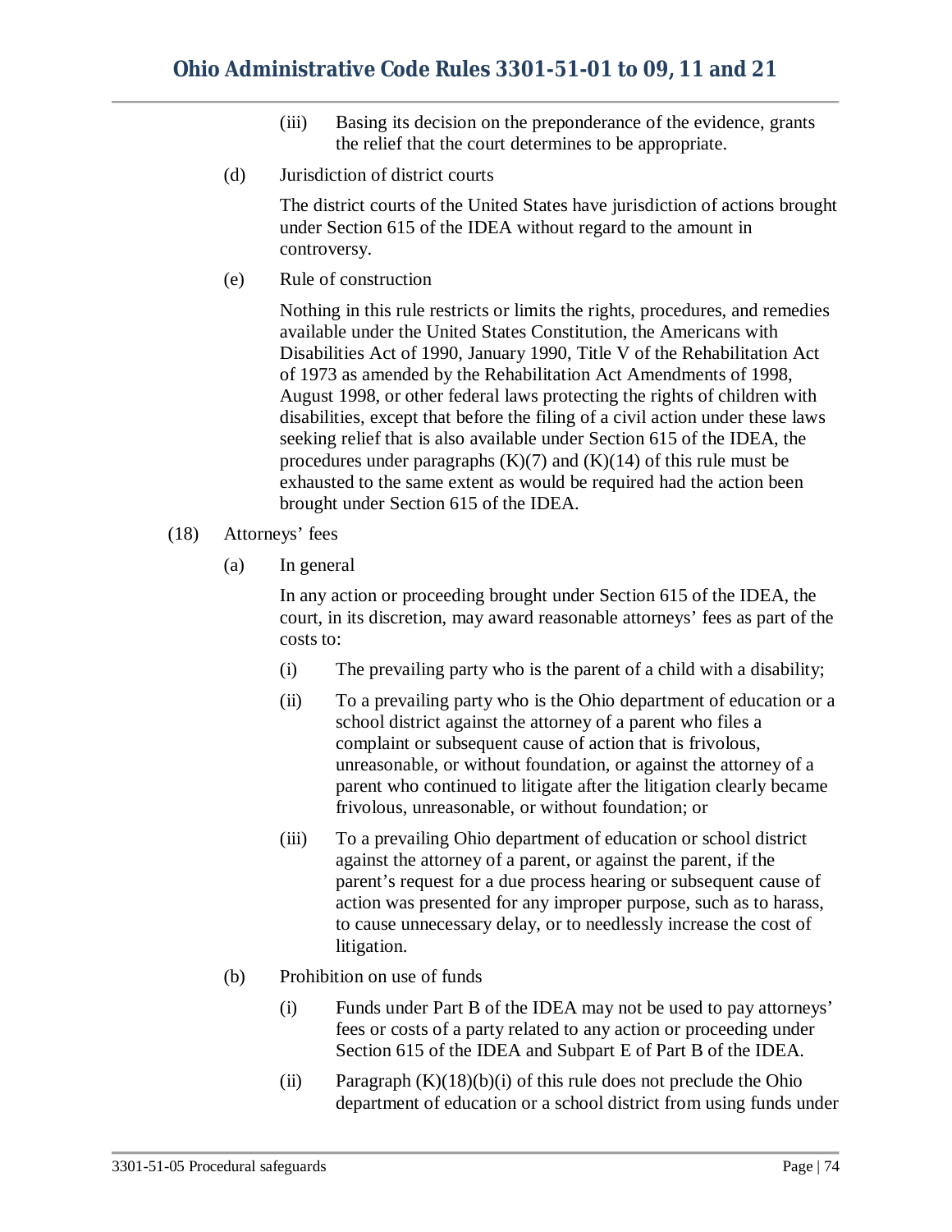(iii) Basing its decision on the preponderance of the evidence, grants the relief that the court determines to be appropriate.

(d) Jurisdiction of district courts

The district courts of the United States have jurisdiction of actions brought under Section 615 of the IDEA without regard to the amount in controversy.

(e) Rule of construction

Nothing in this rule restricts or limits the rights, procedures, and remedies available under the United States Constitution, the Americans with Disabilities Act of 1990, January 1990, Title V of the Rehabilitation Act of 1973 as amended by the Rehabilitation Act Amendments of 1998, August 1998, or other federal laws protecting the rights of children with disabilities, except that before the filing of a civil action under these laws seeking relief that is also available under Section 615 of the IDEA, the procedures under paragraphs (K)(7) and (K)(14) of this rule must be exhausted to the same extent as would be required had the action been brought under Section 615 of the IDEA.

(18) Attorneys' fees

(a) In general

In any action or proceeding brought under Section 615 of the IDEA, the court, in its discretion, may award reasonable attorneys' fees as part of the costs to:

(i) The prevailing party who is the parent of a child with a disability;

(ii) To a prevailing party who is the Ohio department of education or a school district against the attorney of a parent who files a complaint or subsequent cause of action that is frivolous, unreasonable, or without foundation, or against the attorney of a parent who continued to litigate after the litigation clearly became frivolous, unreasonable, or without foundation; or

(iii) To a prevailing Ohio department of education or school district against the attorney of a parent, or against the parent, if the parent's request for a due process hearing or subsequent cause of action was presented for any improper purpose, such as to harass, to cause unnecessary delay, or to needlessly increase the cost of litigation.

(b) Prohibition on use of funds

(i) Funds under Part B of the IDEA may not be used to pay attorneys' fees or costs of a party related to any action or proceeding under Section 615 of the IDEA and Subpart E of Part B of the IDEA.

(ii) Paragraph (K)(18)(b)(i) of this rule does not preclude the Ohio department of education or a school district from using funds under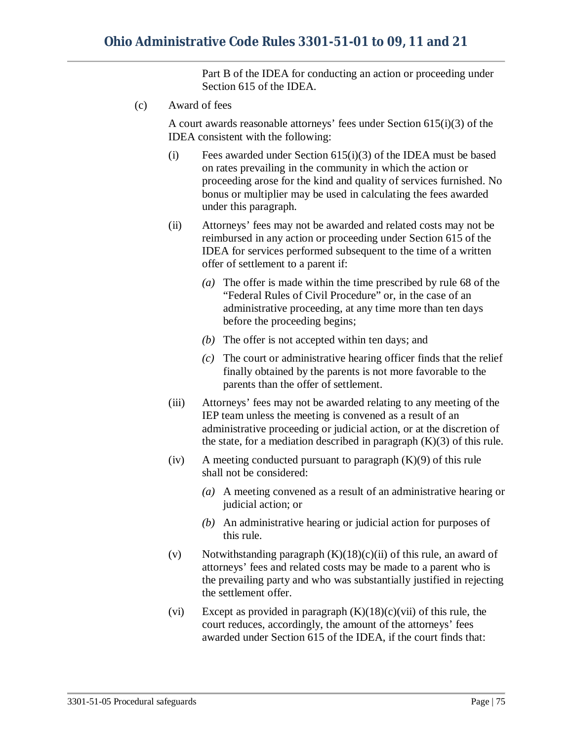Part B of the IDEA for conducting an action or proceeding under Section 615 of the IDEA.

(c) Award of fees

A court awards reasonable attorneys' fees under Section 615(i)(3) of the IDEA consistent with the following:

(i) Fees awarded under Section 615(i)(3) of the IDEA must be based on rates prevailing in the community in which the action or proceeding arose for the kind and quality of services furnished. No bonus or multiplier may be used in calculating the fees awarded under this paragraph.

(ii) Attorneys' fees may not be awarded and related costs may not be reimbursed in any action or proceeding under Section 615 of the IDEA for services performed subsequent to the time of a written offer of settlement to a parent if:

*(a)* The offer is made within the time prescribed by rule 68 of the "Federal Rules of Civil Procedure" or, in the case of an administrative proceeding, at any time more than ten days before the proceeding begins;

*(b)* The offer is not accepted within ten days; and

*(c)* The court or administrative hearing officer finds that the relief finally obtained by the parents is not more favorable to the parents than the offer of settlement.

(iii) Attorneys' fees may not be awarded relating to any meeting of the IEP team unless the meeting is convened as a result of an administrative proceeding or judicial action, or at the discretion of the state, for a mediation described in paragraph (K)(3) of this rule.

(iv) A meeting conducted pursuant to paragraph (K)(9) of this rule shall not be considered:

*(a)* A meeting convened as a result of an administrative hearing or judicial action; or

*(b)* An administrative hearing or judicial action for purposes of this rule.

(v) Notwithstanding paragraph (K)(18)(c)(ii) of this rule, an award of attorneys' fees and related costs may be made to a parent who is the prevailing party and who was substantially justified in rejecting the settlement offer.

(vi) Except as provided in paragraph (K)(18)(c)(vii) of this rule, the court reduces, accordingly, the amount of the attorneys' fees awarded under Section 615 of the IDEA, if the court finds that: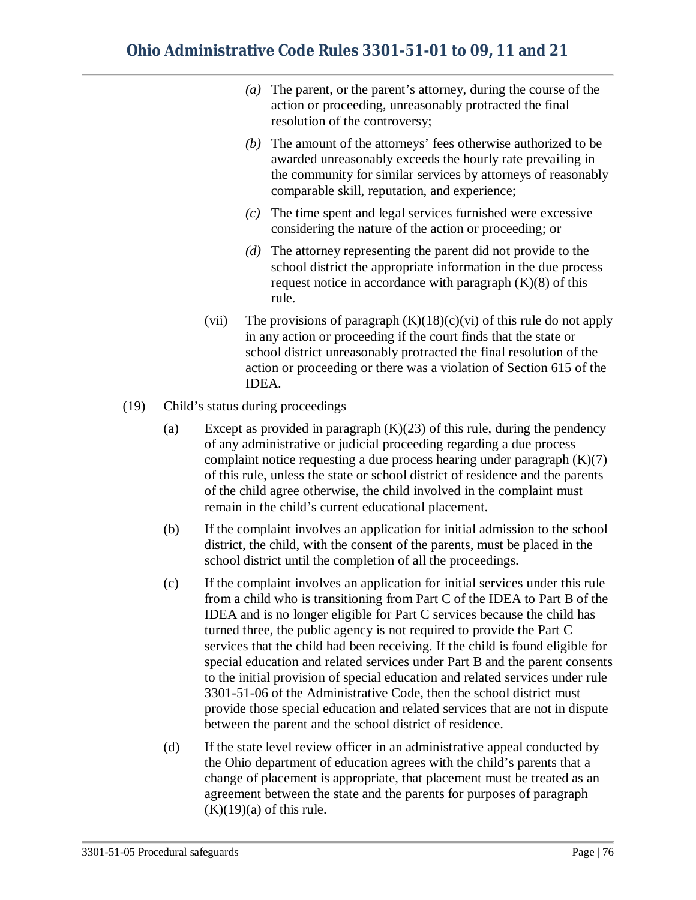*(a)* The parent, or the parent's attorney, during the course of the action or proceeding, unreasonably protracted the final resolution of the controversy;

*(b)* The amount of the attorneys' fees otherwise authorized to be awarded unreasonably exceeds the hourly rate prevailing in the community for similar services by attorneys of reasonably comparable skill, reputation, and experience;

*(c)* The time spent and legal services furnished were excessive considering the nature of the action or proceeding; or

*(d)* The attorney representing the parent did not provide to the school district the appropriate information in the due process request notice in accordance with paragraph (K)(8) of this rule.

(vii) The provisions of paragraph (K)(18)(c)(vi) of this rule do not apply in any action or proceeding if the court finds that the state or school district unreasonably protracted the final resolution of the action or proceeding or there was a violation of Section 615 of the IDEA.

(19) Child's status during proceedings

(a) Except as provided in paragraph (K)(23) of this rule, during the pendency of any administrative or judicial proceeding regarding a due process complaint notice requesting a due process hearing under paragraph (K)(7) of this rule, unless the state or school district of residence and the parents of the child agree otherwise, the child involved in the complaint must remain in the child's current educational placement.

(b) If the complaint involves an application for initial admission to the school district, the child, with the consent of the parents, must be placed in the school district until the completion of all the proceedings.

(c) If the complaint involves an application for initial services under this rule from a child who is transitioning from Part C of the IDEA to Part B of the IDEA and is no longer eligible for Part C services because the child has turned three, the public agency is not required to provide the Part C services that the child had been receiving. If the child is found eligible for special education and related services under Part B and the parent consents to the initial provision of special education and related services under rule 3301-51-06 of the Administrative Code, then the school district must provide those special education and related services that are not in dispute between the parent and the school district of residence.

(d) If the state level review officer in an administrative appeal conducted by the Ohio department of education agrees with the child's parents that a change of placement is appropriate, that placement must be treated as an agreement between the state and the parents for purposes of paragraph (K)(19)(a) of this rule.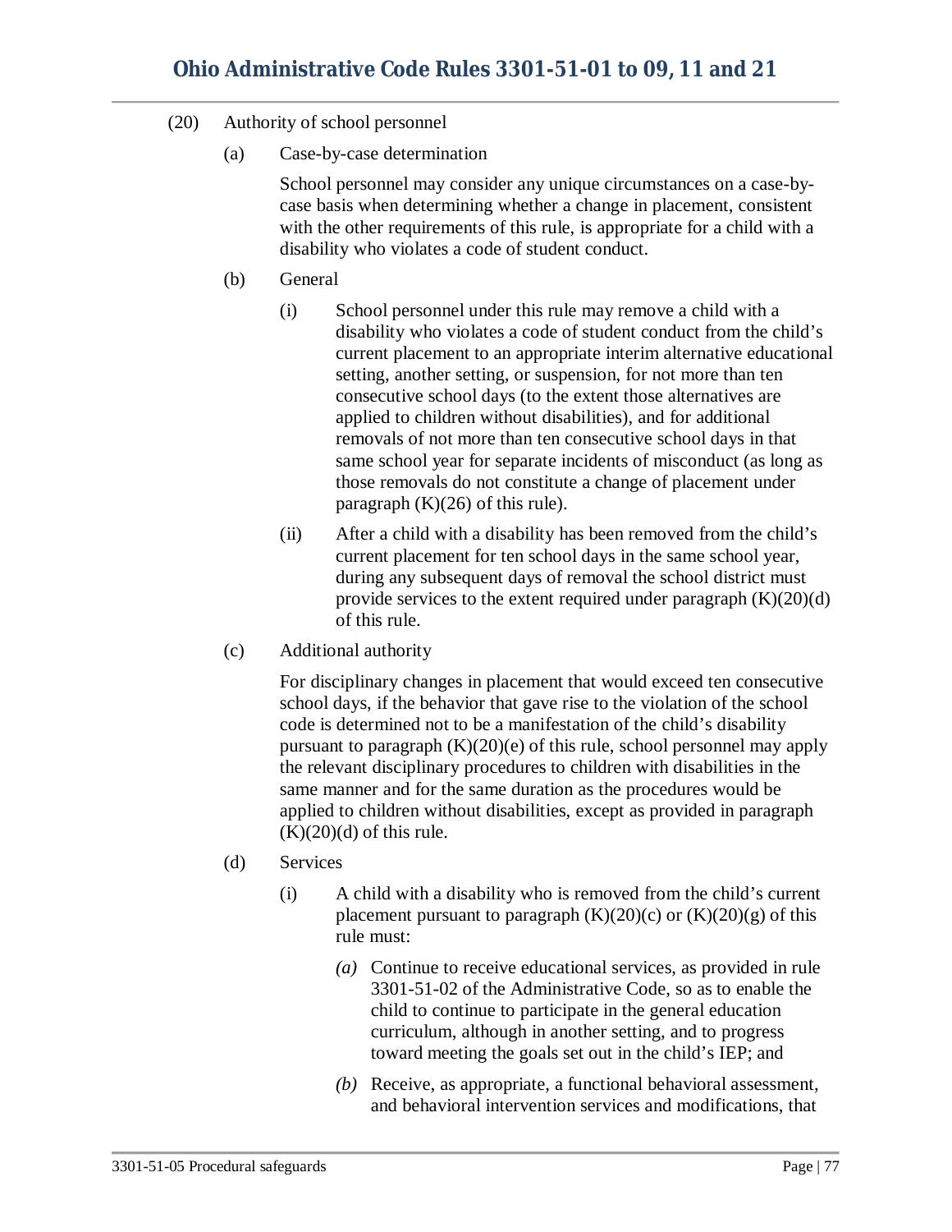(20) Authority of school personnel

(a) Case-by-case determination

School personnel may consider any unique circumstances on a case-by-case basis when determining whether a change in placement, consistent with the other requirements of this rule, is appropriate for a child with a disability who violates a code of student conduct.

(b) General

(i) School personnel under this rule may remove a child with a disability who violates a code of student conduct from the child's current placement to an appropriate interim alternative educational setting, another setting, or suspension, for not more than ten consecutive school days (to the extent those alternatives are applied to children without disabilities), and for additional removals of not more than ten consecutive school days in that same school year for separate incidents of misconduct (as long as those removals do not constitute a change of placement under paragraph (K)(26) of this rule).

(ii) After a child with a disability has been removed from the child's current placement for ten school days in the same school year, during any subsequent days of removal the school district must provide services to the extent required under paragraph (K)(20)(d) of this rule.

(c) Additional authority

For disciplinary changes in placement that would exceed ten consecutive school days, if the behavior that gave rise to the violation of the school code is determined not to be a manifestation of the child's disability pursuant to paragraph (K)(20)(e) of this rule, school personnel may apply the relevant disciplinary procedures to children with disabilities in the same manner and for the same duration as the procedures would be applied to children without disabilities, except as provided in paragraph (K)(20)(d) of this rule.

(d) Services

(i) A child with a disability who is removed from the child's current placement pursuant to paragraph (K)(20)(c) or (K)(20)(g) of this rule must:

*(a)* Continue to receive educational services, as provided in rule 3301-51-02 of the Administrative Code, so as to enable the child to continue to participate in the general education curriculum, although in another setting, and to progress toward meeting the goals set out in the child's IEP; and

*(b)* Receive, as appropriate, a functional behavioral assessment, and behavioral intervention services and modifications, that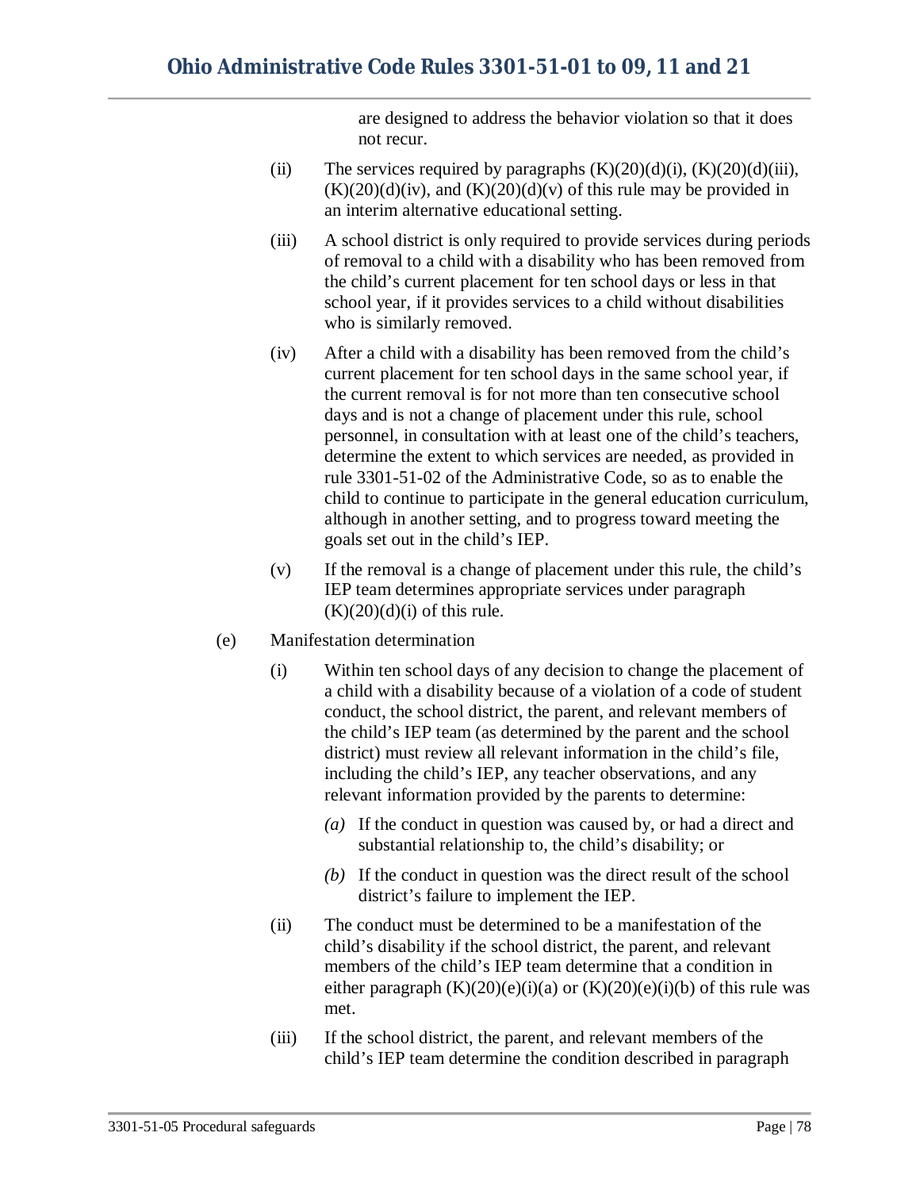are designed to address the behavior violation so that it does not recur.

(ii) The services required by paragraphs (K)(20)(d)(i), (K)(20)(d)(iii), (K)(20)(d)(iv), and (K)(20)(d)(v) of this rule may be provided in an interim alternative educational setting.

(iii) A school district is only required to provide services during periods of removal to a child with a disability who has been removed from the child's current placement for ten school days or less in that school year, if it provides services to a child without disabilities who is similarly removed.

(iv) After a child with a disability has been removed from the child's current placement for ten school days in the same school year, if the current removal is for not more than ten consecutive school days and is not a change of placement under this rule, school personnel, in consultation with at least one of the child's teachers, determine the extent to which services are needed, as provided in rule 3301-51-02 of the Administrative Code, so as to enable the child to continue to participate in the general education curriculum, although in another setting, and to progress toward meeting the goals set out in the child's IEP.

(v) If the removal is a change of placement under this rule, the child's IEP team determines appropriate services under paragraph (K)(20)(d)(i) of this rule.

(e) Manifestation determination

(i) Within ten school days of any decision to change the placement of a child with a disability because of a violation of a code of student conduct, the school district, the parent, and relevant members of the child's IEP team (as determined by the parent and the school district) must review all relevant information in the child's file, including the child's IEP, any teacher observations, and any relevant information provided by the parents to determine:

*(a)* If the conduct in question was caused by, or had a direct and substantial relationship to, the child's disability; or

*(b)* If the conduct in question was the direct result of the school district's failure to implement the IEP.

(ii) The conduct must be determined to be a manifestation of the child's disability if the school district, the parent, and relevant members of the child's IEP team determine that a condition in either paragraph (K)(20)(e)(i)(a) or (K)(20)(e)(i)(b) of this rule was met.

(iii) If the school district, the parent, and relevant members of the child's IEP team determine the condition described in paragraph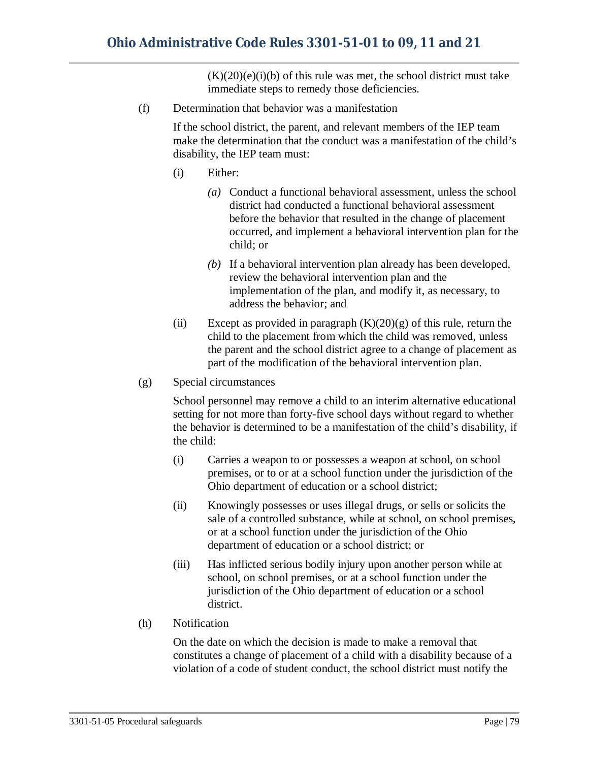(K)(20)(e)(i)(b) of this rule was met, the school district must take immediate steps to remedy those deficiencies.

(f) Determination that behavior was a manifestation

If the school district, the parent, and relevant members of the IEP team make the determination that the conduct was a manifestation of the child's disability, the IEP team must:

(i) Either:

*(a)* Conduct a functional behavioral assessment, unless the school district had conducted a functional behavioral assessment before the behavior that resulted in the change of placement occurred, and implement a behavioral intervention plan for the child; or

*(b)* If a behavioral intervention plan already has been developed, review the behavioral intervention plan and the implementation of the plan, and modify it, as necessary, to address the behavior; and

(ii) Except as provided in paragraph (K)(20)(g) of this rule, return the child to the placement from which the child was removed, unless the parent and the school district agree to a change of placement as part of the modification of the behavioral intervention plan.

(g) Special circumstances

School personnel may remove a child to an interim alternative educational setting for not more than forty-five school days without regard to whether the behavior is determined to be a manifestation of the child's disability, if the child:

(i) Carries a weapon to or possesses a weapon at school, on school premises, or to or at a school function under the jurisdiction of the Ohio department of education or a school district;

(ii) Knowingly possesses or uses illegal drugs, or sells or solicits the sale of a controlled substance, while at school, on school premises, or at a school function under the jurisdiction of the Ohio department of education or a school district; or

(iii) Has inflicted serious bodily injury upon another person while at school, on school premises, or at a school function under the jurisdiction of the Ohio department of education or a school district.

(h) Notification

On the date on which the decision is made to make a removal that constitutes a change of placement of a child with a disability because of a violation of a code of student conduct, the school district must notify the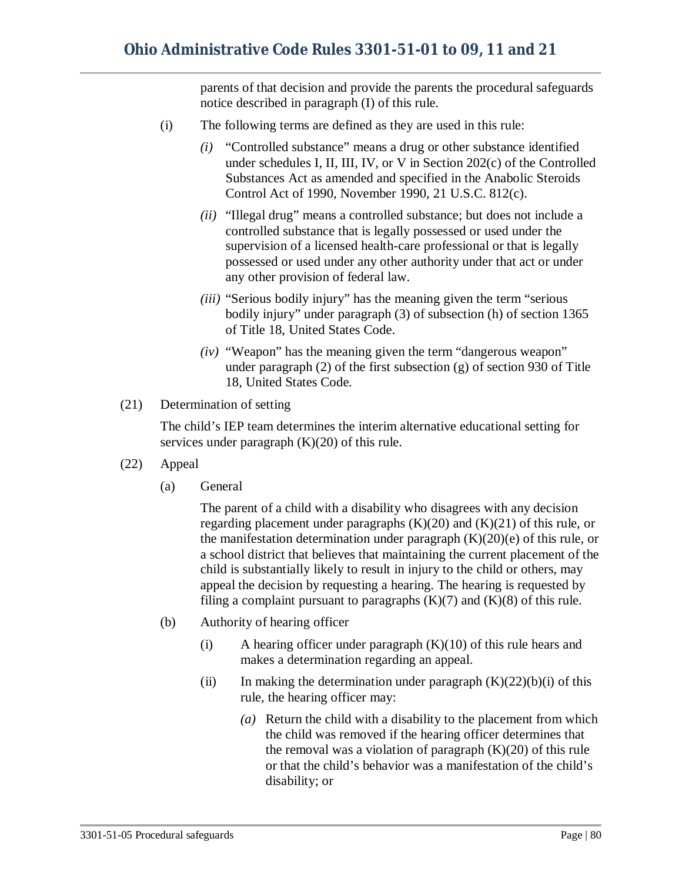parents of that decision and provide the parents the procedural safeguards notice described in paragraph (I) of this rule.

(i) The following terms are defined as they are used in this rule:

*(i)* "Controlled substance" means a drug or other substance identified under schedules I, II, III, IV, or V in Section 202(c) of the Controlled Substances Act as amended and specified in the Anabolic Steroids Control Act of 1990, November 1990, 21 U.S.C. 812(c).

*(ii)* "Illegal drug" means a controlled substance; but does not include a controlled substance that is legally possessed or used under the supervision of a licensed health-care professional or that is legally possessed or used under any other authority under that act or under any other provision of federal law.

*(iii)* "Serious bodily injury" has the meaning given the term "serious bodily injury" under paragraph (3) of subsection (h) of section 1365 of Title 18, United States Code.

*(iv)* "Weapon" has the meaning given the term "dangerous weapon" under paragraph (2) of the first subsection (g) of section 930 of Title 18, United States Code.

(21) Determination of setting

The child's IEP team determines the interim alternative educational setting for services under paragraph (K)(20) of this rule.

(22) Appeal

(a) General

The parent of a child with a disability who disagrees with any decision regarding placement under paragraphs (K)(20) and (K)(21) of this rule, or the manifestation determination under paragraph (K)(20)(e) of this rule, or a school district that believes that maintaining the current placement of the child is substantially likely to result in injury to the child or others, may appeal the decision by requesting a hearing. The hearing is requested by filing a complaint pursuant to paragraphs (K)(7) and (K)(8) of this rule.

(b) Authority of hearing officer

(i) A hearing officer under paragraph (K)(10) of this rule hears and makes a determination regarding an appeal.

(ii) In making the determination under paragraph (K)(22)(b)(i) of this rule, the hearing officer may:

*(a)* Return the child with a disability to the placement from which the child was removed if the hearing officer determines that the removal was a violation of paragraph (K)(20) of this rule or that the child's behavior was a manifestation of the child's disability; or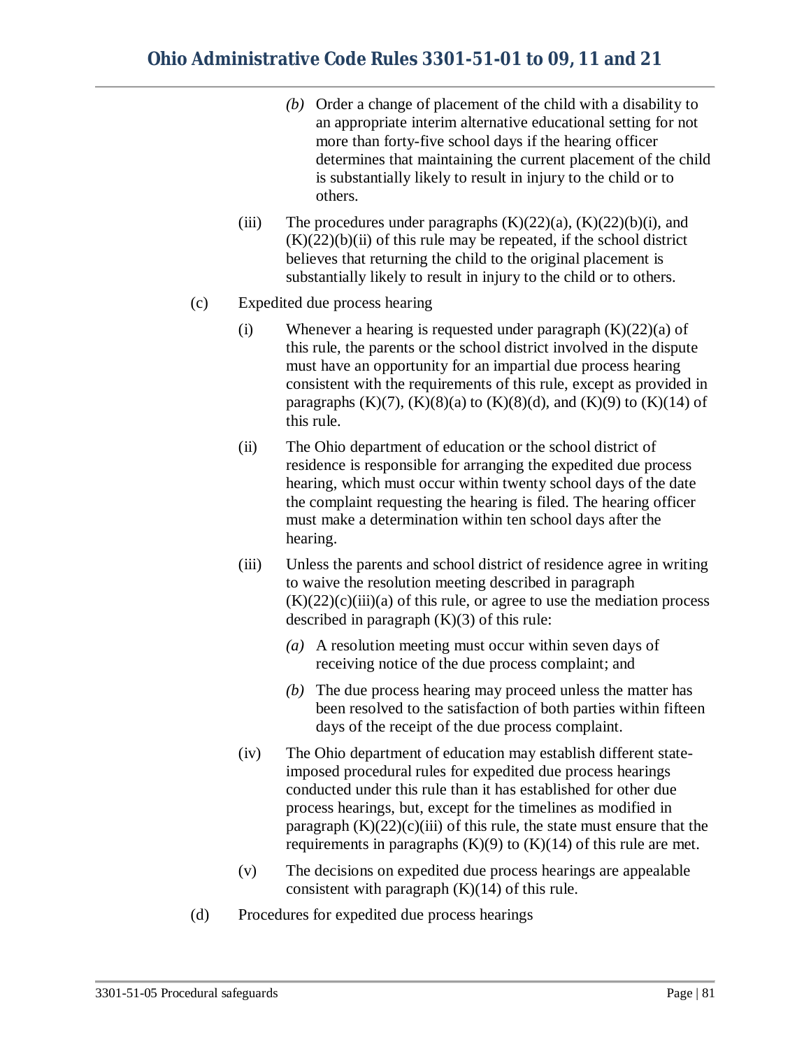- *(b)* Order a change of placement of the child with a disability to an appropriate interim alternative educational setting for not more than forty-five school days if the hearing officer determines that maintaining the current placement of the child is substantially likely to result in injury to the child or to others.

(iii) The procedures under paragraphs (K)(22)(a), (K)(22)(b)(i), and (K)(22)(b)(ii) of this rule may be repeated, if the school district believes that returning the child to the original placement is substantially likely to result in injury to the child or to others.

(c) Expedited due process hearing

(i) Whenever a hearing is requested under paragraph (K)(22)(a) of this rule, the parents or the school district involved in the dispute must have an opportunity for an impartial due process hearing consistent with the requirements of this rule, except as provided in paragraphs (K)(7), (K)(8)(a) to (K)(8)(d), and (K)(9) to (K)(14) of this rule.

(ii) The Ohio department of education or the school district of residence is responsible for arranging the expedited due process hearing, which must occur within twenty school days of the date the complaint requesting the hearing is filed. The hearing officer must make a determination within ten school days after the hearing.

(iii) Unless the parents and school district of residence agree in writing to waive the resolution meeting described in paragraph (K)(22)(c)(iii)(a) of this rule, or agree to use the mediation process described in paragraph (K)(3) of this rule:

- *(a)* A resolution meeting must occur within seven days of receiving notice of the due process complaint; and
- *(b)* The due process hearing may proceed unless the matter has been resolved to the satisfaction of both parties within fifteen days of the receipt of the due process complaint.

(iv) The Ohio department of education may establish different state-imposed procedural rules for expedited due process hearings conducted under this rule than it has established for other due process hearings, but, except for the timelines as modified in paragraph (K)(22)(c)(iii) of this rule, the state must ensure that the requirements in paragraphs (K)(9) to (K)(14) of this rule are met.

(v) The decisions on expedited due process hearings are appealable consistent with paragraph (K)(14) of this rule.

(d) Procedures for expedited due process hearings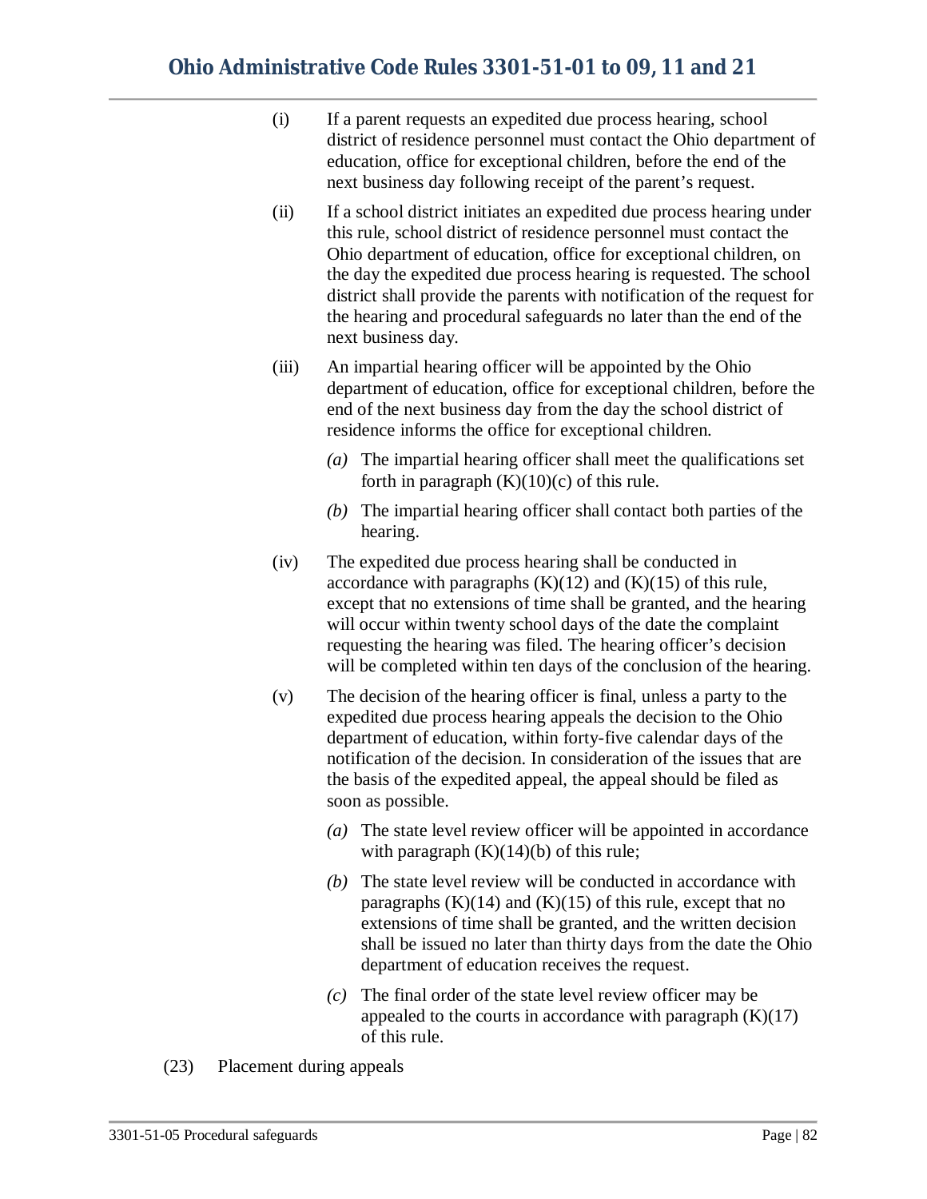(i) If a parent requests an expedited due process hearing, school district of residence personnel must contact the Ohio department of education, office for exceptional children, before the end of the next business day following receipt of the parent's request.

(ii) If a school district initiates an expedited due process hearing under this rule, school district of residence personnel must contact the Ohio department of education, office for exceptional children, on the day the expedited due process hearing is requested. The school district shall provide the parents with notification of the request for the hearing and procedural safeguards no later than the end of the next business day.

(iii) An impartial hearing officer will be appointed by the Ohio department of education, office for exceptional children, before the end of the next business day from the day the school district of residence informs the office for exceptional children.

*(a)* The impartial hearing officer shall meet the qualifications set forth in paragraph (K)(10)(c) of this rule.

*(b)* The impartial hearing officer shall contact both parties of the hearing.

(iv) The expedited due process hearing shall be conducted in accordance with paragraphs (K)(12) and (K)(15) of this rule, except that no extensions of time shall be granted, and the hearing will occur within twenty school days of the date the complaint requesting the hearing was filed. The hearing officer's decision will be completed within ten days of the conclusion of the hearing.

(v) The decision of the hearing officer is final, unless a party to the expedited due process hearing appeals the decision to the Ohio department of education, within forty-five calendar days of the notification of the decision. In consideration of the issues that are the basis of the expedited appeal, the appeal should be filed as soon as possible.

*(a)* The state level review officer will be appointed in accordance with paragraph (K)(14)(b) of this rule;

*(b)* The state level review will be conducted in accordance with paragraphs (K)(14) and (K)(15) of this rule, except that no extensions of time shall be granted, and the written decision shall be issued no later than thirty days from the date the Ohio department of education receives the request.

*(c)* The final order of the state level review officer may be appealed to the courts in accordance with paragraph (K)(17) of this rule.

(23) Placement during appeals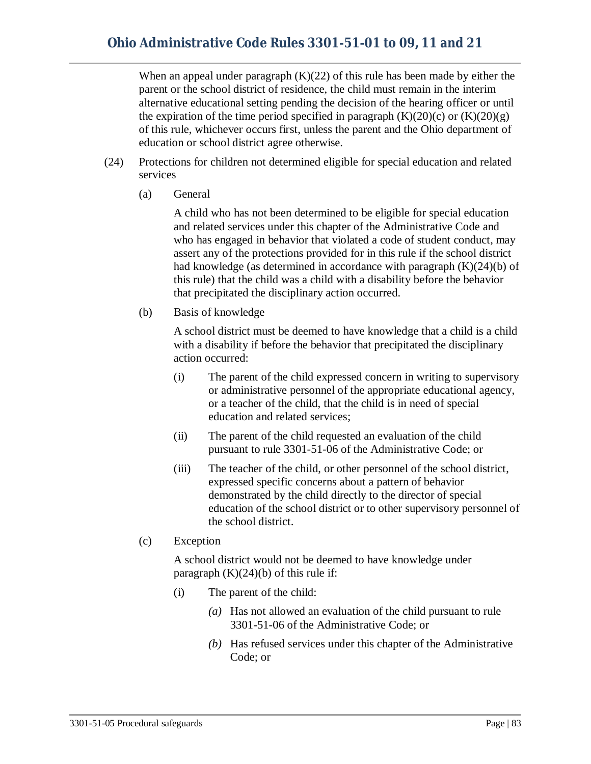When an appeal under paragraph (K)(22) of this rule has been made by either the parent or the school district of residence, the child must remain in the interim alternative educational setting pending the decision of the hearing officer or until the expiration of the time period specified in paragraph (K)(20)(c) or (K)(20)(g) of this rule, whichever occurs first, unless the parent and the Ohio department of education or school district agree otherwise.

(24) Protections for children not determined eligible for special education and related services

(a) General

A child who has not been determined to be eligible for special education and related services under this chapter of the Administrative Code and who has engaged in behavior that violated a code of student conduct, may assert any of the protections provided for in this rule if the school district had knowledge (as determined in accordance with paragraph (K)(24)(b) of this rule) that the child was a child with a disability before the behavior that precipitated the disciplinary action occurred.

(b) Basis of knowledge

A school district must be deemed to have knowledge that a child is a child with a disability if before the behavior that precipitated the disciplinary action occurred:

(i) The parent of the child expressed concern in writing to supervisory or administrative personnel of the appropriate educational agency, or a teacher of the child, that the child is in need of special education and related services;

(ii) The parent of the child requested an evaluation of the child pursuant to rule 3301-51-06 of the Administrative Code; or

(iii) The teacher of the child, or other personnel of the school district, expressed specific concerns about a pattern of behavior demonstrated by the child directly to the director of special education of the school district or to other supervisory personnel of the school district.

(c) Exception

A school district would not be deemed to have knowledge under paragraph (K)(24)(b) of this rule if:

(i) The parent of the child:

*(a)* Has not allowed an evaluation of the child pursuant to rule 3301-51-06 of the Administrative Code; or

*(b)* Has refused services under this chapter of the Administrative Code; or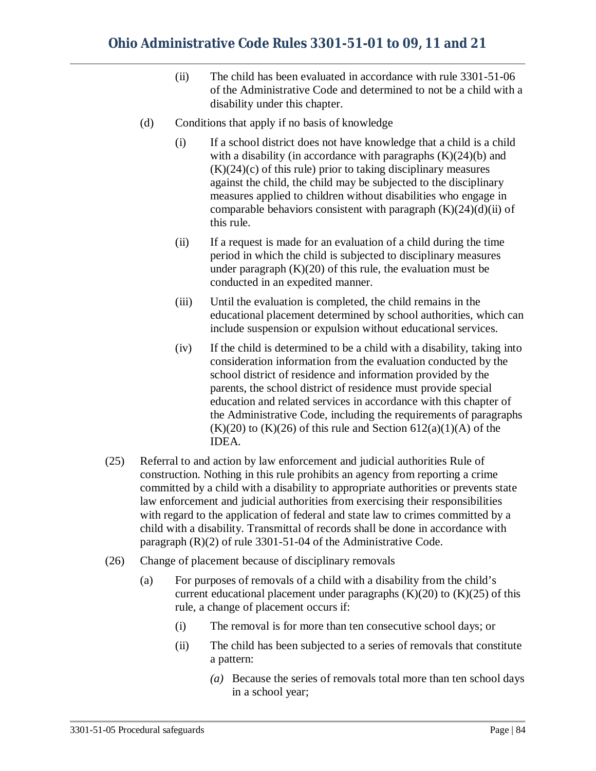- (ii) The child has been evaluated in accordance with rule 3301-51-06 of the Administrative Code and determined to not be a child with a disability under this chapter.

(d) Conditions that apply if no basis of knowledge

- (i) If a school district does not have knowledge that a child is a child with a disability (in accordance with paragraphs (K)(24)(b) and (K)(24)(c) of this rule) prior to taking disciplinary measures against the child, the child may be subjected to the disciplinary measures applied to children without disabilities who engage in comparable behaviors consistent with paragraph (K)(24)(d)(ii) of this rule.
- (ii) If a request is made for an evaluation of a child during the time period in which the child is subjected to disciplinary measures under paragraph (K)(20) of this rule, the evaluation must be conducted in an expedited manner.
- (iii) Until the evaluation is completed, the child remains in the educational placement determined by school authorities, which can include suspension or expulsion without educational services.
- (iv) If the child is determined to be a child with a disability, taking into consideration information from the evaluation conducted by the school district of residence and information provided by the parents, the school district of residence must provide special education and related services in accordance with this chapter of the Administrative Code, including the requirements of paragraphs (K)(20) to (K)(26) of this rule and Section 612(a)(1)(A) of the IDEA.

(25) Referral to and action by law enforcement and judicial authorities Rule of construction. Nothing in this rule prohibits an agency from reporting a crime committed by a child with a disability to appropriate authorities or prevents state law enforcement and judicial authorities from exercising their responsibilities with regard to the application of federal and state law to crimes committed by a child with a disability. Transmittal of records shall be done in accordance with paragraph (R)(2) of rule 3301-51-04 of the Administrative Code.

(26) Change of placement because of disciplinary removals

(a) For purposes of removals of a child with a disability from the child's current educational placement under paragraphs (K)(20) to (K)(25) of this rule, a change of placement occurs if:

- (i) The removal is for more than ten consecutive school days; or
- (ii) The child has been subjected to a series of removals that constitute a pattern:
  - *(a)* Because the series of removals total more than ten school days in a school year;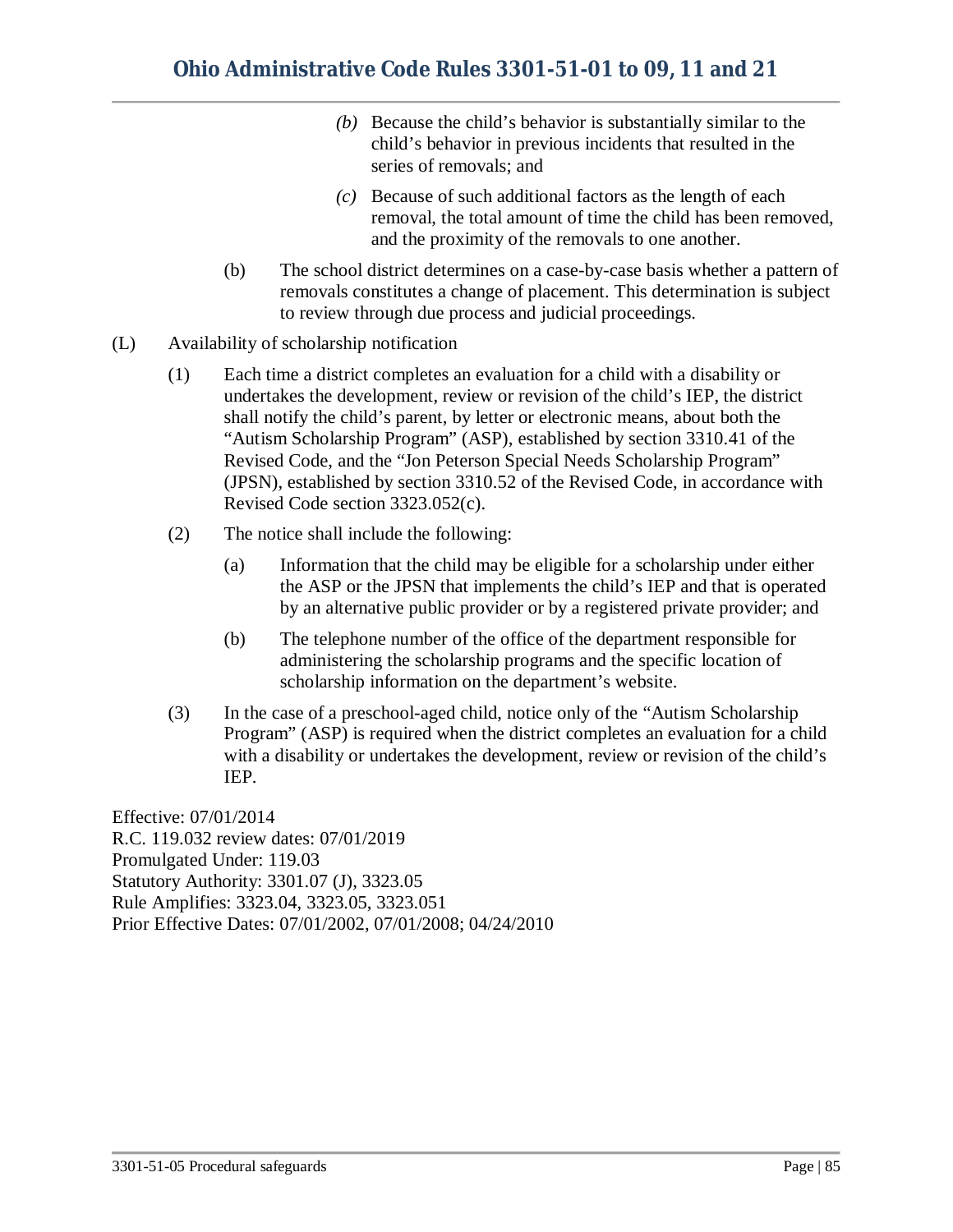*(b)* Because the child's behavior is substantially similar to the child's behavior in previous incidents that resulted in the series of removals; and

*(c)* Because of such additional factors as the length of each removal, the total amount of time the child has been removed, and the proximity of the removals to one another.

(b) The school district determines on a case-by-case basis whether a pattern of removals constitutes a change of placement. This determination is subject to review through due process and judicial proceedings.

(L) Availability of scholarship notification

(1) Each time a district completes an evaluation for a child with a disability or undertakes the development, review or revision of the child's IEP, the district shall notify the child's parent, by letter or electronic means, about both the "Autism Scholarship Program" (ASP), established by section 3310.41 of the Revised Code, and the "Jon Peterson Special Needs Scholarship Program" (JPSN), established by section 3310.52 of the Revised Code, in accordance with Revised Code section 3323.052(c).

(2) The notice shall include the following:

(a) Information that the child may be eligible for a scholarship under either the ASP or the JPSN that implements the child's IEP and that is operated by an alternative public provider or by a registered private provider; and

(b) The telephone number of the office of the department responsible for administering the scholarship programs and the specific location of scholarship information on the department's website.

(3) In the case of a preschool-aged child, notice only of the "Autism Scholarship Program" (ASP) is required when the district completes an evaluation for a child with a disability or undertakes the development, review or revision of the child's IEP.

Effective: 07/01/2014
R.C. 119.032 review dates: 07/01/2019
Promulgated Under: 119.03
Statutory Authority: 3301.07 (J), 3323.05
Rule Amplifies: 3323.04, 3323.05, 3323.051
Prior Effective Dates: 07/01/2002, 07/01/2008; 04/24/2010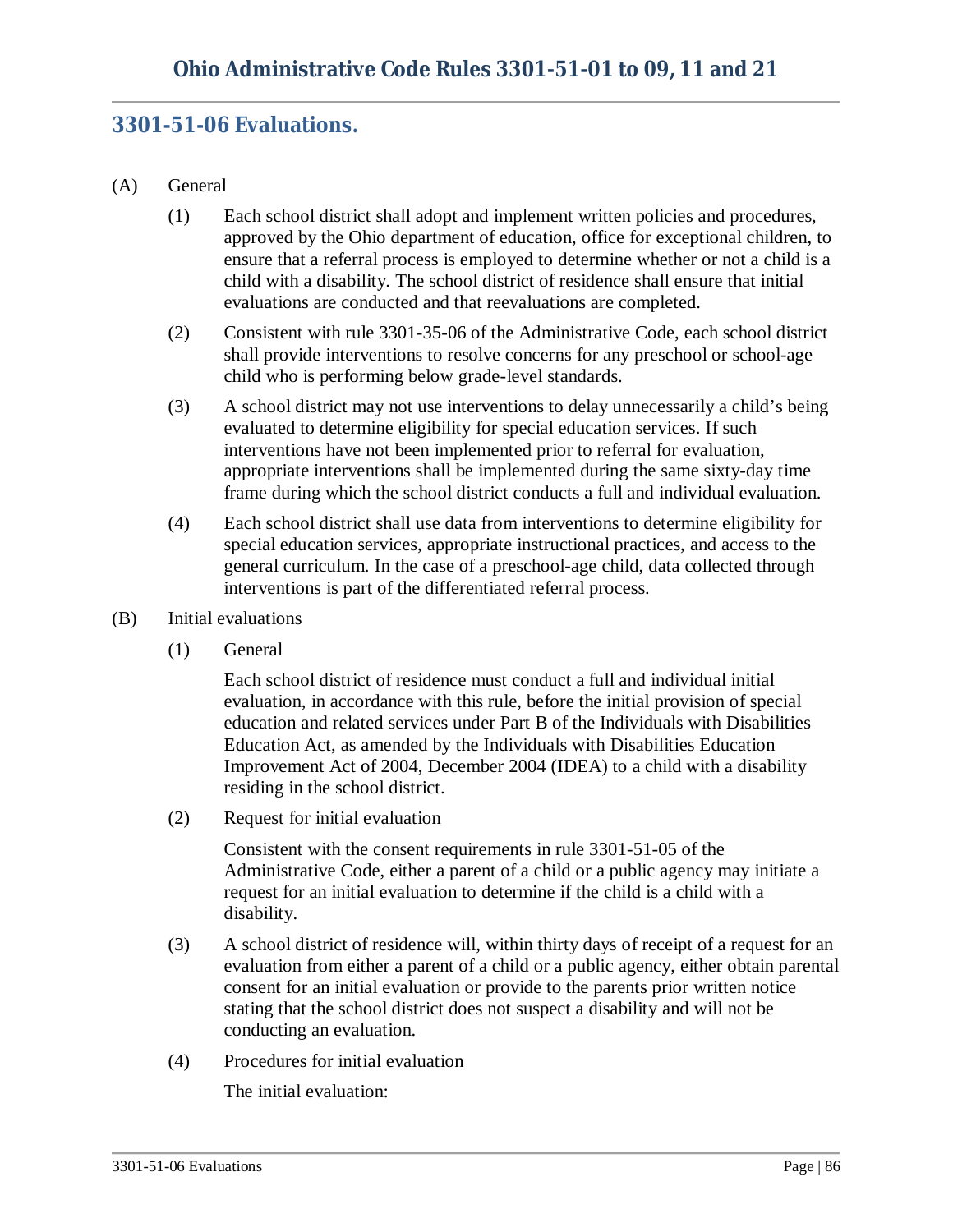## 3301-51-06 Evaluations.

(A) General

(1) Each school district shall adopt and implement written policies and procedures, approved by the Ohio department of education, office for exceptional children, to ensure that a referral process is employed to determine whether or not a child is a child with a disability. The school district of residence shall ensure that initial evaluations are conducted and that reevaluations are completed.

(2) Consistent with rule 3301-35-06 of the Administrative Code, each school district shall provide interventions to resolve concerns for any preschool or school-age child who is performing below grade-level standards.

(3) A school district may not use interventions to delay unnecessarily a child's being evaluated to determine eligibility for special education services. If such interventions have not been implemented prior to referral for evaluation, appropriate interventions shall be implemented during the same sixty-day time frame during which the school district conducts a full and individual evaluation.

(4) Each school district shall use data from interventions to determine eligibility for special education services, appropriate instructional practices, and access to the general curriculum. In the case of a preschool-age child, data collected through interventions is part of the differentiated referral process.

(B) Initial evaluations

(1) General

Each school district of residence must conduct a full and individual initial evaluation, in accordance with this rule, before the initial provision of special education and related services under Part B of the Individuals with Disabilities Education Act, as amended by the Individuals with Disabilities Education Improvement Act of 2004, December 2004 (IDEA) to a child with a disability residing in the school district.

(2) Request for initial evaluation

Consistent with the consent requirements in rule 3301-51-05 of the Administrative Code, either a parent of a child or a public agency may initiate a request for an initial evaluation to determine if the child is a child with a disability.

(3) A school district of residence will, within thirty days of receipt of a request for an evaluation from either a parent of a child or a public agency, either obtain parental consent for an initial evaluation or provide to the parents prior written notice stating that the school district does not suspect a disability and will not be conducting an evaluation.

(4) Procedures for initial evaluation

The initial evaluation: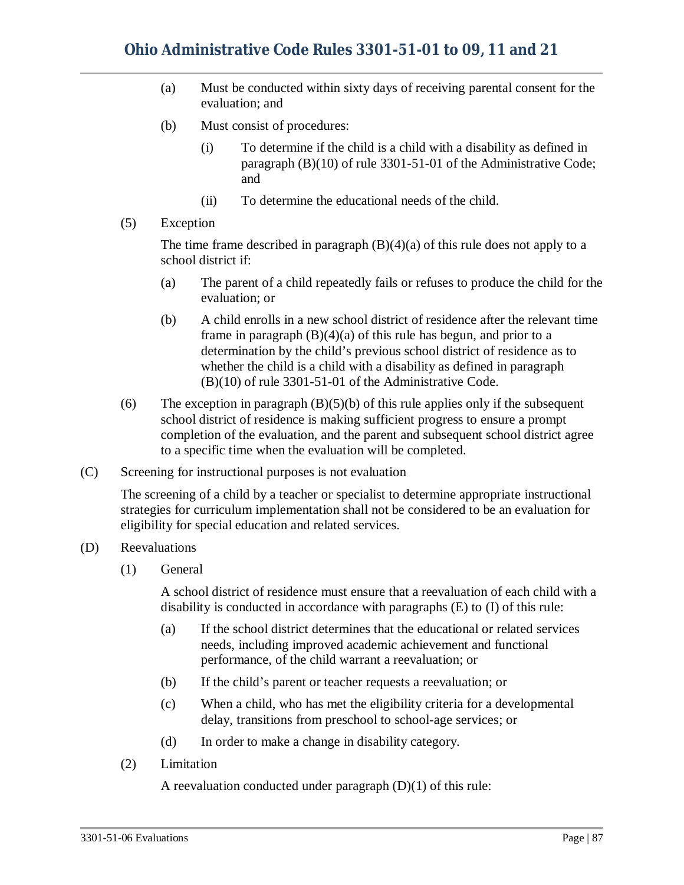(a) Must be conducted within sixty days of receiving parental consent for the evaluation; and

(b) Must consist of procedures:

  (i) To determine if the child is a child with a disability as defined in paragraph (B)(10) of rule 3301-51-01 of the Administrative Code; and

  (ii) To determine the educational needs of the child.

(5) Exception

The time frame described in paragraph (B)(4)(a) of this rule does not apply to a school district if:

(a) The parent of a child repeatedly fails or refuses to produce the child for the evaluation; or

(b) A child enrolls in a new school district of residence after the relevant time frame in paragraph (B)(4)(a) of this rule has begun, and prior to a determination by the child's previous school district of residence as to whether the child is a child with a disability as defined in paragraph (B)(10) of rule 3301-51-01 of the Administrative Code.

(6) The exception in paragraph (B)(5)(b) of this rule applies only if the subsequent school district of residence is making sufficient progress to ensure a prompt completion of the evaluation, and the parent and subsequent school district agree to a specific time when the evaluation will be completed.

(C) Screening for instructional purposes is not evaluation

The screening of a child by a teacher or specialist to determine appropriate instructional strategies for curriculum implementation shall not be considered to be an evaluation for eligibility for special education and related services.

(D) Reevaluations

(1) General

A school district of residence must ensure that a reevaluation of each child with a disability is conducted in accordance with paragraphs (E) to (I) of this rule:

(a) If the school district determines that the educational or related services needs, including improved academic achievement and functional performance, of the child warrant a reevaluation; or

(b) If the child's parent or teacher requests a reevaluation; or

(c) When a child, who has met the eligibility criteria for a developmental delay, transitions from preschool to school-age services; or

(d) In order to make a change in disability category.

(2) Limitation

A reevaluation conducted under paragraph (D)(1) of this rule: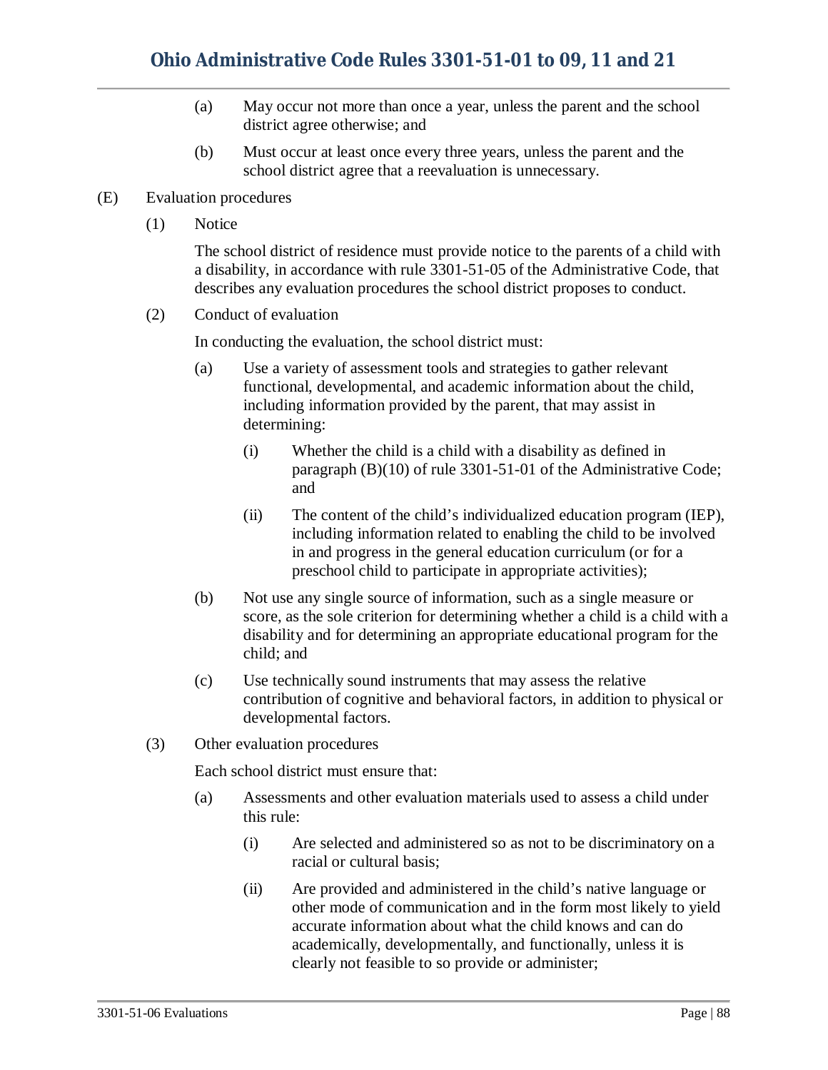(a) May occur not more than once a year, unless the parent and the school district agree otherwise; and

(b) Must occur at least once every three years, unless the parent and the school district agree that a reevaluation is unnecessary.

(E) Evaluation procedures

(1) Notice

The school district of residence must provide notice to the parents of a child with a disability, in accordance with rule 3301-51-05 of the Administrative Code, that describes any evaluation procedures the school district proposes to conduct.

(2) Conduct of evaluation

In conducting the evaluation, the school district must:

(a) Use a variety of assessment tools and strategies to gather relevant functional, developmental, and academic information about the child, including information provided by the parent, that may assist in determining:

(i) Whether the child is a child with a disability as defined in paragraph (B)(10) of rule 3301-51-01 of the Administrative Code; and

(ii) The content of the child's individualized education program (IEP), including information related to enabling the child to be involved in and progress in the general education curriculum (or for a preschool child to participate in appropriate activities);

(b) Not use any single source of information, such as a single measure or score, as the sole criterion for determining whether a child is a child with a disability and for determining an appropriate educational program for the child; and

(c) Use technically sound instruments that may assess the relative contribution of cognitive and behavioral factors, in addition to physical or developmental factors.

(3) Other evaluation procedures

Each school district must ensure that:

(a) Assessments and other evaluation materials used to assess a child under this rule:

(i) Are selected and administered so as not to be discriminatory on a racial or cultural basis;

(ii) Are provided and administered in the child's native language or other mode of communication and in the form most likely to yield accurate information about what the child knows and can do academically, developmentally, and functionally, unless it is clearly not feasible to so provide or administer;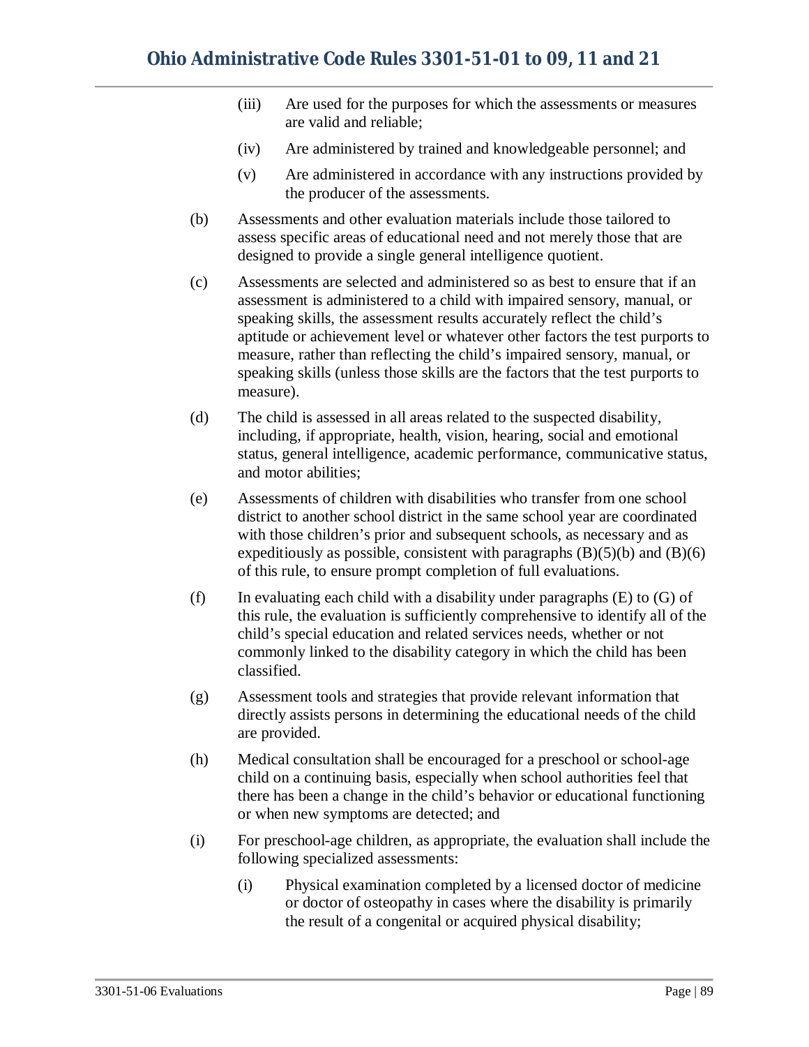(iii) Are used for the purposes for which the assessments or measures are valid and reliable;

(iv) Are administered by trained and knowledgeable personnel; and

(v) Are administered in accordance with any instructions provided by the producer of the assessments.

(b) Assessments and other evaluation materials include those tailored to assess specific areas of educational need and not merely those that are designed to provide a single general intelligence quotient.

(c) Assessments are selected and administered so as best to ensure that if an assessment is administered to a child with impaired sensory, manual, or speaking skills, the assessment results accurately reflect the child's aptitude or achievement level or whatever other factors the test purports to measure, rather than reflecting the child's impaired sensory, manual, or speaking skills (unless those skills are the factors that the test purports to measure).

(d) The child is assessed in all areas related to the suspected disability, including, if appropriate, health, vision, hearing, social and emotional status, general intelligence, academic performance, communicative status, and motor abilities;

(e) Assessments of children with disabilities who transfer from one school district to another school district in the same school year are coordinated with those children's prior and subsequent schools, as necessary and as expeditiously as possible, consistent with paragraphs (B)(5)(b) and (B)(6) of this rule, to ensure prompt completion of full evaluations.

(f) In evaluating each child with a disability under paragraphs (E) to (G) of this rule, the evaluation is sufficiently comprehensive to identify all of the child's special education and related services needs, whether or not commonly linked to the disability category in which the child has been classified.

(g) Assessment tools and strategies that provide relevant information that directly assists persons in determining the educational needs of the child are provided.

(h) Medical consultation shall be encouraged for a preschool or school-age child on a continuing basis, especially when school authorities feel that there has been a change in the child's behavior or educational functioning or when new symptoms are detected; and

(i) For preschool-age children, as appropriate, the evaluation shall include the following specialized assessments:

(i) Physical examination completed by a licensed doctor of medicine or doctor of osteopathy in cases where the disability is primarily the result of a congenital or acquired physical disability;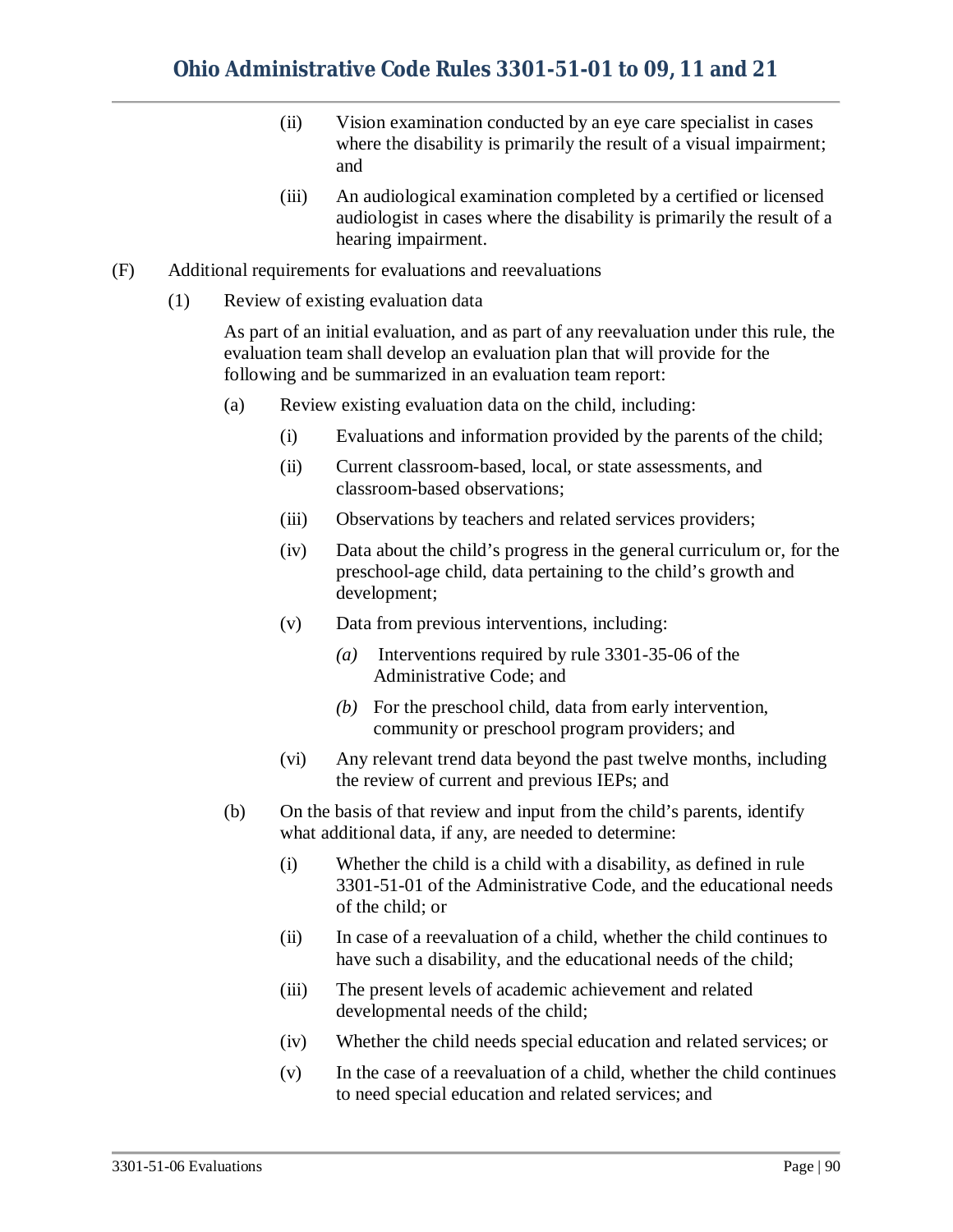(ii) Vision examination conducted by an eye care specialist in cases where the disability is primarily the result of a visual impairment; and

(iii) An audiological examination completed by a certified or licensed audiologist in cases where the disability is primarily the result of a hearing impairment.

(F) Additional requirements for evaluations and reevaluations

(1) Review of existing evaluation data

As part of an initial evaluation, and as part of any reevaluation under this rule, the evaluation team shall develop an evaluation plan that will provide for the following and be summarized in an evaluation team report:

(a) Review existing evaluation data on the child, including:

(i) Evaluations and information provided by the parents of the child;

(ii) Current classroom-based, local, or state assessments, and classroom-based observations;

(iii) Observations by teachers and related services providers;

(iv) Data about the child's progress in the general curriculum or, for the preschool-age child, data pertaining to the child's growth and development;

(v) Data from previous interventions, including:

*(a)* Interventions required by rule 3301-35-06 of the Administrative Code; and

*(b)* For the preschool child, data from early intervention, community or preschool program providers; and

(vi) Any relevant trend data beyond the past twelve months, including the review of current and previous IEPs; and

(b) On the basis of that review and input from the child's parents, identify what additional data, if any, are needed to determine:

(i) Whether the child is a child with a disability, as defined in rule 3301-51-01 of the Administrative Code, and the educational needs of the child; or

(ii) In case of a reevaluation of a child, whether the child continues to have such a disability, and the educational needs of the child;

(iii) The present levels of academic achievement and related developmental needs of the child;

(iv) Whether the child needs special education and related services; or

(v) In the case of a reevaluation of a child, whether the child continues to need special education and related services; and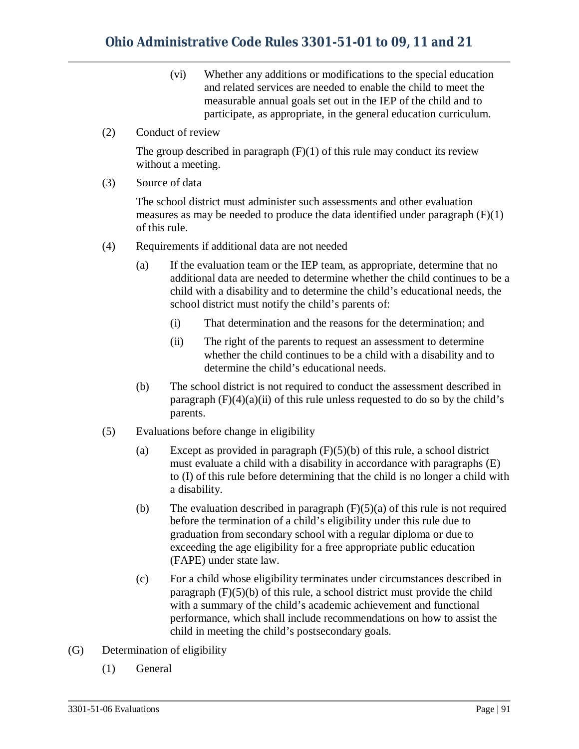(vi) Whether any additions or modifications to the special education and related services are needed to enable the child to meet the measurable annual goals set out in the IEP of the child and to participate, as appropriate, in the general education curriculum.

(2) Conduct of review

The group described in paragraph (F)(1) of this rule may conduct its review without a meeting.

(3) Source of data

The school district must administer such assessments and other evaluation measures as may be needed to produce the data identified under paragraph (F)(1) of this rule.

(4) Requirements if additional data are not needed

(a) If the evaluation team or the IEP team, as appropriate, determine that no additional data are needed to determine whether the child continues to be a child with a disability and to determine the child's educational needs, the school district must notify the child's parents of:

(i) That determination and the reasons for the determination; and

(ii) The right of the parents to request an assessment to determine whether the child continues to be a child with a disability and to determine the child's educational needs.

(b) The school district is not required to conduct the assessment described in paragraph (F)(4)(a)(ii) of this rule unless requested to do so by the child's parents.

(5) Evaluations before change in eligibility

(a) Except as provided in paragraph (F)(5)(b) of this rule, a school district must evaluate a child with a disability in accordance with paragraphs (E) to (I) of this rule before determining that the child is no longer a child with a disability.

(b) The evaluation described in paragraph (F)(5)(a) of this rule is not required before the termination of a child's eligibility under this rule due to graduation from secondary school with a regular diploma or due to exceeding the age eligibility for a free appropriate public education (FAPE) under state law.

(c) For a child whose eligibility terminates under circumstances described in paragraph (F)(5)(b) of this rule, a school district must provide the child with a summary of the child's academic achievement and functional performance, which shall include recommendations on how to assist the child in meeting the child's postsecondary goals.

(G) Determination of eligibility

(1) General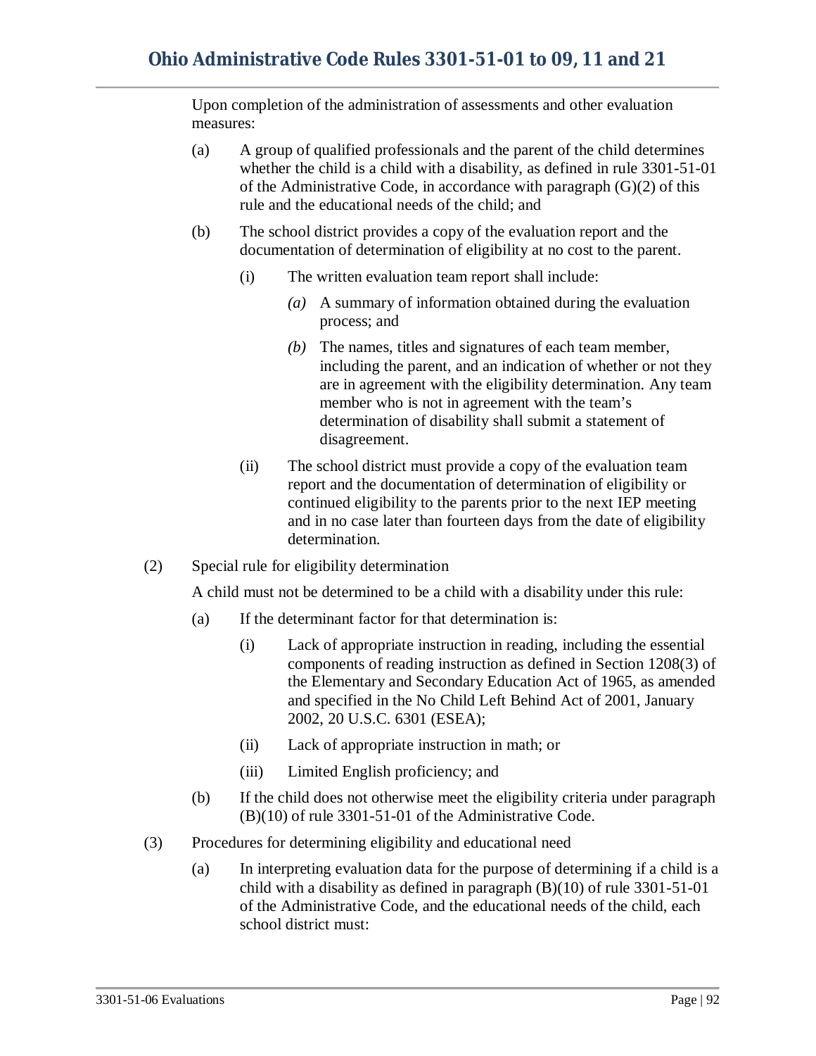Upon completion of the administration of assessments and other evaluation measures:

(a) A group of qualified professionals and the parent of the child determines whether the child is a child with a disability, as defined in rule 3301-51-01 of the Administrative Code, in accordance with paragraph (G)(2) of this rule and the educational needs of the child; and

(b) The school district provides a copy of the evaluation report and the documentation of determination of eligibility at no cost to the parent.

(i) The written evaluation team report shall include:

*(a)* A summary of information obtained during the evaluation process; and

*(b)* The names, titles and signatures of each team member, including the parent, and an indication of whether or not they are in agreement with the eligibility determination. Any team member who is not in agreement with the team's determination of disability shall submit a statement of disagreement.

(ii) The school district must provide a copy of the evaluation team report and the documentation of determination of eligibility or continued eligibility to the parents prior to the next IEP meeting and in no case later than fourteen days from the date of eligibility determination.

(2) Special rule for eligibility determination

A child must not be determined to be a child with a disability under this rule:

(a) If the determinant factor for that determination is:

(i) Lack of appropriate instruction in reading, including the essential components of reading instruction as defined in Section 1208(3) of the Elementary and Secondary Education Act of 1965, as amended and specified in the No Child Left Behind Act of 2001, January 2002, 20 U.S.C. 6301 (ESEA);

(ii) Lack of appropriate instruction in math; or

(iii) Limited English proficiency; and

(b) If the child does not otherwise meet the eligibility criteria under paragraph (B)(10) of rule 3301-51-01 of the Administrative Code.

(3) Procedures for determining eligibility and educational need

(a) In interpreting evaluation data for the purpose of determining if a child is a child with a disability as defined in paragraph (B)(10) of rule 3301-51-01 of the Administrative Code, and the educational needs of the child, each school district must: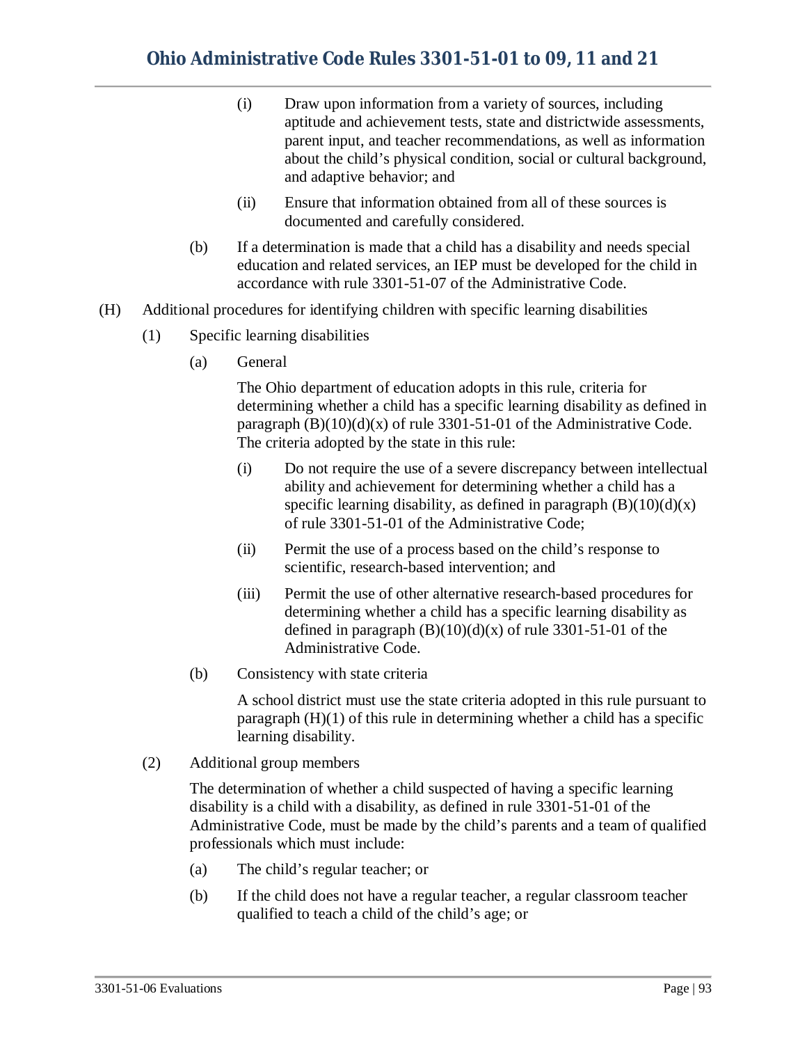(i) Draw upon information from a variety of sources, including aptitude and achievement tests, state and districtwide assessments, parent input, and teacher recommendations, as well as information about the child's physical condition, social or cultural background, and adaptive behavior; and

(ii) Ensure that information obtained from all of these sources is documented and carefully considered.

(b) If a determination is made that a child has a disability and needs special education and related services, an IEP must be developed for the child in accordance with rule 3301-51-07 of the Administrative Code.

(H) Additional procedures for identifying children with specific learning disabilities

(1) Specific learning disabilities

(a) General

The Ohio department of education adopts in this rule, criteria for determining whether a child has a specific learning disability as defined in paragraph (B)(10)(d)(x) of rule 3301-51-01 of the Administrative Code. The criteria adopted by the state in this rule:

(i) Do not require the use of a severe discrepancy between intellectual ability and achievement for determining whether a child has a specific learning disability, as defined in paragraph (B)(10)(d)(x) of rule 3301-51-01 of the Administrative Code;

(ii) Permit the use of a process based on the child's response to scientific, research-based intervention; and

(iii) Permit the use of other alternative research-based procedures for determining whether a child has a specific learning disability as defined in paragraph (B)(10)(d)(x) of rule 3301-51-01 of the Administrative Code.

(b) Consistency with state criteria

A school district must use the state criteria adopted in this rule pursuant to paragraph (H)(1) of this rule in determining whether a child has a specific learning disability.

(2) Additional group members

The determination of whether a child suspected of having a specific learning disability is a child with a disability, as defined in rule 3301-51-01 of the Administrative Code, must be made by the child's parents and a team of qualified professionals which must include:

(a) The child's regular teacher; or

(b) If the child does not have a regular teacher, a regular classroom teacher qualified to teach a child of the child's age; or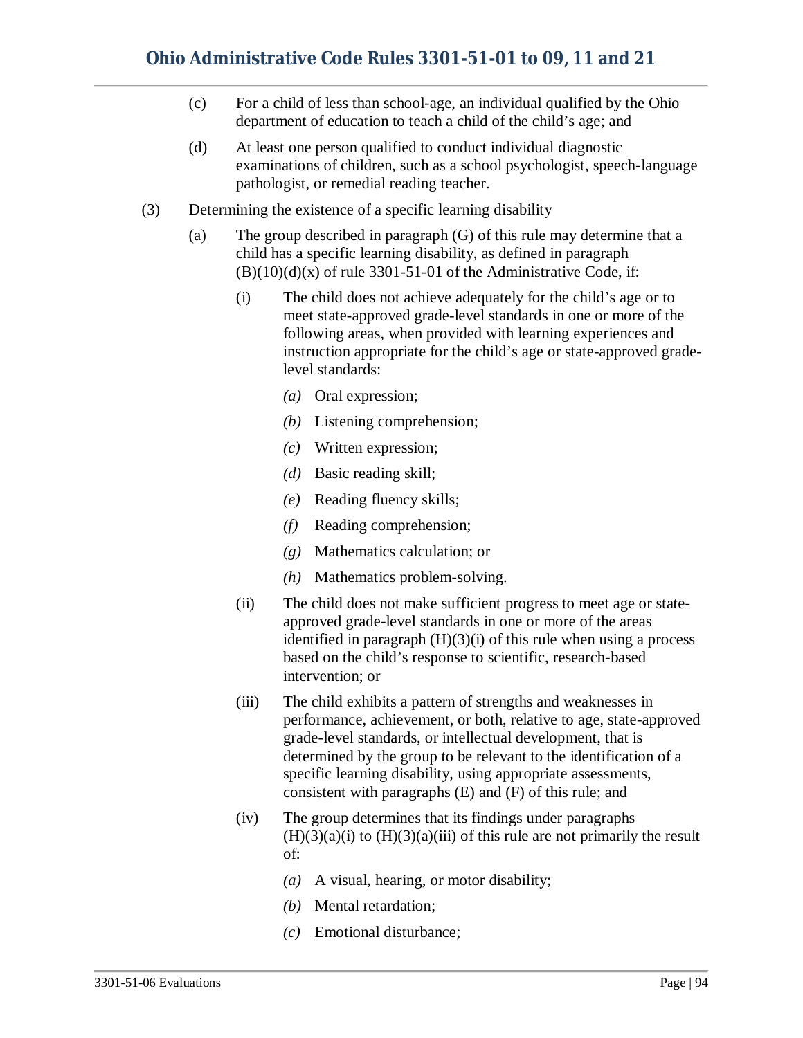(c) For a child of less than school-age, an individual qualified by the Ohio department of education to teach a child of the child's age; and

(d) At least one person qualified to conduct individual diagnostic examinations of children, such as a school psychologist, speech-language pathologist, or remedial reading teacher.

(3) Determining the existence of a specific learning disability

(a) The group described in paragraph (G) of this rule may determine that a child has a specific learning disability, as defined in paragraph (B)(10)(d)(x) of rule 3301-51-01 of the Administrative Code, if:

(i) The child does not achieve adequately for the child's age or to meet state-approved grade-level standards in one or more of the following areas, when provided with learning experiences and instruction appropriate for the child's age or state-approved grade-level standards:

*(a)* Oral expression;

*(b)* Listening comprehension;

*(c)* Written expression;

*(d)* Basic reading skill;

*(e)* Reading fluency skills;

*(f)* Reading comprehension;

*(g)* Mathematics calculation; or

*(h)* Mathematics problem-solving.

(ii) The child does not make sufficient progress to meet age or state-approved grade-level standards in one or more of the areas identified in paragraph (H)(3)(i) of this rule when using a process based on the child's response to scientific, research-based intervention; or

(iii) The child exhibits a pattern of strengths and weaknesses in performance, achievement, or both, relative to age, state-approved grade-level standards, or intellectual development, that is determined by the group to be relevant to the identification of a specific learning disability, using appropriate assessments, consistent with paragraphs (E) and (F) of this rule; and

(iv) The group determines that its findings under paragraphs (H)(3)(a)(i) to (H)(3)(a)(iii) of this rule are not primarily the result of:

*(a)* A visual, hearing, or motor disability;

*(b)* Mental retardation;

*(c)* Emotional disturbance;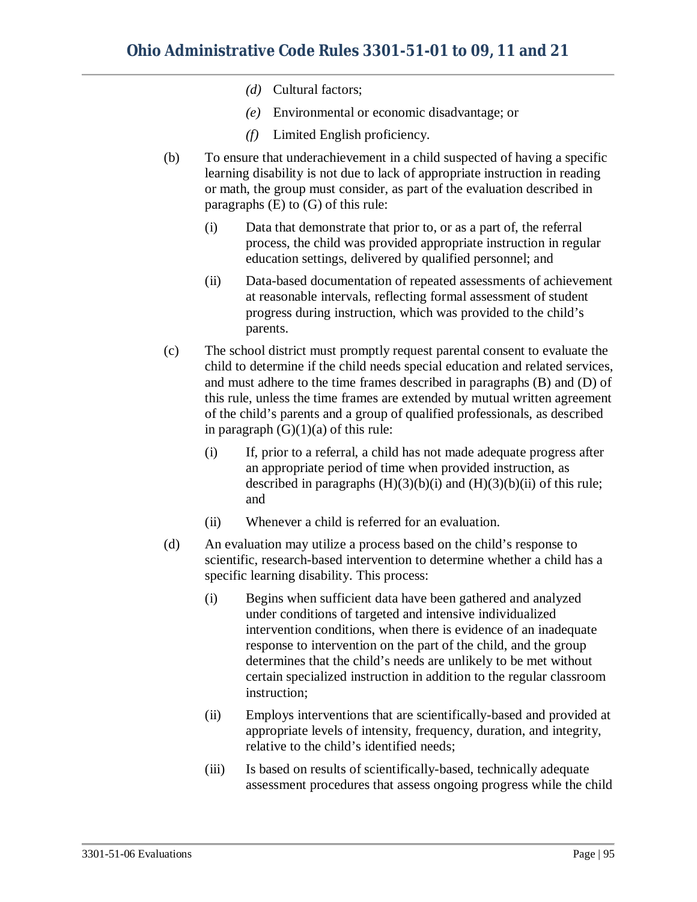- *(d)* Cultural factors;
- *(e)* Environmental or economic disadvantage; or
- *(f)* Limited English proficiency.

(b) To ensure that underachievement in a child suspected of having a specific learning disability is not due to lack of appropriate instruction in reading or math, the group must consider, as part of the evaluation described in paragraphs (E) to (G) of this rule:

- (i) Data that demonstrate that prior to, or as a part of, the referral process, the child was provided appropriate instruction in regular education settings, delivered by qualified personnel; and
- (ii) Data-based documentation of repeated assessments of achievement at reasonable intervals, reflecting formal assessment of student progress during instruction, which was provided to the child's parents.

(c) The school district must promptly request parental consent to evaluate the child to determine if the child needs special education and related services, and must adhere to the time frames described in paragraphs (B) and (D) of this rule, unless the time frames are extended by mutual written agreement of the child's parents and a group of qualified professionals, as described in paragraph (G)(1)(a) of this rule:

- (i) If, prior to a referral, a child has not made adequate progress after an appropriate period of time when provided instruction, as described in paragraphs (H)(3)(b)(i) and (H)(3)(b)(ii) of this rule; and
- (ii) Whenever a child is referred for an evaluation.

(d) An evaluation may utilize a process based on the child's response to scientific, research-based intervention to determine whether a child has a specific learning disability. This process:

- (i) Begins when sufficient data have been gathered and analyzed under conditions of targeted and intensive individualized intervention conditions, when there is evidence of an inadequate response to intervention on the part of the child, and the group determines that the child's needs are unlikely to be met without certain specialized instruction in addition to the regular classroom instruction;
- (ii) Employs interventions that are scientifically-based and provided at appropriate levels of intensity, frequency, duration, and integrity, relative to the child's identified needs;
- (iii) Is based on results of scientifically-based, technically adequate assessment procedures that assess ongoing progress while the child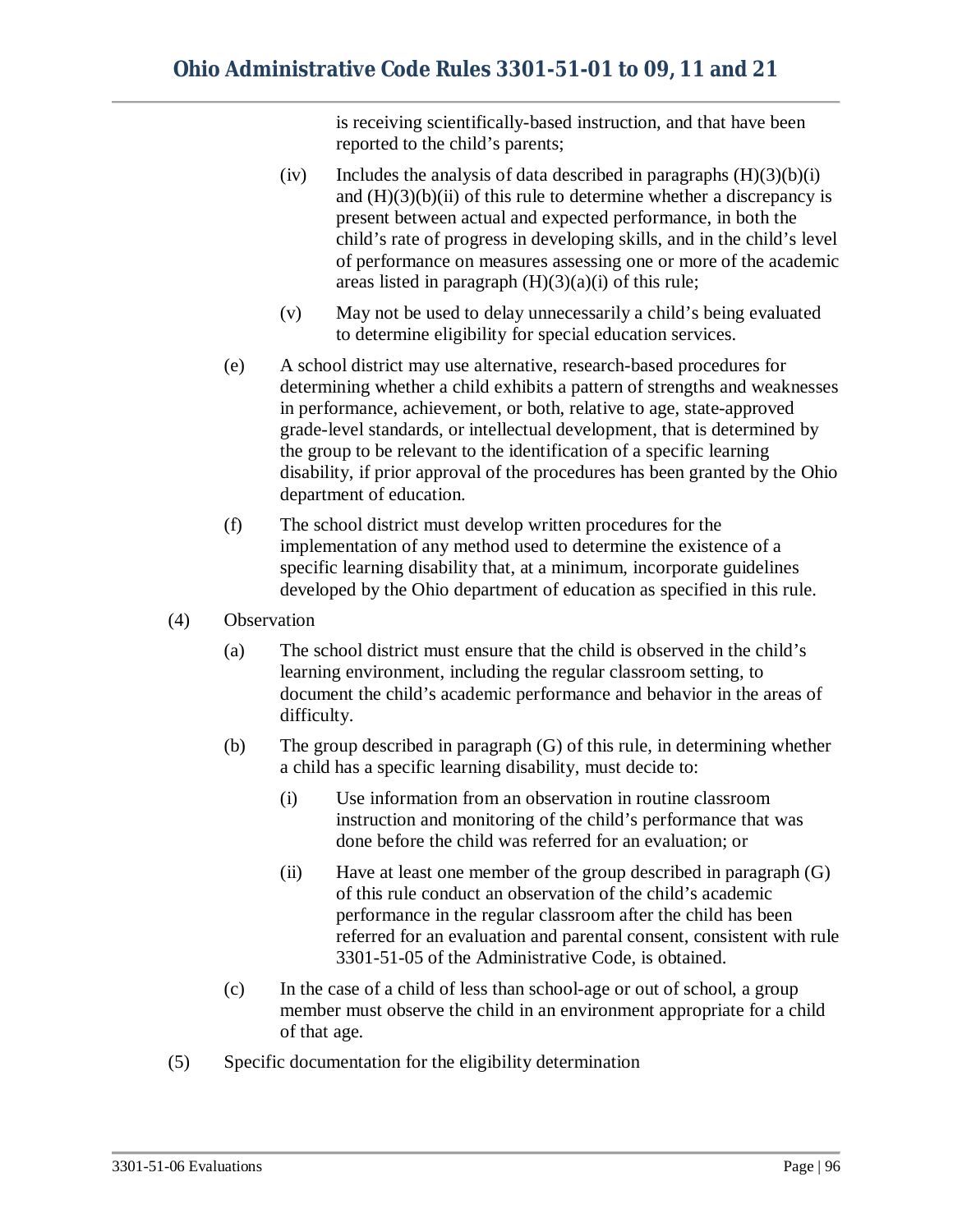is receiving scientifically-based instruction, and that have been reported to the child's parents;

(iv) Includes the analysis of data described in paragraphs (H)(3)(b)(i) and (H)(3)(b)(ii) of this rule to determine whether a discrepancy is present between actual and expected performance, in both the child's rate of progress in developing skills, and in the child's level of performance on measures assessing one or more of the academic areas listed in paragraph (H)(3)(a)(i) of this rule;

(v) May not be used to delay unnecessarily a child's being evaluated to determine eligibility for special education services.

(e) A school district may use alternative, research-based procedures for determining whether a child exhibits a pattern of strengths and weaknesses in performance, achievement, or both, relative to age, state-approved grade-level standards, or intellectual development, that is determined by the group to be relevant to the identification of a specific learning disability, if prior approval of the procedures has been granted by the Ohio department of education.

(f) The school district must develop written procedures for the implementation of any method used to determine the existence of a specific learning disability that, at a minimum, incorporate guidelines developed by the Ohio department of education as specified in this rule.

(4) Observation

(a) The school district must ensure that the child is observed in the child's learning environment, including the regular classroom setting, to document the child's academic performance and behavior in the areas of difficulty.

(b) The group described in paragraph (G) of this rule, in determining whether a child has a specific learning disability, must decide to:

(i) Use information from an observation in routine classroom instruction and monitoring of the child's performance that was done before the child was referred for an evaluation; or

(ii) Have at least one member of the group described in paragraph (G) of this rule conduct an observation of the child's academic performance in the regular classroom after the child has been referred for an evaluation and parental consent, consistent with rule 3301-51-05 of the Administrative Code, is obtained.

(c) In the case of a child of less than school-age or out of school, a group member must observe the child in an environment appropriate for a child of that age.

(5) Specific documentation for the eligibility determination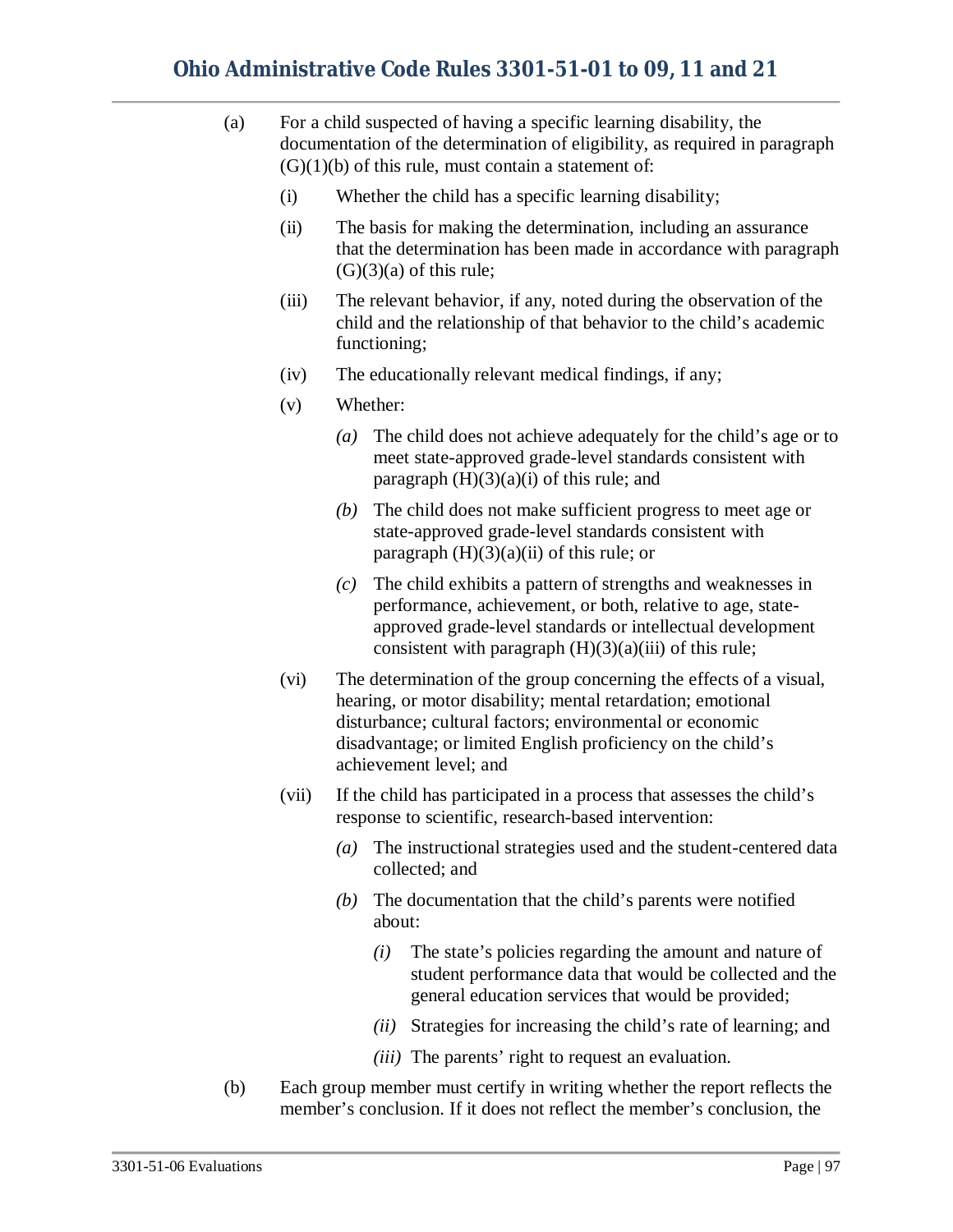(a) For a child suspected of having a specific learning disability, the documentation of the determination of eligibility, as required in paragraph (G)(1)(b) of this rule, must contain a statement of:

  (i) Whether the child has a specific learning disability;

  (ii) The basis for making the determination, including an assurance that the determination has been made in accordance with paragraph (G)(3)(a) of this rule;

  (iii) The relevant behavior, if any, noted during the observation of the child and the relationship of that behavior to the child's academic functioning;

  (iv) The educationally relevant medical findings, if any;

  (v) Whether:

    *(a)* The child does not achieve adequately for the child's age or to meet state-approved grade-level standards consistent with paragraph (H)(3)(a)(i) of this rule; and

    *(b)* The child does not make sufficient progress to meet age or state-approved grade-level standards consistent with paragraph (H)(3)(a)(ii) of this rule; or

    *(c)* The child exhibits a pattern of strengths and weaknesses in performance, achievement, or both, relative to age, state-approved grade-level standards or intellectual development consistent with paragraph (H)(3)(a)(iii) of this rule;

  (vi) The determination of the group concerning the effects of a visual, hearing, or motor disability; mental retardation; emotional disturbance; cultural factors; environmental or economic disadvantage; or limited English proficiency on the child's achievement level; and

  (vii) If the child has participated in a process that assesses the child's response to scientific, research-based intervention:

    *(a)* The instructional strategies used and the student-centered data collected; and

    *(b)* The documentation that the child's parents were notified about:

      *(i)* The state's policies regarding the amount and nature of student performance data that would be collected and the general education services that would be provided;

      *(ii)* Strategies for increasing the child's rate of learning; and

      *(iii)* The parents' right to request an evaluation.

(b) Each group member must certify in writing whether the report reflects the member's conclusion. If it does not reflect the member's conclusion, the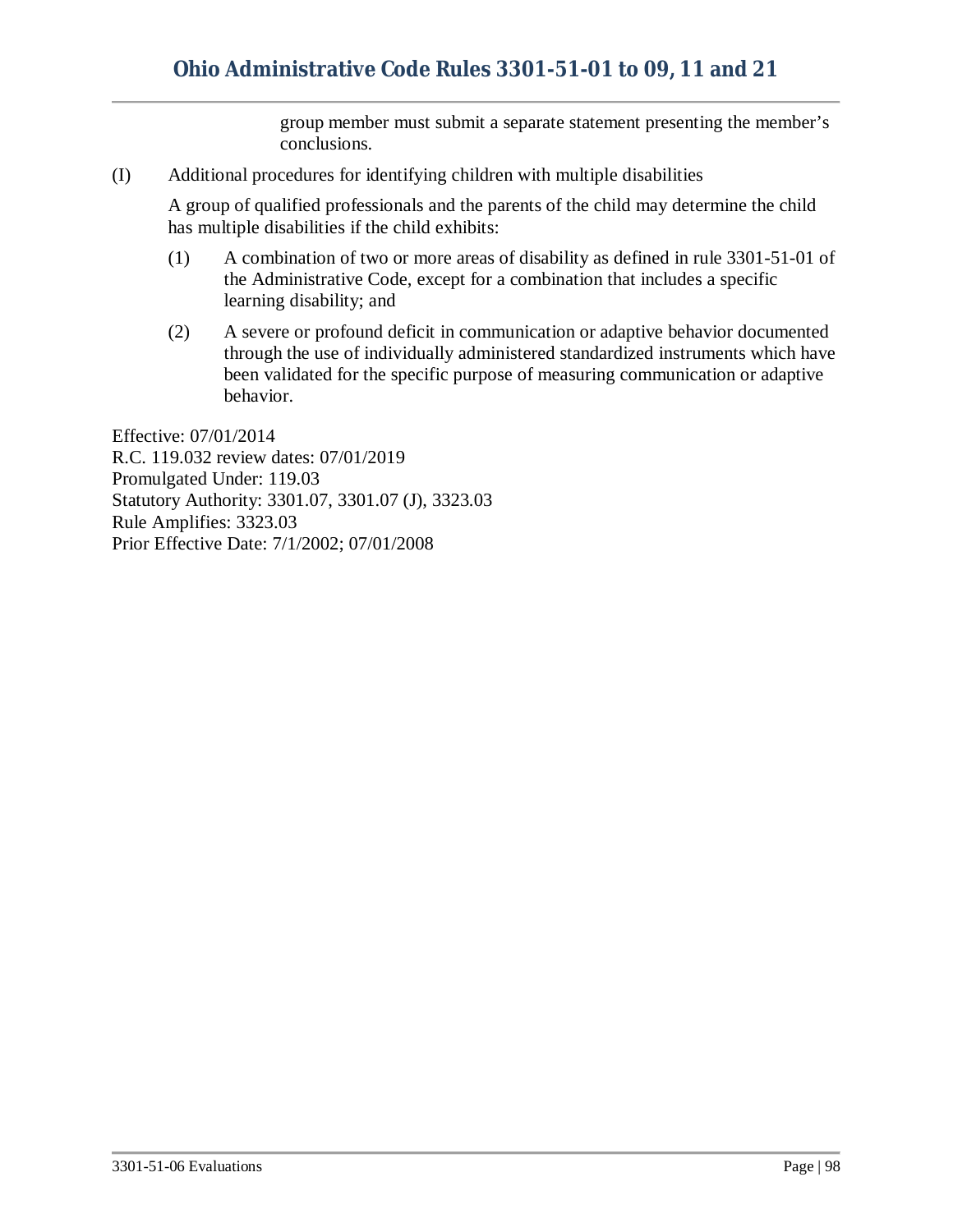group member must submit a separate statement presenting the member's conclusions.

(I) Additional procedures for identifying children with multiple disabilities

A group of qualified professionals and the parents of the child may determine the child has multiple disabilities if the child exhibits:

(1) A combination of two or more areas of disability as defined in rule 3301-51-01 of the Administrative Code, except for a combination that includes a specific learning disability; and

(2) A severe or profound deficit in communication or adaptive behavior documented through the use of individually administered standardized instruments which have been validated for the specific purpose of measuring communication or adaptive behavior.

Effective: 07/01/2014
R.C. 119.032 review dates: 07/01/2019
Promulgated Under: 119.03
Statutory Authority: 3301.07, 3301.07 (J), 3323.03
Rule Amplifies: 3323.03
Prior Effective Date: 7/1/2002; 07/01/2008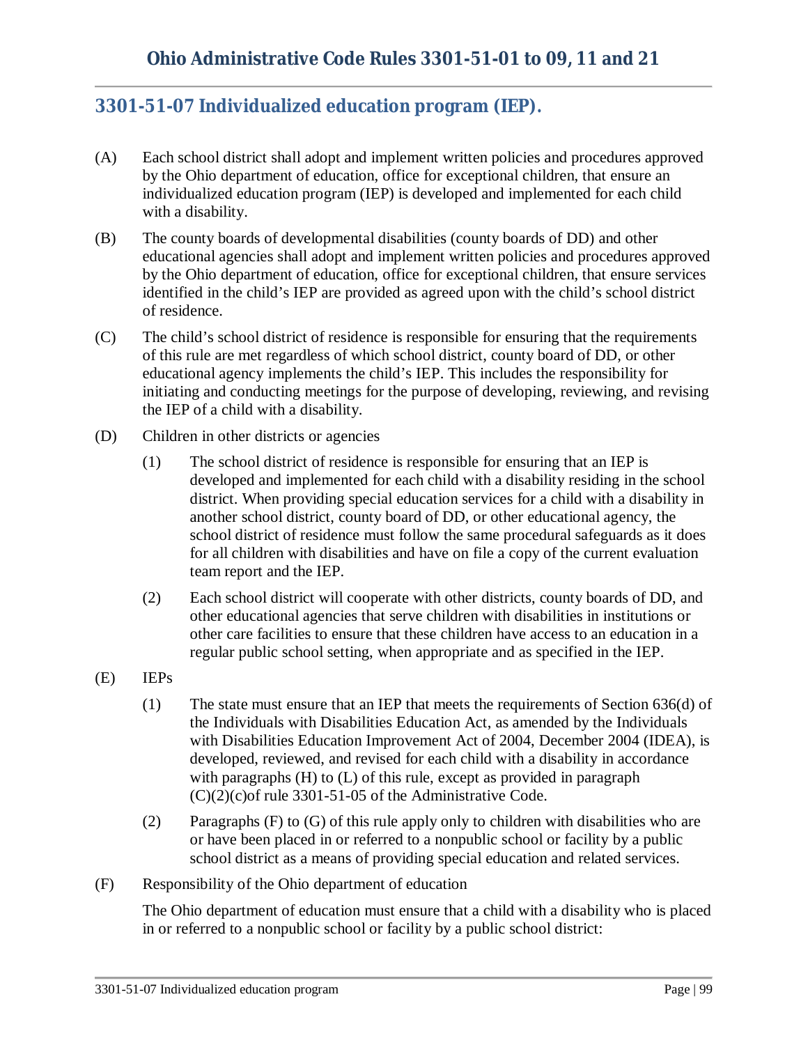## 3301-51-07 Individualized education program (IEP).

(A) Each school district shall adopt and implement written policies and procedures approved by the Ohio department of education, office for exceptional children, that ensure an individualized education program (IEP) is developed and implemented for each child with a disability.

(B) The county boards of developmental disabilities (county boards of DD) and other educational agencies shall adopt and implement written policies and procedures approved by the Ohio department of education, office for exceptional children, that ensure services identified in the child's IEP are provided as agreed upon with the child's school district of residence.

(C) The child's school district of residence is responsible for ensuring that the requirements of this rule are met regardless of which school district, county board of DD, or other educational agency implements the child's IEP. This includes the responsibility for initiating and conducting meetings for the purpose of developing, reviewing, and revising the IEP of a child with a disability.

(D) Children in other districts or agencies

> (1) The school district of residence is responsible for ensuring that an IEP is developed and implemented for each child with a disability residing in the school district. When providing special education services for a child with a disability in another school district, county board of DD, or other educational agency, the school district of residence must follow the same procedural safeguards as it does for all children with disabilities and have on file a copy of the current evaluation team report and the IEP.
>
> (2) Each school district will cooperate with other districts, county boards of DD, and other educational agencies that serve children with disabilities in institutions or other care facilities to ensure that these children have access to an education in a regular public school setting, when appropriate and as specified in the IEP.

(E) IEPs

> (1) The state must ensure that an IEP that meets the requirements of Section 636(d) of the Individuals with Disabilities Education Act, as amended by the Individuals with Disabilities Education Improvement Act of 2004, December 2004 (IDEA), is developed, reviewed, and revised for each child with a disability in accordance with paragraphs (H) to (L) of this rule, except as provided in paragraph (C)(2)(c)of rule 3301-51-05 of the Administrative Code.
>
> (2) Paragraphs (F) to (G) of this rule apply only to children with disabilities who are or have been placed in or referred to a nonpublic school or facility by a public school district as a means of providing special education and related services.

(F) Responsibility of the Ohio department of education

The Ohio department of education must ensure that a child with a disability who is placed in or referred to a nonpublic school or facility by a public school district: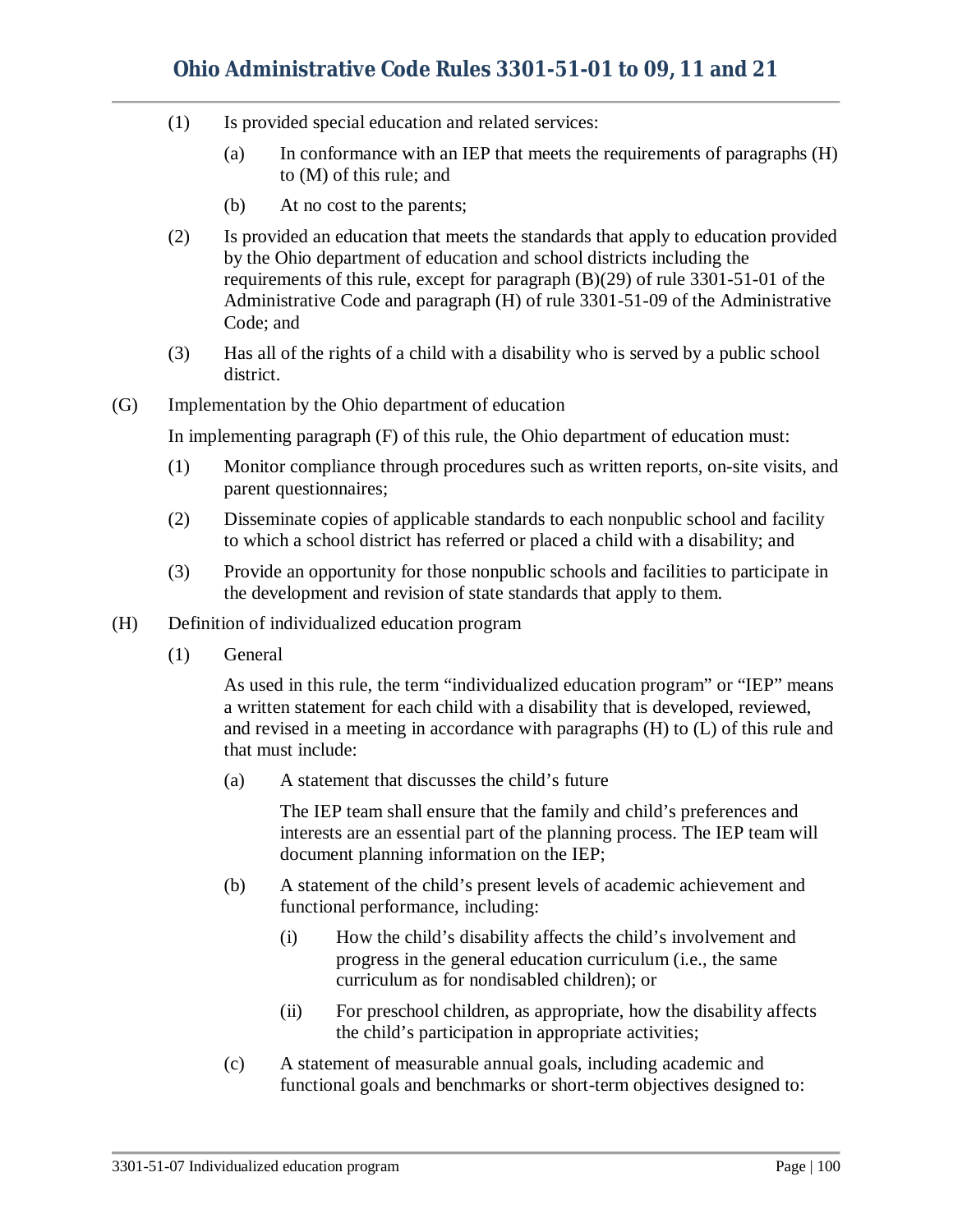(1) Is provided special education and related services:

   (a) In conformance with an IEP that meets the requirements of paragraphs (H) to (M) of this rule; and

   (b) At no cost to the parents;

(2) Is provided an education that meets the standards that apply to education provided by the Ohio department of education and school districts including the requirements of this rule, except for paragraph (B)(29) of rule 3301-51-01 of the Administrative Code and paragraph (H) of rule 3301-51-09 of the Administrative Code; and

(3) Has all of the rights of a child with a disability who is served by a public school district.

(G) Implementation by the Ohio department of education

In implementing paragraph (F) of this rule, the Ohio department of education must:

(1) Monitor compliance through procedures such as written reports, on-site visits, and parent questionnaires;

(2) Disseminate copies of applicable standards to each nonpublic school and facility to which a school district has referred or placed a child with a disability; and

(3) Provide an opportunity for those nonpublic schools and facilities to participate in the development and revision of state standards that apply to them.

(H) Definition of individualized education program

(1) General

As used in this rule, the term “individualized education program” or “IEP” means a written statement for each child with a disability that is developed, reviewed, and revised in a meeting in accordance with paragraphs (H) to (L) of this rule and that must include:

   (a) A statement that discusses the child’s future

   The IEP team shall ensure that the family and child’s preferences and interests are an essential part of the planning process. The IEP team will document planning information on the IEP;

   (b) A statement of the child’s present levels of academic achievement and functional performance, including:

      (i) How the child’s disability affects the child’s involvement and progress in the general education curriculum (i.e., the same curriculum as for nondisabled children); or

      (ii) For preschool children, as appropriate, how the disability affects the child’s participation in appropriate activities;

   (c) A statement of measurable annual goals, including academic and functional goals and benchmarks or short-term objectives designed to: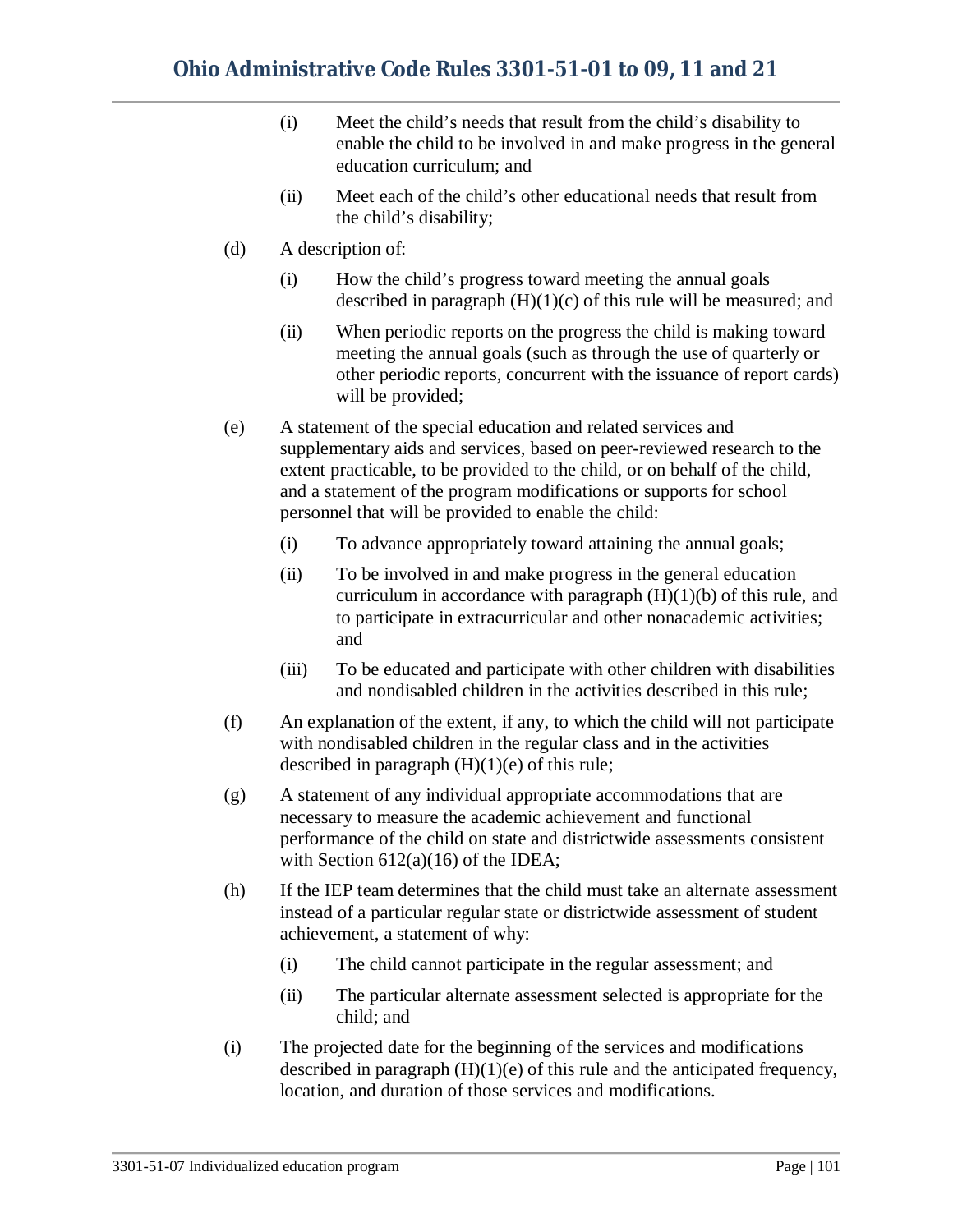(i) Meet the child's needs that result from the child's disability to enable the child to be involved in and make progress in the general education curriculum; and

(ii) Meet each of the child's other educational needs that result from the child's disability;

(d) A description of:

(i) How the child's progress toward meeting the annual goals described in paragraph (H)(1)(c) of this rule will be measured; and

(ii) When periodic reports on the progress the child is making toward meeting the annual goals (such as through the use of quarterly or other periodic reports, concurrent with the issuance of report cards) will be provided;

(e) A statement of the special education and related services and supplementary aids and services, based on peer-reviewed research to the extent practicable, to be provided to the child, or on behalf of the child, and a statement of the program modifications or supports for school personnel that will be provided to enable the child:

(i) To advance appropriately toward attaining the annual goals;

(ii) To be involved in and make progress in the general education curriculum in accordance with paragraph (H)(1)(b) of this rule, and to participate in extracurricular and other nonacademic activities; and

(iii) To be educated and participate with other children with disabilities and nondisabled children in the activities described in this rule;

(f) An explanation of the extent, if any, to which the child will not participate with nondisabled children in the regular class and in the activities described in paragraph (H)(1)(e) of this rule;

(g) A statement of any individual appropriate accommodations that are necessary to measure the academic achievement and functional performance of the child on state and districtwide assessments consistent with Section 612(a)(16) of the IDEA;

(h) If the IEP team determines that the child must take an alternate assessment instead of a particular regular state or districtwide assessment of student achievement, a statement of why:

(i) The child cannot participate in the regular assessment; and

(ii) The particular alternate assessment selected is appropriate for the child; and

(i) The projected date for the beginning of the services and modifications described in paragraph (H)(1)(e) of this rule and the anticipated frequency, location, and duration of those services and modifications.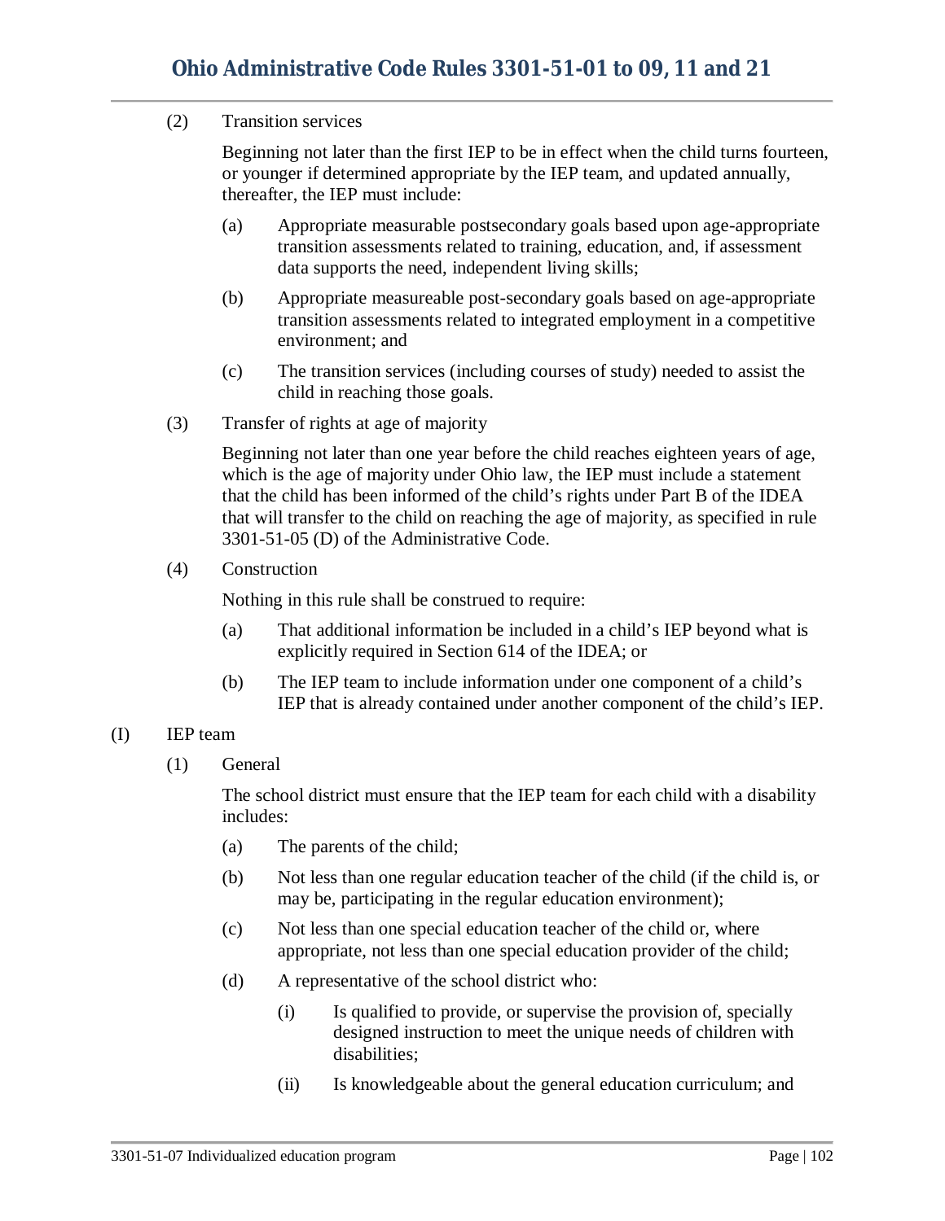(2) Transition services

Beginning not later than the first IEP to be in effect when the child turns fourteen, or younger if determined appropriate by the IEP team, and updated annually, thereafter, the IEP must include:

(a) Appropriate measurable postsecondary goals based upon age-appropriate transition assessments related to training, education, and, if assessment data supports the need, independent living skills;

(b) Appropriate measureable post-secondary goals based on age-appropriate transition assessments related to integrated employment in a competitive environment; and

(c) The transition services (including courses of study) needed to assist the child in reaching those goals.

(3) Transfer of rights at age of majority

Beginning not later than one year before the child reaches eighteen years of age, which is the age of majority under Ohio law, the IEP must include a statement that the child has been informed of the child's rights under Part B of the IDEA that will transfer to the child on reaching the age of majority, as specified in rule 3301-51-05 (D) of the Administrative Code.

(4) Construction

Nothing in this rule shall be construed to require:

(a) That additional information be included in a child's IEP beyond what is explicitly required in Section 614 of the IDEA; or

(b) The IEP team to include information under one component of a child's IEP that is already contained under another component of the child's IEP.

(I) IEP team

(1) General

The school district must ensure that the IEP team for each child with a disability includes:

(a) The parents of the child;

(b) Not less than one regular education teacher of the child (if the child is, or may be, participating in the regular education environment);

(c) Not less than one special education teacher of the child or, where appropriate, not less than one special education provider of the child;

(d) A representative of the school district who:

(i) Is qualified to provide, or supervise the provision of, specially designed instruction to meet the unique needs of children with disabilities;

(ii) Is knowledgeable about the general education curriculum; and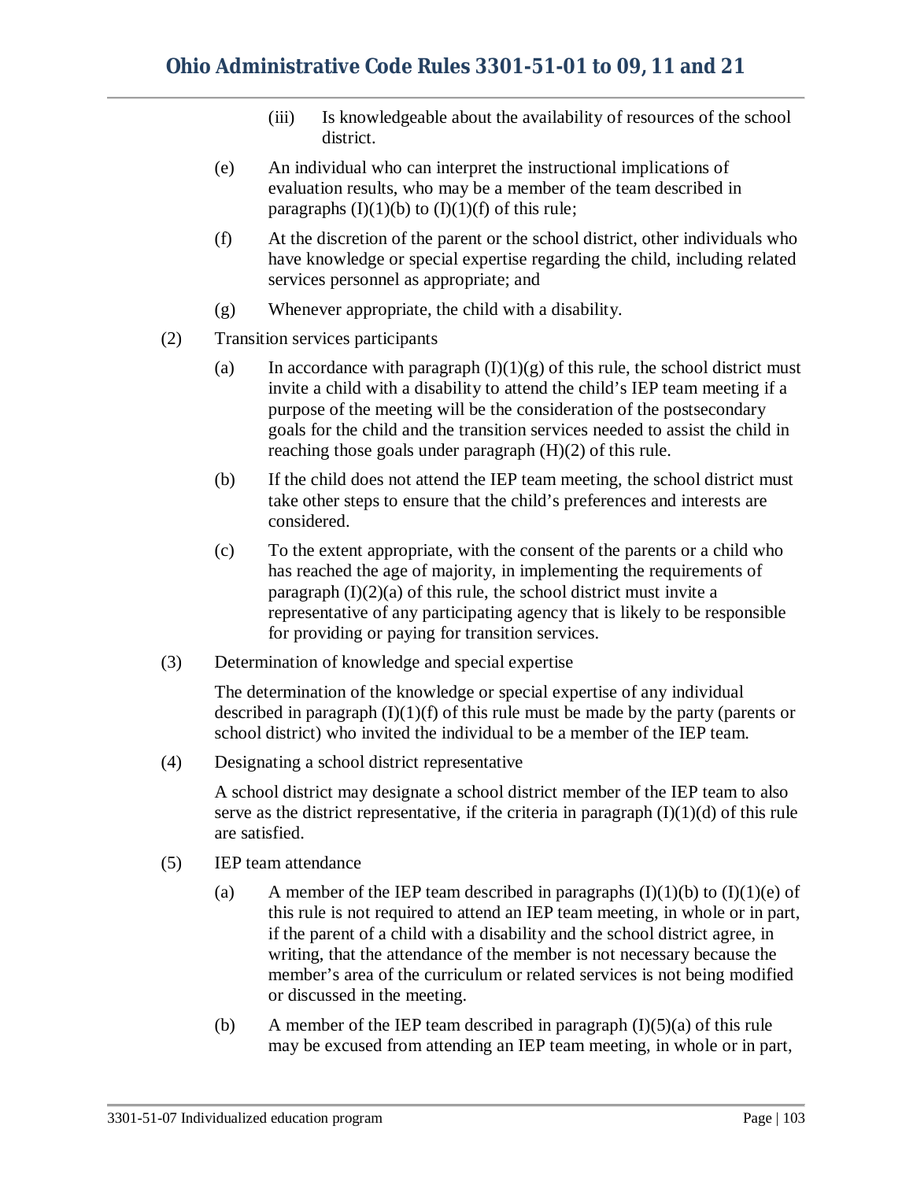(iii) Is knowledgeable about the availability of resources of the school district.

(e) An individual who can interpret the instructional implications of evaluation results, who may be a member of the team described in paragraphs (I)(1)(b) to (I)(1)(f) of this rule;

(f) At the discretion of the parent or the school district, other individuals who have knowledge or special expertise regarding the child, including related services personnel as appropriate; and

(g) Whenever appropriate, the child with a disability.

(2) Transition services participants

(a) In accordance with paragraph (I)(1)(g) of this rule, the school district must invite a child with a disability to attend the child's IEP team meeting if a purpose of the meeting will be the consideration of the postsecondary goals for the child and the transition services needed to assist the child in reaching those goals under paragraph (H)(2) of this rule.

(b) If the child does not attend the IEP team meeting, the school district must take other steps to ensure that the child's preferences and interests are considered.

(c) To the extent appropriate, with the consent of the parents or a child who has reached the age of majority, in implementing the requirements of paragraph (I)(2)(a) of this rule, the school district must invite a representative of any participating agency that is likely to be responsible for providing or paying for transition services.

(3) Determination of knowledge and special expertise

The determination of the knowledge or special expertise of any individual described in paragraph (I)(1)(f) of this rule must be made by the party (parents or school district) who invited the individual to be a member of the IEP team.

(4) Designating a school district representative

A school district may designate a school district member of the IEP team to also serve as the district representative, if the criteria in paragraph (I)(1)(d) of this rule are satisfied.

(5) IEP team attendance

(a) A member of the IEP team described in paragraphs (I)(1)(b) to (I)(1)(e) of this rule is not required to attend an IEP team meeting, in whole or in part, if the parent of a child with a disability and the school district agree, in writing, that the attendance of the member is not necessary because the member's area of the curriculum or related services is not being modified or discussed in the meeting.

(b) A member of the IEP team described in paragraph (I)(5)(a) of this rule may be excused from attending an IEP team meeting, in whole or in part,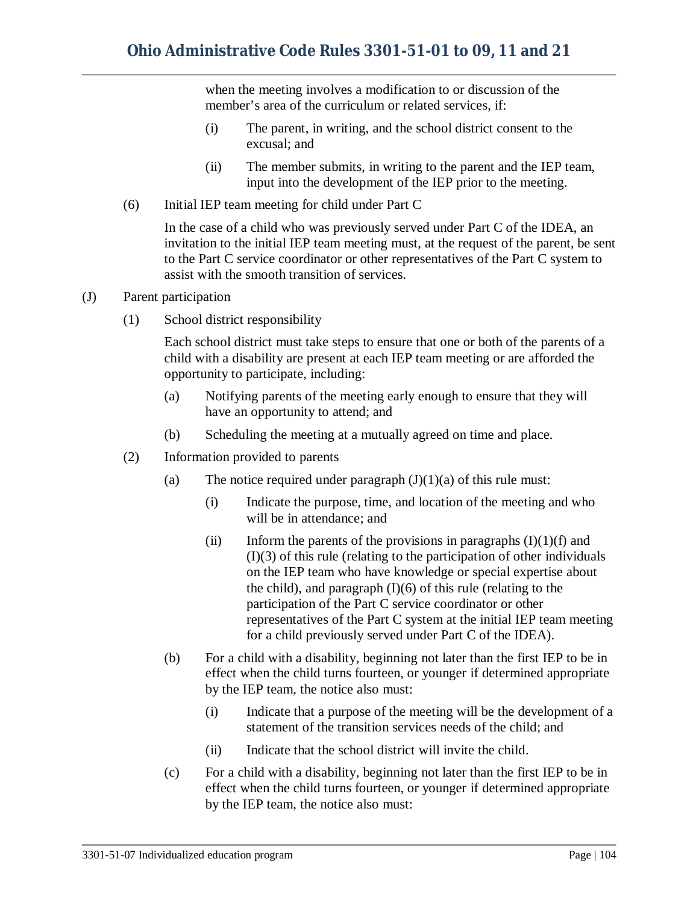when the meeting involves a modification to or discussion of the member's area of the curriculum or related services, if:

(i) The parent, in writing, and the school district consent to the excusal; and

(ii) The member submits, in writing to the parent and the IEP team, input into the development of the IEP prior to the meeting.

(6) Initial IEP team meeting for child under Part C

In the case of a child who was previously served under Part C of the IDEA, an invitation to the initial IEP team meeting must, at the request of the parent, be sent to the Part C service coordinator or other representatives of the Part C system to assist with the smooth transition of services.

(J) Parent participation

(1) School district responsibility

Each school district must take steps to ensure that one or both of the parents of a child with a disability are present at each IEP team meeting or are afforded the opportunity to participate, including:

(a) Notifying parents of the meeting early enough to ensure that they will have an opportunity to attend; and

(b) Scheduling the meeting at a mutually agreed on time and place.

(2) Information provided to parents

(a) The notice required under paragraph (J)(1)(a) of this rule must:

(i) Indicate the purpose, time, and location of the meeting and who will be in attendance; and

(ii) Inform the parents of the provisions in paragraphs (I)(1)(f) and (I)(3) of this rule (relating to the participation of other individuals on the IEP team who have knowledge or special expertise about the child), and paragraph (I)(6) of this rule (relating to the participation of the Part C service coordinator or other representatives of the Part C system at the initial IEP team meeting for a child previously served under Part C of the IDEA).

(b) For a child with a disability, beginning not later than the first IEP to be in effect when the child turns fourteen, or younger if determined appropriate by the IEP team, the notice also must:

(i) Indicate that a purpose of the meeting will be the development of a statement of the transition services needs of the child; and

(ii) Indicate that the school district will invite the child.

(c) For a child with a disability, beginning not later than the first IEP to be in effect when the child turns fourteen, or younger if determined appropriate by the IEP team, the notice also must: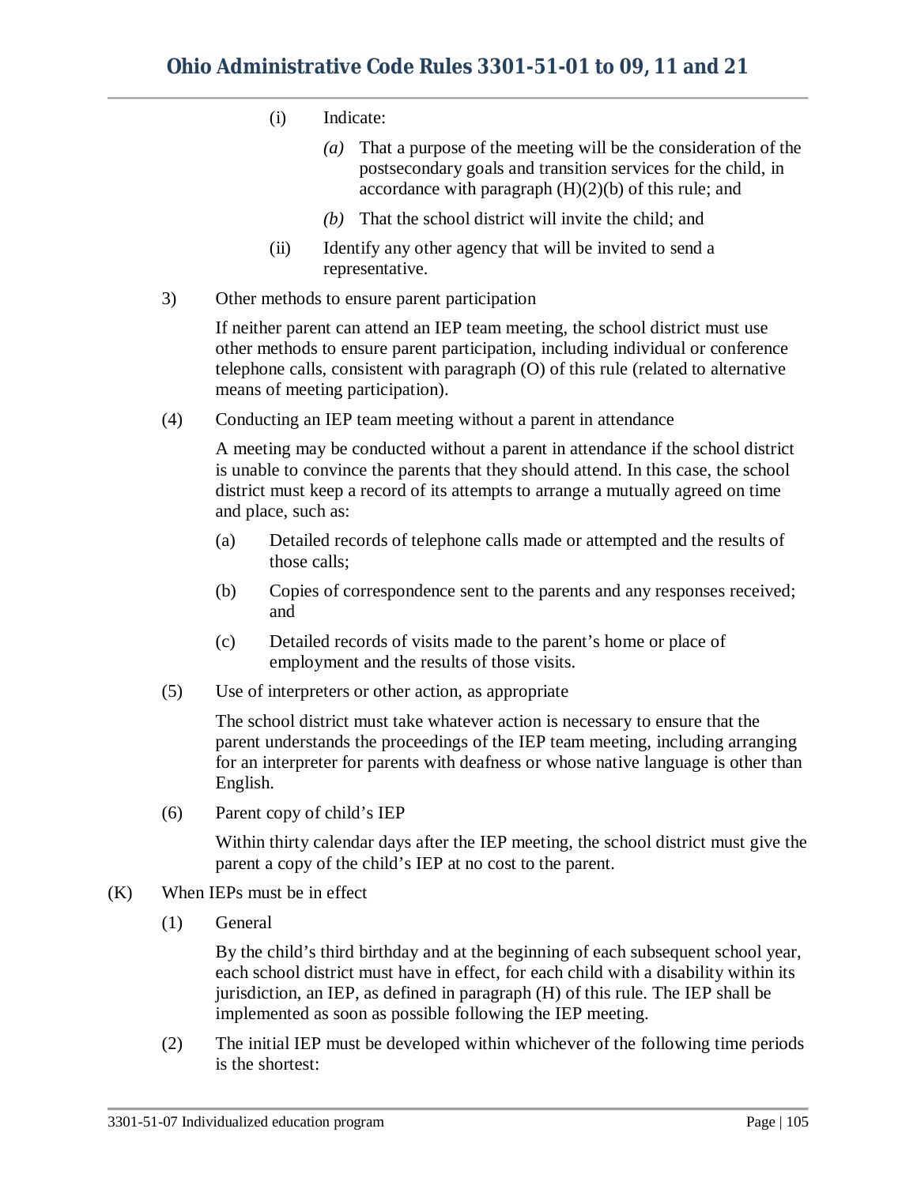(i) Indicate:

*(a)* That a purpose of the meeting will be the consideration of the postsecondary goals and transition services for the child, in accordance with paragraph (H)(2)(b) of this rule; and

*(b)* That the school district will invite the child; and

(ii) Identify any other agency that will be invited to send a representative.

3) Other methods to ensure parent participation

If neither parent can attend an IEP team meeting, the school district must use other methods to ensure parent participation, including individual or conference telephone calls, consistent with paragraph (O) of this rule (related to alternative means of meeting participation).

(4) Conducting an IEP team meeting without a parent in attendance

A meeting may be conducted without a parent in attendance if the school district is unable to convince the parents that they should attend. In this case, the school district must keep a record of its attempts to arrange a mutually agreed on time and place, such as:

(a) Detailed records of telephone calls made or attempted and the results of those calls;

(b) Copies of correspondence sent to the parents and any responses received; and

(c) Detailed records of visits made to the parent's home or place of employment and the results of those visits.

(5) Use of interpreters or other action, as appropriate

The school district must take whatever action is necessary to ensure that the parent understands the proceedings of the IEP team meeting, including arranging for an interpreter for parents with deafness or whose native language is other than English.

(6) Parent copy of child's IEP

Within thirty calendar days after the IEP meeting, the school district must give the parent a copy of the child's IEP at no cost to the parent.

(K) When IEPs must be in effect

(1) General

By the child's third birthday and at the beginning of each subsequent school year, each school district must have in effect, for each child with a disability within its jurisdiction, an IEP, as defined in paragraph (H) of this rule. The IEP shall be implemented as soon as possible following the IEP meeting.

(2) The initial IEP must be developed within whichever of the following time periods is the shortest: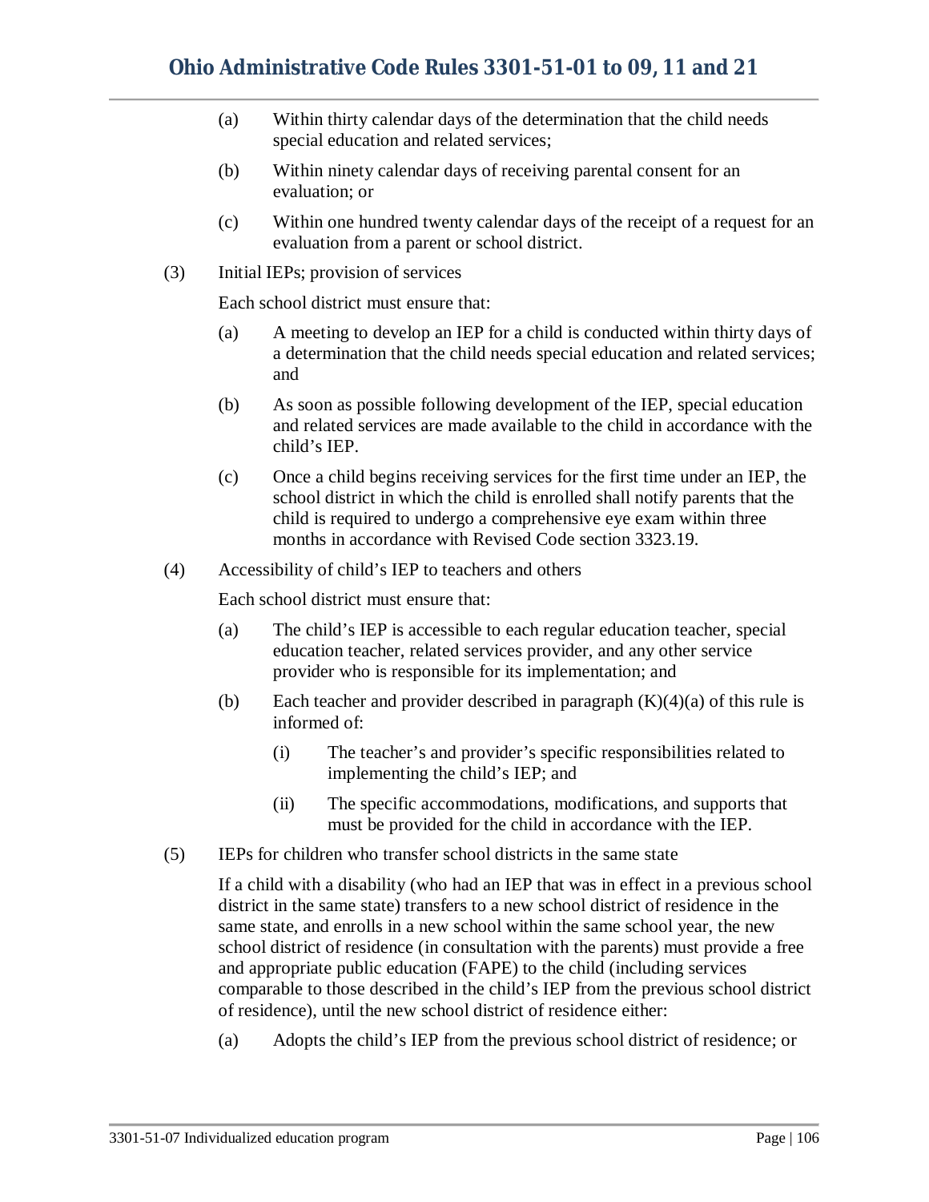(a) Within thirty calendar days of the determination that the child needs special education and related services;

(b) Within ninety calendar days of receiving parental consent for an evaluation; or

(c) Within one hundred twenty calendar days of the receipt of a request for an evaluation from a parent or school district.

(3) Initial IEPs; provision of services

Each school district must ensure that:

(a) A meeting to develop an IEP for a child is conducted within thirty days of a determination that the child needs special education and related services; and

(b) As soon as possible following development of the IEP, special education and related services are made available to the child in accordance with the child's IEP.

(c) Once a child begins receiving services for the first time under an IEP, the school district in which the child is enrolled shall notify parents that the child is required to undergo a comprehensive eye exam within three months in accordance with Revised Code section 3323.19.

(4) Accessibility of child's IEP to teachers and others

Each school district must ensure that:

(a) The child's IEP is accessible to each regular education teacher, special education teacher, related services provider, and any other service provider who is responsible for its implementation; and

(b) Each teacher and provider described in paragraph (K)(4)(a) of this rule is informed of:

(i) The teacher's and provider's specific responsibilities related to implementing the child's IEP; and

(ii) The specific accommodations, modifications, and supports that must be provided for the child in accordance with the IEP.

(5) IEPs for children who transfer school districts in the same state

If a child with a disability (who had an IEP that was in effect in a previous school district in the same state) transfers to a new school district of residence in the same state, and enrolls in a new school within the same school year, the new school district of residence (in consultation with the parents) must provide a free and appropriate public education (FAPE) to the child (including services comparable to those described in the child's IEP from the previous school district of residence), until the new school district of residence either:

(a) Adopts the child's IEP from the previous school district of residence; or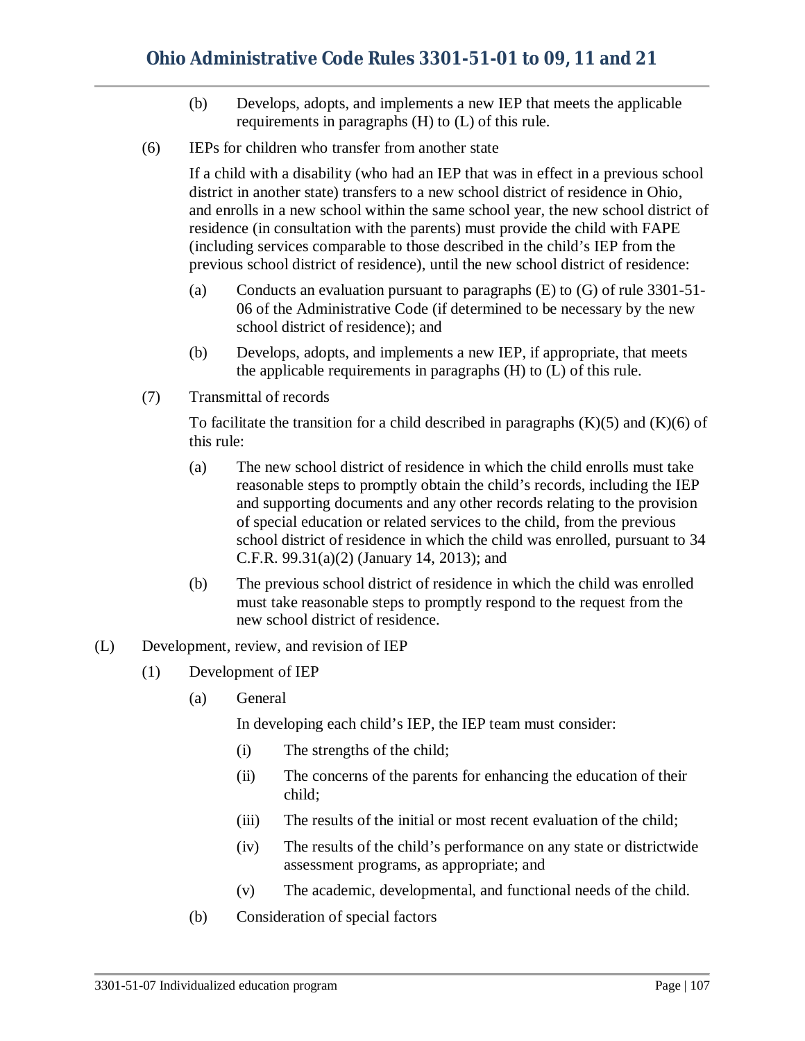(b) Develops, adopts, and implements a new IEP that meets the applicable requirements in paragraphs (H) to (L) of this rule.

(6) IEPs for children who transfer from another state

If a child with a disability (who had an IEP that was in effect in a previous school district in another state) transfers to a new school district of residence in Ohio, and enrolls in a new school within the same school year, the new school district of residence (in consultation with the parents) must provide the child with FAPE (including services comparable to those described in the child's IEP from the previous school district of residence), until the new school district of residence:

(a) Conducts an evaluation pursuant to paragraphs (E) to (G) of rule 3301-51-06 of the Administrative Code (if determined to be necessary by the new school district of residence); and

(b) Develops, adopts, and implements a new IEP, if appropriate, that meets the applicable requirements in paragraphs (H) to (L) of this rule.

(7) Transmittal of records

To facilitate the transition for a child described in paragraphs (K)(5) and (K)(6) of this rule:

(a) The new school district of residence in which the child enrolls must take reasonable steps to promptly obtain the child's records, including the IEP and supporting documents and any other records relating to the provision of special education or related services to the child, from the previous school district of residence in which the child was enrolled, pursuant to 34 C.F.R. 99.31(a)(2) (January 14, 2013); and

(b) The previous school district of residence in which the child was enrolled must take reasonable steps to promptly respond to the request from the new school district of residence.

(L) Development, review, and revision of IEP

(1) Development of IEP

(a) General

In developing each child's IEP, the IEP team must consider:

(i) The strengths of the child;

(ii) The concerns of the parents for enhancing the education of their child;

(iii) The results of the initial or most recent evaluation of the child;

(iv) The results of the child's performance on any state or districtwide assessment programs, as appropriate; and

(v) The academic, developmental, and functional needs of the child.

(b) Consideration of special factors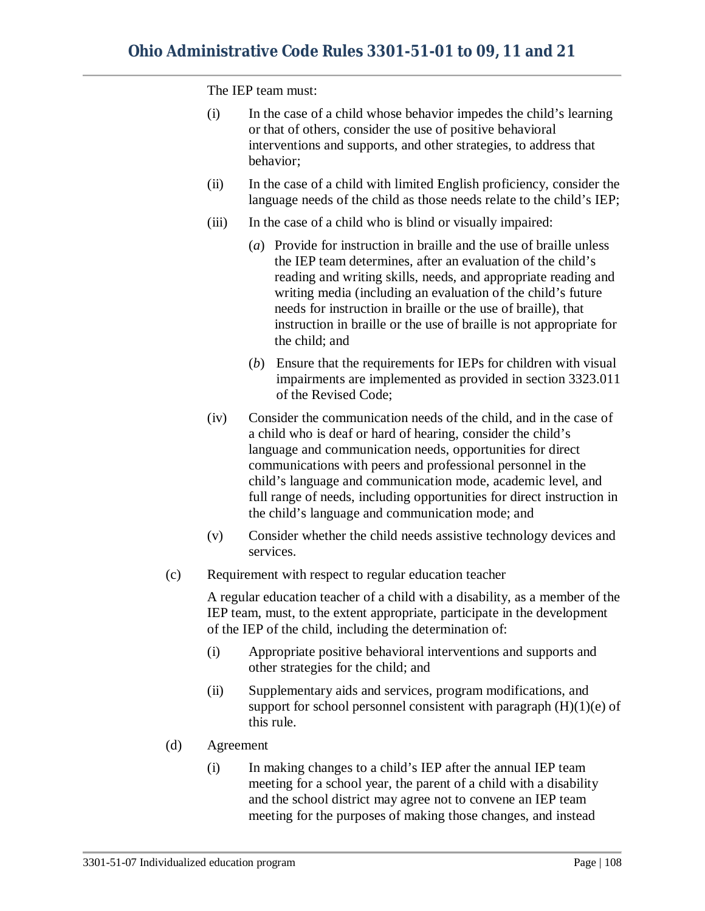The IEP team must:

(i) In the case of a child whose behavior impedes the child's learning or that of others, consider the use of positive behavioral interventions and supports, and other strategies, to address that behavior;

(ii) In the case of a child with limited English proficiency, consider the language needs of the child as those needs relate to the child's IEP;

(iii) In the case of a child who is blind or visually impaired:

(*a*) Provide for instruction in braille and the use of braille unless the IEP team determines, after an evaluation of the child's reading and writing skills, needs, and appropriate reading and writing media (including an evaluation of the child's future needs for instruction in braille or the use of braille), that instruction in braille or the use of braille is not appropriate for the child; and

(*b*) Ensure that the requirements for IEPs for children with visual impairments are implemented as provided in section 3323.011 of the Revised Code;

(iv) Consider the communication needs of the child, and in the case of a child who is deaf or hard of hearing, consider the child's language and communication needs, opportunities for direct communications with peers and professional personnel in the child's language and communication mode, academic level, and full range of needs, including opportunities for direct instruction in the child's language and communication mode; and

(v) Consider whether the child needs assistive technology devices and services.

(c) Requirement with respect to regular education teacher

A regular education teacher of a child with a disability, as a member of the IEP team, must, to the extent appropriate, participate in the development of the IEP of the child, including the determination of:

(i) Appropriate positive behavioral interventions and supports and other strategies for the child; and

(ii) Supplementary aids and services, program modifications, and support for school personnel consistent with paragraph (H)(1)(e) of this rule.

(d) Agreement

(i) In making changes to a child's IEP after the annual IEP team meeting for a school year, the parent of a child with a disability and the school district may agree not to convene an IEP team meeting for the purposes of making those changes, and instead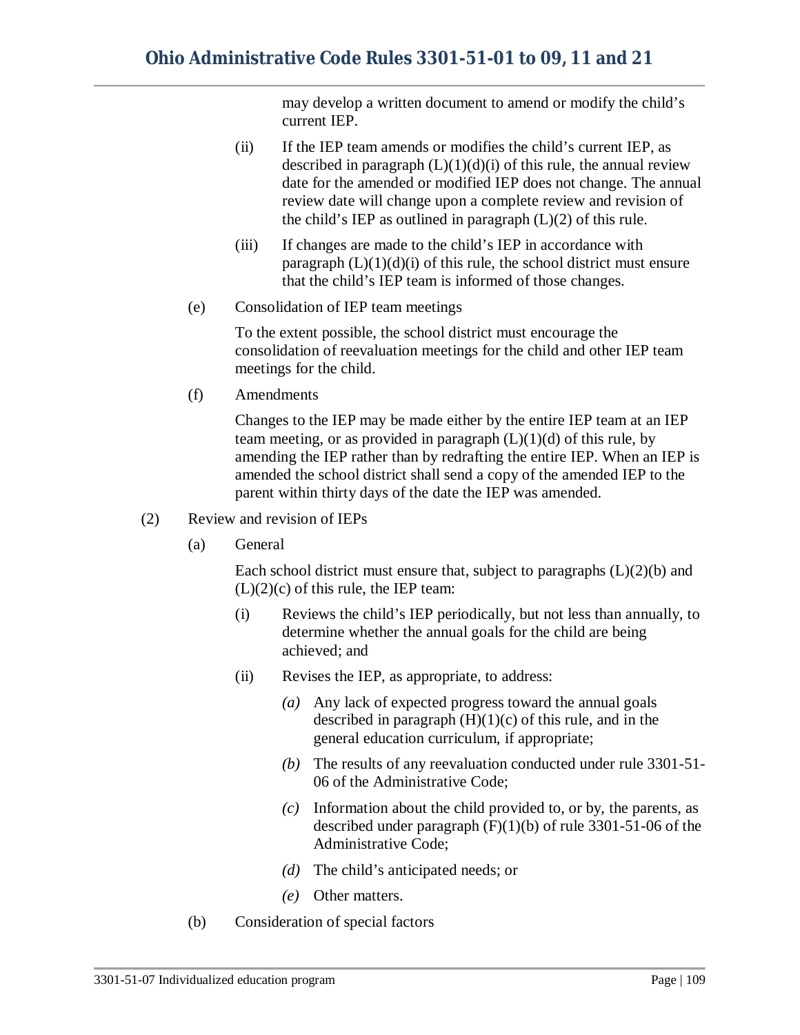may develop a written document to amend or modify the child's current IEP.

(ii) If the IEP team amends or modifies the child's current IEP, as described in paragraph (L)(1)(d)(i) of this rule, the annual review date for the amended or modified IEP does not change. The annual review date will change upon a complete review and revision of the child's IEP as outlined in paragraph (L)(2) of this rule.

(iii) If changes are made to the child's IEP in accordance with paragraph (L)(1)(d)(i) of this rule, the school district must ensure that the child's IEP team is informed of those changes.

(e) Consolidation of IEP team meetings

To the extent possible, the school district must encourage the consolidation of reevaluation meetings for the child and other IEP team meetings for the child.

(f) Amendments

Changes to the IEP may be made either by the entire IEP team at an IEP team meeting, or as provided in paragraph (L)(1)(d) of this rule, by amending the IEP rather than by redrafting the entire IEP. When an IEP is amended the school district shall send a copy of the amended IEP to the parent within thirty days of the date the IEP was amended.

(2) Review and revision of IEPs

(a) General

Each school district must ensure that, subject to paragraphs (L)(2)(b) and (L)(2)(c) of this rule, the IEP team:

(i) Reviews the child's IEP periodically, but not less than annually, to determine whether the annual goals for the child are being achieved; and

(ii) Revises the IEP, as appropriate, to address:

*(a)* Any lack of expected progress toward the annual goals described in paragraph (H)(1)(c) of this rule, and in the general education curriculum, if appropriate;

*(b)* The results of any reevaluation conducted under rule 3301-51-06 of the Administrative Code;

*(c)* Information about the child provided to, or by, the parents, as described under paragraph (F)(1)(b) of rule 3301-51-06 of the Administrative Code;

*(d)* The child's anticipated needs; or

*(e)* Other matters.

(b) Consideration of special factors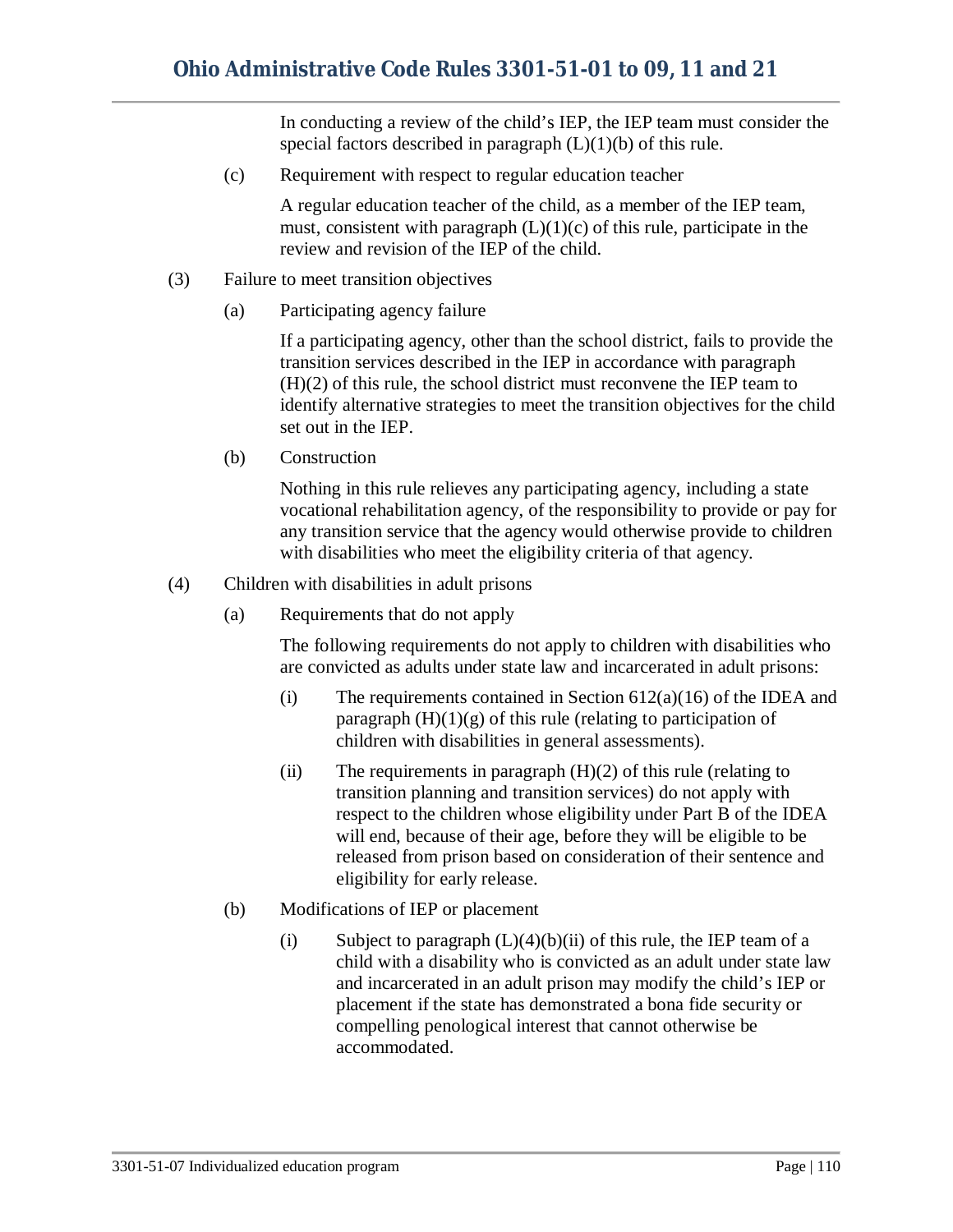In conducting a review of the child's IEP, the IEP team must consider the special factors described in paragraph (L)(1)(b) of this rule.

(c) Requirement with respect to regular education teacher

A regular education teacher of the child, as a member of the IEP team, must, consistent with paragraph (L)(1)(c) of this rule, participate in the review and revision of the IEP of the child.

(3) Failure to meet transition objectives

(a) Participating agency failure

If a participating agency, other than the school district, fails to provide the transition services described in the IEP in accordance with paragraph (H)(2) of this rule, the school district must reconvene the IEP team to identify alternative strategies to meet the transition objectives for the child set out in the IEP.

(b) Construction

Nothing in this rule relieves any participating agency, including a state vocational rehabilitation agency, of the responsibility to provide or pay for any transition service that the agency would otherwise provide to children with disabilities who meet the eligibility criteria of that agency.

(4) Children with disabilities in adult prisons

(a) Requirements that do not apply

The following requirements do not apply to children with disabilities who are convicted as adults under state law and incarcerated in adult prisons:

(i) The requirements contained in Section 612(a)(16) of the IDEA and paragraph (H)(1)(g) of this rule (relating to participation of children with disabilities in general assessments).

(ii) The requirements in paragraph (H)(2) of this rule (relating to transition planning and transition services) do not apply with respect to the children whose eligibility under Part B of the IDEA will end, because of their age, before they will be eligible to be released from prison based on consideration of their sentence and eligibility for early release.

(b) Modifications of IEP or placement

(i) Subject to paragraph (L)(4)(b)(ii) of this rule, the IEP team of a child with a disability who is convicted as an adult under state law and incarcerated in an adult prison may modify the child's IEP or placement if the state has demonstrated a bona fide security or compelling penological interest that cannot otherwise be accommodated.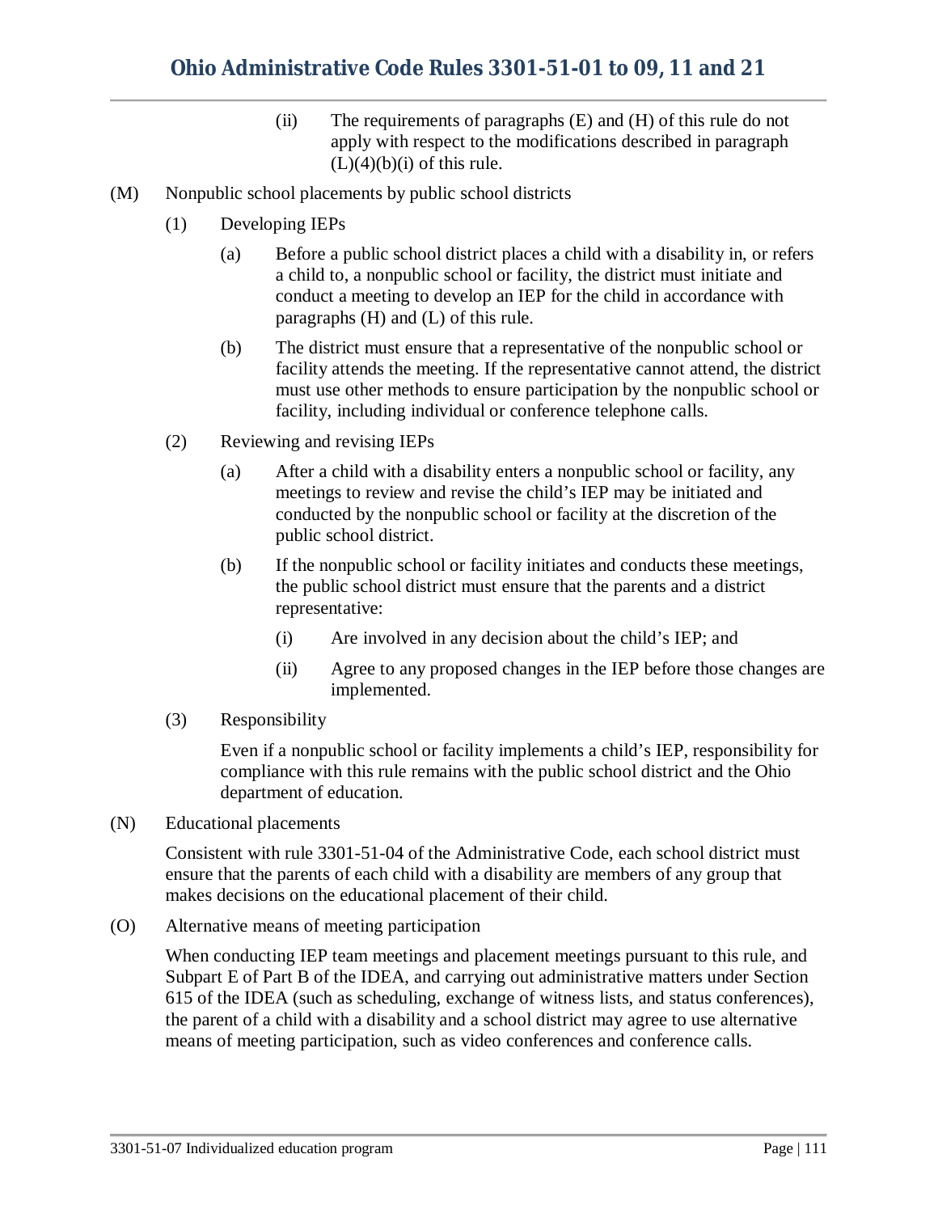(ii) The requirements of paragraphs (E) and (H) of this rule do not apply with respect to the modifications described in paragraph (L)(4)(b)(i) of this rule.

(M) Nonpublic school placements by public school districts

(1) Developing IEPs

(a) Before a public school district places a child with a disability in, or refers a child to, a nonpublic school or facility, the district must initiate and conduct a meeting to develop an IEP for the child in accordance with paragraphs (H) and (L) of this rule.

(b) The district must ensure that a representative of the nonpublic school or facility attends the meeting. If the representative cannot attend, the district must use other methods to ensure participation by the nonpublic school or facility, including individual or conference telephone calls.

(2) Reviewing and revising IEPs

(a) After a child with a disability enters a nonpublic school or facility, any meetings to review and revise the child's IEP may be initiated and conducted by the nonpublic school or facility at the discretion of the public school district.

(b) If the nonpublic school or facility initiates and conducts these meetings, the public school district must ensure that the parents and a district representative:

(i) Are involved in any decision about the child's IEP; and

(ii) Agree to any proposed changes in the IEP before those changes are implemented.

(3) Responsibility

Even if a nonpublic school or facility implements a child's IEP, responsibility for compliance with this rule remains with the public school district and the Ohio department of education.

(N) Educational placements

Consistent with rule 3301-51-04 of the Administrative Code, each school district must ensure that the parents of each child with a disability are members of any group that makes decisions on the educational placement of their child.

(O) Alternative means of meeting participation

When conducting IEP team meetings and placement meetings pursuant to this rule, and Subpart E of Part B of the IDEA, and carrying out administrative matters under Section 615 of the IDEA (such as scheduling, exchange of witness lists, and status conferences), the parent of a child with a disability and a school district may agree to use alternative means of meeting participation, such as video conferences and conference calls.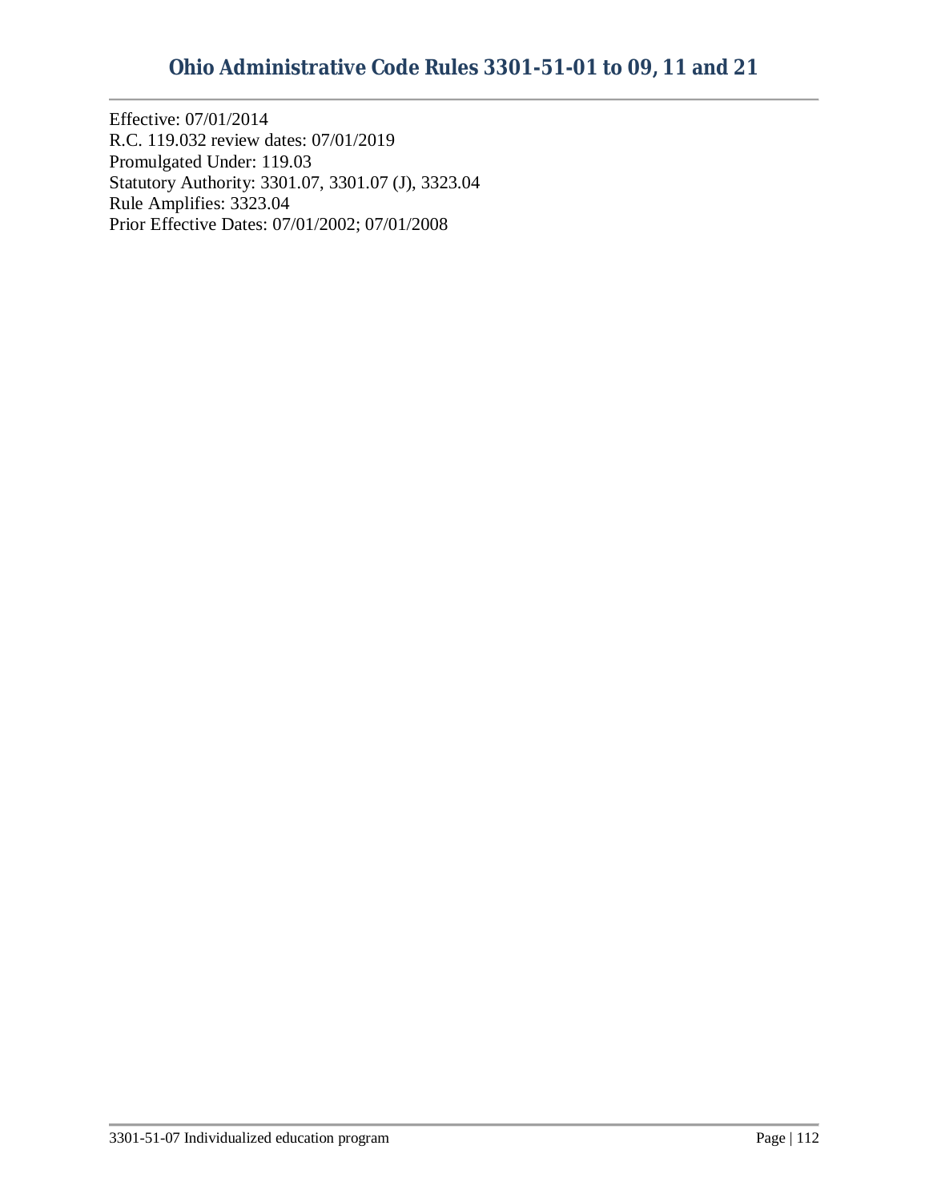Effective: 07/01/2014
R.C. 119.032 review dates: 07/01/2019
Promulgated Under: 119.03
Statutory Authority: 3301.07, 3301.07 (J), 3323.04
Rule Amplifies: 3323.04
Prior Effective Dates: 07/01/2002; 07/01/2008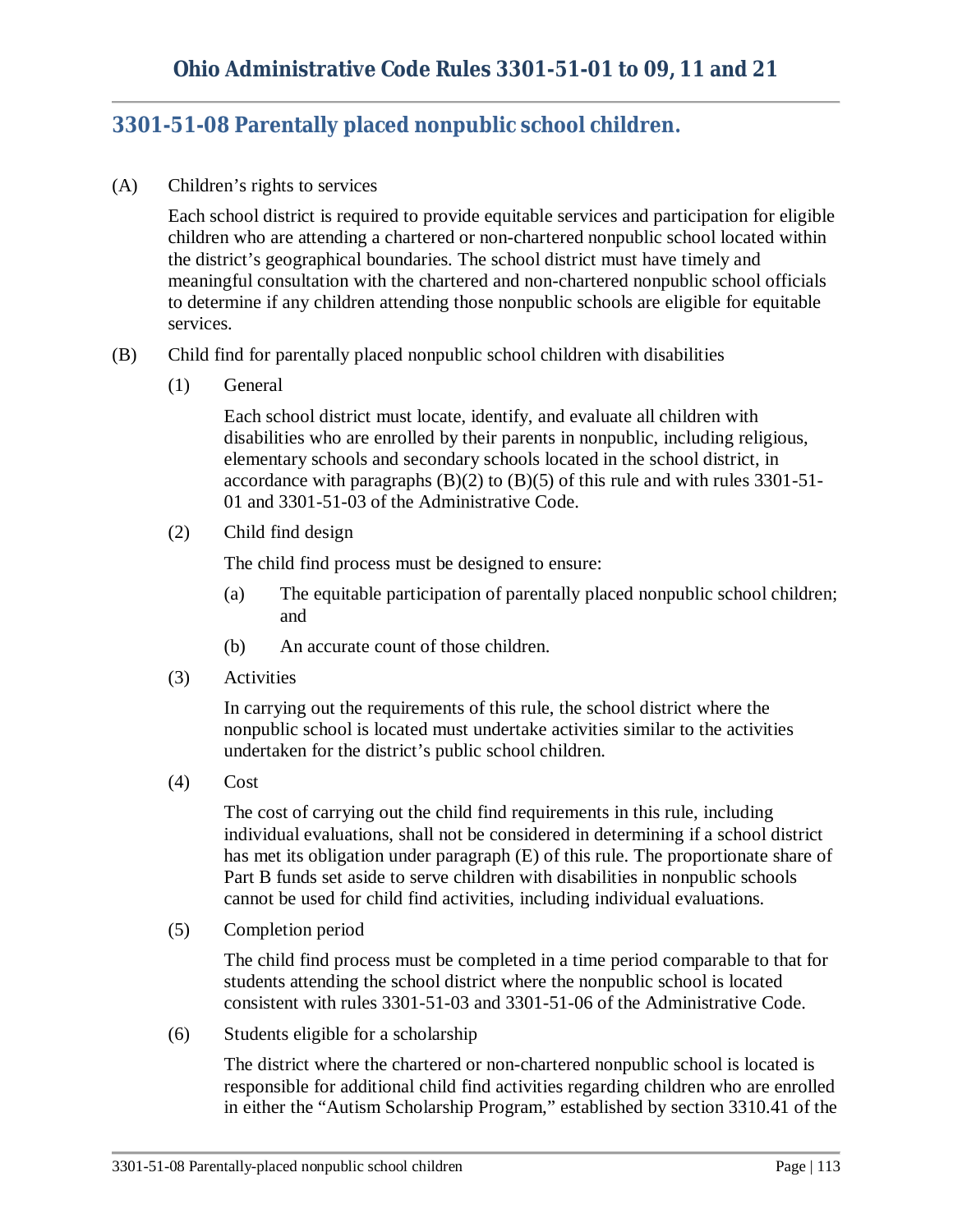## 3301-51-08 Parentally placed nonpublic school children.

(A) Children's rights to services

Each school district is required to provide equitable services and participation for eligible children who are attending a chartered or non-chartered nonpublic school located within the district's geographical boundaries. The school district must have timely and meaningful consultation with the chartered and non-chartered nonpublic school officials to determine if any children attending those nonpublic schools are eligible for equitable services.

(B) Child find for parentally placed nonpublic school children with disabilities

(1) General

Each school district must locate, identify, and evaluate all children with disabilities who are enrolled by their parents in nonpublic, including religious, elementary schools and secondary schools located in the school district, in accordance with paragraphs (B)(2) to (B)(5) of this rule and with rules 3301-51-01 and 3301-51-03 of the Administrative Code.

(2) Child find design

The child find process must be designed to ensure:

(a) The equitable participation of parentally placed nonpublic school children; and

(b) An accurate count of those children.

(3) Activities

In carrying out the requirements of this rule, the school district where the nonpublic school is located must undertake activities similar to the activities undertaken for the district's public school children.

(4) Cost

The cost of carrying out the child find requirements in this rule, including individual evaluations, shall not be considered in determining if a school district has met its obligation under paragraph (E) of this rule. The proportionate share of Part B funds set aside to serve children with disabilities in nonpublic schools cannot be used for child find activities, including individual evaluations.

(5) Completion period

The child find process must be completed in a time period comparable to that for students attending the school district where the nonpublic school is located consistent with rules 3301-51-03 and 3301-51-06 of the Administrative Code.

(6) Students eligible for a scholarship

The district where the chartered or non-chartered nonpublic school is located is responsible for additional child find activities regarding children who are enrolled in either the "Autism Scholarship Program," established by section 3310.41 of the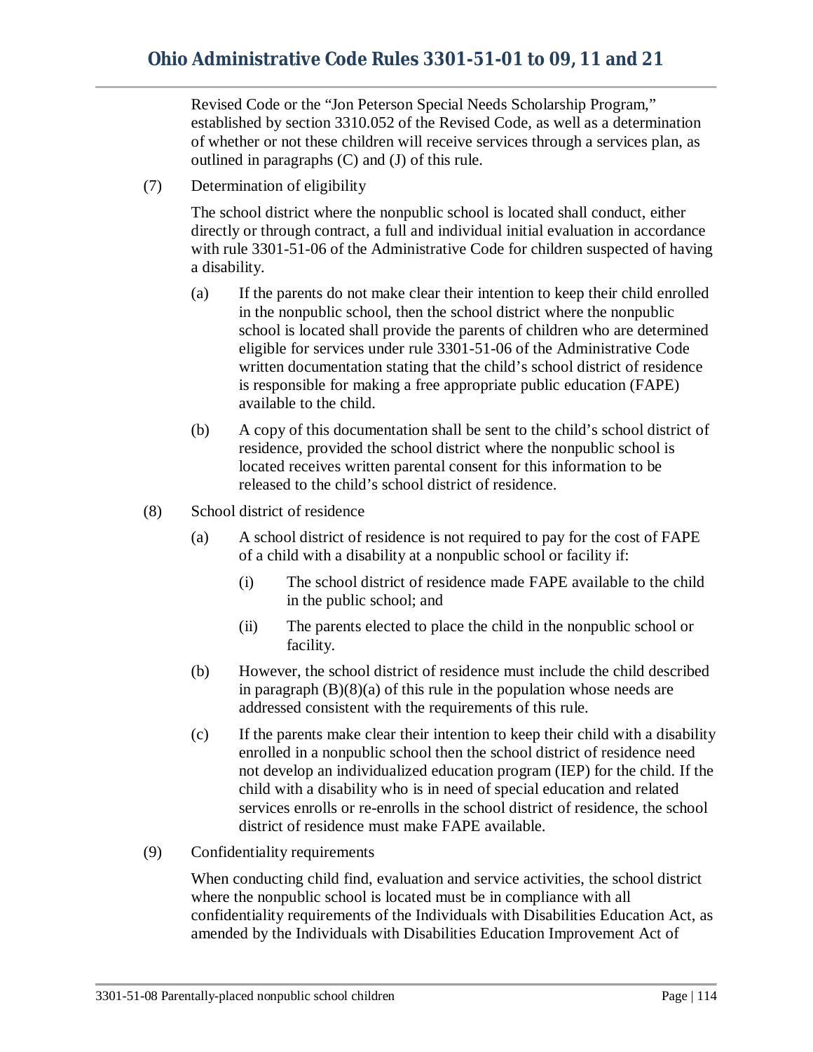Revised Code or the "Jon Peterson Special Needs Scholarship Program," established by section 3310.052 of the Revised Code, as well as a determination of whether or not these children will receive services through a services plan, as outlined in paragraphs (C) and (J) of this rule.

(7) Determination of eligibility

The school district where the nonpublic school is located shall conduct, either directly or through contract, a full and individual initial evaluation in accordance with rule 3301-51-06 of the Administrative Code for children suspected of having a disability.

(a) If the parents do not make clear their intention to keep their child enrolled in the nonpublic school, then the school district where the nonpublic school is located shall provide the parents of children who are determined eligible for services under rule 3301-51-06 of the Administrative Code written documentation stating that the child's school district of residence is responsible for making a free appropriate public education (FAPE) available to the child.

(b) A copy of this documentation shall be sent to the child's school district of residence, provided the school district where the nonpublic school is located receives written parental consent for this information to be released to the child's school district of residence.

(8) School district of residence

(a) A school district of residence is not required to pay for the cost of FAPE of a child with a disability at a nonpublic school or facility if:

(i) The school district of residence made FAPE available to the child in the public school; and

(ii) The parents elected to place the child in the nonpublic school or facility.

(b) However, the school district of residence must include the child described in paragraph (B)(8)(a) of this rule in the population whose needs are addressed consistent with the requirements of this rule.

(c) If the parents make clear their intention to keep their child with a disability enrolled in a nonpublic school then the school district of residence need not develop an individualized education program (IEP) for the child. If the child with a disability who is in need of special education and related services enrolls or re-enrolls in the school district of residence, the school district of residence must make FAPE available.

(9) Confidentiality requirements

When conducting child find, evaluation and service activities, the school district where the nonpublic school is located must be in compliance with all confidentiality requirements of the Individuals with Disabilities Education Act, as amended by the Individuals with Disabilities Education Improvement Act of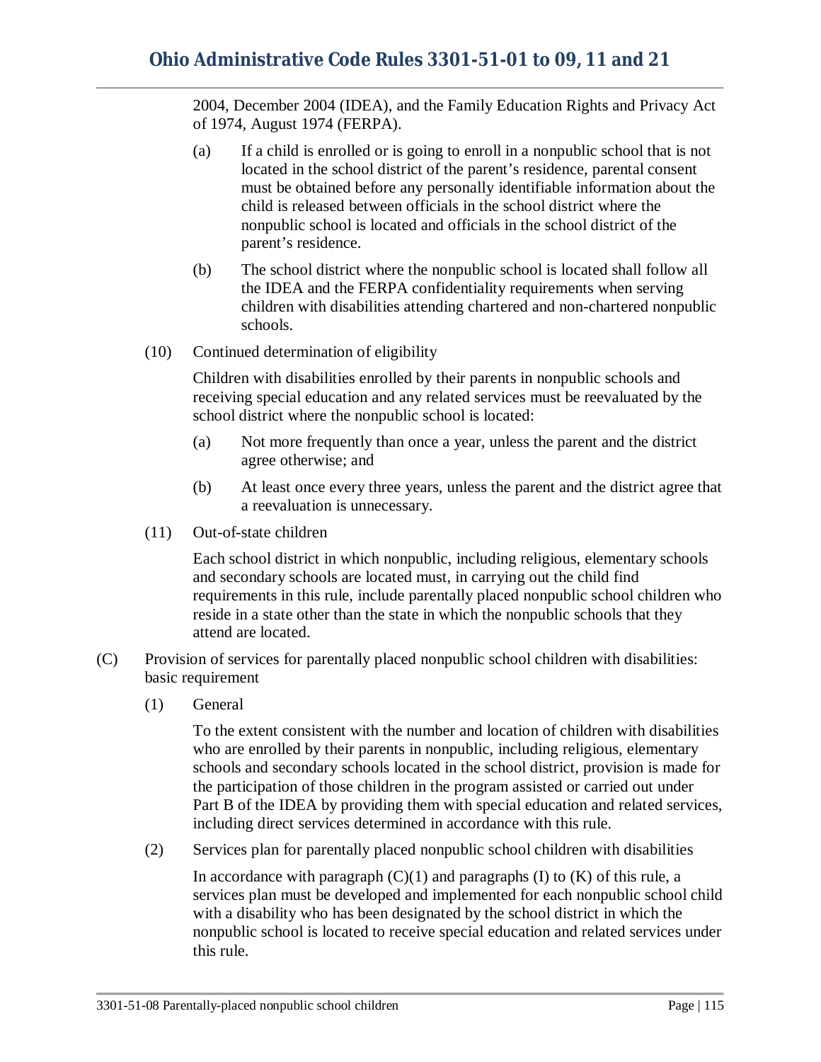2004, December 2004 (IDEA), and the Family Education Rights and Privacy Act of 1974, August 1974 (FERPA).

(a) If a child is enrolled or is going to enroll in a nonpublic school that is not located in the school district of the parent's residence, parental consent must be obtained before any personally identifiable information about the child is released between officials in the school district where the nonpublic school is located and officials in the school district of the parent's residence.

(b) The school district where the nonpublic school is located shall follow all the IDEA and the FERPA confidentiality requirements when serving children with disabilities attending chartered and non-chartered nonpublic schools.

(10) Continued determination of eligibility

Children with disabilities enrolled by their parents in nonpublic schools and receiving special education and any related services must be reevaluated by the school district where the nonpublic school is located:

(a) Not more frequently than once a year, unless the parent and the district agree otherwise; and

(b) At least once every three years, unless the parent and the district agree that a reevaluation is unnecessary.

(11) Out-of-state children

Each school district in which nonpublic, including religious, elementary schools and secondary schools are located must, in carrying out the child find requirements in this rule, include parentally placed nonpublic school children who reside in a state other than the state in which the nonpublic schools that they attend are located.

(C) Provision of services for parentally placed nonpublic school children with disabilities: basic requirement

(1) General

To the extent consistent with the number and location of children with disabilities who are enrolled by their parents in nonpublic, including religious, elementary schools and secondary schools located in the school district, provision is made for the participation of those children in the program assisted or carried out under Part B of the IDEA by providing them with special education and related services, including direct services determined in accordance with this rule.

(2) Services plan for parentally placed nonpublic school children with disabilities

In accordance with paragraph (C)(1) and paragraphs (I) to (K) of this rule, a services plan must be developed and implemented for each nonpublic school child with a disability who has been designated by the school district in which the nonpublic school is located to receive special education and related services under this rule.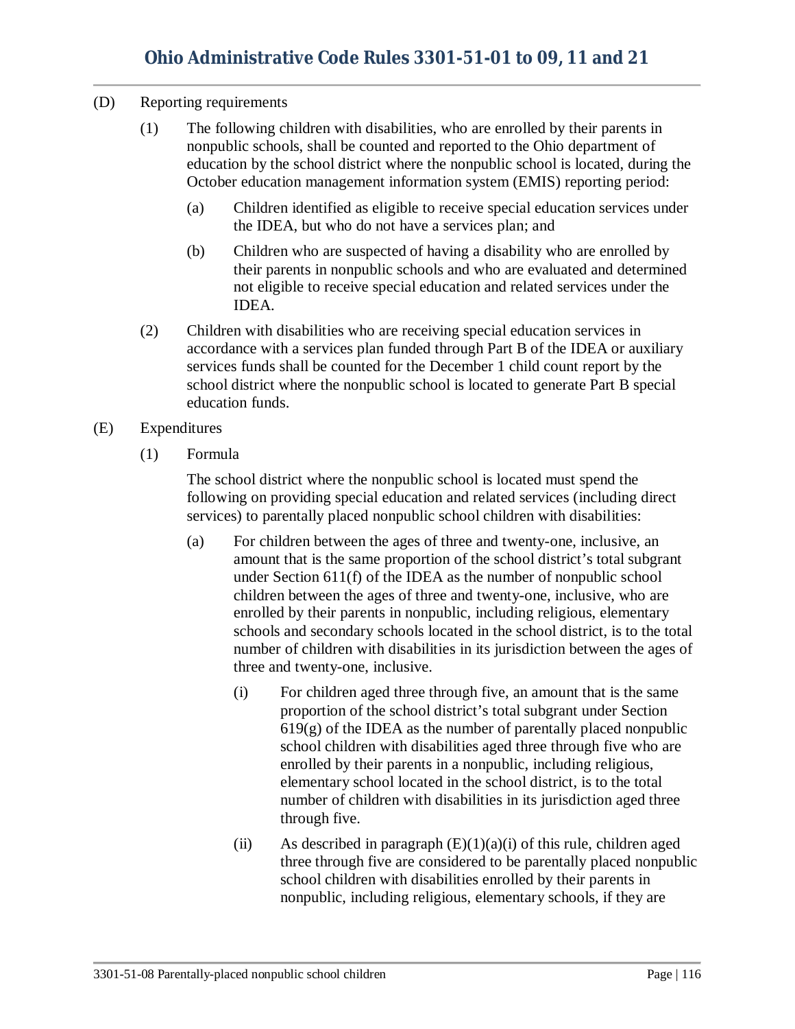(D) Reporting requirements

(1) The following children with disabilities, who are enrolled by their parents in nonpublic schools, shall be counted and reported to the Ohio department of education by the school district where the nonpublic school is located, during the October education management information system (EMIS) reporting period:

(a) Children identified as eligible to receive special education services under the IDEA, but who do not have a services plan; and

(b) Children who are suspected of having a disability who are enrolled by their parents in nonpublic schools and who are evaluated and determined not eligible to receive special education and related services under the IDEA.

(2) Children with disabilities who are receiving special education services in accordance with a services plan funded through Part B of the IDEA or auxiliary services funds shall be counted for the December 1 child count report by the school district where the nonpublic school is located to generate Part B special education funds.

(E) Expenditures

(1) Formula

The school district where the nonpublic school is located must spend the following on providing special education and related services (including direct services) to parentally placed nonpublic school children with disabilities:

(a) For children between the ages of three and twenty-one, inclusive, an amount that is the same proportion of the school district's total subgrant under Section 611(f) of the IDEA as the number of nonpublic school children between the ages of three and twenty-one, inclusive, who are enrolled by their parents in nonpublic, including religious, elementary schools and secondary schools located in the school district, is to the total number of children with disabilities in its jurisdiction between the ages of three and twenty-one, inclusive.

(i) For children aged three through five, an amount that is the same proportion of the school district's total subgrant under Section 619(g) of the IDEA as the number of parentally placed nonpublic school children with disabilities aged three through five who are enrolled by their parents in a nonpublic, including religious, elementary school located in the school district, is to the total number of children with disabilities in its jurisdiction aged three through five.

(ii) As described in paragraph (E)(1)(a)(i) of this rule, children aged three through five are considered to be parentally placed nonpublic school children with disabilities enrolled by their parents in nonpublic, including religious, elementary schools, if they are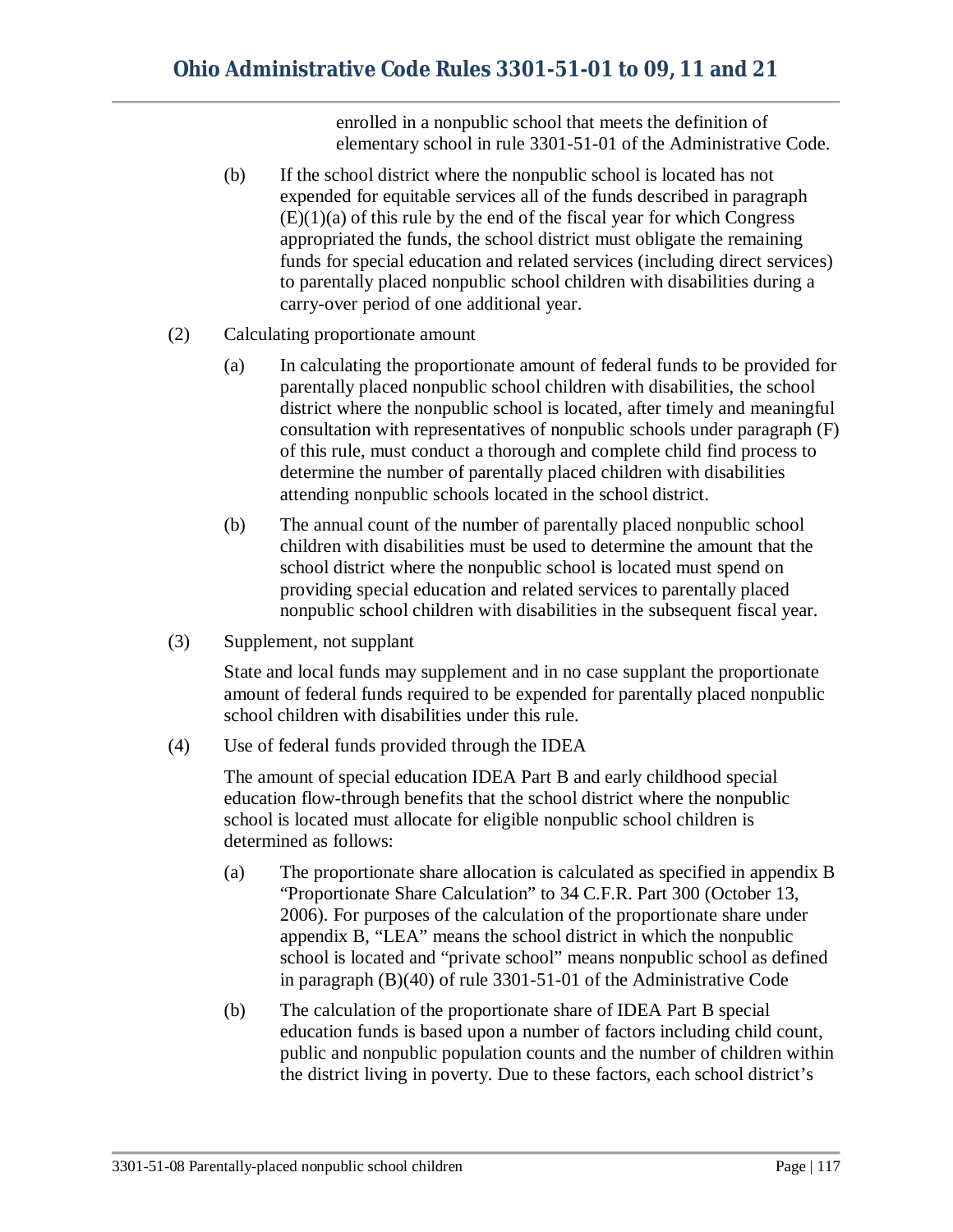enrolled in a nonpublic school that meets the definition of elementary school in rule 3301-51-01 of the Administrative Code.

(b) If the school district where the nonpublic school is located has not expended for equitable services all of the funds described in paragraph (E)(1)(a) of this rule by the end of the fiscal year for which Congress appropriated the funds, the school district must obligate the remaining funds for special education and related services (including direct services) to parentally placed nonpublic school children with disabilities during a carry-over period of one additional year.

(2) Calculating proportionate amount

(a) In calculating the proportionate amount of federal funds to be provided for parentally placed nonpublic school children with disabilities, the school district where the nonpublic school is located, after timely and meaningful consultation with representatives of nonpublic schools under paragraph (F) of this rule, must conduct a thorough and complete child find process to determine the number of parentally placed children with disabilities attending nonpublic schools located in the school district.

(b) The annual count of the number of parentally placed nonpublic school children with disabilities must be used to determine the amount that the school district where the nonpublic school is located must spend on providing special education and related services to parentally placed nonpublic school children with disabilities in the subsequent fiscal year.

(3) Supplement, not supplant

State and local funds may supplement and in no case supplant the proportionate amount of federal funds required to be expended for parentally placed nonpublic school children with disabilities under this rule.

(4) Use of federal funds provided through the IDEA

The amount of special education IDEA Part B and early childhood special education flow-through benefits that the school district where the nonpublic school is located must allocate for eligible nonpublic school children is determined as follows:

(a) The proportionate share allocation is calculated as specified in appendix B "Proportionate Share Calculation" to 34 C.F.R. Part 300 (October 13, 2006). For purposes of the calculation of the proportionate share under appendix B, "LEA" means the school district in which the nonpublic school is located and "private school" means nonpublic school as defined in paragraph (B)(40) of rule 3301-51-01 of the Administrative Code

(b) The calculation of the proportionate share of IDEA Part B special education funds is based upon a number of factors including child count, public and nonpublic population counts and the number of children within the district living in poverty. Due to these factors, each school district's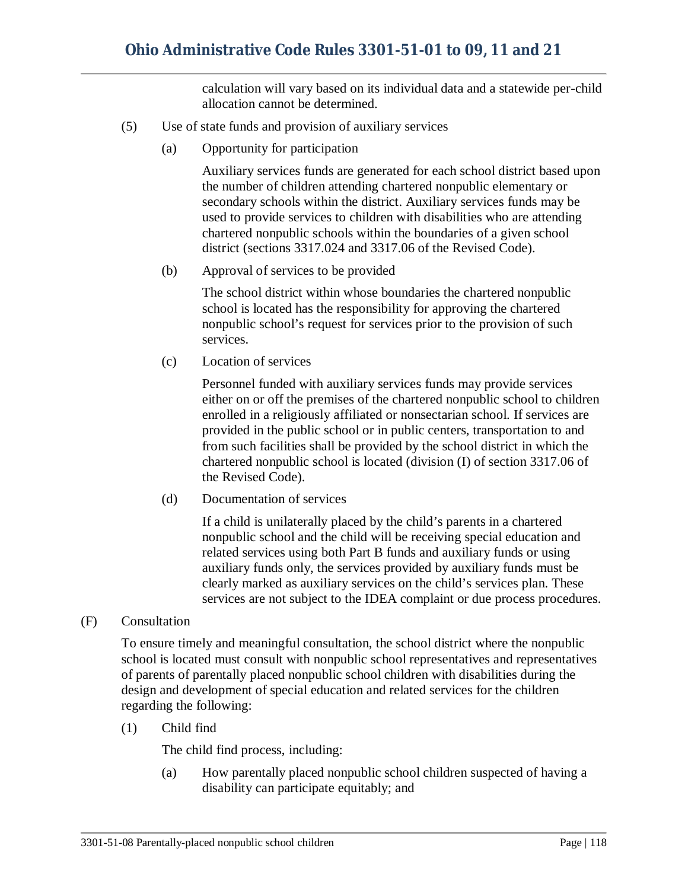calculation will vary based on its individual data and a statewide per-child allocation cannot be determined.

(5) Use of state funds and provision of auxiliary services

(a) Opportunity for participation

Auxiliary services funds are generated for each school district based upon the number of children attending chartered nonpublic elementary or secondary schools within the district. Auxiliary services funds may be used to provide services to children with disabilities who are attending chartered nonpublic schools within the boundaries of a given school district (sections 3317.024 and 3317.06 of the Revised Code).

(b) Approval of services to be provided

The school district within whose boundaries the chartered nonpublic school is located has the responsibility for approving the chartered nonpublic school's request for services prior to the provision of such services.

(c) Location of services

Personnel funded with auxiliary services funds may provide services either on or off the premises of the chartered nonpublic school to children enrolled in a religiously affiliated or nonsectarian school. If services are provided in the public school or in public centers, transportation to and from such facilities shall be provided by the school district in which the chartered nonpublic school is located (division (I) of section 3317.06 of the Revised Code).

(d) Documentation of services

If a child is unilaterally placed by the child's parents in a chartered nonpublic school and the child will be receiving special education and related services using both Part B funds and auxiliary funds or using auxiliary funds only, the services provided by auxiliary funds must be clearly marked as auxiliary services on the child's services plan. These services are not subject to the IDEA complaint or due process procedures.

(F) Consultation

To ensure timely and meaningful consultation, the school district where the nonpublic school is located must consult with nonpublic school representatives and representatives of parents of parentally placed nonpublic school children with disabilities during the design and development of special education and related services for the children regarding the following:

(1) Child find

The child find process, including:

(a) How parentally placed nonpublic school children suspected of having a disability can participate equitably; and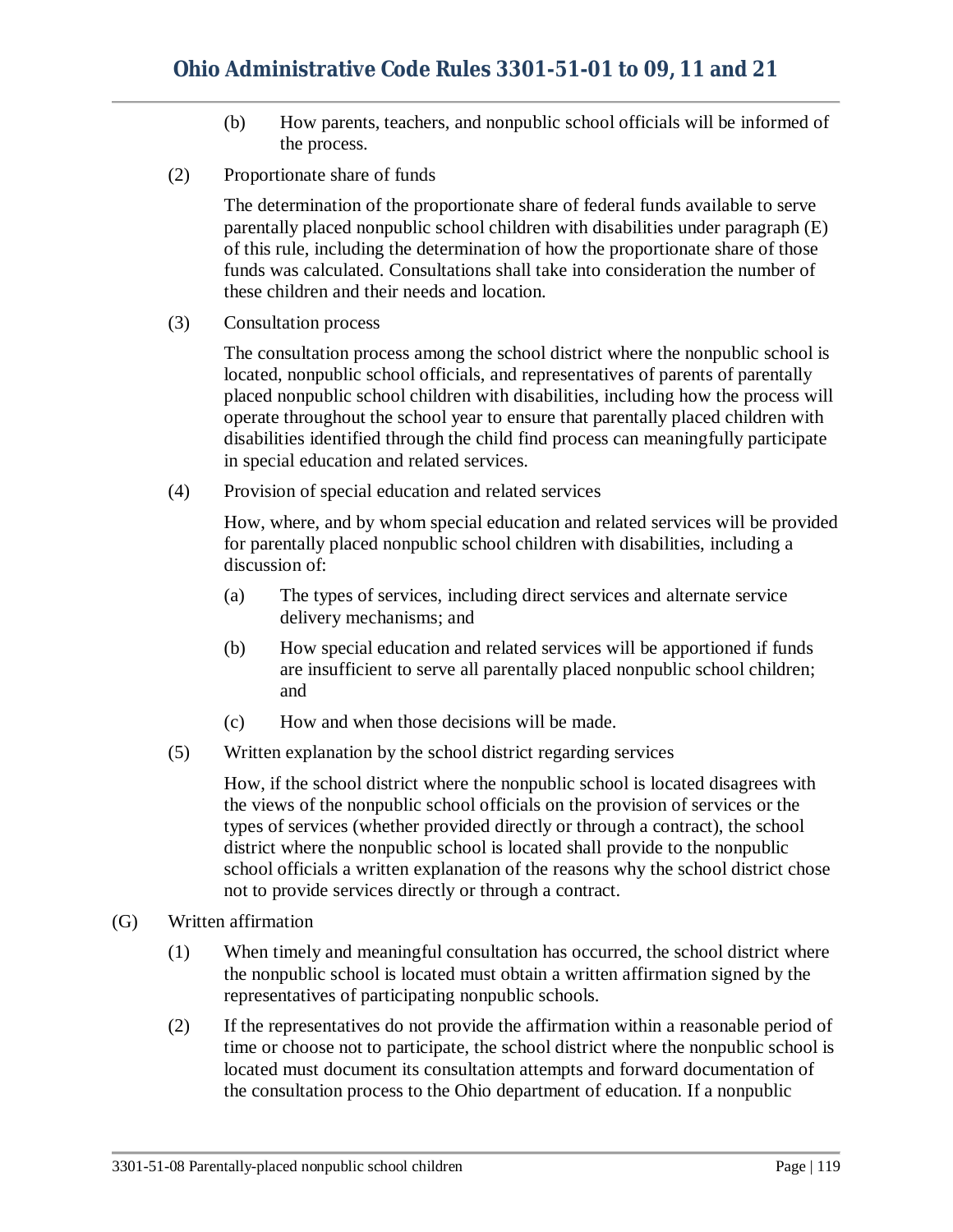(b) How parents, teachers, and nonpublic school officials will be informed of the process.

(2) Proportionate share of funds

The determination of the proportionate share of federal funds available to serve parentally placed nonpublic school children with disabilities under paragraph (E) of this rule, including the determination of how the proportionate share of those funds was calculated. Consultations shall take into consideration the number of these children and their needs and location.

(3) Consultation process

The consultation process among the school district where the nonpublic school is located, nonpublic school officials, and representatives of parents of parentally placed nonpublic school children with disabilities, including how the process will operate throughout the school year to ensure that parentally placed children with disabilities identified through the child find process can meaningfully participate in special education and related services.

(4) Provision of special education and related services

How, where, and by whom special education and related services will be provided for parentally placed nonpublic school children with disabilities, including a discussion of:

(a) The types of services, including direct services and alternate service delivery mechanisms; and

(b) How special education and related services will be apportioned if funds are insufficient to serve all parentally placed nonpublic school children; and

(c) How and when those decisions will be made.

(5) Written explanation by the school district regarding services

How, if the school district where the nonpublic school is located disagrees with the views of the nonpublic school officials on the provision of services or the types of services (whether provided directly or through a contract), the school district where the nonpublic school is located shall provide to the nonpublic school officials a written explanation of the reasons why the school district chose not to provide services directly or through a contract.

(G) Written affirmation

(1) When timely and meaningful consultation has occurred, the school district where the nonpublic school is located must obtain a written affirmation signed by the representatives of participating nonpublic schools.

(2) If the representatives do not provide the affirmation within a reasonable period of time or choose not to participate, the school district where the nonpublic school is located must document its consultation attempts and forward documentation of the consultation process to the Ohio department of education. If a nonpublic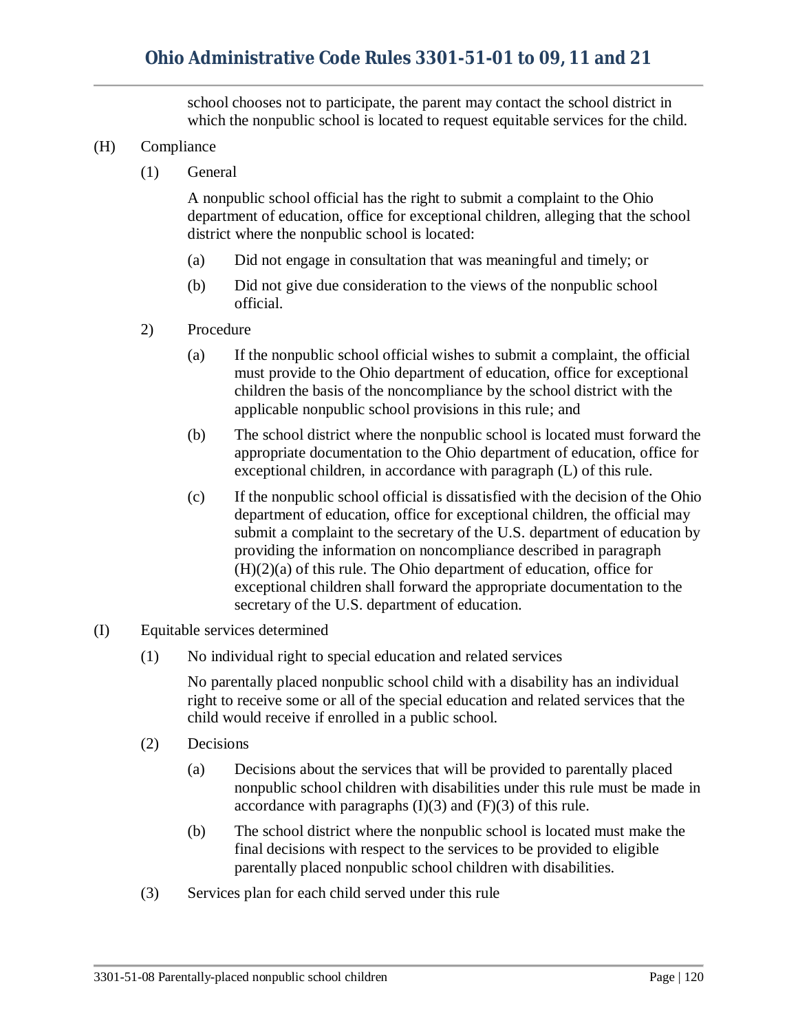school chooses not to participate, the parent may contact the school district in which the nonpublic school is located to request equitable services for the child.

(H) Compliance

(1) General

A nonpublic school official has the right to submit a complaint to the Ohio department of education, office for exceptional children, alleging that the school district where the nonpublic school is located:

(a) Did not engage in consultation that was meaningful and timely; or

(b) Did not give due consideration to the views of the nonpublic school official.

2) Procedure

(a) If the nonpublic school official wishes to submit a complaint, the official must provide to the Ohio department of education, office for exceptional children the basis of the noncompliance by the school district with the applicable nonpublic school provisions in this rule; and

(b) The school district where the nonpublic school is located must forward the appropriate documentation to the Ohio department of education, office for exceptional children, in accordance with paragraph (L) of this rule.

(c) If the nonpublic school official is dissatisfied with the decision of the Ohio department of education, office for exceptional children, the official may submit a complaint to the secretary of the U.S. department of education by providing the information on noncompliance described in paragraph (H)(2)(a) of this rule. The Ohio department of education, office for exceptional children shall forward the appropriate documentation to the secretary of the U.S. department of education.

(I) Equitable services determined

(1) No individual right to special education and related services

No parentally placed nonpublic school child with a disability has an individual right to receive some or all of the special education and related services that the child would receive if enrolled in a public school.

(2) Decisions

(a) Decisions about the services that will be provided to parentally placed nonpublic school children with disabilities under this rule must be made in accordance with paragraphs (I)(3) and (F)(3) of this rule.

(b) The school district where the nonpublic school is located must make the final decisions with respect to the services to be provided to eligible parentally placed nonpublic school children with disabilities.

(3) Services plan for each child served under this rule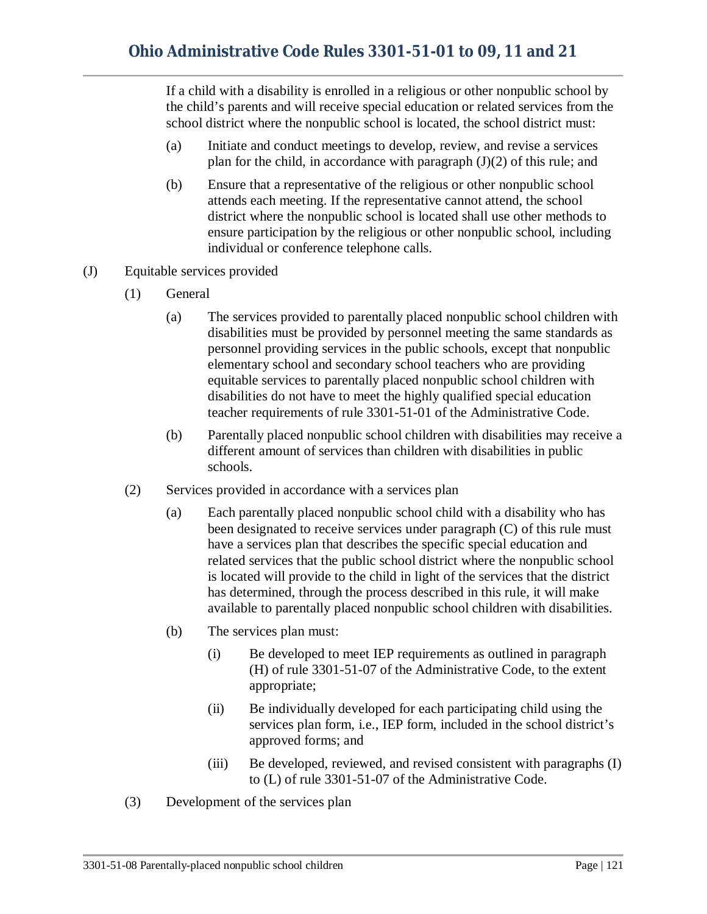If a child with a disability is enrolled in a religious or other nonpublic school by the child's parents and will receive special education or related services from the school district where the nonpublic school is located, the school district must:

(a) Initiate and conduct meetings to develop, review, and revise a services plan for the child, in accordance with paragraph (J)(2) of this rule; and

(b) Ensure that a representative of the religious or other nonpublic school attends each meeting. If the representative cannot attend, the school district where the nonpublic school is located shall use other methods to ensure participation by the religious or other nonpublic school, including individual or conference telephone calls.

(J) Equitable services provided

(1) General

(a) The services provided to parentally placed nonpublic school children with disabilities must be provided by personnel meeting the same standards as personnel providing services in the public schools, except that nonpublic elementary school and secondary school teachers who are providing equitable services to parentally placed nonpublic school children with disabilities do not have to meet the highly qualified special education teacher requirements of rule 3301-51-01 of the Administrative Code.

(b) Parentally placed nonpublic school children with disabilities may receive a different amount of services than children with disabilities in public schools.

(2) Services provided in accordance with a services plan

(a) Each parentally placed nonpublic school child with a disability who has been designated to receive services under paragraph (C) of this rule must have a services plan that describes the specific special education and related services that the public school district where the nonpublic school is located will provide to the child in light of the services that the district has determined, through the process described in this rule, it will make available to parentally placed nonpublic school children with disabilities.

(b) The services plan must:

(i) Be developed to meet IEP requirements as outlined in paragraph (H) of rule 3301-51-07 of the Administrative Code, to the extent appropriate;

(ii) Be individually developed for each participating child using the services plan form, i.e., IEP form, included in the school district's approved forms; and

(iii) Be developed, reviewed, and revised consistent with paragraphs (I) to (L) of rule 3301-51-07 of the Administrative Code.

(3) Development of the services plan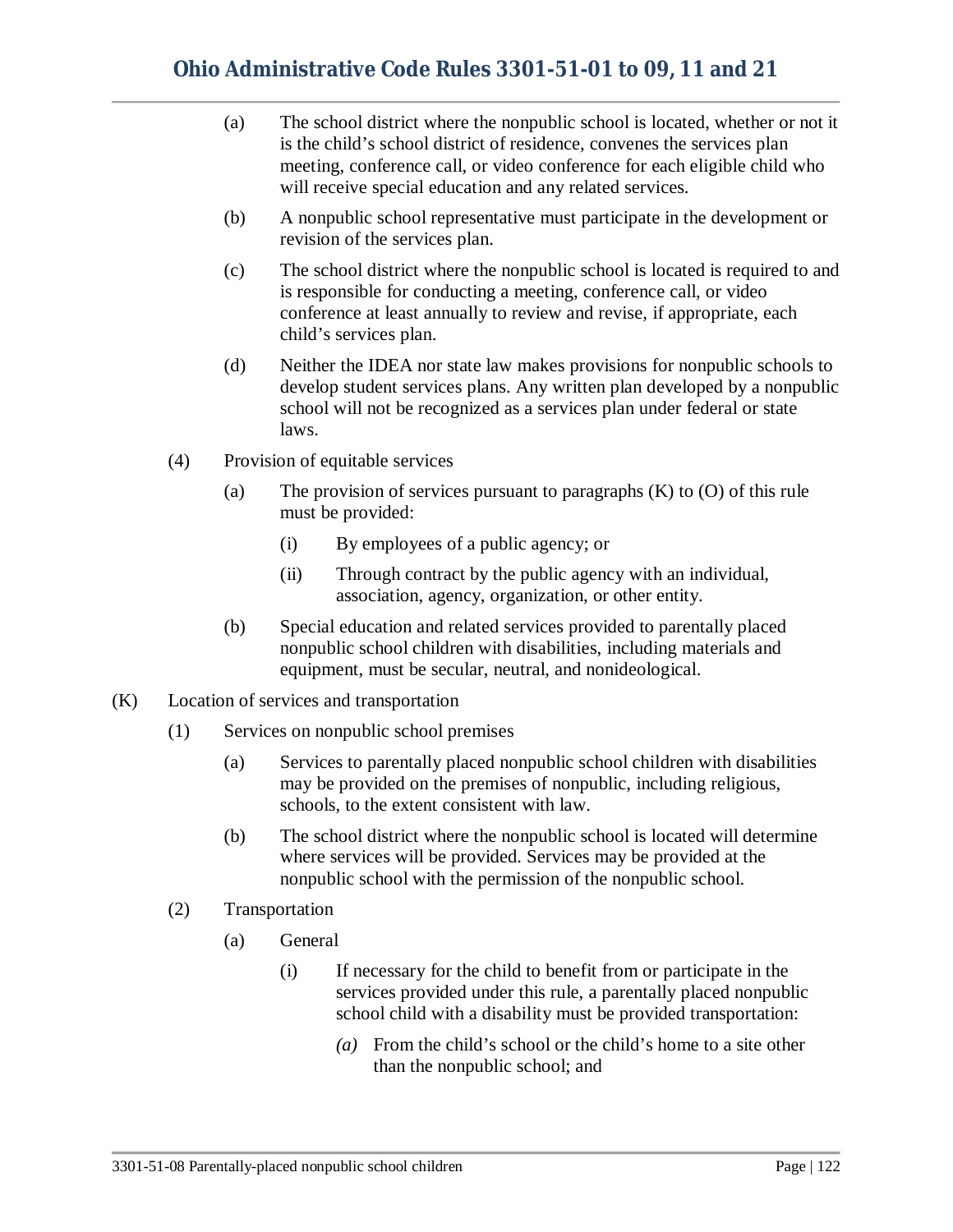(a) The school district where the nonpublic school is located, whether or not it is the child's school district of residence, convenes the services plan meeting, conference call, or video conference for each eligible child who will receive special education and any related services.

(b) A nonpublic school representative must participate in the development or revision of the services plan.

(c) The school district where the nonpublic school is located is required to and is responsible for conducting a meeting, conference call, or video conference at least annually to review and revise, if appropriate, each child's services plan.

(d) Neither the IDEA nor state law makes provisions for nonpublic schools to develop student services plans. Any written plan developed by a nonpublic school will not be recognized as a services plan under federal or state laws.

(4) Provision of equitable services

(a) The provision of services pursuant to paragraphs (K) to (O) of this rule must be provided:

(i) By employees of a public agency; or

(ii) Through contract by the public agency with an individual, association, agency, organization, or other entity.

(b) Special education and related services provided to parentally placed nonpublic school children with disabilities, including materials and equipment, must be secular, neutral, and nonideological.

(K) Location of services and transportation

(1) Services on nonpublic school premises

(a) Services to parentally placed nonpublic school children with disabilities may be provided on the premises of nonpublic, including religious, schools, to the extent consistent with law.

(b) The school district where the nonpublic school is located will determine where services will be provided. Services may be provided at the nonpublic school with the permission of the nonpublic school.

(2) Transportation

(a) General

(i) If necessary for the child to benefit from or participate in the services provided under this rule, a parentally placed nonpublic school child with a disability must be provided transportation:

*(a)* From the child's school or the child's home to a site other than the nonpublic school; and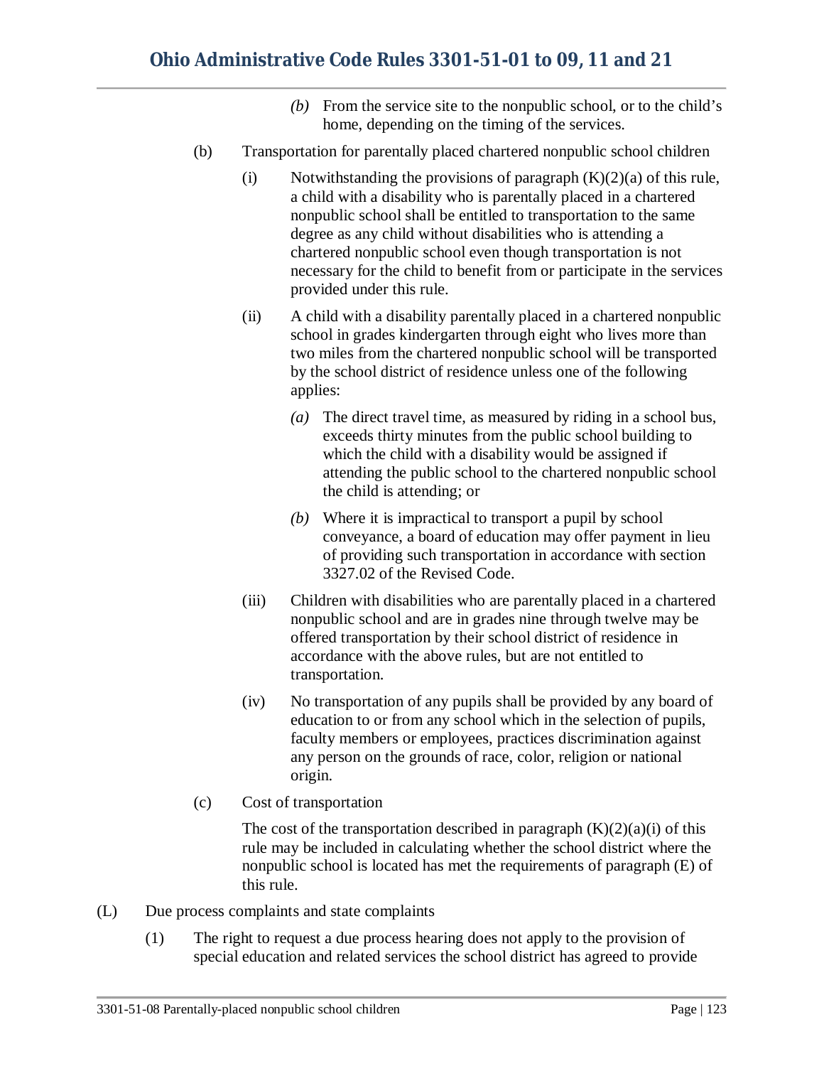*(b)* From the service site to the nonpublic school, or to the child's home, depending on the timing of the services.

(b) Transportation for parentally placed chartered nonpublic school children

(i) Notwithstanding the provisions of paragraph (K)(2)(a) of this rule, a child with a disability who is parentally placed in a chartered nonpublic school shall be entitled to transportation to the same degree as any child without disabilities who is attending a chartered nonpublic school even though transportation is not necessary for the child to benefit from or participate in the services provided under this rule.

(ii) A child with a disability parentally placed in a chartered nonpublic school in grades kindergarten through eight who lives more than two miles from the chartered nonpublic school will be transported by the school district of residence unless one of the following applies:

*(a)* The direct travel time, as measured by riding in a school bus, exceeds thirty minutes from the public school building to which the child with a disability would be assigned if attending the public school to the chartered nonpublic school the child is attending; or

*(b)* Where it is impractical to transport a pupil by school conveyance, a board of education may offer payment in lieu of providing such transportation in accordance with section 3327.02 of the Revised Code.

(iii) Children with disabilities who are parentally placed in a chartered nonpublic school and are in grades nine through twelve may be offered transportation by their school district of residence in accordance with the above rules, but are not entitled to transportation.

(iv) No transportation of any pupils shall be provided by any board of education to or from any school which in the selection of pupils, faculty members or employees, practices discrimination against any person on the grounds of race, color, religion or national origin.

(c) Cost of transportation

The cost of the transportation described in paragraph (K)(2)(a)(i) of this rule may be included in calculating whether the school district where the nonpublic school is located has met the requirements of paragraph (E) of this rule.

(L) Due process complaints and state complaints

(1) The right to request a due process hearing does not apply to the provision of special education and related services the school district has agreed to provide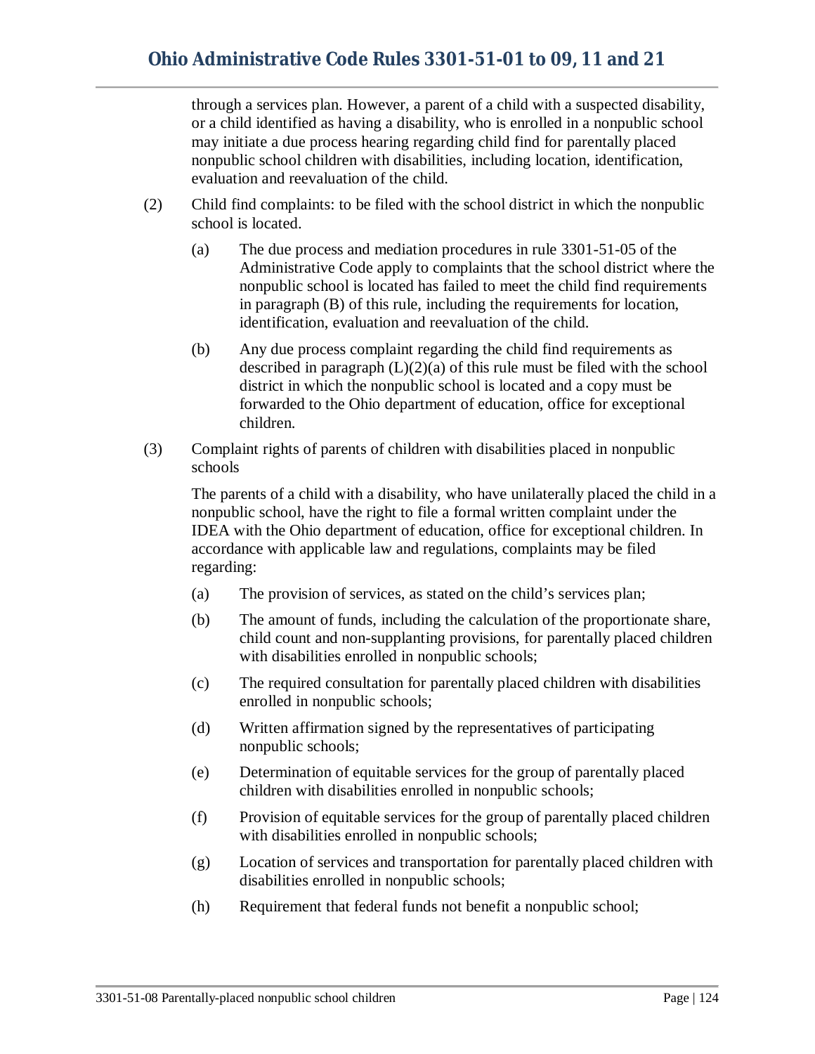through a services plan. However, a parent of a child with a suspected disability, or a child identified as having a disability, who is enrolled in a nonpublic school may initiate a due process hearing regarding child find for parentally placed nonpublic school children with disabilities, including location, identification, evaluation and reevaluation of the child.

(2) Child find complaints: to be filed with the school district in which the nonpublic school is located.

(a) The due process and mediation procedures in rule 3301-51-05 of the Administrative Code apply to complaints that the school district where the nonpublic school is located has failed to meet the child find requirements in paragraph (B) of this rule, including the requirements for location, identification, evaluation and reevaluation of the child.

(b) Any due process complaint regarding the child find requirements as described in paragraph (L)(2)(a) of this rule must be filed with the school district in which the nonpublic school is located and a copy must be forwarded to the Ohio department of education, office for exceptional children.

(3) Complaint rights of parents of children with disabilities placed in nonpublic schools

The parents of a child with a disability, who have unilaterally placed the child in a nonpublic school, have the right to file a formal written complaint under the IDEA with the Ohio department of education, office for exceptional children. In accordance with applicable law and regulations, complaints may be filed regarding:

(a) The provision of services, as stated on the child's services plan;

(b) The amount of funds, including the calculation of the proportionate share, child count and non-supplanting provisions, for parentally placed children with disabilities enrolled in nonpublic schools;

(c) The required consultation for parentally placed children with disabilities enrolled in nonpublic schools;

(d) Written affirmation signed by the representatives of participating nonpublic schools;

(e) Determination of equitable services for the group of parentally placed children with disabilities enrolled in nonpublic schools;

(f) Provision of equitable services for the group of parentally placed children with disabilities enrolled in nonpublic schools;

(g) Location of services and transportation for parentally placed children with disabilities enrolled in nonpublic schools;

(h) Requirement that federal funds not benefit a nonpublic school;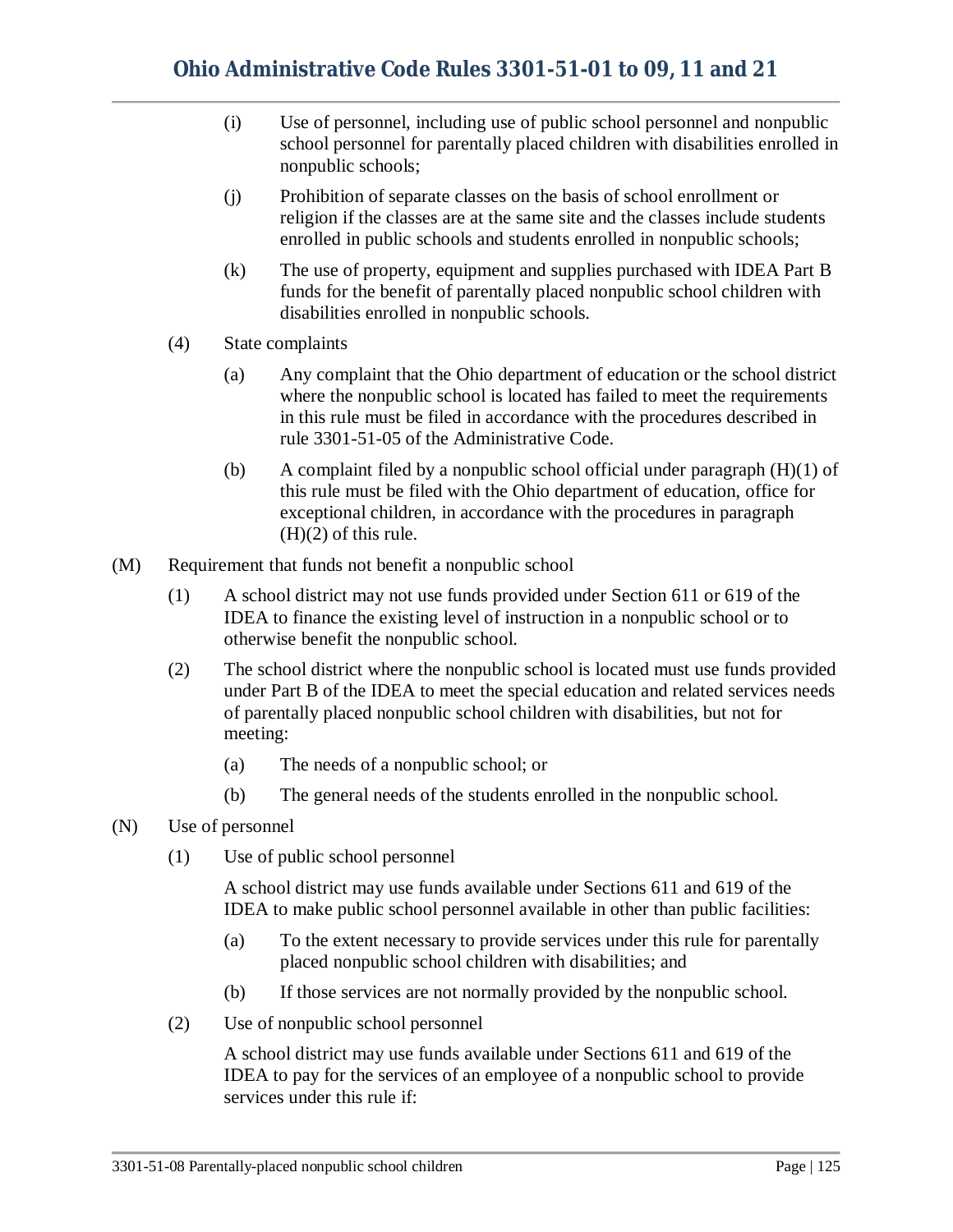(i) Use of personnel, including use of public school personnel and nonpublic school personnel for parentally placed children with disabilities enrolled in nonpublic schools;

(j) Prohibition of separate classes on the basis of school enrollment or religion if the classes are at the same site and the classes include students enrolled in public schools and students enrolled in nonpublic schools;

(k) The use of property, equipment and supplies purchased with IDEA Part B funds for the benefit of parentally placed nonpublic school children with disabilities enrolled in nonpublic schools.

(4) State complaints

(a) Any complaint that the Ohio department of education or the school district where the nonpublic school is located has failed to meet the requirements in this rule must be filed in accordance with the procedures described in rule 3301-51-05 of the Administrative Code.

(b) A complaint filed by a nonpublic school official under paragraph (H)(1) of this rule must be filed with the Ohio department of education, office for exceptional children, in accordance with the procedures in paragraph (H)(2) of this rule.

(M) Requirement that funds not benefit a nonpublic school

(1) A school district may not use funds provided under Section 611 or 619 of the IDEA to finance the existing level of instruction in a nonpublic school or to otherwise benefit the nonpublic school.

(2) The school district where the nonpublic school is located must use funds provided under Part B of the IDEA to meet the special education and related services needs of parentally placed nonpublic school children with disabilities, but not for meeting:

(a) The needs of a nonpublic school; or

(b) The general needs of the students enrolled in the nonpublic school.

(N) Use of personnel

(1) Use of public school personnel

A school district may use funds available under Sections 611 and 619 of the IDEA to make public school personnel available in other than public facilities:

(a) To the extent necessary to provide services under this rule for parentally placed nonpublic school children with disabilities; and

(b) If those services are not normally provided by the nonpublic school.

(2) Use of nonpublic school personnel

A school district may use funds available under Sections 611 and 619 of the IDEA to pay for the services of an employee of a nonpublic school to provide services under this rule if: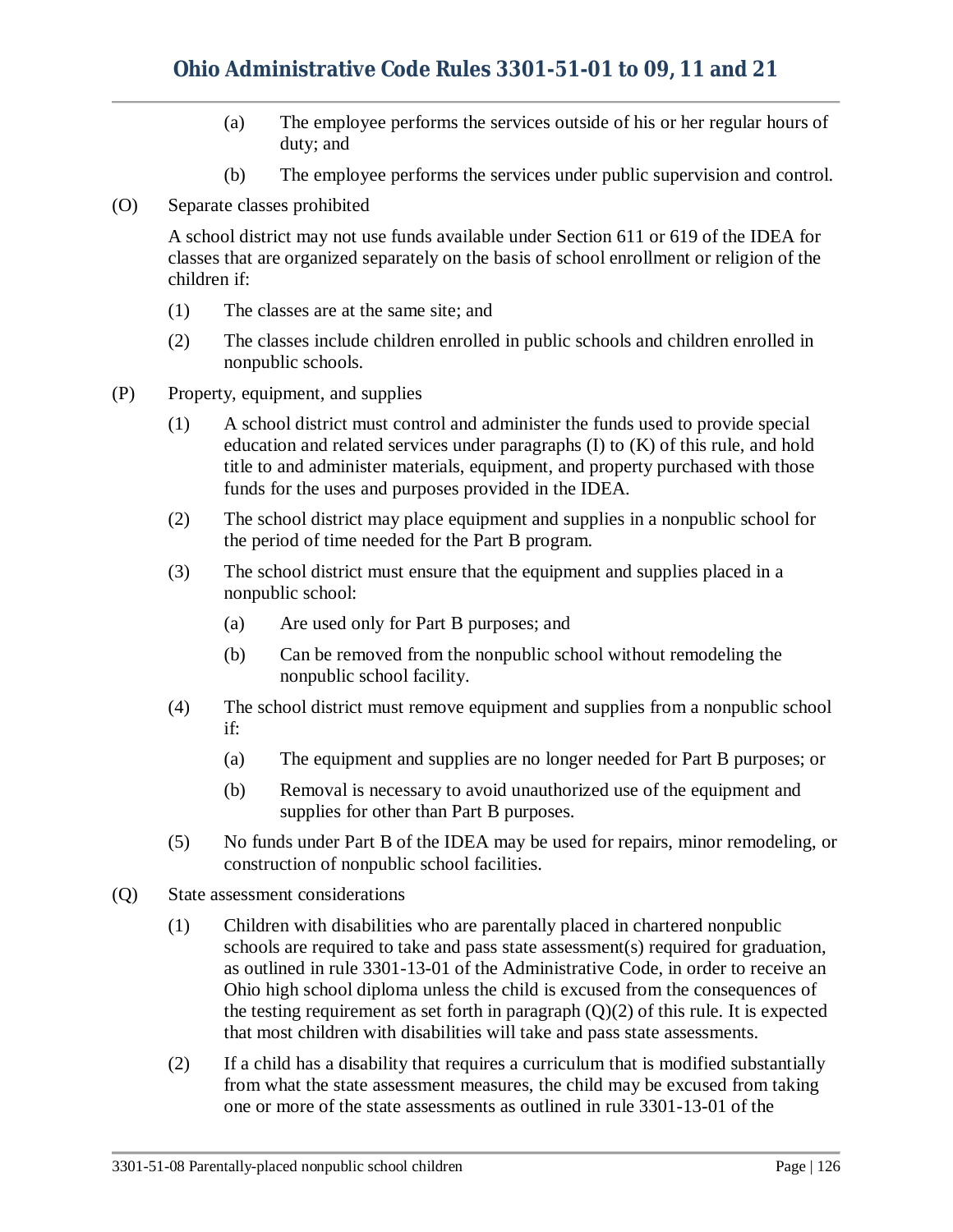(a) The employee performs the services outside of his or her regular hours of duty; and

(b) The employee performs the services under public supervision and control.

(O) Separate classes prohibited

A school district may not use funds available under Section 611 or 619 of the IDEA for classes that are organized separately on the basis of school enrollment or religion of the children if:

(1) The classes are at the same site; and

(2) The classes include children enrolled in public schools and children enrolled in nonpublic schools.

(P) Property, equipment, and supplies

(1) A school district must control and administer the funds used to provide special education and related services under paragraphs (I) to (K) of this rule, and hold title to and administer materials, equipment, and property purchased with those funds for the uses and purposes provided in the IDEA.

(2) The school district may place equipment and supplies in a nonpublic school for the period of time needed for the Part B program.

(3) The school district must ensure that the equipment and supplies placed in a nonpublic school:

(a) Are used only for Part B purposes; and

(b) Can be removed from the nonpublic school without remodeling the nonpublic school facility.

(4) The school district must remove equipment and supplies from a nonpublic school if:

(a) The equipment and supplies are no longer needed for Part B purposes; or

(b) Removal is necessary to avoid unauthorized use of the equipment and supplies for other than Part B purposes.

(5) No funds under Part B of the IDEA may be used for repairs, minor remodeling, or construction of nonpublic school facilities.

(Q) State assessment considerations

(1) Children with disabilities who are parentally placed in chartered nonpublic schools are required to take and pass state assessment(s) required for graduation, as outlined in rule 3301-13-01 of the Administrative Code, in order to receive an Ohio high school diploma unless the child is excused from the consequences of the testing requirement as set forth in paragraph (Q)(2) of this rule. It is expected that most children with disabilities will take and pass state assessments.

(2) If a child has a disability that requires a curriculum that is modified substantially from what the state assessment measures, the child may be excused from taking one or more of the state assessments as outlined in rule 3301-13-01 of the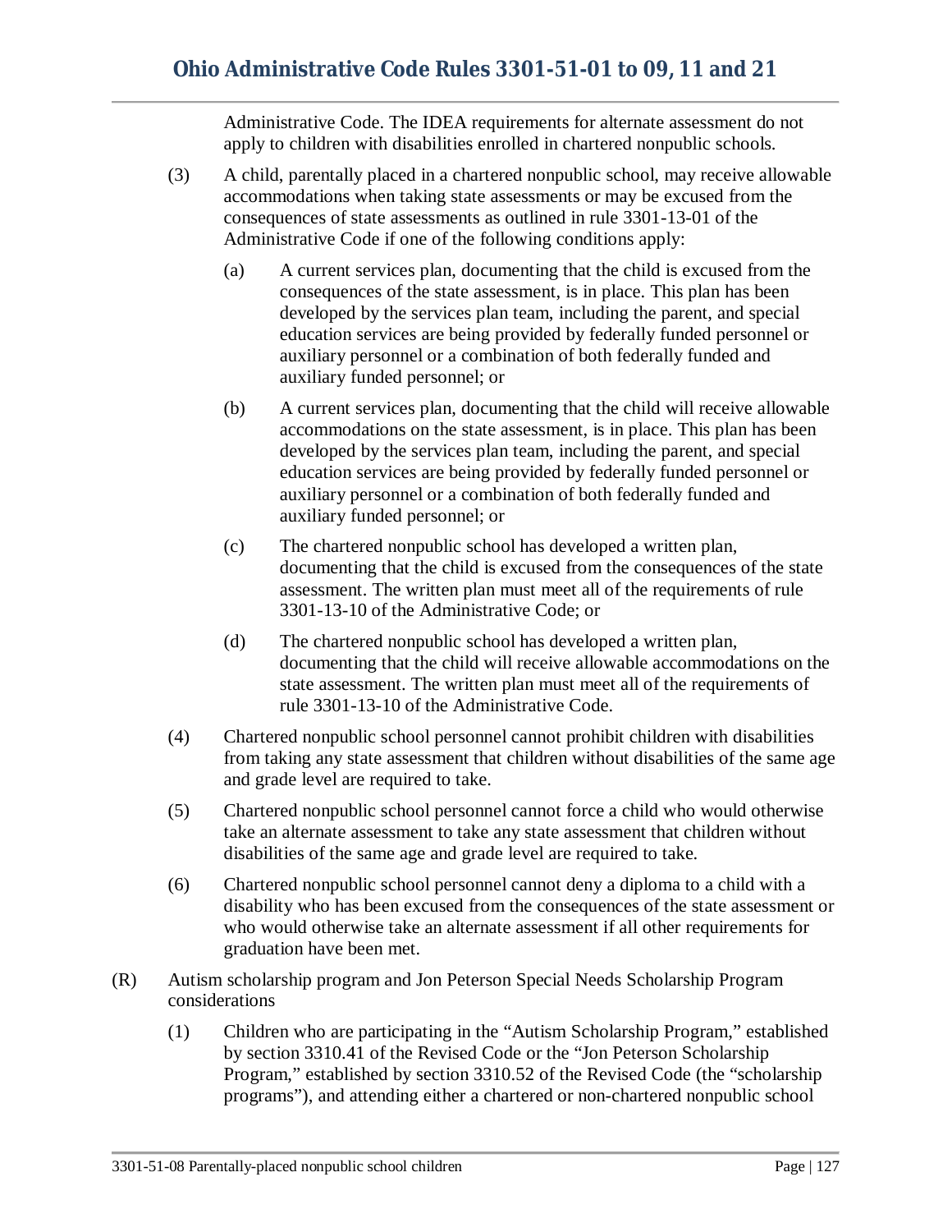Administrative Code. The IDEA requirements for alternate assessment do not apply to children with disabilities enrolled in chartered nonpublic schools.

(3) A child, parentally placed in a chartered nonpublic school, may receive allowable accommodations when taking state assessments or may be excused from the consequences of state assessments as outlined in rule 3301-13-01 of the Administrative Code if one of the following conditions apply:

(a) A current services plan, documenting that the child is excused from the consequences of the state assessment, is in place. This plan has been developed by the services plan team, including the parent, and special education services are being provided by federally funded personnel or auxiliary personnel or a combination of both federally funded and auxiliary funded personnel; or

(b) A current services plan, documenting that the child will receive allowable accommodations on the state assessment, is in place. This plan has been developed by the services plan team, including the parent, and special education services are being provided by federally funded personnel or auxiliary personnel or a combination of both federally funded and auxiliary funded personnel; or

(c) The chartered nonpublic school has developed a written plan, documenting that the child is excused from the consequences of the state assessment. The written plan must meet all of the requirements of rule 3301-13-10 of the Administrative Code; or

(d) The chartered nonpublic school has developed a written plan, documenting that the child will receive allowable accommodations on the state assessment. The written plan must meet all of the requirements of rule 3301-13-10 of the Administrative Code.

(4) Chartered nonpublic school personnel cannot prohibit children with disabilities from taking any state assessment that children without disabilities of the same age and grade level are required to take.

(5) Chartered nonpublic school personnel cannot force a child who would otherwise take an alternate assessment to take any state assessment that children without disabilities of the same age and grade level are required to take.

(6) Chartered nonpublic school personnel cannot deny a diploma to a child with a disability who has been excused from the consequences of the state assessment or who would otherwise take an alternate assessment if all other requirements for graduation have been met.

(R) Autism scholarship program and Jon Peterson Special Needs Scholarship Program considerations

(1) Children who are participating in the "Autism Scholarship Program," established by section 3310.41 of the Revised Code or the "Jon Peterson Scholarship Program," established by section 3310.52 of the Revised Code (the "scholarship programs"), and attending either a chartered or non-chartered nonpublic school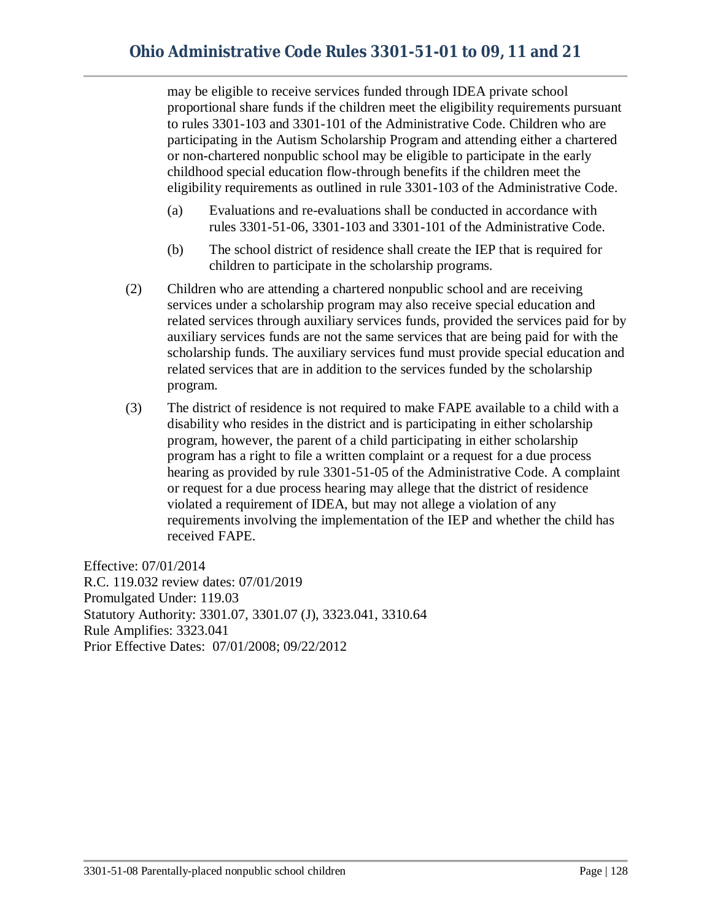may be eligible to receive services funded through IDEA private school proportional share funds if the children meet the eligibility requirements pursuant to rules 3301-103 and 3301-101 of the Administrative Code. Children who are participating in the Autism Scholarship Program and attending either a chartered or non-chartered nonpublic school may be eligible to participate in the early childhood special education flow-through benefits if the children meet the eligibility requirements as outlined in rule 3301-103 of the Administrative Code.

(a) Evaluations and re-evaluations shall be conducted in accordance with rules 3301-51-06, 3301-103 and 3301-101 of the Administrative Code.

(b) The school district of residence shall create the IEP that is required for children to participate in the scholarship programs.

(2) Children who are attending a chartered nonpublic school and are receiving services under a scholarship program may also receive special education and related services through auxiliary services funds, provided the services paid for by auxiliary services funds are not the same services that are being paid for with the scholarship funds. The auxiliary services fund must provide special education and related services that are in addition to the services funded by the scholarship program.

(3) The district of residence is not required to make FAPE available to a child with a disability who resides in the district and is participating in either scholarship program, however, the parent of a child participating in either scholarship program has a right to file a written complaint or a request for a due process hearing as provided by rule 3301-51-05 of the Administrative Code. A complaint or request for a due process hearing may allege that the district of residence violated a requirement of IDEA, but may not allege a violation of any requirements involving the implementation of the IEP and whether the child has received FAPE.

Effective: 07/01/2014
R.C. 119.032 review dates: 07/01/2019
Promulgated Under: 119.03
Statutory Authority: 3301.07, 3301.07 (J), 3323.041, 3310.64
Rule Amplifies: 3323.041
Prior Effective Dates: 07/01/2008; 09/22/2012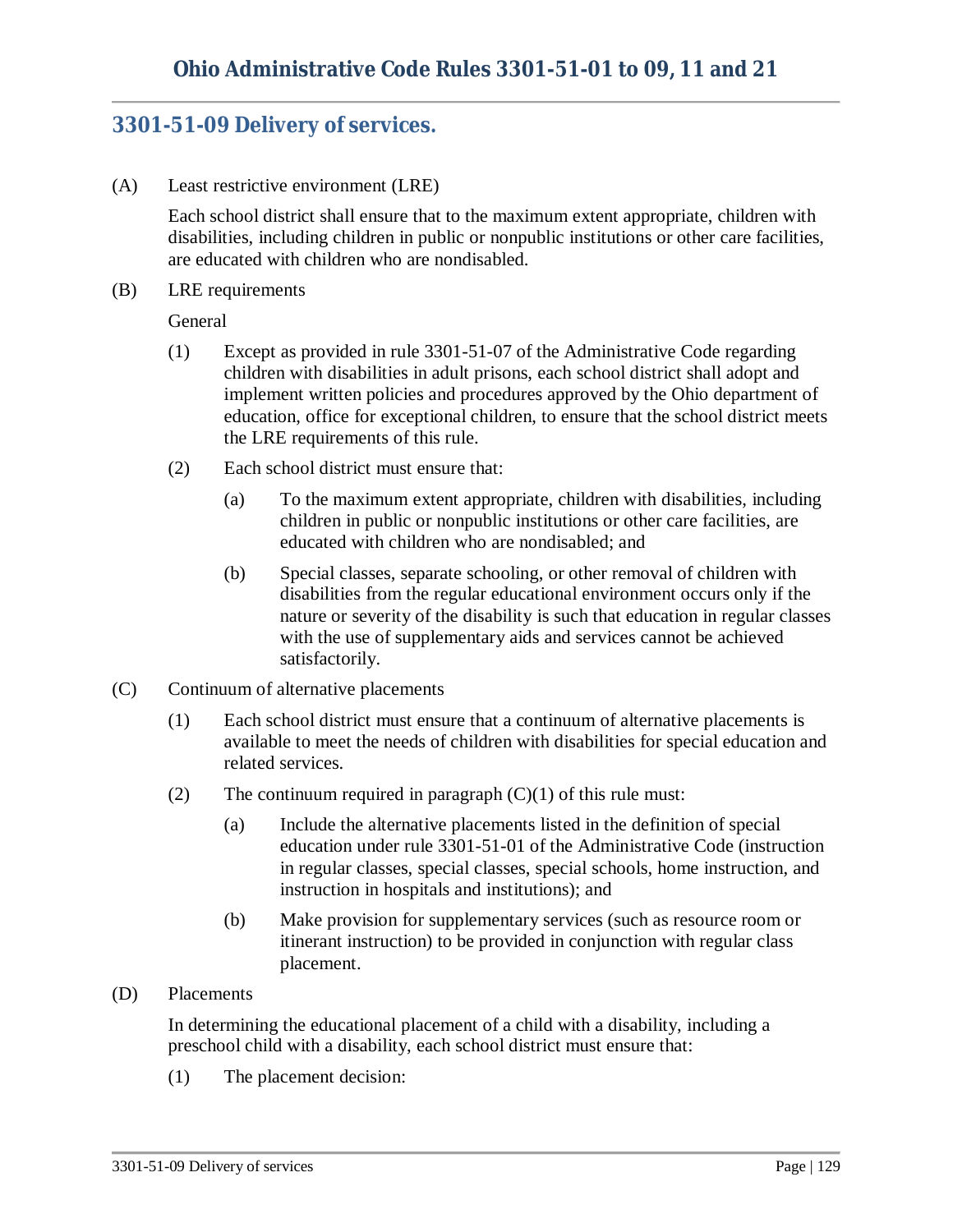## 3301-51-09 Delivery of services.

(A) Least restrictive environment (LRE)

Each school district shall ensure that to the maximum extent appropriate, children with disabilities, including children in public or nonpublic institutions or other care facilities, are educated with children who are nondisabled.

(B) LRE requirements

General

(1) Except as provided in rule 3301-51-07 of the Administrative Code regarding children with disabilities in adult prisons, each school district shall adopt and implement written policies and procedures approved by the Ohio department of education, office for exceptional children, to ensure that the school district meets the LRE requirements of this rule.

(2) Each school district must ensure that:

(a) To the maximum extent appropriate, children with disabilities, including children in public or nonpublic institutions or other care facilities, are educated with children who are nondisabled; and

(b) Special classes, separate schooling, or other removal of children with disabilities from the regular educational environment occurs only if the nature or severity of the disability is such that education in regular classes with the use of supplementary aids and services cannot be achieved satisfactorily.

(C) Continuum of alternative placements

(1) Each school district must ensure that a continuum of alternative placements is available to meet the needs of children with disabilities for special education and related services.

(2) The continuum required in paragraph (C)(1) of this rule must:

(a) Include the alternative placements listed in the definition of special education under rule 3301-51-01 of the Administrative Code (instruction in regular classes, special classes, special schools, home instruction, and instruction in hospitals and institutions); and

(b) Make provision for supplementary services (such as resource room or itinerant instruction) to be provided in conjunction with regular class placement.

(D) Placements

In determining the educational placement of a child with a disability, including a preschool child with a disability, each school district must ensure that:

(1) The placement decision: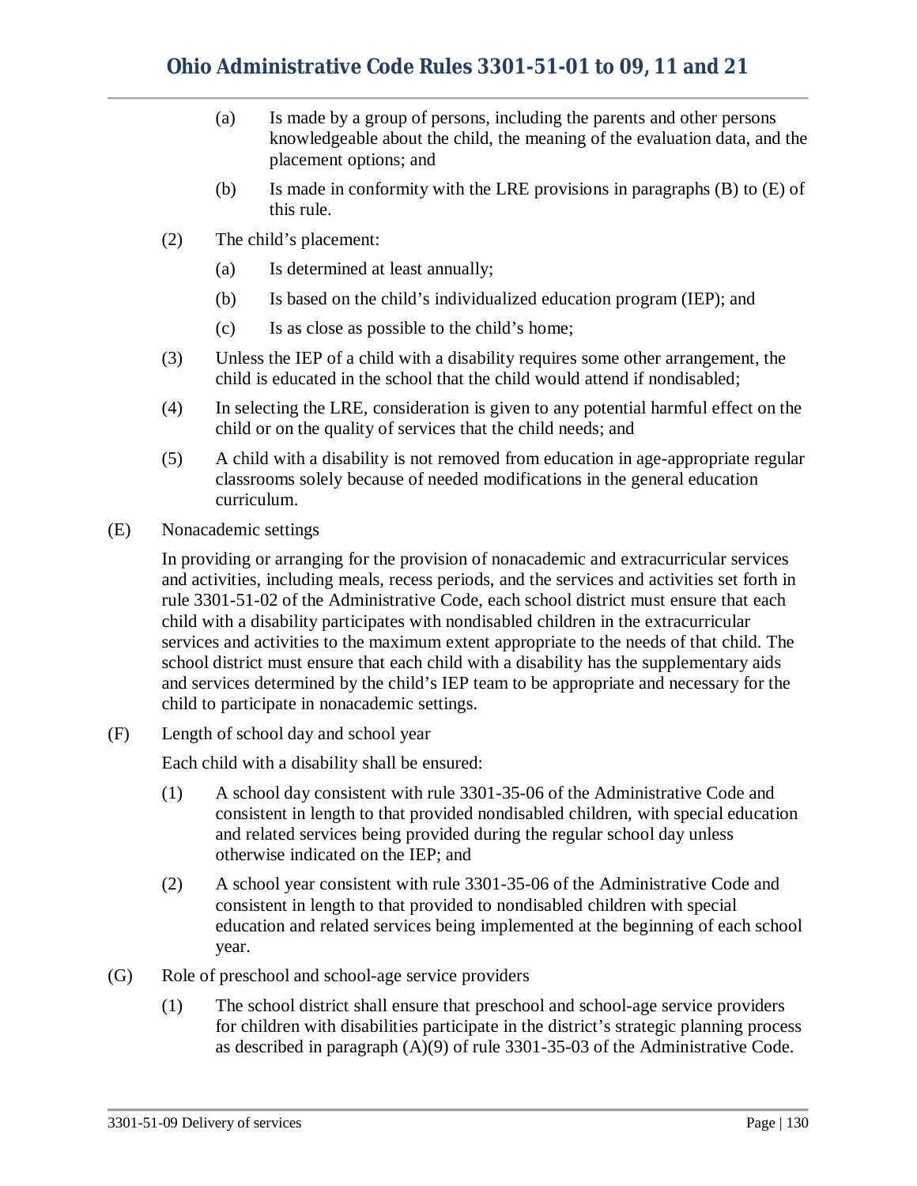(a) Is made by a group of persons, including the parents and other persons knowledgeable about the child, the meaning of the evaluation data, and the placement options; and

(b) Is made in conformity with the LRE provisions in paragraphs (B) to (E) of this rule.

(2) The child's placement:

(a) Is determined at least annually;

(b) Is based on the child's individualized education program (IEP); and

(c) Is as close as possible to the child's home;

(3) Unless the IEP of a child with a disability requires some other arrangement, the child is educated in the school that the child would attend if nondisabled;

(4) In selecting the LRE, consideration is given to any potential harmful effect on the child or on the quality of services that the child needs; and

(5) A child with a disability is not removed from education in age-appropriate regular classrooms solely because of needed modifications in the general education curriculum.

(E) Nonacademic settings

In providing or arranging for the provision of nonacademic and extracurricular services and activities, including meals, recess periods, and the services and activities set forth in rule 3301-51-02 of the Administrative Code, each school district must ensure that each child with a disability participates with nondisabled children in the extracurricular services and activities to the maximum extent appropriate to the needs of that child. The school district must ensure that each child with a disability has the supplementary aids and services determined by the child's IEP team to be appropriate and necessary for the child to participate in nonacademic settings.

(F) Length of school day and school year

Each child with a disability shall be ensured:

(1) A school day consistent with rule 3301-35-06 of the Administrative Code and consistent in length to that provided nondisabled children, with special education and related services being provided during the regular school day unless otherwise indicated on the IEP; and

(2) A school year consistent with rule 3301-35-06 of the Administrative Code and consistent in length to that provided to nondisabled children with special education and related services being implemented at the beginning of each school year.

(G) Role of preschool and school-age service providers

(1) The school district shall ensure that preschool and school-age service providers for children with disabilities participate in the district's strategic planning process as described in paragraph (A)(9) of rule 3301-35-03 of the Administrative Code.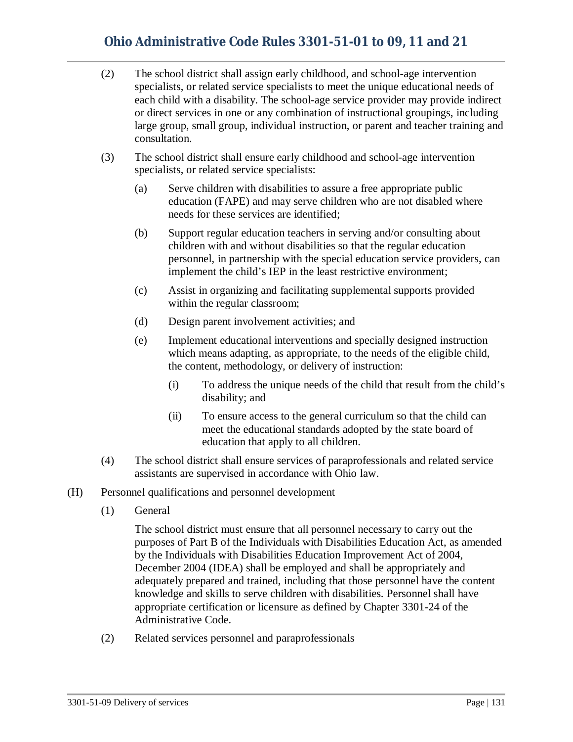(2) The school district shall assign early childhood, and school-age intervention specialists, or related service specialists to meet the unique educational needs of each child with a disability. The school-age service provider may provide indirect or direct services in one or any combination of instructional groupings, including large group, small group, individual instruction, or parent and teacher training and consultation.

(3) The school district shall ensure early childhood and school-age intervention specialists, or related service specialists:

- (a) Serve children with disabilities to assure a free appropriate public education (FAPE) and may serve children who are not disabled where needs for these services are identified;
- (b) Support regular education teachers in serving and/or consulting about children with and without disabilities so that the regular education personnel, in partnership with the special education service providers, can implement the child's IEP in the least restrictive environment;
- (c) Assist in organizing and facilitating supplemental supports provided within the regular classroom;
- (d) Design parent involvement activities; and
- (e) Implement educational interventions and specially designed instruction which means adapting, as appropriate, to the needs of the eligible child, the content, methodology, or delivery of instruction:
  - (i) To address the unique needs of the child that result from the child's disability; and
  - (ii) To ensure access to the general curriculum so that the child can meet the educational standards adopted by the state board of education that apply to all children.

(4) The school district shall ensure services of paraprofessionals and related service assistants are supervised in accordance with Ohio law.

(H) Personnel qualifications and personnel development

(1) General

The school district must ensure that all personnel necessary to carry out the purposes of Part B of the Individuals with Disabilities Education Act, as amended by the Individuals with Disabilities Education Improvement Act of 2004, December 2004 (IDEA) shall be employed and shall be appropriately and adequately prepared and trained, including that those personnel have the content knowledge and skills to serve children with disabilities. Personnel shall have appropriate certification or licensure as defined by Chapter 3301-24 of the Administrative Code.

(2) Related services personnel and paraprofessionals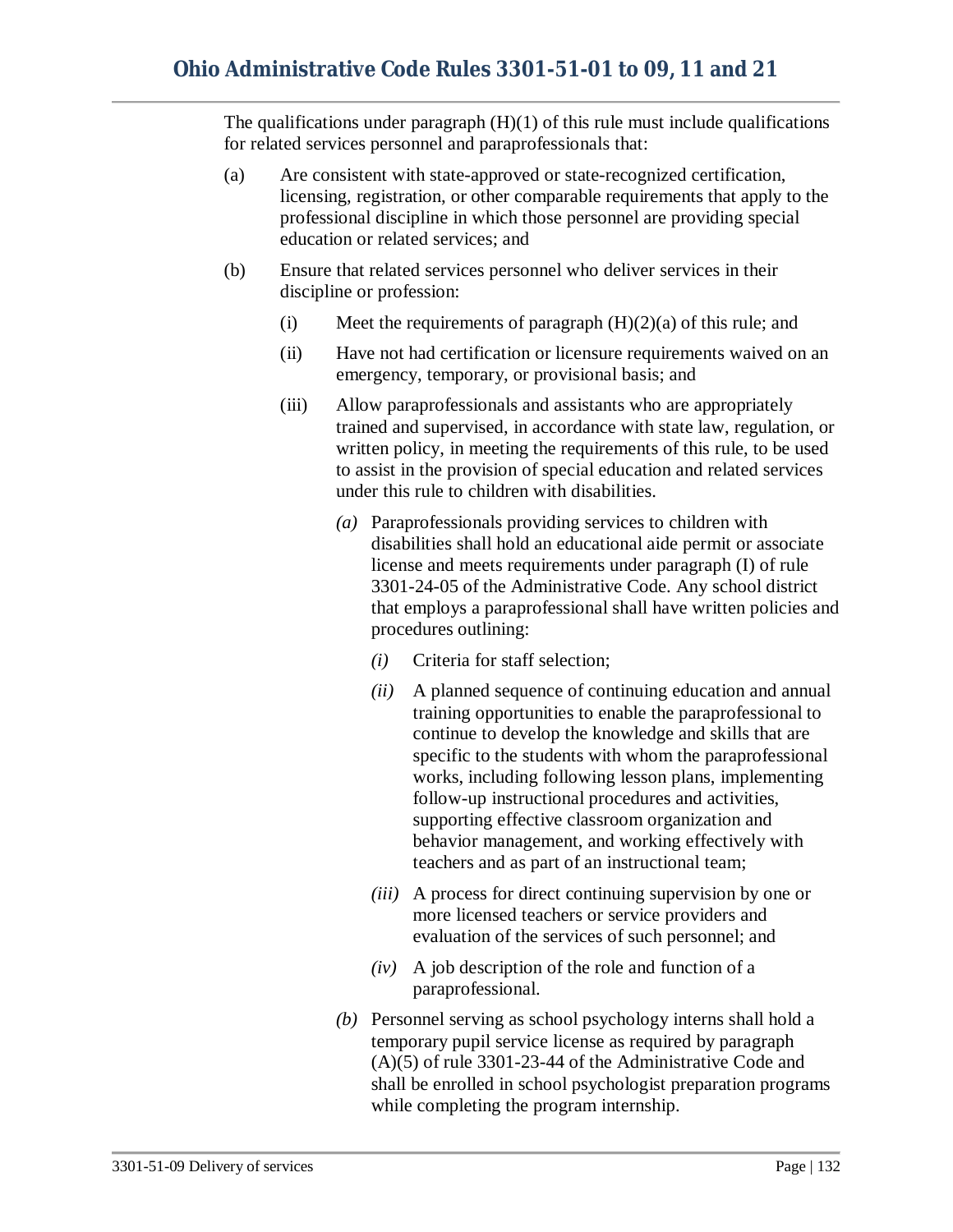The qualifications under paragraph (H)(1) of this rule must include qualifications for related services personnel and paraprofessionals that:

(a) Are consistent with state-approved or state-recognized certification, licensing, registration, or other comparable requirements that apply to the professional discipline in which those personnel are providing special education or related services; and

(b) Ensure that related services personnel who deliver services in their discipline or profession:

  (i) Meet the requirements of paragraph (H)(2)(a) of this rule; and

  (ii) Have not had certification or licensure requirements waived on an emergency, temporary, or provisional basis; and

  (iii) Allow paraprofessionals and assistants who are appropriately trained and supervised, in accordance with state law, regulation, or written policy, in meeting the requirements of this rule, to be used to assist in the provision of special education and related services under this rule to children with disabilities.

    *(a)* Paraprofessionals providing services to children with disabilities shall hold an educational aide permit or associate license and meets requirements under paragraph (I) of rule 3301-24-05 of the Administrative Code. Any school district that employs a paraprofessional shall have written policies and procedures outlining:

      *(i)* Criteria for staff selection;

      *(ii)* A planned sequence of continuing education and annual training opportunities to enable the paraprofessional to continue to develop the knowledge and skills that are specific to the students with whom the paraprofessional works, including following lesson plans, implementing follow-up instructional procedures and activities, supporting effective classroom organization and behavior management, and working effectively with teachers and as part of an instructional team;

      *(iii)* A process for direct continuing supervision by one or more licensed teachers or service providers and evaluation of the services of such personnel; and

      *(iv)* A job description of the role and function of a paraprofessional.

    *(b)* Personnel serving as school psychology interns shall hold a temporary pupil service license as required by paragraph (A)(5) of rule 3301-23-44 of the Administrative Code and shall be enrolled in school psychologist preparation programs while completing the program internship.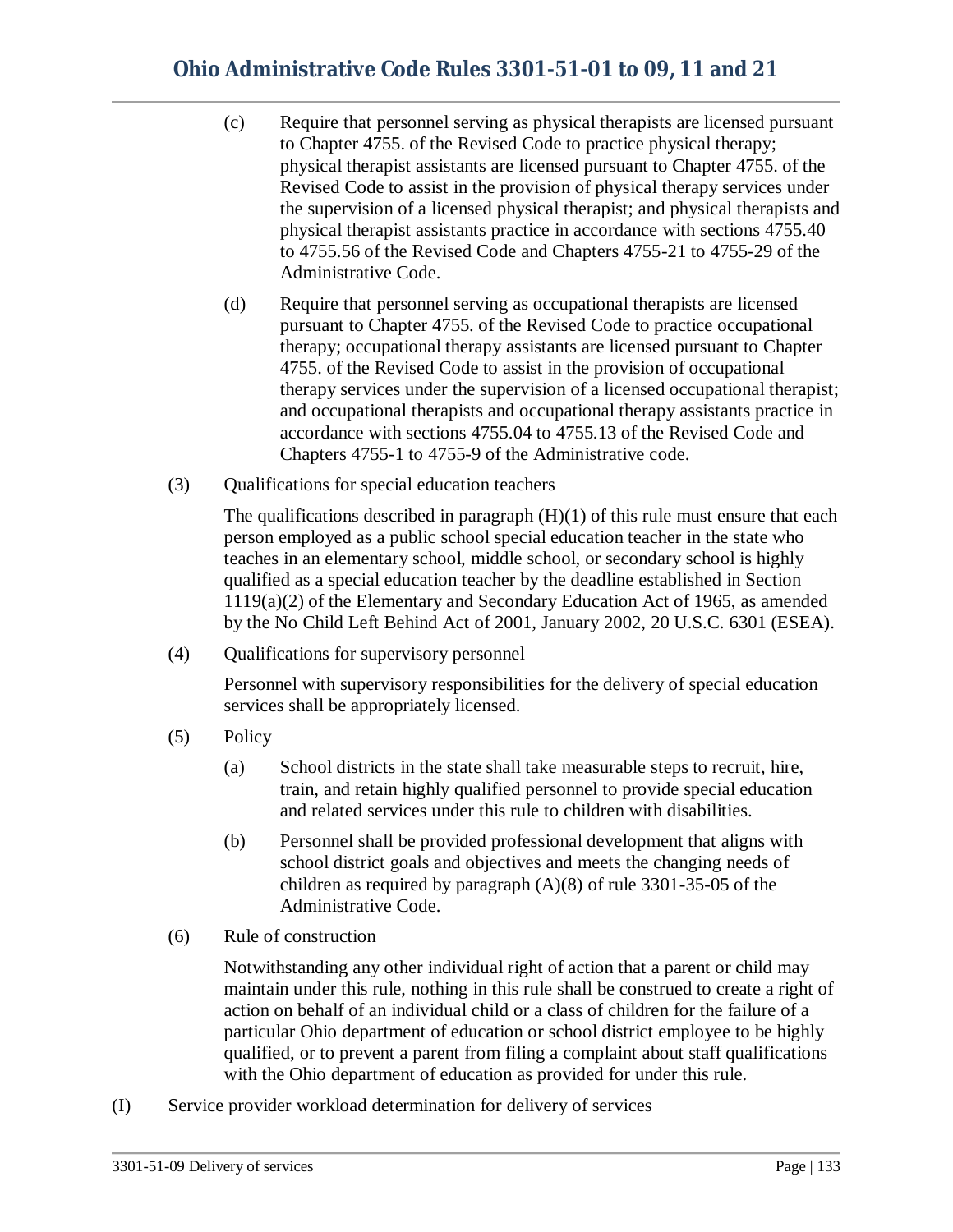(c) Require that personnel serving as physical therapists are licensed pursuant to Chapter 4755. of the Revised Code to practice physical therapy; physical therapist assistants are licensed pursuant to Chapter 4755. of the Revised Code to assist in the provision of physical therapy services under the supervision of a licensed physical therapist; and physical therapists and physical therapist assistants practice in accordance with sections 4755.40 to 4755.56 of the Revised Code and Chapters 4755-21 to 4755-29 of the Administrative Code.

(d) Require that personnel serving as occupational therapists are licensed pursuant to Chapter 4755. of the Revised Code to practice occupational therapy; occupational therapy assistants are licensed pursuant to Chapter 4755. of the Revised Code to assist in the provision of occupational therapy services under the supervision of a licensed occupational therapist; and occupational therapists and occupational therapy assistants practice in accordance with sections 4755.04 to 4755.13 of the Revised Code and Chapters 4755-1 to 4755-9 of the Administrative code.

(3) Qualifications for special education teachers

The qualifications described in paragraph (H)(1) of this rule must ensure that each person employed as a public school special education teacher in the state who teaches in an elementary school, middle school, or secondary school is highly qualified as a special education teacher by the deadline established in Section 1119(a)(2) of the Elementary and Secondary Education Act of 1965, as amended by the No Child Left Behind Act of 2001, January 2002, 20 U.S.C. 6301 (ESEA).

(4) Qualifications for supervisory personnel

Personnel with supervisory responsibilities for the delivery of special education services shall be appropriately licensed.

(5) Policy

(a) School districts in the state shall take measurable steps to recruit, hire, train, and retain highly qualified personnel to provide special education and related services under this rule to children with disabilities.

(b) Personnel shall be provided professional development that aligns with school district goals and objectives and meets the changing needs of children as required by paragraph (A)(8) of rule 3301-35-05 of the Administrative Code.

(6) Rule of construction

Notwithstanding any other individual right of action that a parent or child may maintain under this rule, nothing in this rule shall be construed to create a right of action on behalf of an individual child or a class of children for the failure of a particular Ohio department of education or school district employee to be highly qualified, or to prevent a parent from filing a complaint about staff qualifications with the Ohio department of education as provided for under this rule.

(I) Service provider workload determination for delivery of services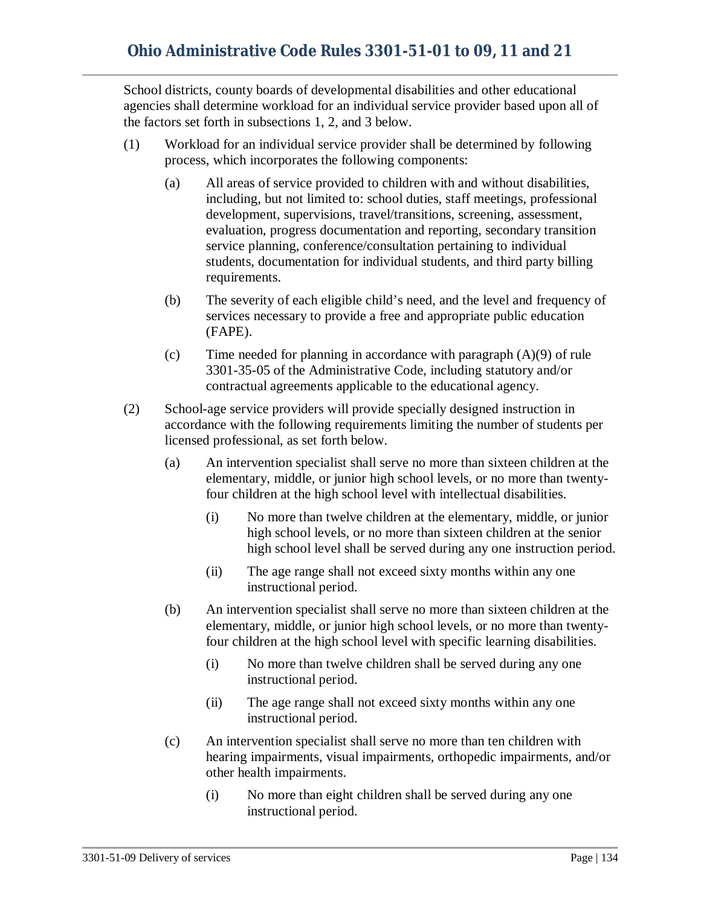School districts, county boards of developmental disabilities and other educational agencies shall determine workload for an individual service provider based upon all of the factors set forth in subsections 1, 2, and 3 below.

(1) Workload for an individual service provider shall be determined by following process, which incorporates the following components:

(a) All areas of service provided to children with and without disabilities, including, but not limited to: school duties, staff meetings, professional development, supervisions, travel/transitions, screening, assessment, evaluation, progress documentation and reporting, secondary transition service planning, conference/consultation pertaining to individual students, documentation for individual students, and third party billing requirements.

(b) The severity of each eligible child's need, and the level and frequency of services necessary to provide a free and appropriate public education (FAPE).

(c) Time needed for planning in accordance with paragraph (A)(9) of rule 3301-35-05 of the Administrative Code, including statutory and/or contractual agreements applicable to the educational agency.

(2) School-age service providers will provide specially designed instruction in accordance with the following requirements limiting the number of students per licensed professional, as set forth below.

(a) An intervention specialist shall serve no more than sixteen children at the elementary, middle, or junior high school levels, or no more than twenty-four children at the high school level with intellectual disabilities.

(i) No more than twelve children at the elementary, middle, or junior high school levels, or no more than sixteen children at the senior high school level shall be served during any one instruction period.

(ii) The age range shall not exceed sixty months within any one instructional period.

(b) An intervention specialist shall serve no more than sixteen children at the elementary, middle, or junior high school levels, or no more than twenty-four children at the high school level with specific learning disabilities.

(i) No more than twelve children shall be served during any one instructional period.

(ii) The age range shall not exceed sixty months within any one instructional period.

(c) An intervention specialist shall serve no more than ten children with hearing impairments, visual impairments, orthopedic impairments, and/or other health impairments.

(i) No more than eight children shall be served during any one instructional period.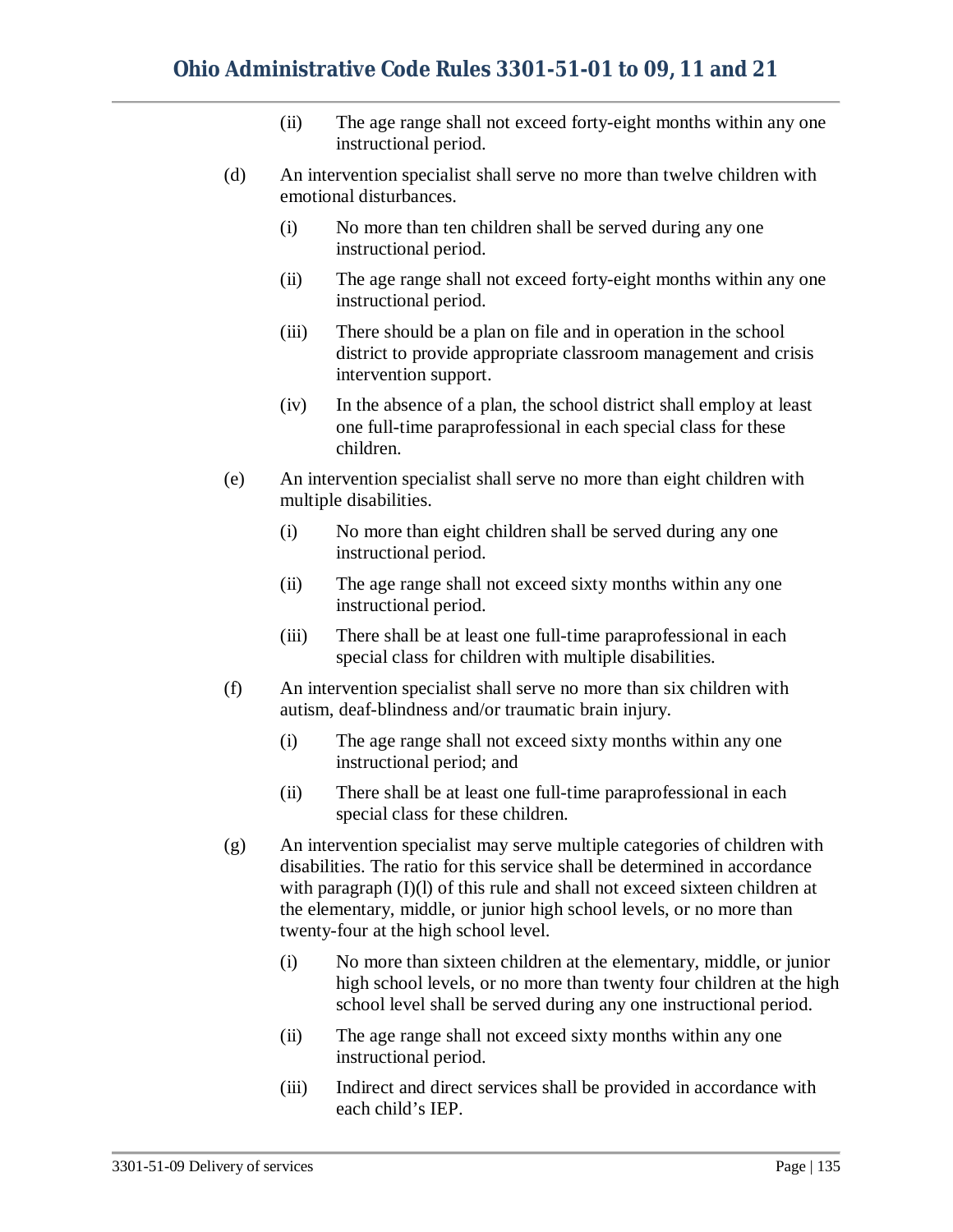(ii) The age range shall not exceed forty-eight months within any one instructional period.

(d) An intervention specialist shall serve no more than twelve children with emotional disturbances.

   (i) No more than ten children shall be served during any one instructional period.

   (ii) The age range shall not exceed forty-eight months within any one instructional period.

   (iii) There should be a plan on file and in operation in the school district to provide appropriate classroom management and crisis intervention support.

   (iv) In the absence of a plan, the school district shall employ at least one full-time paraprofessional in each special class for these children.

(e) An intervention specialist shall serve no more than eight children with multiple disabilities.

   (i) No more than eight children shall be served during any one instructional period.

   (ii) The age range shall not exceed sixty months within any one instructional period.

   (iii) There shall be at least one full-time paraprofessional in each special class for children with multiple disabilities.

(f) An intervention specialist shall serve no more than six children with autism, deaf-blindness and/or traumatic brain injury.

   (i) The age range shall not exceed sixty months within any one instructional period; and

   (ii) There shall be at least one full-time paraprofessional in each special class for these children.

(g) An intervention specialist may serve multiple categories of children with disabilities. The ratio for this service shall be determined in accordance with paragraph (I)(l) of this rule and shall not exceed sixteen children at the elementary, middle, or junior high school levels, or no more than twenty-four at the high school level.

   (i) No more than sixteen children at the elementary, middle, or junior high school levels, or no more than twenty four children at the high school level shall be served during any one instructional period.

   (ii) The age range shall not exceed sixty months within any one instructional period.

   (iii) Indirect and direct services shall be provided in accordance with each child's IEP.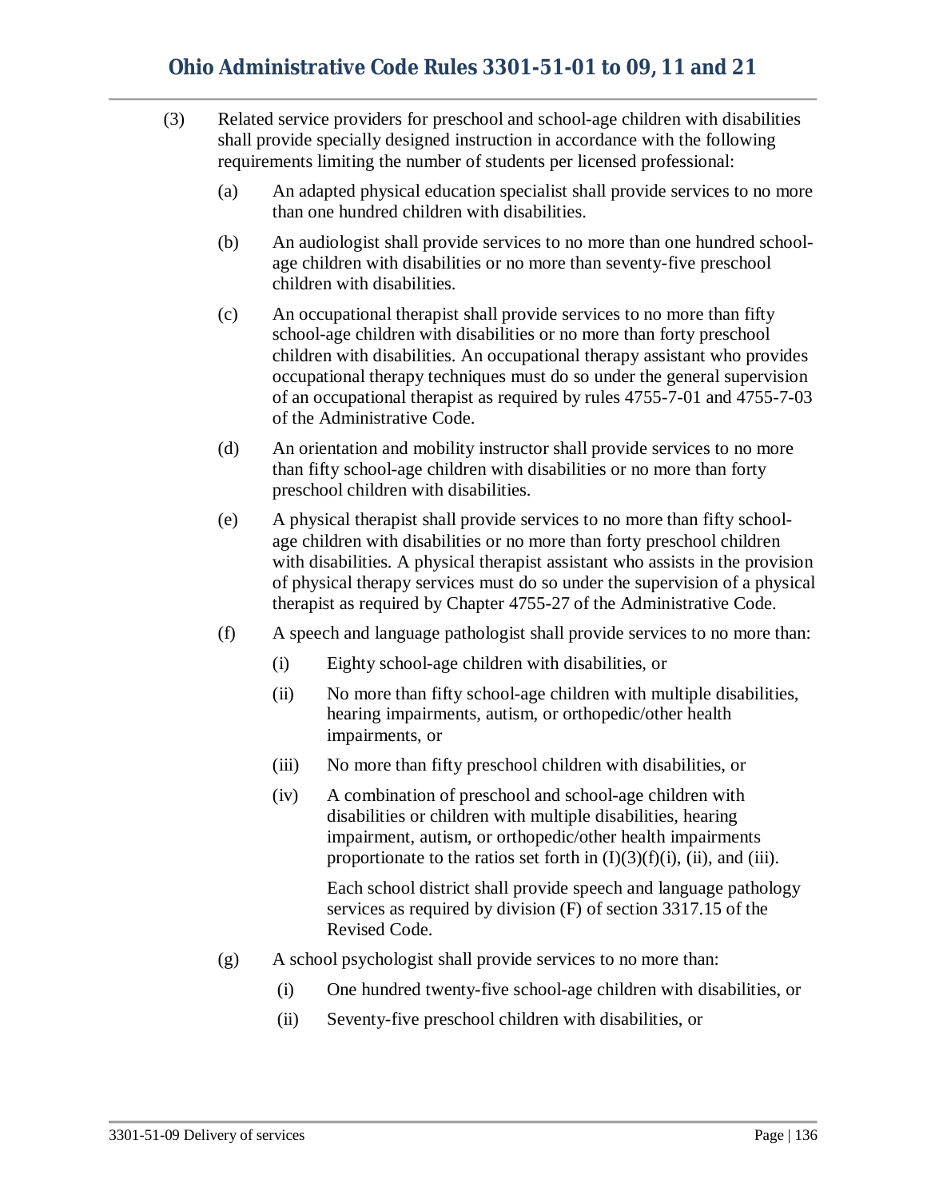(3) Related service providers for preschool and school-age children with disabilities shall provide specially designed instruction in accordance with the following requirements limiting the number of students per licensed professional:

   (a) An adapted physical education specialist shall provide services to no more than one hundred children with disabilities.

   (b) An audiologist shall provide services to no more than one hundred school-age children with disabilities or no more than seventy-five preschool children with disabilities.

   (c) An occupational therapist shall provide services to no more than fifty school-age children with disabilities or no more than forty preschool children with disabilities. An occupational therapy assistant who provides occupational therapy techniques must do so under the general supervision of an occupational therapist as required by rules 4755-7-01 and 4755-7-03 of the Administrative Code.

   (d) An orientation and mobility instructor shall provide services to no more than fifty school-age children with disabilities or no more than forty preschool children with disabilities.

   (e) A physical therapist shall provide services to no more than fifty school-age children with disabilities or no more than forty preschool children with disabilities. A physical therapist assistant who assists in the provision of physical therapy services must do so under the supervision of a physical therapist as required by Chapter 4755-27 of the Administrative Code.

   (f) A speech and language pathologist shall provide services to no more than:

      (i) Eighty school-age children with disabilities, or

      (ii) No more than fifty school-age children with multiple disabilities, hearing impairments, autism, or orthopedic/other health impairments, or

      (iii) No more than fifty preschool children with disabilities, or

      (iv) A combination of preschool and school-age children with disabilities or children with multiple disabilities, hearing impairment, autism, or orthopedic/other health impairments proportionate to the ratios set forth in (I)(3)(f)(i), (ii), and (iii).

      Each school district shall provide speech and language pathology services as required by division (F) of section 3317.15 of the Revised Code.

   (g) A school psychologist shall provide services to no more than:

      (i) One hundred twenty-five school-age children with disabilities, or

      (ii) Seventy-five preschool children with disabilities, or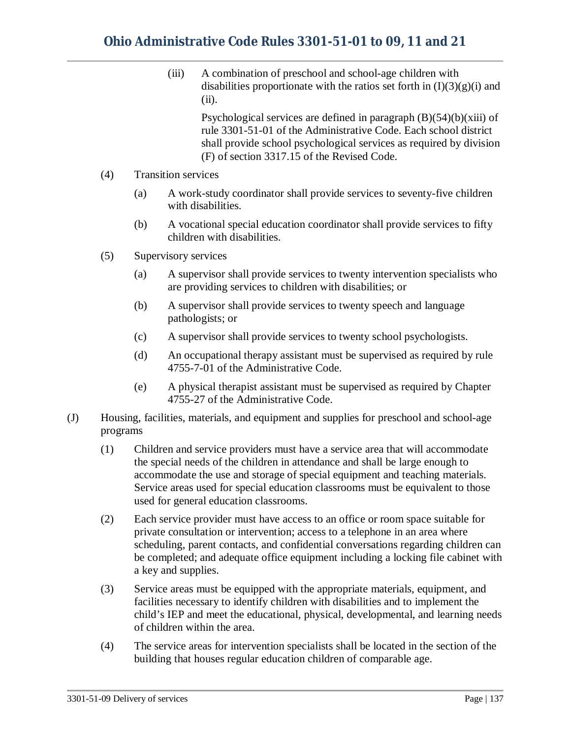(iii) A combination of preschool and school-age children with disabilities proportionate with the ratios set forth in (I)(3)(g)(i) and (ii).

Psychological services are defined in paragraph (B)(54)(b)(xiii) of rule 3301-51-01 of the Administrative Code. Each school district shall provide school psychological services as required by division (F) of section 3317.15 of the Revised Code.

(4) Transition services

(a) A work-study coordinator shall provide services to seventy-five children with disabilities.

(b) A vocational special education coordinator shall provide services to fifty children with disabilities.

(5) Supervisory services

(a) A supervisor shall provide services to twenty intervention specialists who are providing services to children with disabilities; or

(b) A supervisor shall provide services to twenty speech and language pathologists; or

(c) A supervisor shall provide services to twenty school psychologists.

(d) An occupational therapy assistant must be supervised as required by rule 4755-7-01 of the Administrative Code.

(e) A physical therapist assistant must be supervised as required by Chapter 4755-27 of the Administrative Code.

(J) Housing, facilities, materials, and equipment and supplies for preschool and school-age programs

(1) Children and service providers must have a service area that will accommodate the special needs of the children in attendance and shall be large enough to accommodate the use and storage of special equipment and teaching materials. Service areas used for special education classrooms must be equivalent to those used for general education classrooms.

(2) Each service provider must have access to an office or room space suitable for private consultation or intervention; access to a telephone in an area where scheduling, parent contacts, and confidential conversations regarding children can be completed; and adequate office equipment including a locking file cabinet with a key and supplies.

(3) Service areas must be equipped with the appropriate materials, equipment, and facilities necessary to identify children with disabilities and to implement the child's IEP and meet the educational, physical, developmental, and learning needs of children within the area.

(4) The service areas for intervention specialists shall be located in the section of the building that houses regular education children of comparable age.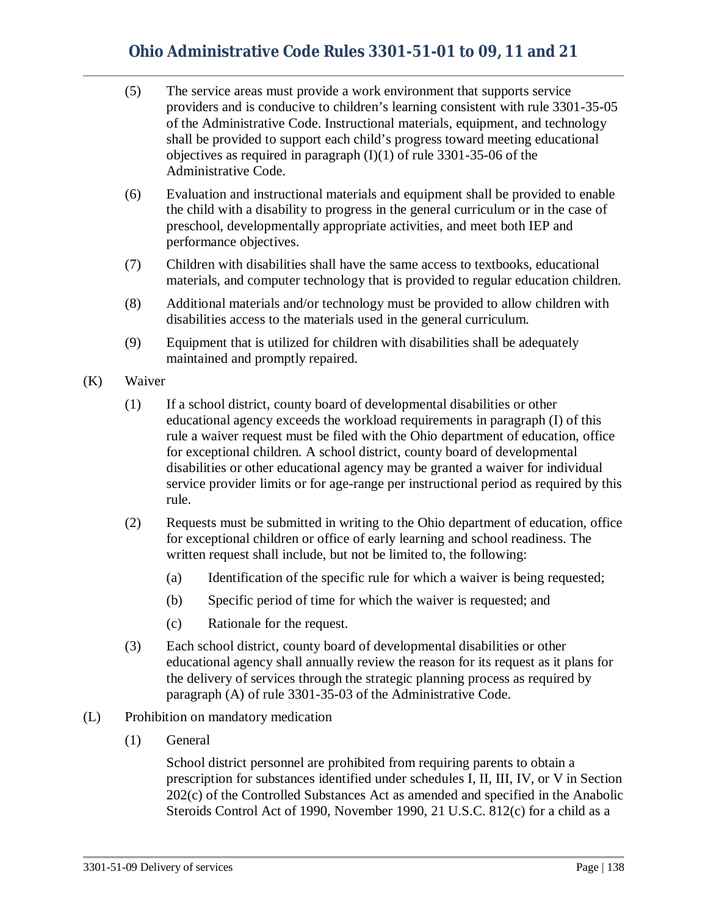(5) The service areas must provide a work environment that supports service providers and is conducive to children's learning consistent with rule 3301-35-05 of the Administrative Code. Instructional materials, equipment, and technology shall be provided to support each child's progress toward meeting educational objectives as required in paragraph (I)(1) of rule 3301-35-06 of the Administrative Code.

(6) Evaluation and instructional materials and equipment shall be provided to enable the child with a disability to progress in the general curriculum or in the case of preschool, developmentally appropriate activities, and meet both IEP and performance objectives.

(7) Children with disabilities shall have the same access to textbooks, educational materials, and computer technology that is provided to regular education children.

(8) Additional materials and/or technology must be provided to allow children with disabilities access to the materials used in the general curriculum.

(9) Equipment that is utilized for children with disabilities shall be adequately maintained and promptly repaired.

(K) Waiver

(1) If a school district, county board of developmental disabilities or other educational agency exceeds the workload requirements in paragraph (I) of this rule a waiver request must be filed with the Ohio department of education, office for exceptional children. A school district, county board of developmental disabilities or other educational agency may be granted a waiver for individual service provider limits or for age-range per instructional period as required by this rule.

(2) Requests must be submitted in writing to the Ohio department of education, office for exceptional children or office of early learning and school readiness. The written request shall include, but not be limited to, the following:

(a) Identification of the specific rule for which a waiver is being requested;

(b) Specific period of time for which the waiver is requested; and

(c) Rationale for the request.

(3) Each school district, county board of developmental disabilities or other educational agency shall annually review the reason for its request as it plans for the delivery of services through the strategic planning process as required by paragraph (A) of rule 3301-35-03 of the Administrative Code.

(L) Prohibition on mandatory medication

(1) General

School district personnel are prohibited from requiring parents to obtain a prescription for substances identified under schedules I, II, III, IV, or V in Section 202(c) of the Controlled Substances Act as amended and specified in the Anabolic Steroids Control Act of 1990, November 1990, 21 U.S.C. 812(c) for a child as a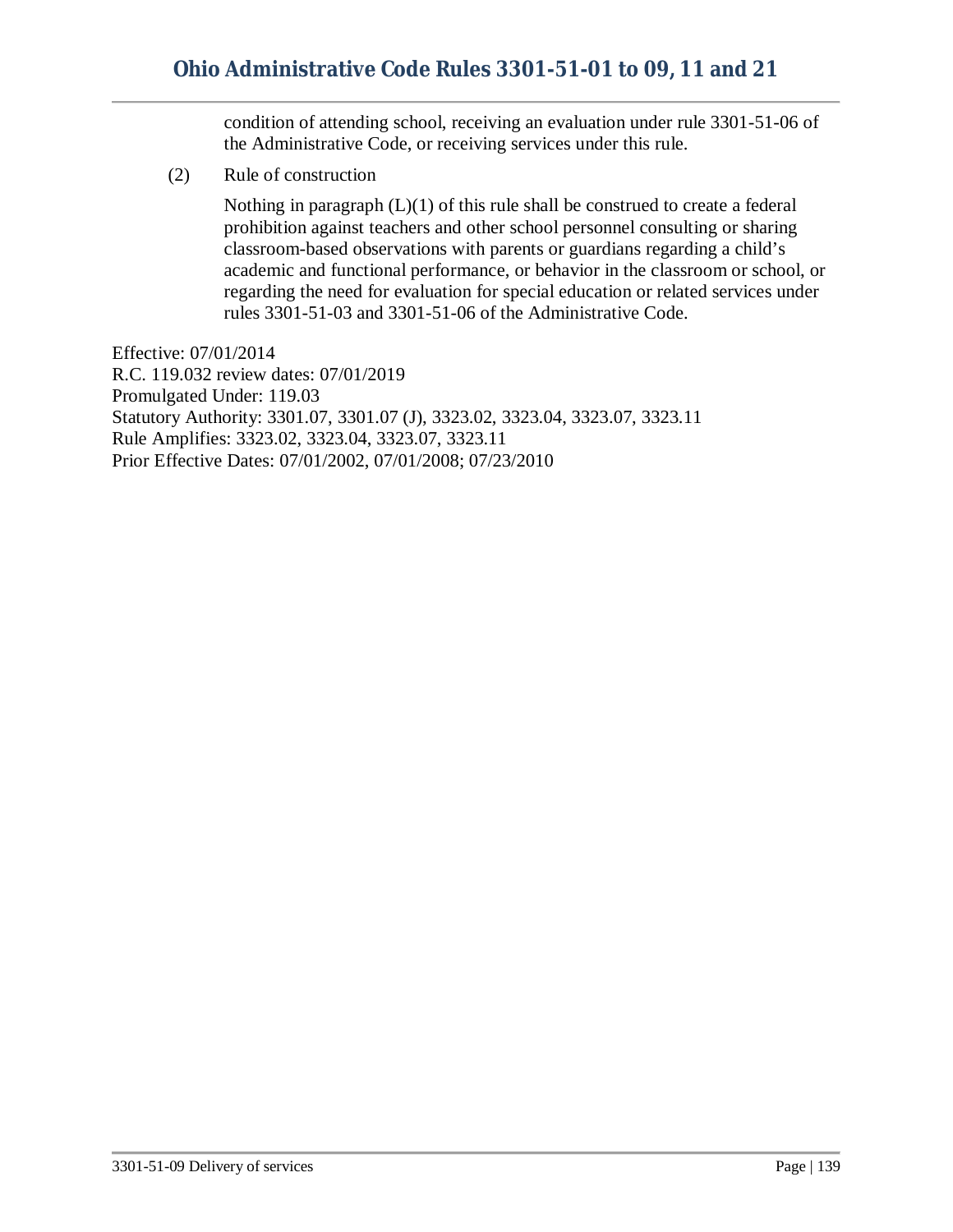condition of attending school, receiving an evaluation under rule 3301-51-06 of the Administrative Code, or receiving services under this rule.

(2) Rule of construction

Nothing in paragraph (L)(1) of this rule shall be construed to create a federal prohibition against teachers and other school personnel consulting or sharing classroom-based observations with parents or guardians regarding a child's academic and functional performance, or behavior in the classroom or school, or regarding the need for evaluation for special education or related services under rules 3301-51-03 and 3301-51-06 of the Administrative Code.

Effective: 07/01/2014
R.C. 119.032 review dates: 07/01/2019
Promulgated Under: 119.03
Statutory Authority: 3301.07, 3301.07 (J), 3323.02, 3323.04, 3323.07, 3323.11
Rule Amplifies: 3323.02, 3323.04, 3323.07, 3323.11
Prior Effective Dates: 07/01/2002, 07/01/2008; 07/23/2010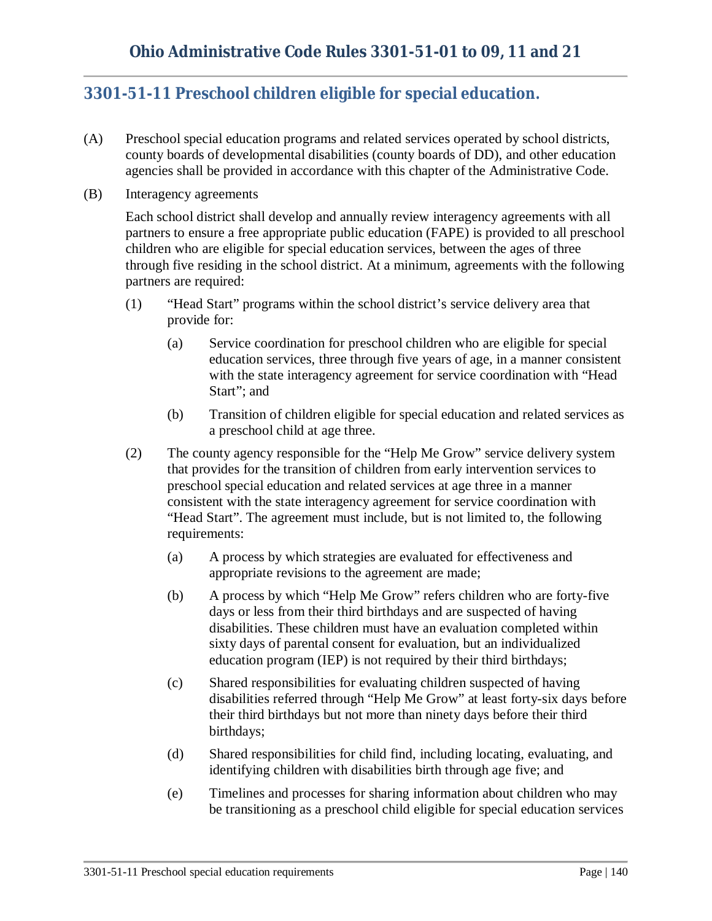## 3301-51-11 Preschool children eligible for special education.

(A) Preschool special education programs and related services operated by school districts, county boards of developmental disabilities (county boards of DD), and other education agencies shall be provided in accordance with this chapter of the Administrative Code.

(B) Interagency agreements

Each school district shall develop and annually review interagency agreements with all partners to ensure a free appropriate public education (FAPE) is provided to all preschool children who are eligible for special education services, between the ages of three through five residing in the school district. At a minimum, agreements with the following partners are required:

(1) "Head Start" programs within the school district's service delivery area that provide for:

(a) Service coordination for preschool children who are eligible for special education services, three through five years of age, in a manner consistent with the state interagency agreement for service coordination with "Head Start"; and

(b) Transition of children eligible for special education and related services as a preschool child at age three.

(2) The county agency responsible for the "Help Me Grow" service delivery system that provides for the transition of children from early intervention services to preschool special education and related services at age three in a manner consistent with the state interagency agreement for service coordination with "Head Start". The agreement must include, but is not limited to, the following requirements:

(a) A process by which strategies are evaluated for effectiveness and appropriate revisions to the agreement are made;

(b) A process by which "Help Me Grow" refers children who are forty-five days or less from their third birthdays and are suspected of having disabilities. These children must have an evaluation completed within sixty days of parental consent for evaluation, but an individualized education program (IEP) is not required by their third birthdays;

(c) Shared responsibilities for evaluating children suspected of having disabilities referred through "Help Me Grow" at least forty-six days before their third birthdays but not more than ninety days before their third birthdays;

(d) Shared responsibilities for child find, including locating, evaluating, and identifying children with disabilities birth through age five; and

(e) Timelines and processes for sharing information about children who may be transitioning as a preschool child eligible for special education services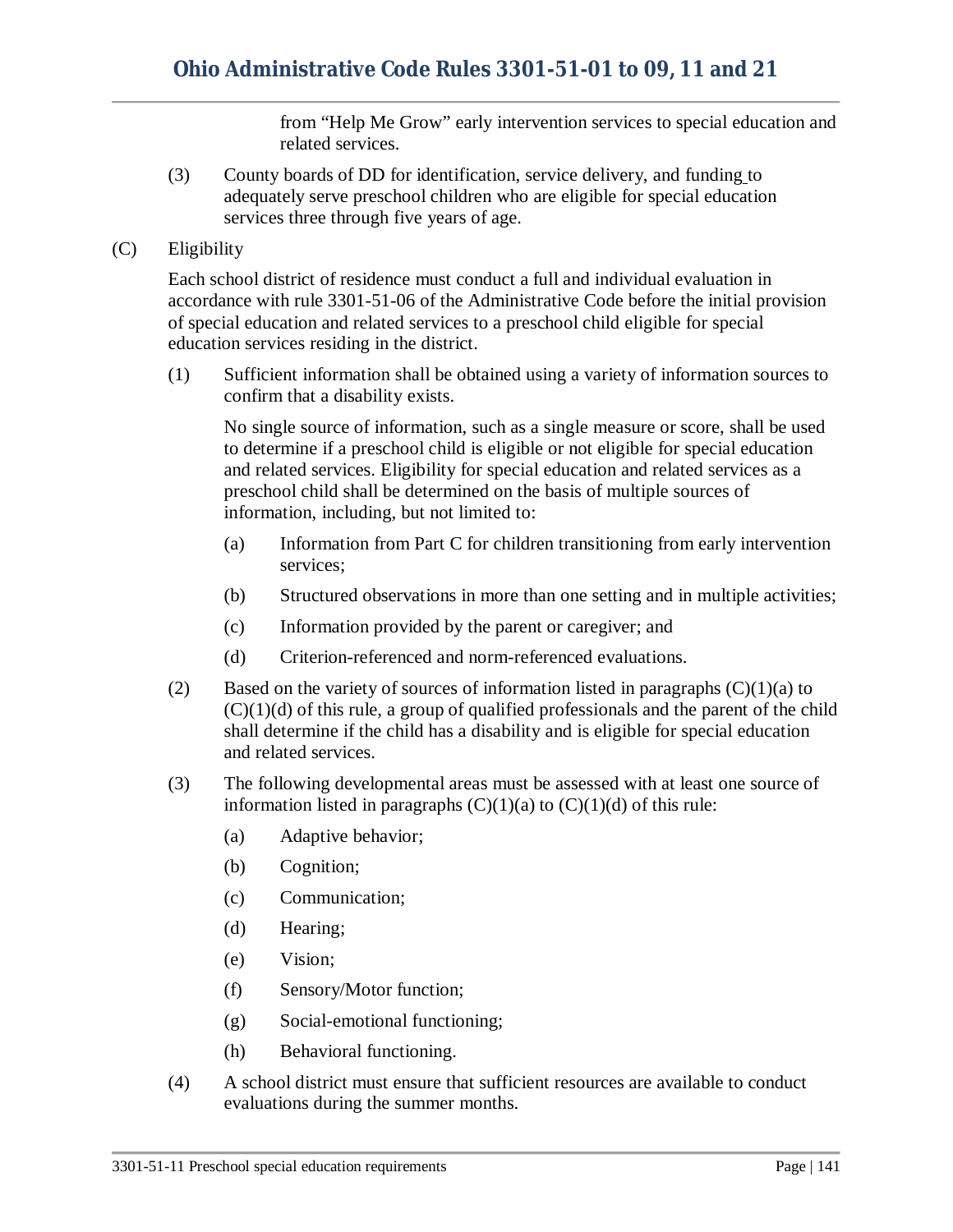from "Help Me Grow" early intervention services to special education and related services.

(3) County boards of DD for identification, service delivery, and funding to adequately serve preschool children who are eligible for special education services three through five years of age.

(C) Eligibility

Each school district of residence must conduct a full and individual evaluation in accordance with rule 3301-51-06 of the Administrative Code before the initial provision of special education and related services to a preschool child eligible for special education services residing in the district.

(1) Sufficient information shall be obtained using a variety of information sources to confirm that a disability exists.

No single source of information, such as a single measure or score, shall be used to determine if a preschool child is eligible or not eligible for special education and related services. Eligibility for special education and related services as a preschool child shall be determined on the basis of multiple sources of information, including, but not limited to:

(a) Information from Part C for children transitioning from early intervention services;

(b) Structured observations in more than one setting and in multiple activities;

(c) Information provided by the parent or caregiver; and

(d) Criterion-referenced and norm-referenced evaluations.

(2) Based on the variety of sources of information listed in paragraphs (C)(1)(a) to (C)(1)(d) of this rule, a group of qualified professionals and the parent of the child shall determine if the child has a disability and is eligible for special education and related services.

(3) The following developmental areas must be assessed with at least one source of information listed in paragraphs (C)(1)(a) to (C)(1)(d) of this rule:

(a) Adaptive behavior;

(b) Cognition;

(c) Communication;

(d) Hearing;

(e) Vision;

(f) Sensory/Motor function;

(g) Social-emotional functioning;

(h) Behavioral functioning.

(4) A school district must ensure that sufficient resources are available to conduct evaluations during the summer months.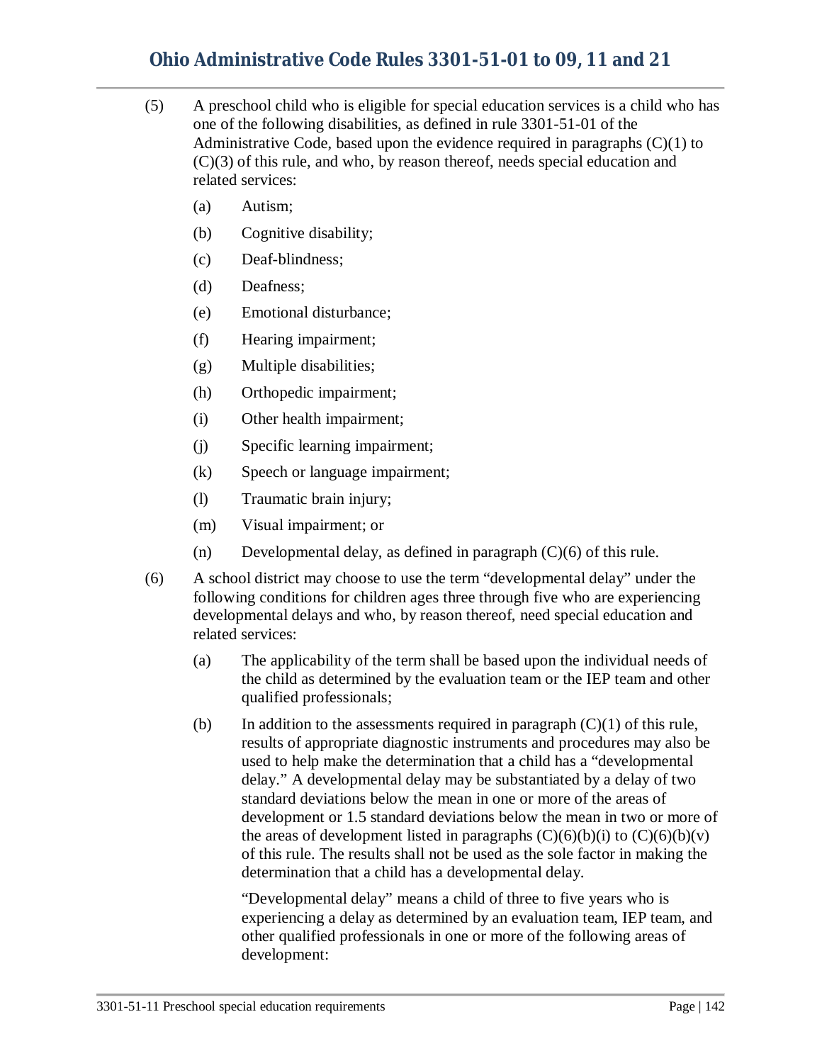(5) A preschool child who is eligible for special education services is a child who has one of the following disabilities, as defined in rule 3301-51-01 of the Administrative Code, based upon the evidence required in paragraphs (C)(1) to (C)(3) of this rule, and who, by reason thereof, needs special education and related services:

  (a) Autism;

  (b) Cognitive disability;

  (c) Deaf-blindness;

  (d) Deafness;

  (e) Emotional disturbance;

  (f) Hearing impairment;

  (g) Multiple disabilities;

  (h) Orthopedic impairment;

  (i) Other health impairment;

  (j) Specific learning impairment;

  (k) Speech or language impairment;

  (l) Traumatic brain injury;

  (m) Visual impairment; or

  (n) Developmental delay, as defined in paragraph (C)(6) of this rule.

(6) A school district may choose to use the term "developmental delay" under the following conditions for children ages three through five who are experiencing developmental delays and who, by reason thereof, need special education and related services:

  (a) The applicability of the term shall be based upon the individual needs of the child as determined by the evaluation team or the IEP team and other qualified professionals;

  (b) In addition to the assessments required in paragraph (C)(1) of this rule, results of appropriate diagnostic instruments and procedures may also be used to help make the determination that a child has a "developmental delay." A developmental delay may be substantiated by a delay of two standard deviations below the mean in one or more of the areas of development or 1.5 standard deviations below the mean in two or more of the areas of development listed in paragraphs (C)(6)(b)(i) to (C)(6)(b)(v) of this rule. The results shall not be used as the sole factor in making the determination that a child has a developmental delay.

  "Developmental delay" means a child of three to five years who is experiencing a delay as determined by an evaluation team, IEP team, and other qualified professionals in one or more of the following areas of development: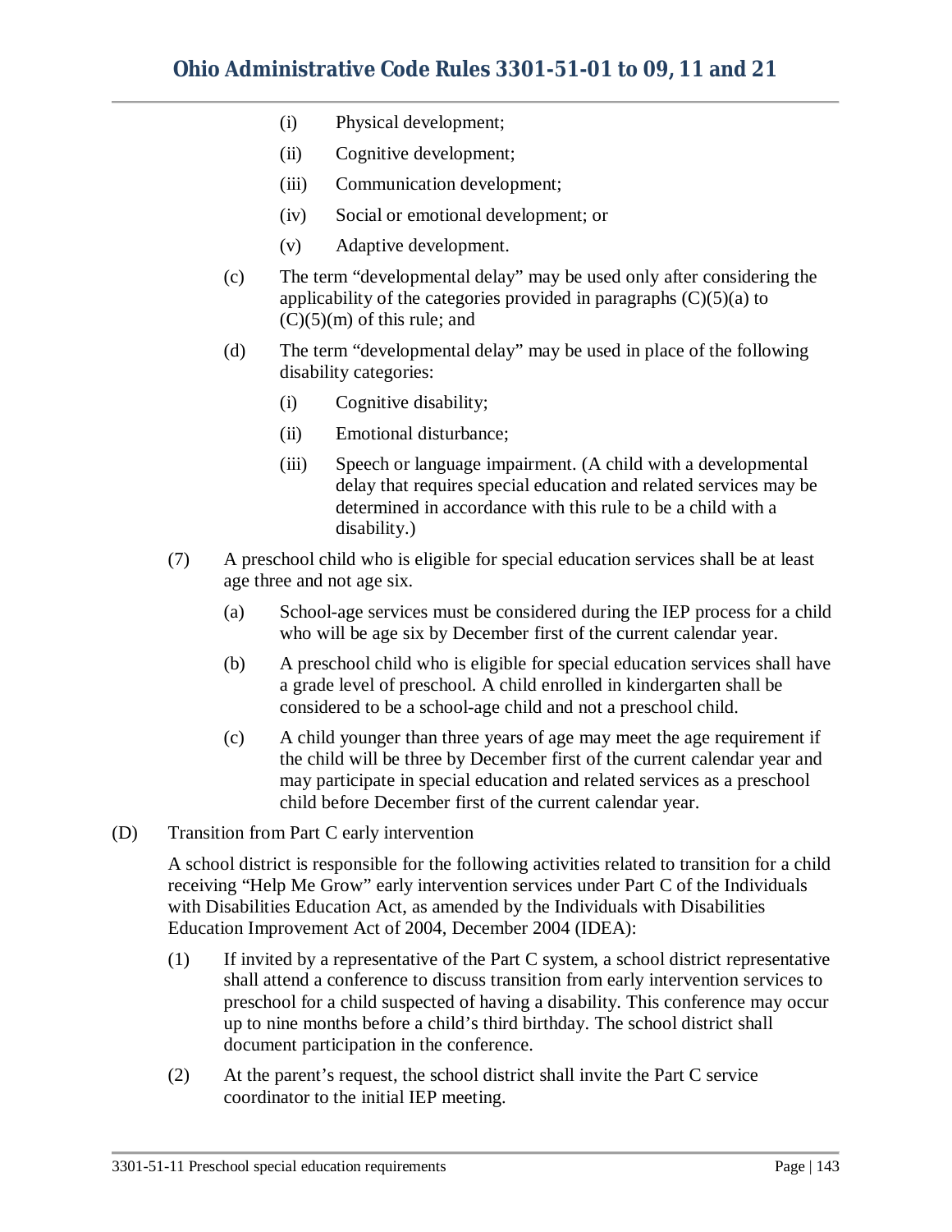(i) Physical development;

(ii) Cognitive development;

(iii) Communication development;

(iv) Social or emotional development; or

(v) Adaptive development.

(c) The term "developmental delay" may be used only after considering the applicability of the categories provided in paragraphs (C)(5)(a) to (C)(5)(m) of this rule; and

(d) The term "developmental delay" may be used in place of the following disability categories:

(i) Cognitive disability;

(ii) Emotional disturbance;

(iii) Speech or language impairment. (A child with a developmental delay that requires special education and related services may be determined in accordance with this rule to be a child with a disability.)

(7) A preschool child who is eligible for special education services shall be at least age three and not age six.

(a) School-age services must be considered during the IEP process for a child who will be age six by December first of the current calendar year.

(b) A preschool child who is eligible for special education services shall have a grade level of preschool. A child enrolled in kindergarten shall be considered to be a school-age child and not a preschool child.

(c) A child younger than three years of age may meet the age requirement if the child will be three by December first of the current calendar year and may participate in special education and related services as a preschool child before December first of the current calendar year.

(D) Transition from Part C early intervention

A school district is responsible for the following activities related to transition for a child receiving "Help Me Grow" early intervention services under Part C of the Individuals with Disabilities Education Act, as amended by the Individuals with Disabilities Education Improvement Act of 2004, December 2004 (IDEA):

(1) If invited by a representative of the Part C system, a school district representative shall attend a conference to discuss transition from early intervention services to preschool for a child suspected of having a disability. This conference may occur up to nine months before a child's third birthday. The school district shall document participation in the conference.

(2) At the parent's request, the school district shall invite the Part C service coordinator to the initial IEP meeting.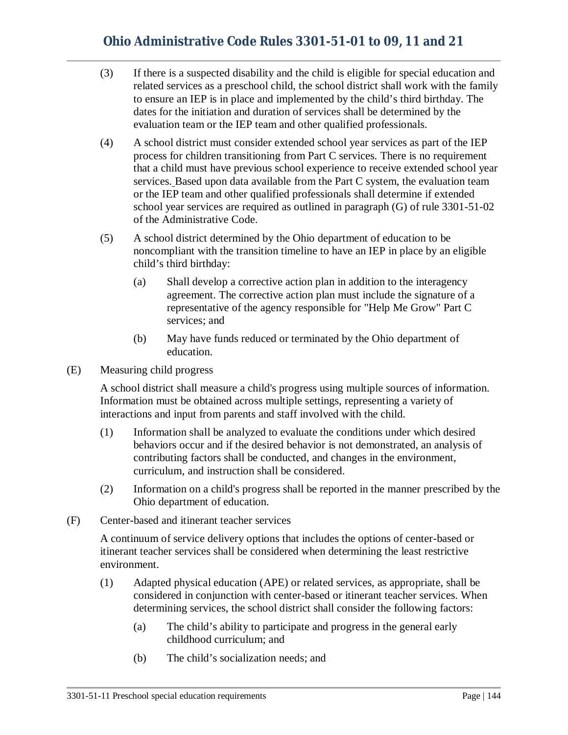(3) If there is a suspected disability and the child is eligible for special education and related services as a preschool child, the school district shall work with the family to ensure an IEP is in place and implemented by the child's third birthday. The dates for the initiation and duration of services shall be determined by the evaluation team or the IEP team and other qualified professionals.

(4) A school district must consider extended school year services as part of the IEP process for children transitioning from Part C services. There is no requirement that a child must have previous school experience to receive extended school year services. Based upon data available from the Part C system, the evaluation team or the IEP team and other qualified professionals shall determine if extended school year services are required as outlined in paragraph (G) of rule 3301-51-02 of the Administrative Code.

(5) A school district determined by the Ohio department of education to be noncompliant with the transition timeline to have an IEP in place by an eligible child's third birthday:

- (a) Shall develop a corrective action plan in addition to the interagency agreement. The corrective action plan must include the signature of a representative of the agency responsible for "Help Me Grow" Part C services; and
- (b) May have funds reduced or terminated by the Ohio department of education.

(E) Measuring child progress

A school district shall measure a child's progress using multiple sources of information. Information must be obtained across multiple settings, representing a variety of interactions and input from parents and staff involved with the child.

(1) Information shall be analyzed to evaluate the conditions under which desired behaviors occur and if the desired behavior is not demonstrated, an analysis of contributing factors shall be conducted, and changes in the environment, curriculum, and instruction shall be considered.

(2) Information on a child's progress shall be reported in the manner prescribed by the Ohio department of education.

(F) Center-based and itinerant teacher services

A continuum of service delivery options that includes the options of center-based or itinerant teacher services shall be considered when determining the least restrictive environment.

(1) Adapted physical education (APE) or related services, as appropriate, shall be considered in conjunction with center-based or itinerant teacher services. When determining services, the school district shall consider the following factors:

- (a) The child's ability to participate and progress in the general early childhood curriculum; and
- (b) The child's socialization needs; and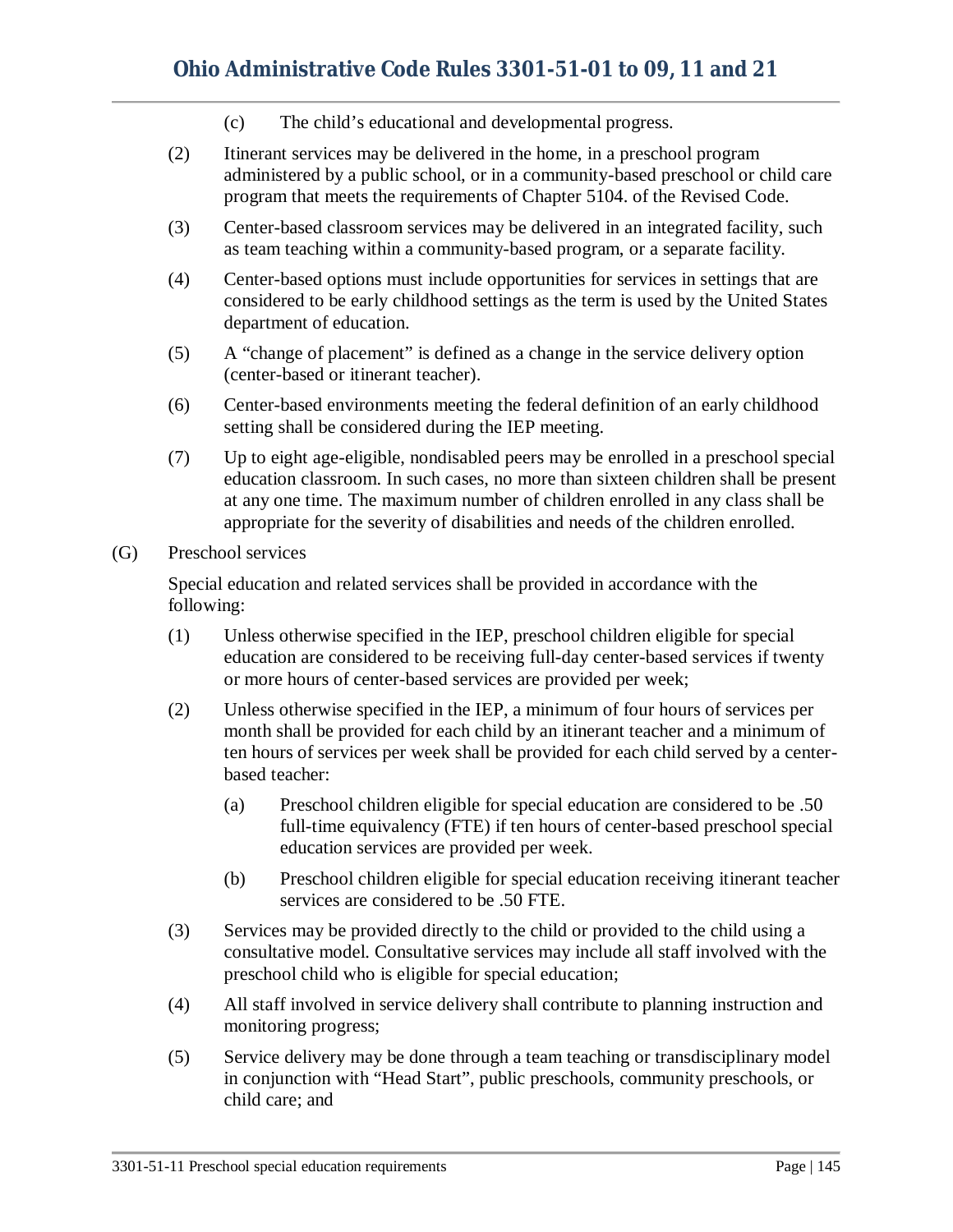(c) The child's educational and developmental progress.

(2) Itinerant services may be delivered in the home, in a preschool program administered by a public school, or in a community-based preschool or child care program that meets the requirements of Chapter 5104. of the Revised Code.

(3) Center-based classroom services may be delivered in an integrated facility, such as team teaching within a community-based program, or a separate facility.

(4) Center-based options must include opportunities for services in settings that are considered to be early childhood settings as the term is used by the United States department of education.

(5) A "change of placement" is defined as a change in the service delivery option (center-based or itinerant teacher).

(6) Center-based environments meeting the federal definition of an early childhood setting shall be considered during the IEP meeting.

(7) Up to eight age-eligible, nondisabled peers may be enrolled in a preschool special education classroom. In such cases, no more than sixteen children shall be present at any one time. The maximum number of children enrolled in any class shall be appropriate for the severity of disabilities and needs of the children enrolled.

(G) Preschool services

Special education and related services shall be provided in accordance with the following:

(1) Unless otherwise specified in the IEP, preschool children eligible for special education are considered to be receiving full-day center-based services if twenty or more hours of center-based services are provided per week;

(2) Unless otherwise specified in the IEP, a minimum of four hours of services per month shall be provided for each child by an itinerant teacher and a minimum of ten hours of services per week shall be provided for each child served by a center-based teacher:

(a) Preschool children eligible for special education are considered to be .50 full-time equivalency (FTE) if ten hours of center-based preschool special education services are provided per week.

(b) Preschool children eligible for special education receiving itinerant teacher services are considered to be .50 FTE.

(3) Services may be provided directly to the child or provided to the child using a consultative model. Consultative services may include all staff involved with the preschool child who is eligible for special education;

(4) All staff involved in service delivery shall contribute to planning instruction and monitoring progress;

(5) Service delivery may be done through a team teaching or transdisciplinary model in conjunction with "Head Start", public preschools, community preschools, or child care; and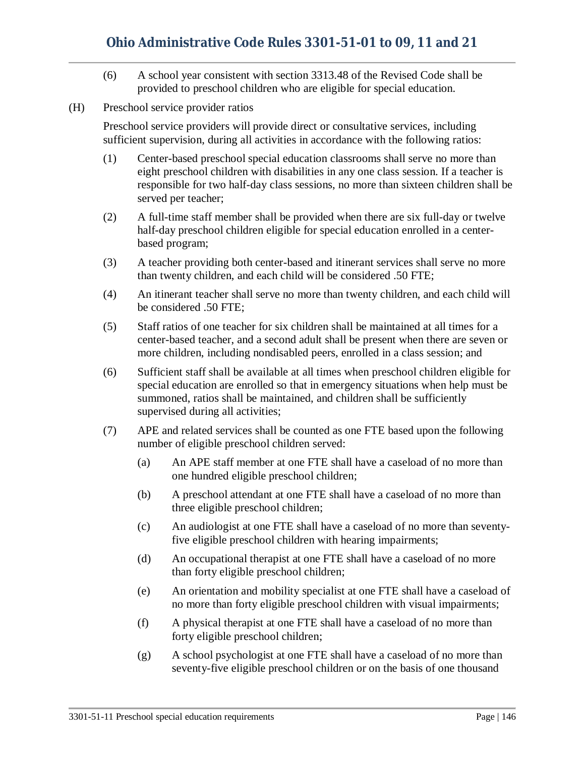(6) A school year consistent with section 3313.48 of the Revised Code shall be provided to preschool children who are eligible for special education.

(H) Preschool service provider ratios

Preschool service providers will provide direct or consultative services, including sufficient supervision, during all activities in accordance with the following ratios:

(1) Center-based preschool special education classrooms shall serve no more than eight preschool children with disabilities in any one class session. If a teacher is responsible for two half-day class sessions, no more than sixteen children shall be served per teacher;

(2) A full-time staff member shall be provided when there are six full-day or twelve half-day preschool children eligible for special education enrolled in a center-based program;

(3) A teacher providing both center-based and itinerant services shall serve no more than twenty children, and each child will be considered .50 FTE;

(4) An itinerant teacher shall serve no more than twenty children, and each child will be considered .50 FTE;

(5) Staff ratios of one teacher for six children shall be maintained at all times for a center-based teacher, and a second adult shall be present when there are seven or more children, including nondisabled peers, enrolled in a class session; and

(6) Sufficient staff shall be available at all times when preschool children eligible for special education are enrolled so that in emergency situations when help must be summoned, ratios shall be maintained, and children shall be sufficiently supervised during all activities;

(7) APE and related services shall be counted as one FTE based upon the following number of eligible preschool children served:

(a) An APE staff member at one FTE shall have a caseload of no more than one hundred eligible preschool children;

(b) A preschool attendant at one FTE shall have a caseload of no more than three eligible preschool children;

(c) An audiologist at one FTE shall have a caseload of no more than seventy-five eligible preschool children with hearing impairments;

(d) An occupational therapist at one FTE shall have a caseload of no more than forty eligible preschool children;

(e) An orientation and mobility specialist at one FTE shall have a caseload of no more than forty eligible preschool children with visual impairments;

(f) A physical therapist at one FTE shall have a caseload of no more than forty eligible preschool children;

(g) A school psychologist at one FTE shall have a caseload of no more than seventy-five eligible preschool children or on the basis of one thousand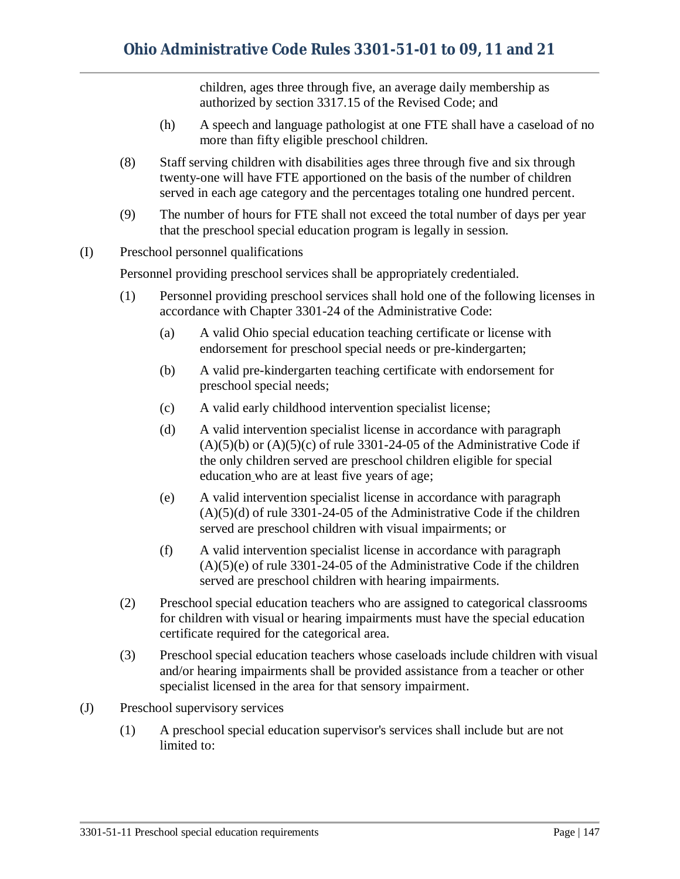children, ages three through five, an average daily membership as authorized by section 3317.15 of the Revised Code; and

(h) A speech and language pathologist at one FTE shall have a caseload of no more than fifty eligible preschool children.

(8) Staff serving children with disabilities ages three through five and six through twenty-one will have FTE apportioned on the basis of the number of children served in each age category and the percentages totaling one hundred percent.

(9) The number of hours for FTE shall not exceed the total number of days per year that the preschool special education program is legally in session.

(I) Preschool personnel qualifications

Personnel providing preschool services shall be appropriately credentialed.

(1) Personnel providing preschool services shall hold one of the following licenses in accordance with Chapter 3301-24 of the Administrative Code:

(a) A valid Ohio special education teaching certificate or license with endorsement for preschool special needs or pre-kindergarten;

(b) A valid pre-kindergarten teaching certificate with endorsement for preschool special needs;

(c) A valid early childhood intervention specialist license;

(d) A valid intervention specialist license in accordance with paragraph (A)(5)(b) or (A)(5)(c) of rule 3301-24-05 of the Administrative Code if the only children served are preschool children eligible for special education who are at least five years of age;

(e) A valid intervention specialist license in accordance with paragraph (A)(5)(d) of rule 3301-24-05 of the Administrative Code if the children served are preschool children with visual impairments; or

(f) A valid intervention specialist license in accordance with paragraph (A)(5)(e) of rule 3301-24-05 of the Administrative Code if the children served are preschool children with hearing impairments.

(2) Preschool special education teachers who are assigned to categorical classrooms for children with visual or hearing impairments must have the special education certificate required for the categorical area.

(3) Preschool special education teachers whose caseloads include children with visual and/or hearing impairments shall be provided assistance from a teacher or other specialist licensed in the area for that sensory impairment.

(J) Preschool supervisory services

(1) A preschool special education supervisor's services shall include but are not limited to: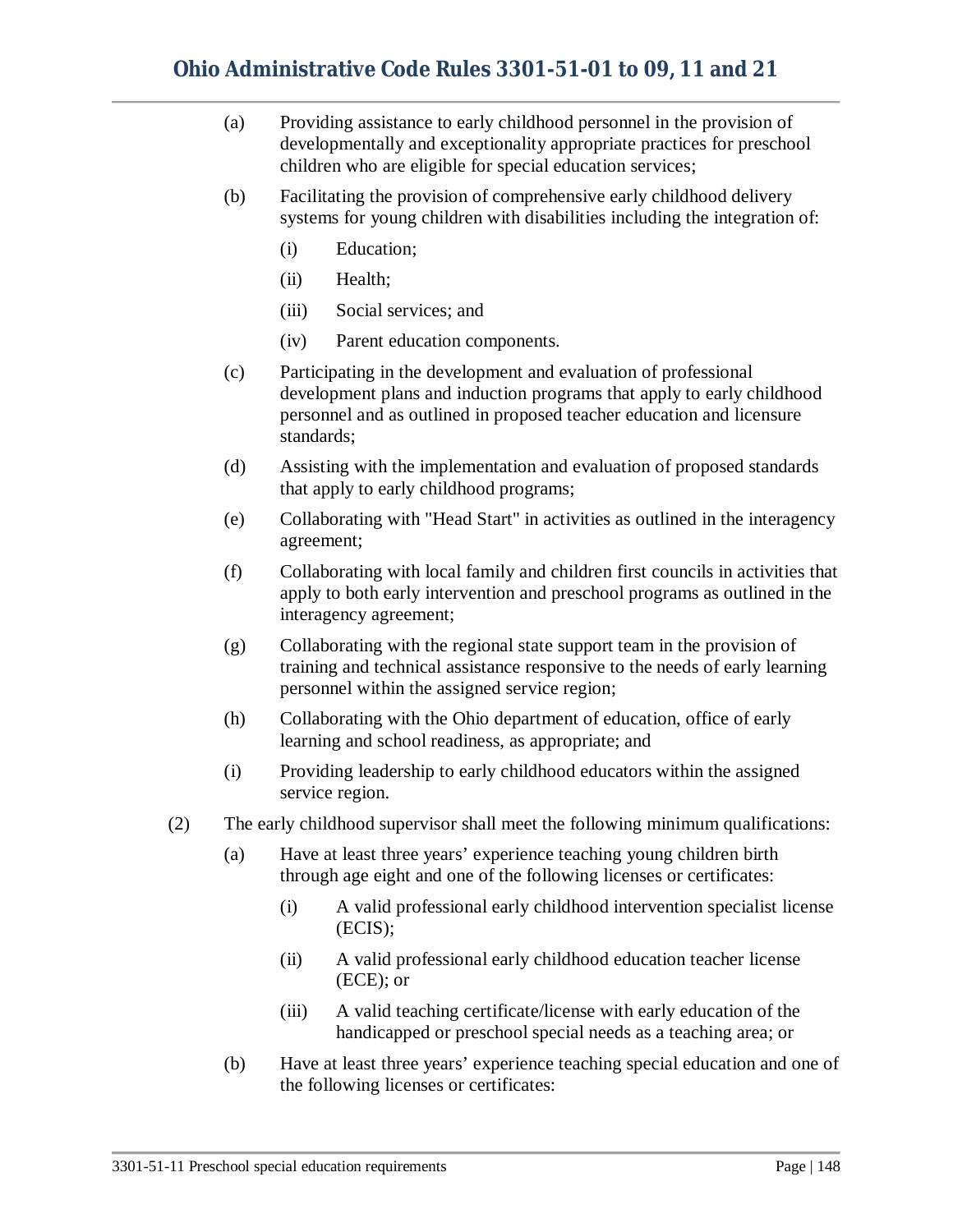(a) Providing assistance to early childhood personnel in the provision of developmentally and exceptionality appropriate practices for preschool children who are eligible for special education services;

(b) Facilitating the provision of comprehensive early childhood delivery systems for young children with disabilities including the integration of:

   (i) Education;

   (ii) Health;

   (iii) Social services; and

   (iv) Parent education components.

(c) Participating in the development and evaluation of professional development plans and induction programs that apply to early childhood personnel and as outlined in proposed teacher education and licensure standards;

(d) Assisting with the implementation and evaluation of proposed standards that apply to early childhood programs;

(e) Collaborating with "Head Start" in activities as outlined in the interagency agreement;

(f) Collaborating with local family and children first councils in activities that apply to both early intervention and preschool programs as outlined in the interagency agreement;

(g) Collaborating with the regional state support team in the provision of training and technical assistance responsive to the needs of early learning personnel within the assigned service region;

(h) Collaborating with the Ohio department of education, office of early learning and school readiness, as appropriate; and

(i) Providing leadership to early childhood educators within the assigned service region.

(2) The early childhood supervisor shall meet the following minimum qualifications:

(a) Have at least three years' experience teaching young children birth through age eight and one of the following licenses or certificates:

   (i) A valid professional early childhood intervention specialist license (ECIS);

   (ii) A valid professional early childhood education teacher license (ECE); or

   (iii) A valid teaching certificate/license with early education of the handicapped or preschool special needs as a teaching area; or

(b) Have at least three years' experience teaching special education and one of the following licenses or certificates: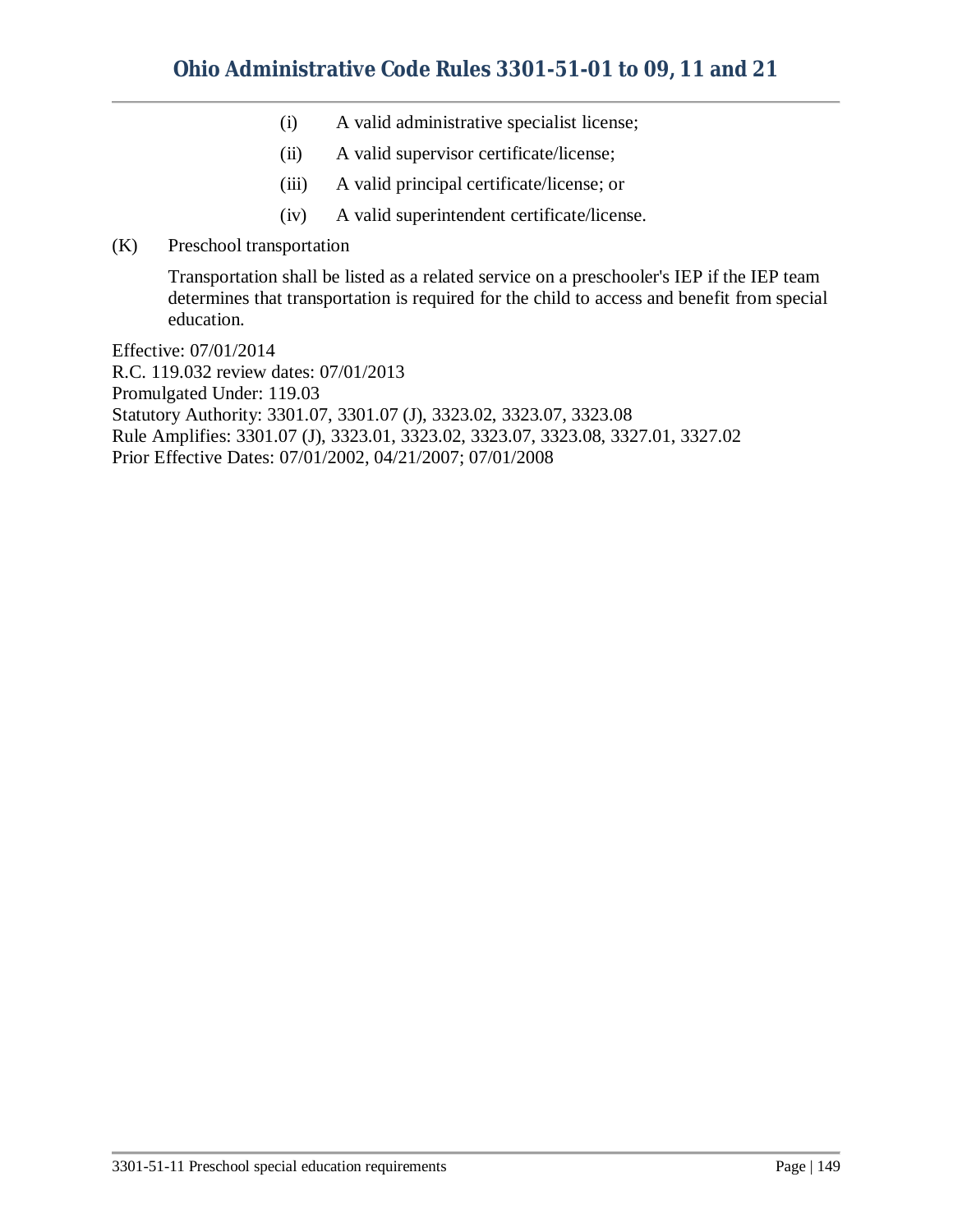(i) A valid administrative specialist license;

(ii) A valid supervisor certificate/license;

(iii) A valid principal certificate/license; or

(iv) A valid superintendent certificate/license.

(K) Preschool transportation

Transportation shall be listed as a related service on a preschooler's IEP if the IEP team determines that transportation is required for the child to access and benefit from special education.

Effective: 07/01/2014
R.C. 119.032 review dates: 07/01/2013
Promulgated Under: 119.03
Statutory Authority: 3301.07, 3301.07 (J), 3323.02, 3323.07, 3323.08
Rule Amplifies: 3301.07 (J), 3323.01, 3323.02, 3323.07, 3323.08, 3327.01, 3327.02
Prior Effective Dates: 07/01/2002, 04/21/2007; 07/01/2008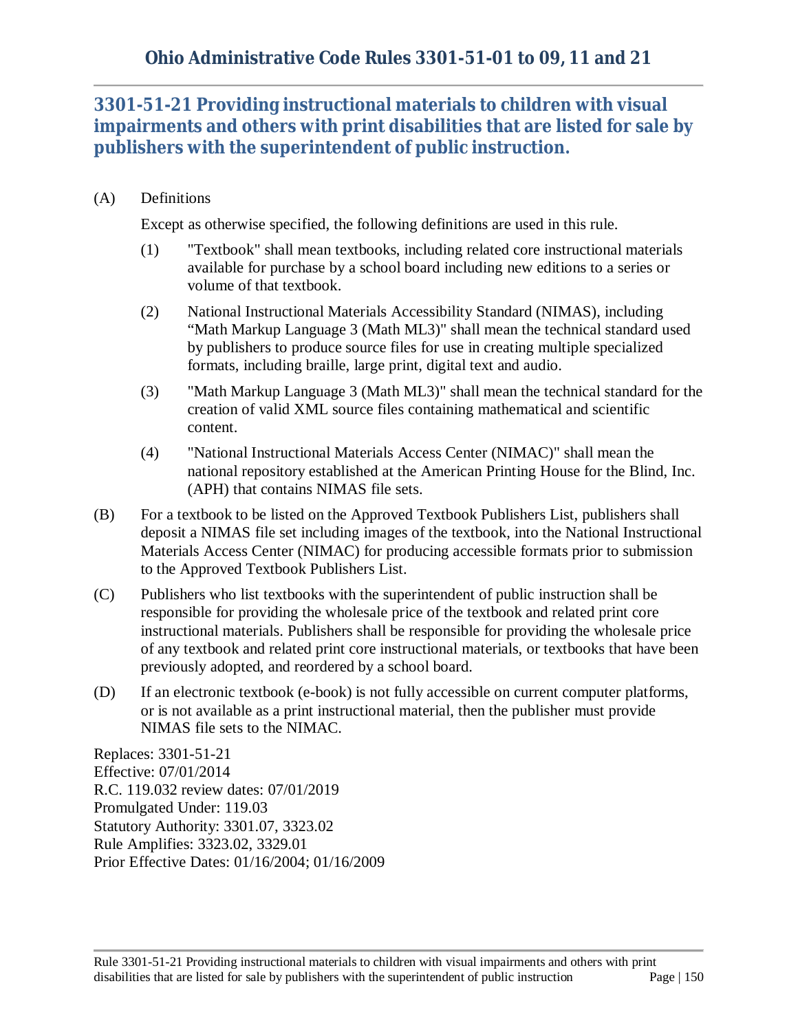## 3301-51-21 Providing instructional materials to children with visual impairments and others with print disabilities that are listed for sale by publishers with the superintendent of public instruction.

(A) Definitions

Except as otherwise specified, the following definitions are used in this rule.

(1) "Textbook" shall mean textbooks, including related core instructional materials available for purchase by a school board including new editions to a series or volume of that textbook.

(2) National Instructional Materials Accessibility Standard (NIMAS), including "Math Markup Language 3 (Math ML3)" shall mean the technical standard used by publishers to produce source files for use in creating multiple specialized formats, including braille, large print, digital text and audio.

(3) "Math Markup Language 3 (Math ML3)" shall mean the technical standard for the creation of valid XML source files containing mathematical and scientific content.

(4) "National Instructional Materials Access Center (NIMAC)" shall mean the national repository established at the American Printing House for the Blind, Inc. (APH) that contains NIMAS file sets.

(B) For a textbook to be listed on the Approved Textbook Publishers List, publishers shall deposit a NIMAS file set including images of the textbook, into the National Instructional Materials Access Center (NIMAC) for producing accessible formats prior to submission to the Approved Textbook Publishers List.

(C) Publishers who list textbooks with the superintendent of public instruction shall be responsible for providing the wholesale price of the textbook and related print core instructional materials. Publishers shall be responsible for providing the wholesale price of any textbook and related print core instructional materials, or textbooks that have been previously adopted, and reordered by a school board.

(D) If an electronic textbook (e-book) is not fully accessible on current computer platforms, or is not available as a print instructional material, then the publisher must provide NIMAS file sets to the NIMAC.

Replaces: 3301-51-21
Effective: 07/01/2014
R.C. 119.032 review dates: 07/01/2019
Promulgated Under: 119.03
Statutory Authority: 3301.07, 3323.02
Rule Amplifies: 3323.02, 3329.01
Prior Effective Dates: 01/16/2004; 01/16/2009